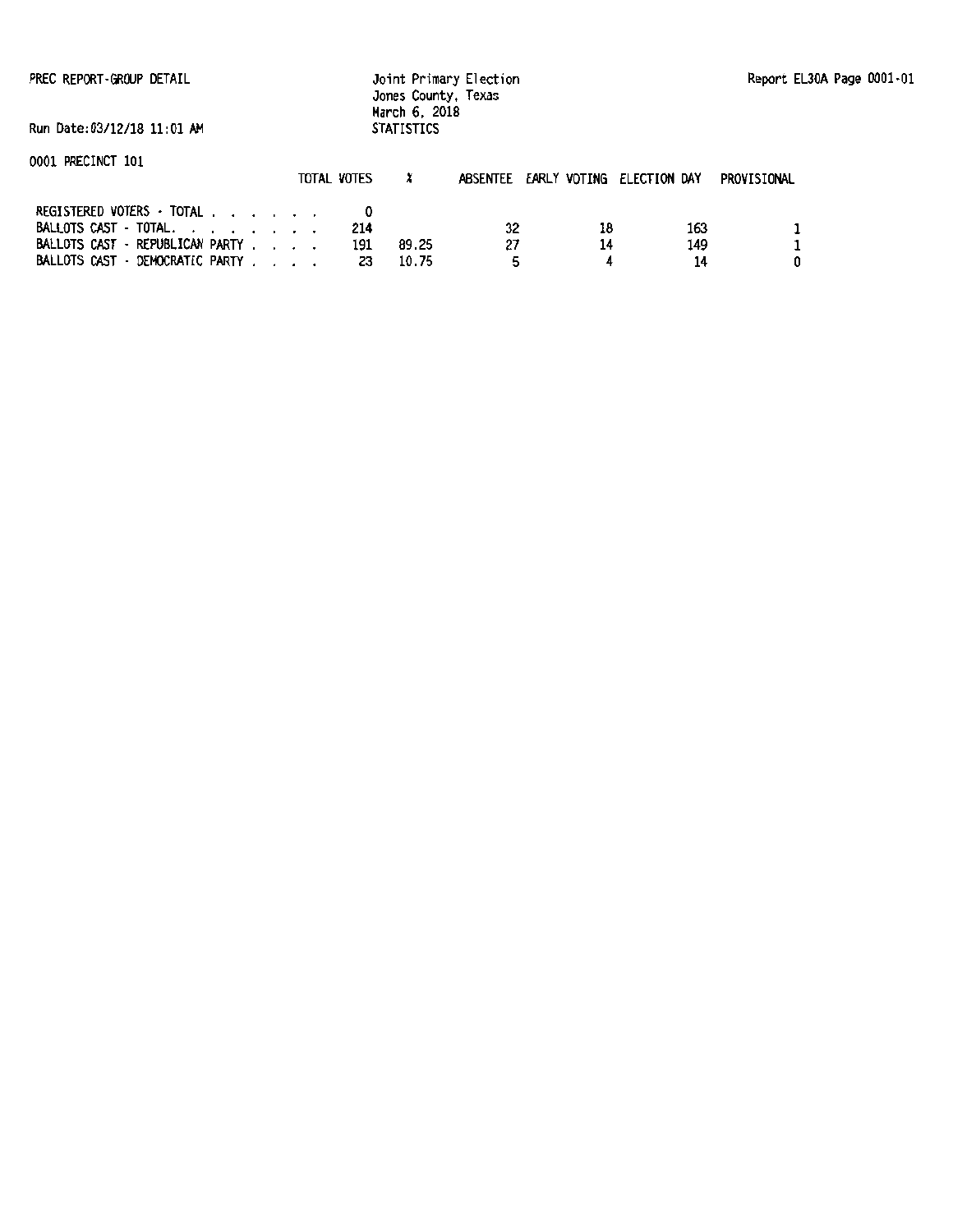PREC REPORT-GROUP DETAIL

Joint Primary Election
Jones County, Texas
March 6, 2018
STATISTICS

Report EL30A Page 0001-01

Run Date:03/12/18 11:01 AM

0001 PRECINCT 101

| | TOTAL VOTES | % | ABSENTEE | EARLY VOTING | ELECTION DAY | PROVISIONAL |
|---|---|---|---|---|---|---|
| REGISTERED VOTERS - TOTAL . . . . . . . | 0 | | | | | |
| BALLOTS CAST - TOTAL. . . . . . . . | 214 | | 32 | 18 | 163 | 1 |
| BALLOTS CAST - REPUBLICAN PARTY . . . . | 191 | 89.25 | 27 | 14 | 149 | 1 |
| BALLOTS CAST - DEMOCRATIC PARTY . . . . | 23 | 10.75 | 5 | 4 | 14 | 0 |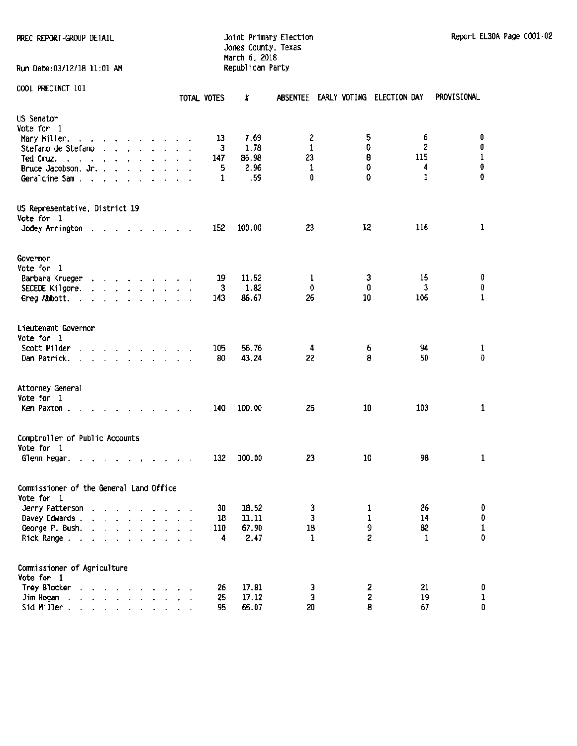PREC REPORT-GROUP DETAIL

Joint Primary Election
Jones County, Texas
March 6, 2018
Republican Party

Run Date:03/12/18 11:01 AM

Report EL30A Page 0001-02

0001 PRECINCT 101

| | TOTAL VOTES | % | ABSENTEE | EARLY VOTING | ELECTION DAY | PROVISIONAL |
|---|---|---|---|---|---|---|
| **US Senator** | | | | | | |
| Vote for 1 | | | | | | |
| Mary Miller | 13 | 7.69 | 2 | 5 | 6 | 0 |
| Stefano de Stefano | 3 | 1.78 | 1 | 0 | 2 | 0 |
| Ted Cruz | 147 | 86.98 | 23 | 8 | 115 | 1 |
| Bruce Jacobson, Jr. | 5 | 2.96 | 1 | 0 | 4 | 0 |
| Geraldine Sam | 1 | .59 | 0 | 0 | 1 | 0 |
| **US Representative, District 19** | | | | | | |
| Vote for 1 | | | | | | |
| Jodey Arrington | 152 | 100.00 | 23 | 12 | 116 | 1 |
| **Governor** | | | | | | |
| Vote for 1 | | | | | | |
| Barbara Krueger | 19 | 11.52 | 1 | 3 | 15 | 0 |
| SECEDE Kilgore | 3 | 1.82 | 0 | 0 | 3 | 0 |
| Greg Abbott | 143 | 86.67 | 26 | 10 | 106 | 1 |
| **Lieutenant Governor** | | | | | | |
| Vote for 1 | | | | | | |
| Scott Milder | 105 | 56.76 | 4 | 6 | 94 | 1 |
| Dan Patrick | 80 | 43.24 | 22 | 8 | 50 | 0 |
| **Attorney General** | | | | | | |
| Vote for 1 | | | | | | |
| Ken Paxton | 140 | 100.00 | 26 | 10 | 103 | 1 |
| **Comptroller of Public Accounts** | | | | | | |
| Vote for 1 | | | | | | |
| Glenn Hegar | 132 | 100.00 | 23 | 10 | 98 | 1 |
| **Commissioner of the General Land Office** | | | | | | |
| Vote for 1 | | | | | | |
| Jerry Patterson | 30 | 18.52 | 3 | 1 | 26 | 0 |
| Davey Edwards | 18 | 11.11 | 3 | 1 | 14 | 0 |
| George P. Bush | 110 | 67.90 | 18 | 9 | 82 | 1 |
| Rick Range | 4 | 2.47 | 1 | 2 | 1 | 0 |
| **Commissioner of Agriculture** | | | | | | |
| Vote for 1 | | | | | | |
| Trey Blocker | 26 | 17.81 | 3 | 2 | 21 | 0 |
| Jim Hogan | 25 | 17.12 | 3 | 2 | 19 | 1 |
| Sid Miller | 95 | 65.07 | 20 | 8 | 67 | 0 |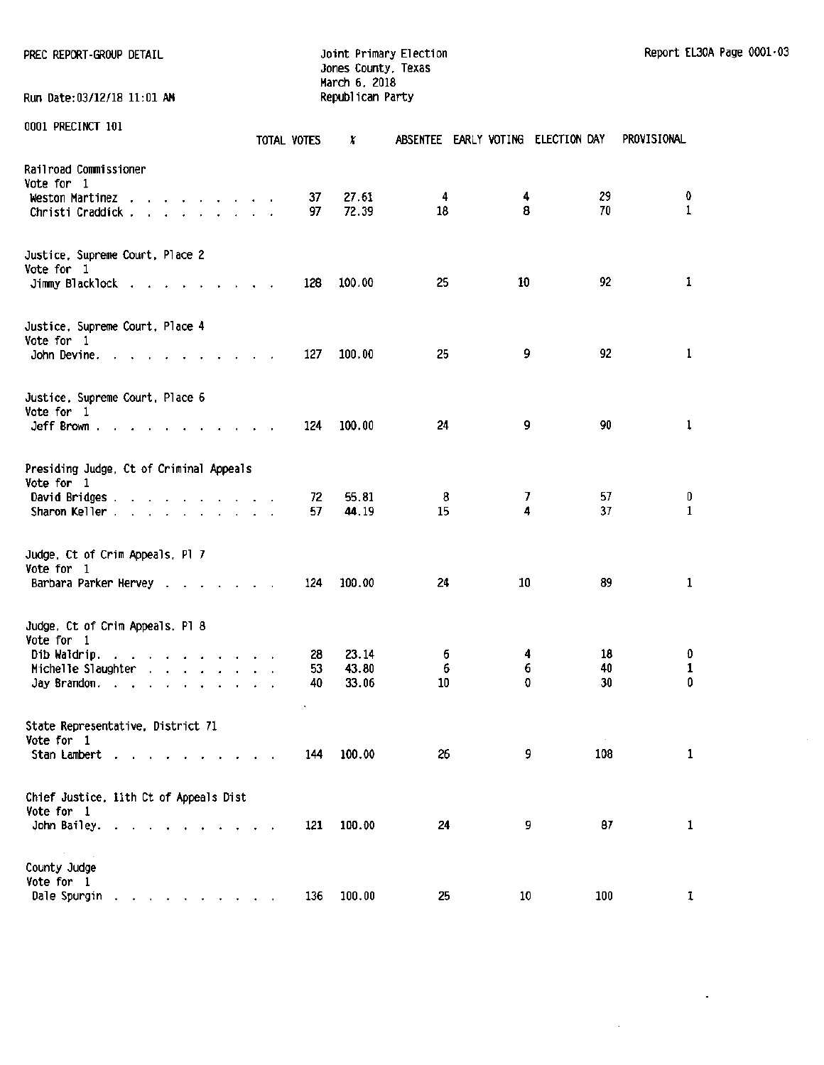PREC REPORT-GROUP DETAIL

Joint Primary Election
Jones County, Texas
March 6, 2018
Republican Party

Run Date:03/12/18 11:01 AM

Report EL30A Page 0001-03

0001 PRECINCT 101

| | TOTAL VOTES | % | ABSENTEE | EARLY VOTING | ELECTION DAY | PROVISIONAL |
|---|---|---|---|---|---|---|
| **Railroad Commissioner** | | | | | | |
| Vote for 1 | | | | | | |
| Weston Martinez | 37 | 27.61 | 4 | 4 | 29 | 0 |
| Christi Craddick | 97 | 72.39 | 18 | 8 | 70 | 1 |
| **Justice, Supreme Court, Place 2** | | | | | | |
| Vote for 1 | | | | | | |
| Jimmy Blacklock | 128 | 100.00 | 25 | 10 | 92 | 1 |
| **Justice, Supreme Court, Place 4** | | | | | | |
| Vote for 1 | | | | | | |
| John Devine | 127 | 100.00 | 25 | 9 | 92 | 1 |
| **Justice, Supreme Court, Place 6** | | | | | | |
| Vote for 1 | | | | | | |
| Jeff Brown | 124 | 100.00 | 24 | 9 | 90 | 1 |
| **Presiding Judge, Ct of Criminal Appeals** | | | | | | |
| Vote for 1 | | | | | | |
| David Bridges | 72 | 55.81 | 8 | 7 | 57 | 0 |
| Sharon Keller | 57 | 44.19 | 15 | 4 | 37 | 1 |
| **Judge, Ct of Crim Appeals, Pl 7** | | | | | | |
| Vote for 1 | | | | | | |
| Barbara Parker Hervey | 124 | 100.00 | 24 | 10 | 89 | 1 |
| **Judge, Ct of Crim Appeals, Pl 8** | | | | | | |
| Vote for 1 | | | | | | |
| Dib Waldrip | 28 | 23.14 | 6 | 4 | 18 | 0 |
| Michelle Slaughter | 53 | 43.80 | 6 | 6 | 40 | 1 |
| Jay Brandon | 40 | 33.06 | 10 | 0 | 30 | 0 |
| **State Representative, District 71** | | | | | | |
| Vote for 1 | | | | | | |
| Stan Lambert | 144 | 100.00 | 26 | 9 | 108 | 1 |
| **Chief Justice, 11th Ct of Appeals Dist** | | | | | | |
| Vote for 1 | | | | | | |
| John Bailey | 121 | 100.00 | 24 | 9 | 87 | 1 |
| **County Judge** | | | | | | |
| Vote for 1 | | | | | | |
| Dale Spurgin | 136 | 100.00 | 25 | 10 | 100 | 1 |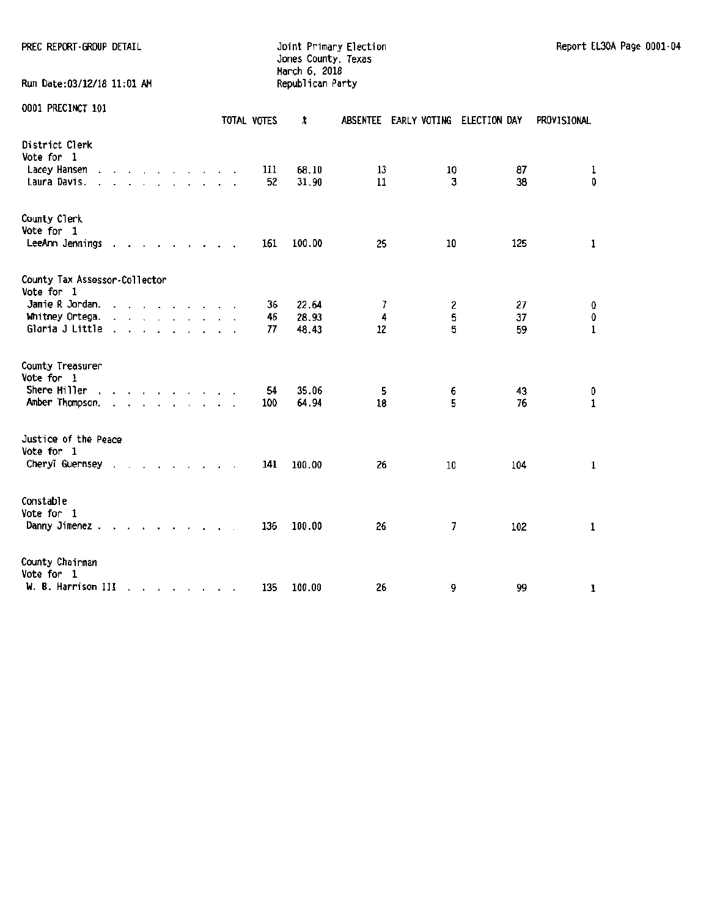PREC REPORT-GROUP DETAIL

Joint Primary Election
Jones County, Texas
March 6, 2018
Republican Party

Run Date:03/12/18 11:01 AM

0001 PRECINCT 101

| | TOTAL VOTES | % | ABSENTEE | EARLY VOTING | ELECTION DAY | PROVISIONAL |
|---|---|---|---|---|---|---|
| **District Clerk** | | | | | | |
| Vote for 1 | | | | | | |
| Lacey Hansen | 111 | 68.10 | 13 | 10 | 87 | 1 |
| Laura Davis. | 52 | 31.90 | 11 | 3 | 38 | 0 |
| **County Clerk** | | | | | | |
| Vote for 1 | | | | | | |
| LeeAnn Jennings | 161 | 100.00 | 25 | 10 | 125 | 1 |
| **County Tax Assessor-Collector** | | | | | | |
| Vote for 1 | | | | | | |
| Jamie R Jordan. | 36 | 22.64 | 7 | 2 | 27 | 0 |
| Whitney Ortega. | 46 | 28.93 | 4 | 5 | 37 | 0 |
| Gloria J Little | 77 | 48.43 | 12 | 5 | 59 | 1 |
| **County Treasurer** | | | | | | |
| Vote for 1 | | | | | | |
| Shere Miller | 54 | 35.06 | 5 | 6 | 43 | 0 |
| Amber Thompson. | 100 | 64.94 | 18 | 5 | 76 | 1 |
| **Justice of the Peace** | | | | | | |
| Vote for 1 | | | | | | |
| Cheryl Guernsey | 141 | 100.00 | 26 | 10 | 104 | 1 |
| **Constable** | | | | | | |
| Vote for 1 | | | | | | |
| Danny Jimenez | 136 | 100.00 | 26 | 7 | 102 | 1 |
| **County Chairman** | | | | | | |
| Vote for 1 | | | | | | |
| W. B. Harrison III | 135 | 100.00 | 26 | 9 | 99 | 1 |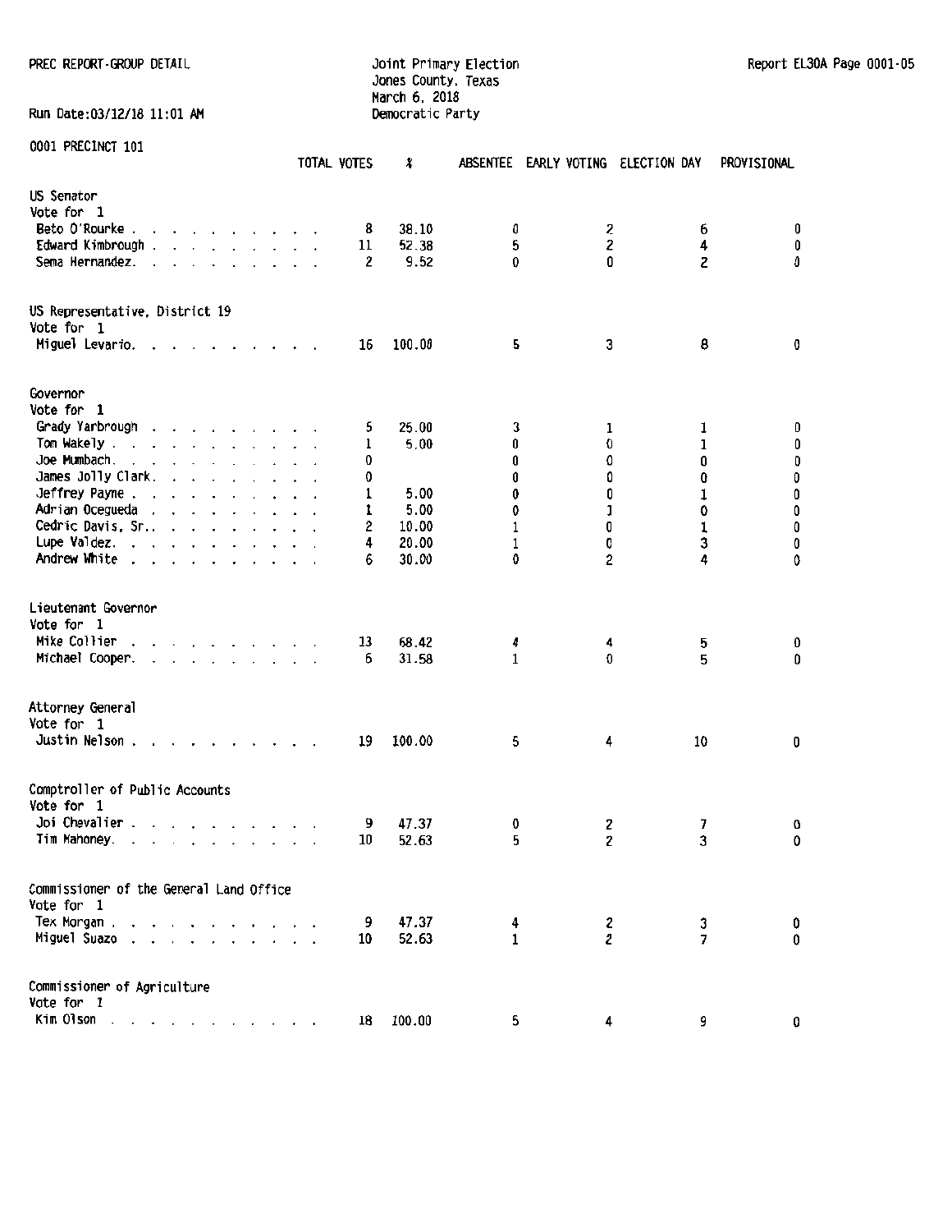PREC REPORT-GROUP DETAIL

Joint Primary Election
Jones County, Texas
March 6, 2018
Democratic Party

Run Date:03/12/18 11:01 AM

Report EL30A Page 0001-05

## 0001 PRECINCT 101

| | TOTAL VOTES | % | ABSENTEE | EARLY VOTING | ELECTION DAY | PROVISIONAL |
|---|---|---|---|---|---|---|
| **US Senator** | | | | | | |
| Vote for 1 | | | | | | |
| Beto O'Rourke | 8 | 38.10 | 0 | 2 | 6 | 0 |
| Edward Kimbrough | 11 | 52.38 | 5 | 2 | 4 | 0 |
| Sema Hernandez | 2 | 9.52 | 0 | 0 | 2 | 0 |
| **US Representative, District 19** | | | | | | |
| Vote for 1 | | | | | | |
| Miguel Levario | 16 | 100.00 | 5 | 3 | 8 | 0 |
| **Governor** | | | | | | |
| Vote for 1 | | | | | | |
| Grady Yarbrough | 5 | 25.00 | 3 | 1 | 1 | 0 |
| Tom Wakely | 1 | 5.00 | 0 | 0 | 1 | 0 |
| Joe Mumbach | 0 | | 0 | 0 | 0 | 0 |
| James Jolly Clark | 0 | | 0 | 0 | 0 | 0 |
| Jeffrey Payne | 1 | 5.00 | 0 | 0 | 1 | 0 |
| Adrian Ocegueda | 1 | 5.00 | 0 | 1 | 0 | 0 |
| Cedric Davis, Sr. | 2 | 10.00 | 1 | 0 | 1 | 0 |
| Lupe Valdez | 4 | 20.00 | 1 | 0 | 3 | 0 |
| Andrew White | 6 | 30.00 | 0 | 2 | 4 | 0 |
| **Lieutenant Governor** | | | | | | |
| Vote for 1 | | | | | | |
| Mike Collier | 13 | 68.42 | 4 | 4 | 5 | 0 |
| Michael Cooper | 6 | 31.58 | 1 | 0 | 5 | 0 |
| **Attorney General** | | | | | | |
| Vote for 1 | | | | | | |
| Justin Nelson | 19 | 100.00 | 5 | 4 | 10 | 0 |
| **Comptroller of Public Accounts** | | | | | | |
| Vote for 1 | | | | | | |
| Joi Chevalier | 9 | 47.37 | 0 | 2 | 7 | 0 |
| Tim Mahoney | 10 | 52.63 | 5 | 2 | 3 | 0 |
| **Commissioner of the General Land Office** | | | | | | |
| Vote for 1 | | | | | | |
| Tex Morgan | 9 | 47.37 | 4 | 2 | 3 | 0 |
| Miguel Suazo | 10 | 52.63 | 1 | 2 | 7 | 0 |
| **Commissioner of Agriculture** | | | | | | |
| Vote for 1 | | | | | | |
| Kim Olson | 18 | 100.00 | 5 | 4 | 9 | 0 |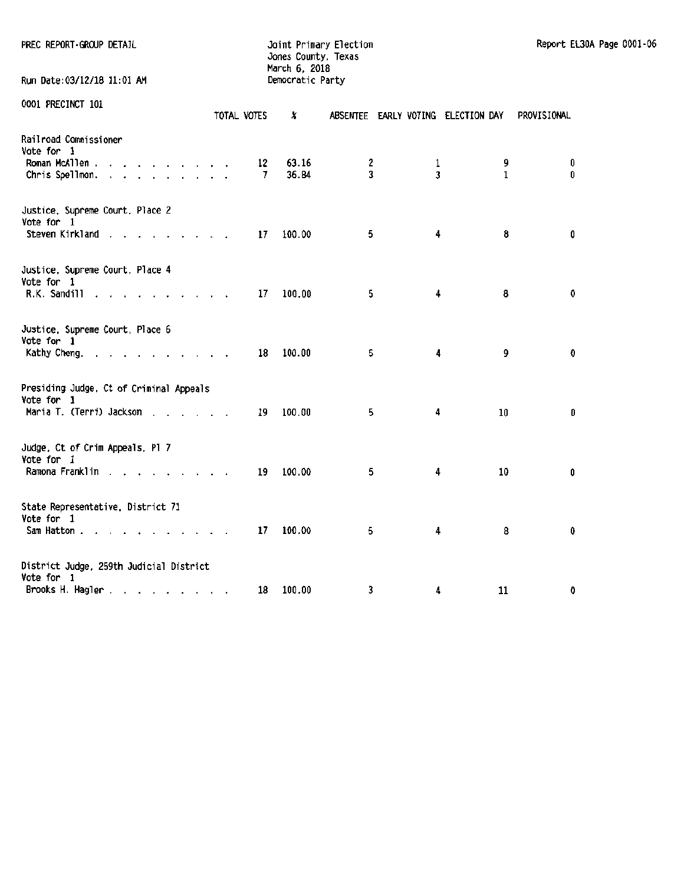PREC REPORT-GROUP DETAIL

Joint Primary Election
Jones County, Texas
March 6, 2018
Democratic Party

Run Date:03/12/18 11:01 AM

0001 PRECINCT 101

| | TOTAL VOTES | % | ABSENTEE | EARLY VOTING | ELECTION DAY | PROVISIONAL |
|---|---|---|---|---|---|---|
| **Railroad Commissioner** | | | | | | |
| Vote for 1 | | | | | | |
| Roman McAllen | 12 | 63.16 | 2 | 1 | 9 | 0 |
| Chris Spellmon | 7 | 36.84 | 3 | 3 | 1 | 0 |
| **Justice, Supreme Court, Place 2** | | | | | | |
| Vote for 1 | | | | | | |
| Steven Kirkland | 17 | 100.00 | 5 | 4 | 8 | 0 |
| **Justice, Supreme Court, Place 4** | | | | | | |
| Vote for 1 | | | | | | |
| R.K. Sandill | 17 | 100.00 | 5 | 4 | 8 | 0 |
| **Justice, Supreme Court, Place 6** | | | | | | |
| Vote for 1 | | | | | | |
| Kathy Cheng | 18 | 100.00 | 5 | 4 | 9 | 0 |
| **Presiding Judge, Ct of Criminal Appeals** | | | | | | |
| Vote for 1 | | | | | | |
| Maria T. (Terri) Jackson | 19 | 100.00 | 5 | 4 | 10 | 0 |
| **Judge, Ct of Crim Appeals, Pl 7** | | | | | | |
| Vote for 1 | | | | | | |
| Ramona Franklin | 19 | 100.00 | 5 | 4 | 10 | 0 |
| **State Representative, District 71** | | | | | | |
| Vote for 1 | | | | | | |
| Sam Hatton | 17 | 100.00 | 5 | 4 | 8 | 0 |
| **District Judge, 259th Judicial District** | | | | | | |
| Vote for 1 | | | | | | |
| Brooks H. Hagler | 18 | 100.00 | 3 | 4 | 11 | 0 |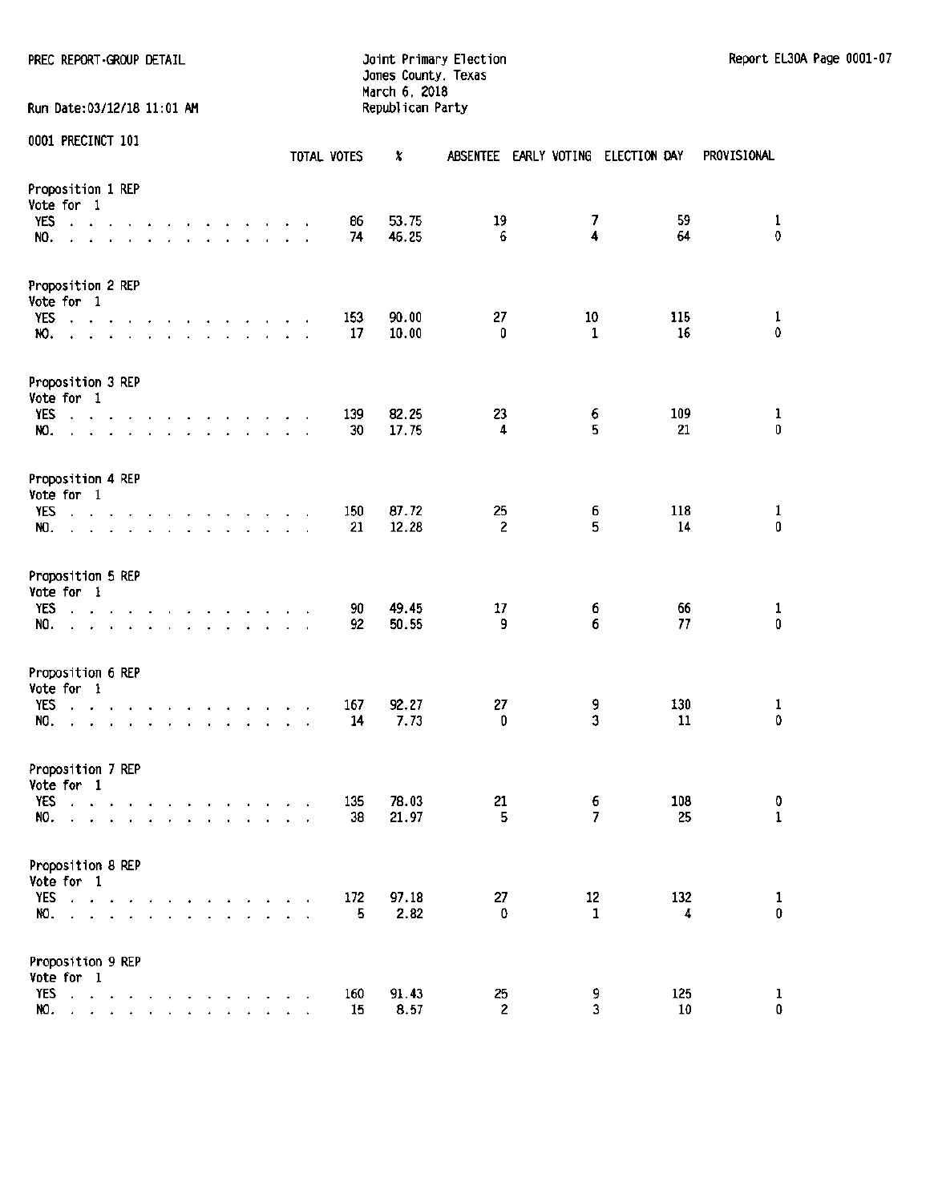PREC REPORT-GROUP DETAIL

Joint Primary Election
Jones County, Texas
March 6, 2018
Republican Party

Report EL30A Page 0001-07

Run Date:03/12/18 11:01 AM

0001 PRECINCT 101

| | TOTAL VOTES | % | ABSENTEE | EARLY VOTING | ELECTION DAY | PROVISIONAL |
|---|---|---|---|---|---|---|
| **Proposition 1 REP** | | | | | | |
| Vote for 1 | | | | | | |
| YES | 86 | 53.75 | 19 | 7 | 59 | 1 |
| NO. | 74 | 46.25 | 6 | 4 | 64 | 0 |
| **Proposition 2 REP** | | | | | | |
| Vote for 1 | | | | | | |
| YES | 153 | 90.00 | 27 | 10 | 115 | 1 |
| NO. | 17 | 10.00 | 0 | 1 | 16 | 0 |
| **Proposition 3 REP** | | | | | | |
| Vote for 1 | | | | | | |
| YES | 139 | 82.25 | 23 | 6 | 109 | 1 |
| NO. | 30 | 17.75 | 4 | 5 | 21 | 0 |
| **Proposition 4 REP** | | | | | | |
| Vote for 1 | | | | | | |
| YES | 150 | 87.72 | 25 | 6 | 118 | 1 |
| NO. | 21 | 12.28 | 2 | 5 | 14 | 0 |
| **Proposition 5 REP** | | | | | | |
| Vote for 1 | | | | | | |
| YES | 90 | 49.45 | 17 | 6 | 66 | 1 |
| NO. | 92 | 50.55 | 9 | 6 | 77 | 0 |
| **Proposition 6 REP** | | | | | | |
| Vote for 1 | | | | | | |
| YES | 167 | 92.27 | 27 | 9 | 130 | 1 |
| NO. | 14 | 7.73 | 0 | 3 | 11 | 0 |
| **Proposition 7 REP** | | | | | | |
| Vote for 1 | | | | | | |
| YES | 135 | 78.03 | 21 | 6 | 108 | 0 |
| NO. | 38 | 21.97 | 5 | 7 | 25 | 1 |
| **Proposition 8 REP** | | | | | | |
| Vote for 1 | | | | | | |
| YES | 172 | 97.18 | 27 | 12 | 132 | 1 |
| NO. | 5 | 2.82 | 0 | 1 | 4 | 0 |
| **Proposition 9 REP** | | | | | | |
| Vote for 1 | | | | | | |
| YES | 160 | 91.43 | 25 | 9 | 125 | 1 |
| NO. | 15 | 8.57 | 2 | 3 | 10 | 0 |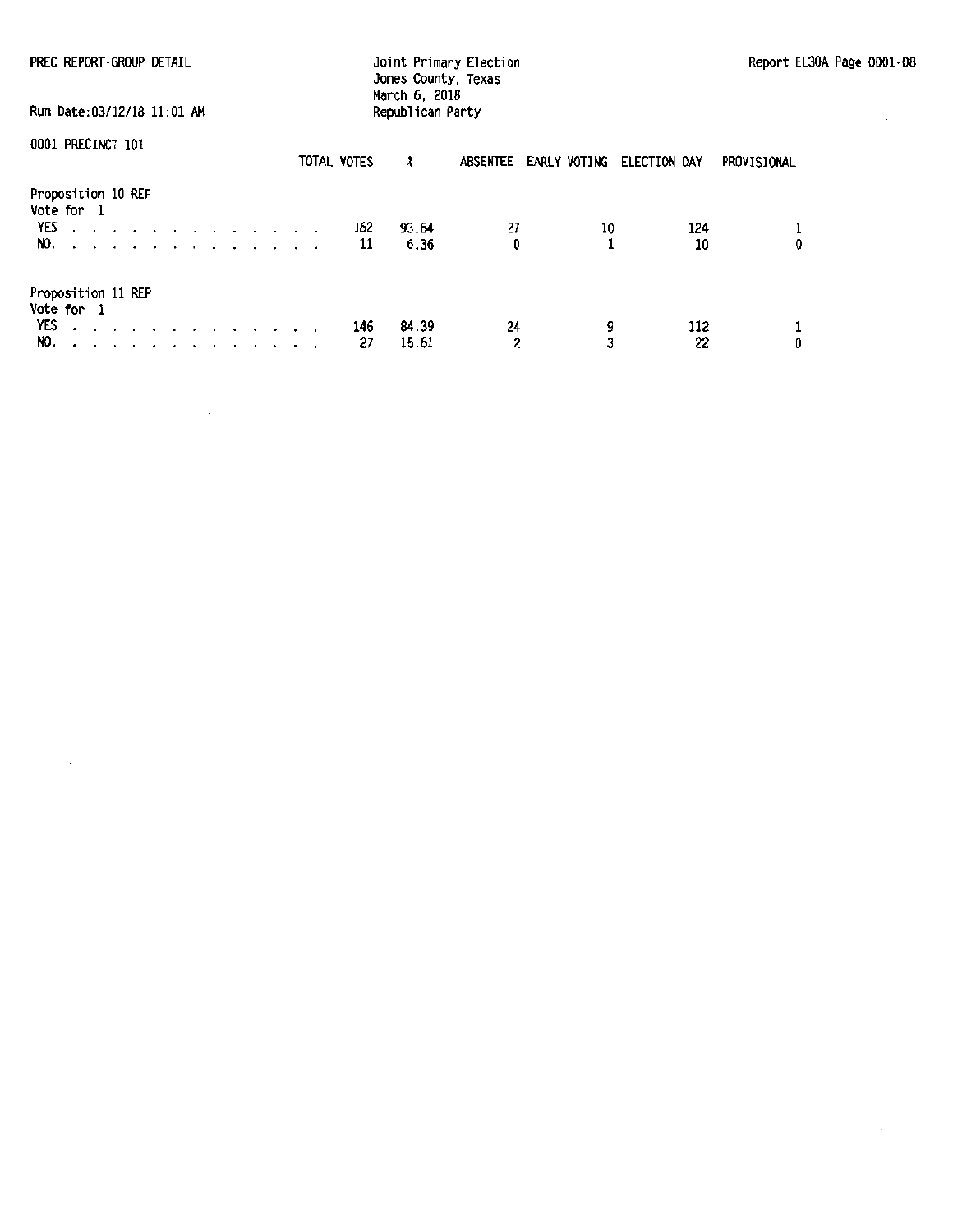PREC REPORT-GROUP DETAIL

Joint Primary Election
Jones County, Texas
March 6, 2018
Republican Party

Run Date:03/12/18 11:01 AM

0001 PRECINCT 101

**Proposition 10 REP**
Vote for 1

| | TOTAL VOTES | % | ABSENTEE | EARLY VOTING | ELECTION DAY | PROVISIONAL |
|---|---|---|---|---|---|---|
| YES | 162 | 93.64 | 27 | 10 | 124 | 1 |
| NO. | 11 | 6.36 | 0 | 1 | 10 | 0 |

**Proposition 11 REP**
Vote for 1

| | TOTAL VOTES | % | ABSENTEE | EARLY VOTING | ELECTION DAY | PROVISIONAL |
|---|---|---|---|---|---|---|
| YES | 146 | 84.39 | 24 | 9 | 112 | 1 |
| NO. | 27 | 15.61 | 2 | 3 | 22 | 0 |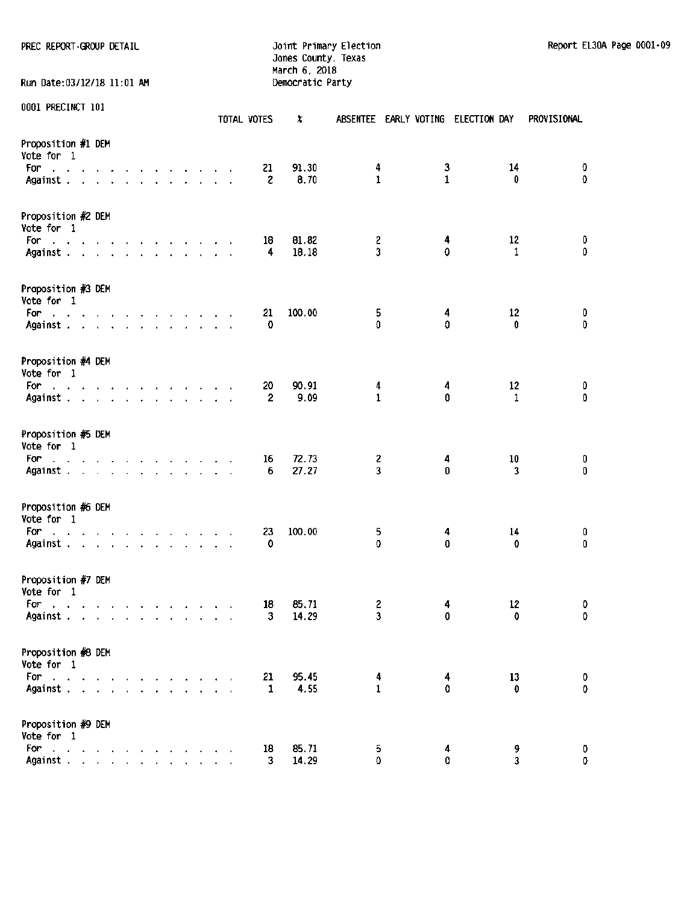PREC REPORT-GROUP DETAIL

Joint Primary Election
Jones County, Texas
March 6, 2018
Democratic Party

Run Date:03/12/18 11:01 AM

0001 PRECINCT 101

| | TOTAL VOTES | % | ABSENTEE | EARLY VOTING | ELECTION DAY | PROVISIONAL |
|---|---|---|---|---|---|---|
| **Proposition #1 DEM** | | | | | | |
| Vote for 1 | | | | | | |
| For | 21 | 91.30 | 4 | 3 | 14 | 0 |
| Against | 2 | 8.70 | 1 | 1 | 0 | 0 |
| **Proposition #2 DEM** | | | | | | |
| Vote for 1 | | | | | | |
| For | 18 | 81.82 | 2 | 4 | 12 | 0 |
| Against | 4 | 18.18 | 3 | 0 | 1 | 0 |
| **Proposition #3 DEM** | | | | | | |
| Vote for 1 | | | | | | |
| For | 21 | 100.00 | 5 | 4 | 12 | 0 |
| Against | 0 | | 0 | 0 | 0 | 0 |
| **Proposition #4 DEM** | | | | | | |
| Vote for 1 | | | | | | |
| For | 20 | 90.91 | 4 | 4 | 12 | 0 |
| Against | 2 | 9.09 | 1 | 0 | 1 | 0 |
| **Proposition #5 DEM** | | | | | | |
| Vote for 1 | | | | | | |
| For | 16 | 72.73 | 2 | 4 | 10 | 0 |
| Against | 6 | 27.27 | 3 | 0 | 3 | 0 |
| **Proposition #6 DEM** | | | | | | |
| Vote for 1 | | | | | | |
| For | 23 | 100.00 | 5 | 4 | 14 | 0 |
| Against | 0 | | 0 | 0 | 0 | 0 |
| **Proposition #7 DEM** | | | | | | |
| Vote for 1 | | | | | | |
| For | 18 | 85.71 | 2 | 4 | 12 | 0 |
| Against | 3 | 14.29 | 3 | 0 | 0 | 0 |
| **Proposition #8 DEM** | | | | | | |
| Vote for 1 | | | | | | |
| For | 21 | 95.45 | 4 | 4 | 13 | 0 |
| Against | 1 | 4.55 | 1 | 0 | 0 | 0 |
| **Proposition #9 DEM** | | | | | | |
| Vote for 1 | | | | | | |
| For | 18 | 85.71 | 5 | 4 | 9 | 0 |
| Against | 3 | 14.29 | 0 | 0 | 3 | 0 |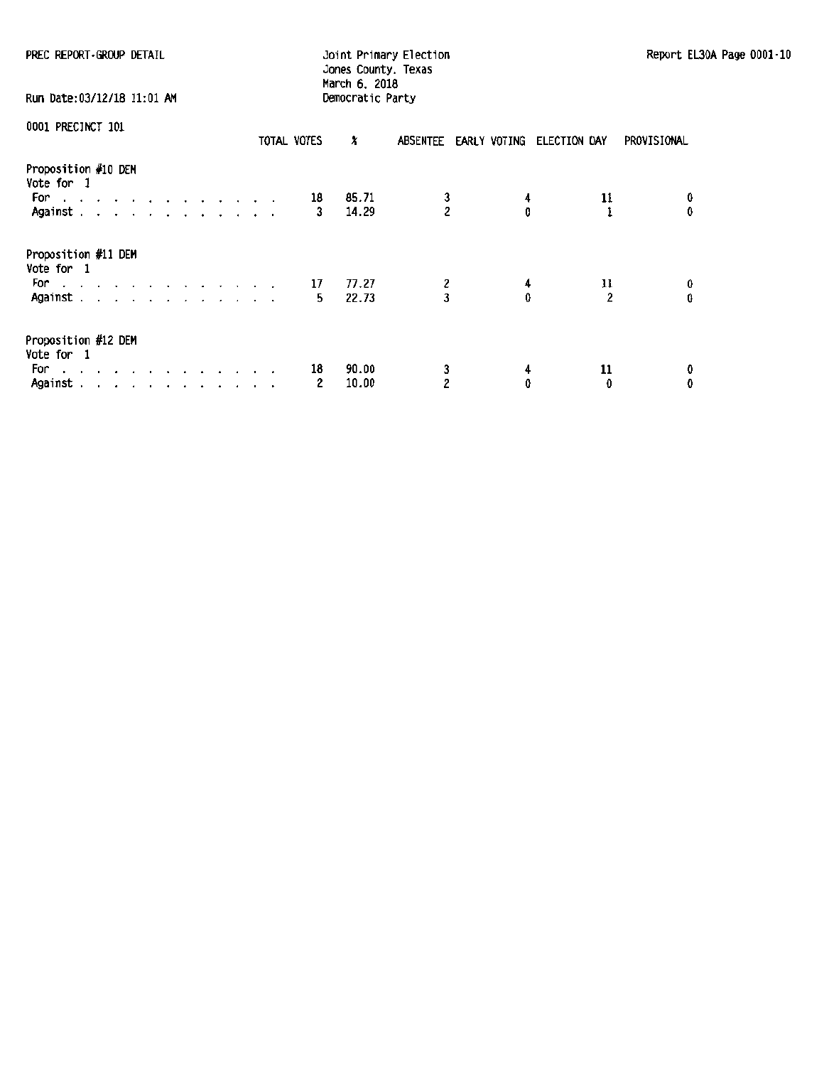PREC REPORT-GROUP DETAIL

Joint Primary Election
Jones County, Texas
March 6, 2018
Democratic Party

Run Date:03/12/18 11:01 AM

0001 PRECINCT 101

| | TOTAL VOTES | % | ABSENTEE | EARLY VOTING | ELECTION DAY | PROVISIONAL |
|---|---|---|---|---|---|---|
| **Proposition #10 DEM** | | | | | | |
| Vote for 1 | | | | | | |
| For | 18 | 85.71 | 3 | 4 | 11 | 0 |
| Against | 3 | 14.29 | 2 | 0 | 1 | 0 |
| **Proposition #11 DEM** | | | | | | |
| Vote for 1 | | | | | | |
| For | 17 | 77.27 | 2 | 4 | 11 | 0 |
| Against | 5 | 22.73 | 3 | 0 | 2 | 0 |
| **Proposition #12 DEM** | | | | | | |
| Vote for 1 | | | | | | |
| For | 18 | 90.00 | 3 | 4 | 11 | 0 |
| Against | 2 | 10.00 | 2 | 0 | 0 | 0 |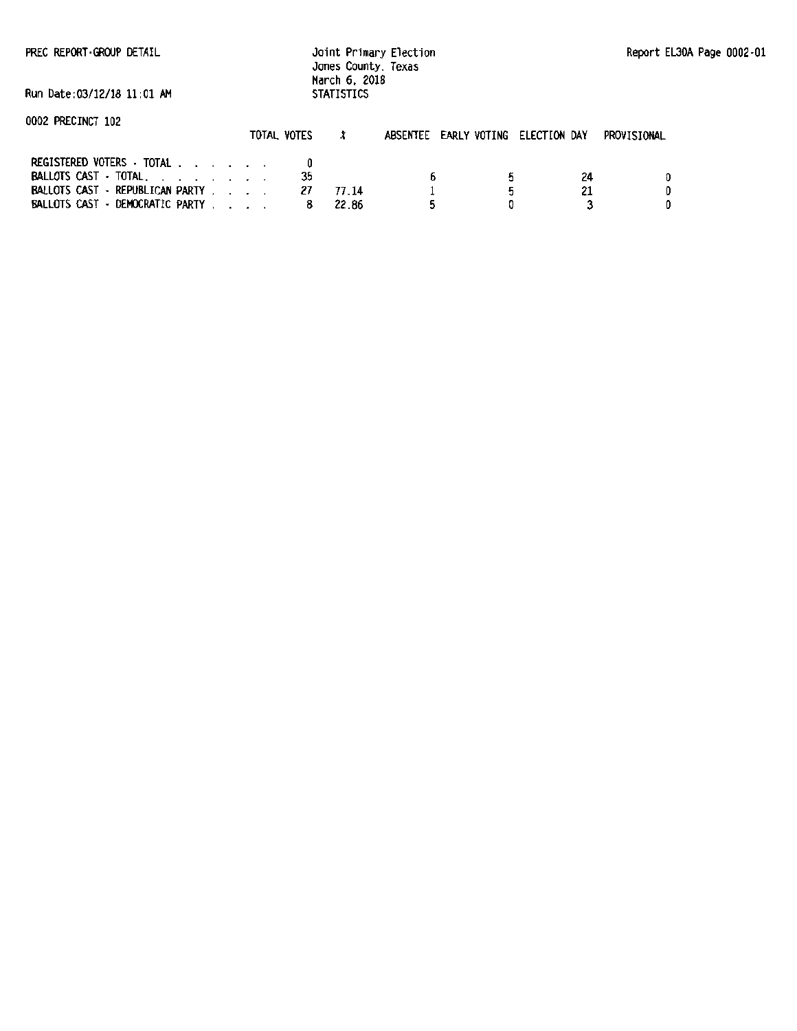PREC REPORT-GROUP DETAIL

Joint Primary Election
Jones County, Texas
March 6, 2018
STATISTICS

Report EL30A Page 0002-01

Run Date:03/12/18 11:01 AM

0002 PRECINCT 102

| | TOTAL VOTES | % | ABSENTEE | EARLY VOTING | ELECTION DAY | PROVISIONAL |
|---|---|---|---|---|---|---|
| REGISTERED VOTERS - TOTAL . . . . . . . | 0 | | | | | |
| BALLOTS CAST - TOTAL. . . . . . . . | 35 | | 6 | 5 | 24 | 0 |
| BALLOTS CAST - REPUBLICAN PARTY . . . . | 27 | 77.14 | 1 | 5 | 21 | 0 |
| BALLOTS CAST - DEMOCRATIC PARTY . . . . | 8 | 22.86 | 5 | 0 | 3 | 0 |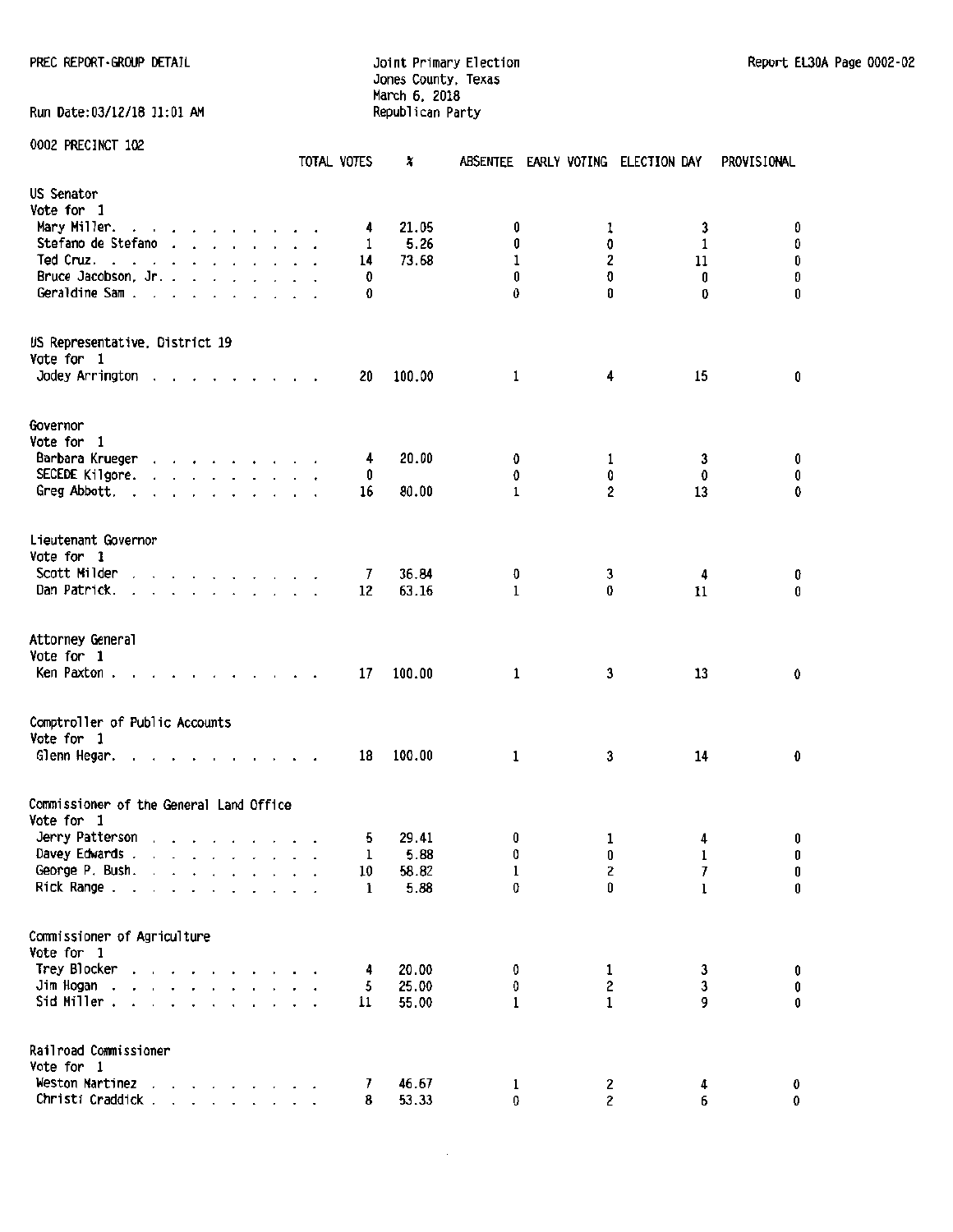PREC REPORT-GROUP DETAIL

Joint Primary Election
Jones County, Texas
March 6, 2018
Republican Party

Report EL30A Page 0002-02

Run Date:03/12/18 11:01 AM

0002 PRECINCT 102

| | TOTAL VOTES | % | ABSENTEE | EARLY VOTING | ELECTION DAY | PROVISIONAL |
|---|---|---|---|---|---|---|
| **US Senator** | | | | | | |
| Vote for 1 | | | | | | |
| Mary Miller | 4 | 21.05 | 0 | 1 | 3 | 0 |
| Stefano de Stefano | 1 | 5.26 | 0 | 0 | 1 | 0 |
| Ted Cruz | 14 | 73.68 | 1 | 2 | 11 | 0 |
| Bruce Jacobson, Jr. | 0 | | 0 | 0 | 0 | 0 |
| Geraldine Sam | 0 | | 0 | 0 | 0 | 0 |
| **US Representative, District 19** | | | | | | |
| Vote for 1 | | | | | | |
| Jodey Arrington | 20 | 100.00 | 1 | 4 | 15 | 0 |
| **Governor** | | | | | | |
| Vote for 1 | | | | | | |
| Barbara Krueger | 4 | 20.00 | 0 | 1 | 3 | 0 |
| SECEDE Kilgore | 0 | | 0 | 0 | 0 | 0 |
| Greg Abbott | 16 | 80.00 | 1 | 2 | 13 | 0 |
| **Lieutenant Governor** | | | | | | |
| Vote for 1 | | | | | | |
| Scott Milder | 7 | 36.84 | 0 | 3 | 4 | 0 |
| Dan Patrick | 12 | 63.16 | 1 | 0 | 11 | 0 |
| **Attorney General** | | | | | | |
| Vote for 1 | | | | | | |
| Ken Paxton | 17 | 100.00 | 1 | 3 | 13 | 0 |
| **Comptroller of Public Accounts** | | | | | | |
| Vote for 1 | | | | | | |
| Glenn Hegar | 18 | 100.00 | 1 | 3 | 14 | 0 |
| **Commissioner of the General Land Office** | | | | | | |
| Vote for 1 | | | | | | |
| Jerry Patterson | 5 | 29.41 | 0 | 1 | 4 | 0 |
| Davey Edwards | 1 | 5.88 | 0 | 0 | 1 | 0 |
| George P. Bush | 10 | 58.82 | 1 | 2 | 7 | 0 |
| Rick Range | 1 | 5.88 | 0 | 0 | 1 | 0 |
| **Commissioner of Agriculture** | | | | | | |
| Vote for 1 | | | | | | |
| Trey Blocker | 4 | 20.00 | 0 | 1 | 3 | 0 |
| Jim Hogan | 5 | 25.00 | 0 | 2 | 3 | 0 |
| Sid Miller | 11 | 55.00 | 1 | 1 | 9 | 0 |
| **Railroad Commissioner** | | | | | | |
| Vote for 1 | | | | | | |
| Weston Martinez | 7 | 46.67 | 1 | 2 | 4 | 0 |
| Christi Craddick | 8 | 53.33 | 0 | 2 | 6 | 0 |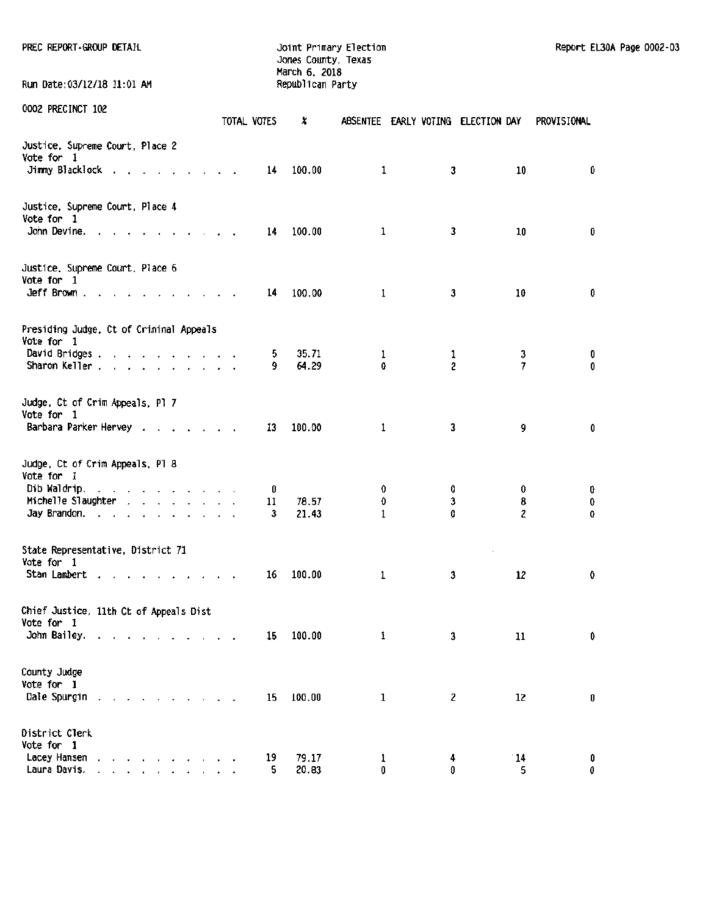PREC REPORT-GROUP DETAIL

Joint Primary Election
Jones County, Texas
March 6, 2018
Republican Party

Report EL30A Page 0002-03

Run Date:03/12/18 11:01 AM

0002 PRECINCT 102

| | TOTAL VOTES | % | ABSENTEE | EARLY VOTING | ELECTION DAY | PROVISIONAL |
|---|---|---|---|---|---|---|
| **Justice, Supreme Court, Place 2** | | | | | | |
| Vote for 1 | | | | | | |
| Jimmy Blacklock | 14 | 100.00 | 1 | 3 | 10 | 0 |
| **Justice, Supreme Court, Place 4** | | | | | | |
| Vote for 1 | | | | | | |
| John Devine. | 14 | 100.00 | 1 | 3 | 10 | 0 |
| **Justice, Supreme Court, Place 6** | | | | | | |
| Vote for 1 | | | | | | |
| Jeff Brown | 14 | 100.00 | 1 | 3 | 10 | 0 |
| **Presiding Judge, Ct of Criminal Appeals** | | | | | | |
| Vote for 1 | | | | | | |
| David Bridges | 5 | 35.71 | 1 | 1 | 3 | 0 |
| Sharon Keller | 9 | 64.29 | 0 | 2 | 7 | 0 |
| **Judge, Ct of Crim Appeals, Pl 7** | | | | | | |
| Vote for 1 | | | | | | |
| Barbara Parker Hervey | 13 | 100.00 | 1 | 3 | 9 | 0 |
| **Judge, Ct of Crim Appeals, Pl 8** | | | | | | |
| Vote for 1 | | | | | | |
| Dib Waldrip. | 0 | | 0 | 0 | 0 | 0 |
| Michelle Slaughter | 11 | 78.57 | 0 | 3 | 8 | 0 |
| Jay Brandon. | 3 | 21.43 | 1 | 0 | 2 | 0 |
| **State Representative, District 71** | | | | | | |
| Vote for 1 | | | | | | |
| Stan Lambert | 16 | 100.00 | 1 | 3 | 12 | 0 |
| **Chief Justice, 11th Ct of Appeals Dist** | | | | | | |
| Vote for 1 | | | | | | |
| John Bailey. | 15 | 100.00 | 1 | 3 | 11 | 0 |
| **County Judge** | | | | | | |
| Vote for 1 | | | | | | |
| Dale Spurgin | 15 | 100.00 | 1 | 2 | 12 | 0 |
| **District Clerk** | | | | | | |
| Vote for 1 | | | | | | |
| Lacey Hansen | 19 | 79.17 | 1 | 4 | 14 | 0 |
| Laura Davis. | 5 | 20.83 | 0 | 0 | 5 | 0 |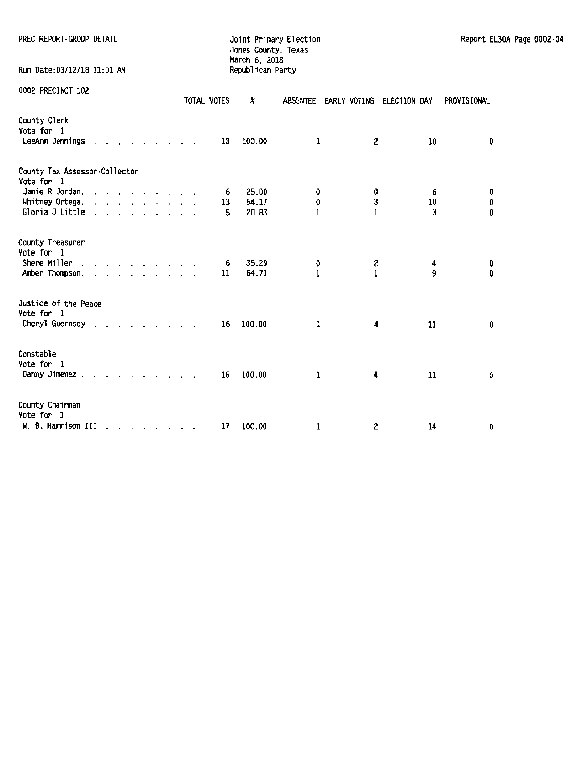PREC REPORT-GROUP DETAIL

Joint Primary Election
Jones County, Texas
March 6, 2018
Republican Party

Report EL30A Page 0002-04

Run Date:03/12/18 11:01 AM

0002 PRECINCT 102

| | TOTAL VOTES | % | ABSENTEE | EARLY VOTING | ELECTION DAY | PROVISIONAL |
|---|---|---|---|---|---|---|
| **County Clerk** | | | | | | |
| Vote for 1 | | | | | | |
| LeeAnn Jennings | 13 | 100.00 | 1 | 2 | 10 | 0 |
| **County Tax Assessor-Collector** | | | | | | |
| Vote for 1 | | | | | | |
| Jamie R Jordan. | 6 | 25.00 | 0 | 0 | 6 | 0 |
| Whitney Ortega. | 13 | 54.17 | 0 | 3 | 10 | 0 |
| Gloria J Little | 5 | 20.83 | 1 | 1 | 3 | 0 |
| **County Treasurer** | | | | | | |
| Vote for 1 | | | | | | |
| Shere Miller | 6 | 35.29 | 0 | 2 | 4 | 0 |
| Amber Thompson. | 11 | 64.71 | 1 | 1 | 9 | 0 |
| **Justice of the Peace** | | | | | | |
| Vote for 1 | | | | | | |
| Cheryl Guernsey | 16 | 100.00 | 1 | 4 | 11 | 0 |
| **Constable** | | | | | | |
| Vote for 1 | | | | | | |
| Danny Jimenez . | 16 | 100.00 | 1 | 4 | 11 | 0 |
| **County Chairman** | | | | | | |
| Vote for 1 | | | | | | |
| W. B. Harrison III | 17 | 100.00 | 1 | 2 | 14 | 0 |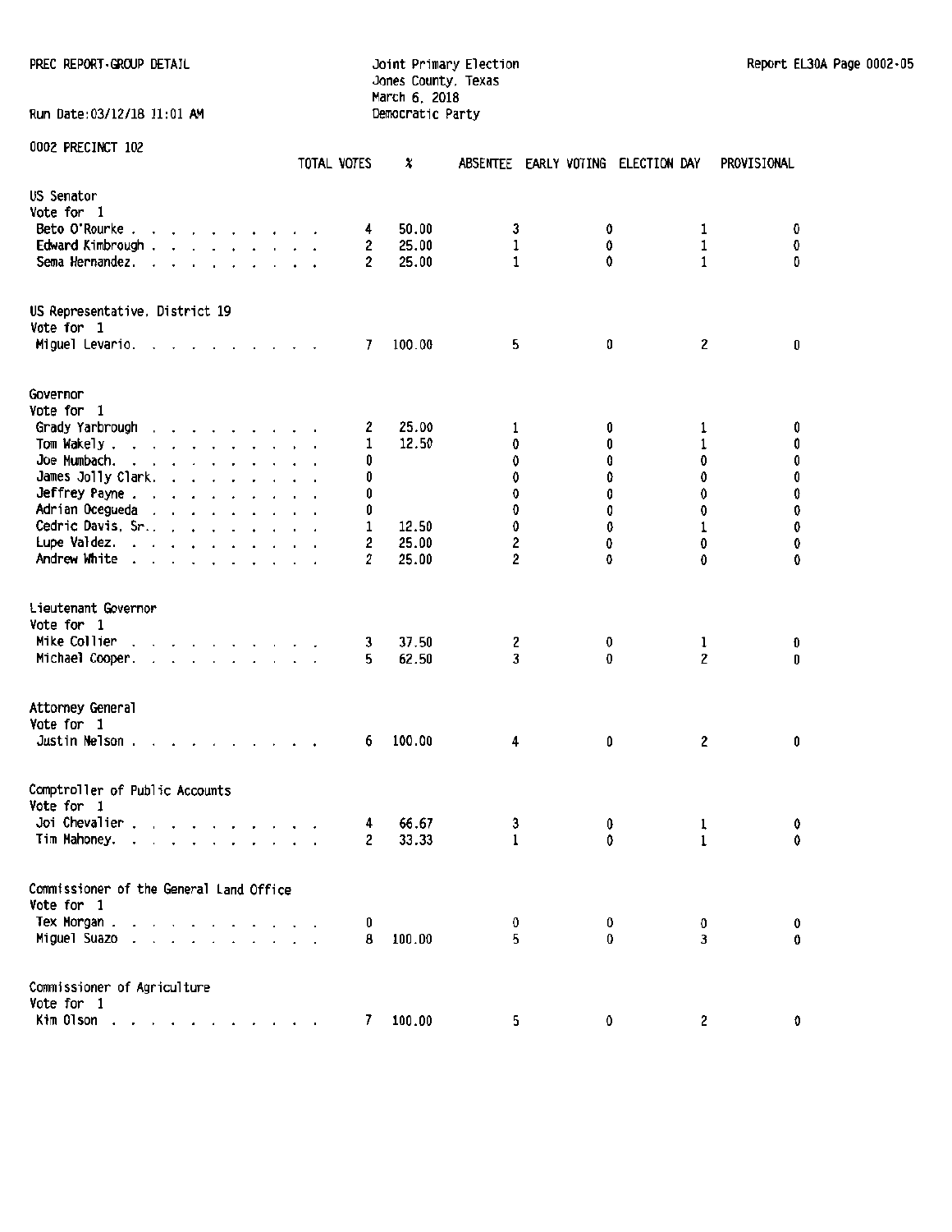PREC REPORT-GROUP DETAIL

Joint Primary Election
Jones County, Texas
March 6, 2018
Democratic Party

Run Date:03/12/18 11:01 AM

0002 PRECINCT 102

| | TOTAL VOTES | % | ABSENTEE | EARLY VOTING | ELECTION DAY | PROVISIONAL |
|---|---|---|---|---|---|---|
| **US Senator** | | | | | | |
| Vote for 1 | | | | | | |
| Beto O'Rourke | 4 | 50.00 | 3 | 0 | 1 | 0 |
| Edward Kimbrough | 2 | 25.00 | 1 | 0 | 1 | 0 |
| Sema Hernandez | 2 | 25.00 | 1 | 0 | 1 | 0 |
| **US Representative, District 19** | | | | | | |
| Vote for 1 | | | | | | |
| Miguel Levario | 7 | 100.00 | 5 | 0 | 2 | 0 |
| **Governor** | | | | | | |
| Vote for 1 | | | | | | |
| Grady Yarbrough | 2 | 25.00 | 1 | 0 | 1 | 0 |
| Tom Wakely | 1 | 12.50 | 0 | 0 | 1 | 0 |
| Joe Mumbach | 0 | | 0 | 0 | 0 | 0 |
| James Jolly Clark | 0 | | 0 | 0 | 0 | 0 |
| Jeffrey Payne | 0 | | 0 | 0 | 0 | 0 |
| Adrian Ocegueda | 0 | | 0 | 0 | 0 | 0 |
| Cedric Davis, Sr. | 1 | 12.50 | 0 | 0 | 1 | 0 |
| Lupe Valdez | 2 | 25.00 | 2 | 0 | 0 | 0 |
| Andrew White | 2 | 25.00 | 2 | 0 | 0 | 0 |
| **Lieutenant Governor** | | | | | | |
| Vote for 1 | | | | | | |
| Mike Collier | 3 | 37.50 | 2 | 0 | 1 | 0 |
| Michael Cooper | 5 | 62.50 | 3 | 0 | 2 | 0 |
| **Attorney General** | | | | | | |
| Vote for 1 | | | | | | |
| Justin Nelson | 6 | 100.00 | 4 | 0 | 2 | 0 |
| **Comptroller of Public Accounts** | | | | | | |
| Vote for 1 | | | | | | |
| Joi Chevalier | 4 | 66.67 | 3 | 0 | 1 | 0 |
| Tim Mahoney | 2 | 33.33 | 1 | 0 | 1 | 0 |
| **Commissioner of the General Land Office** | | | | | | |
| Vote for 1 | | | | | | |
| Tex Morgan | 0 | | 0 | 0 | 0 | 0 |
| Miguel Suazo | 8 | 100.00 | 5 | 0 | 3 | 0 |
| **Commissioner of Agriculture** | | | | | | |
| Vote for 1 | | | | | | |
| Kim Olson | 7 | 100.00 | 5 | 0 | 2 | 0 |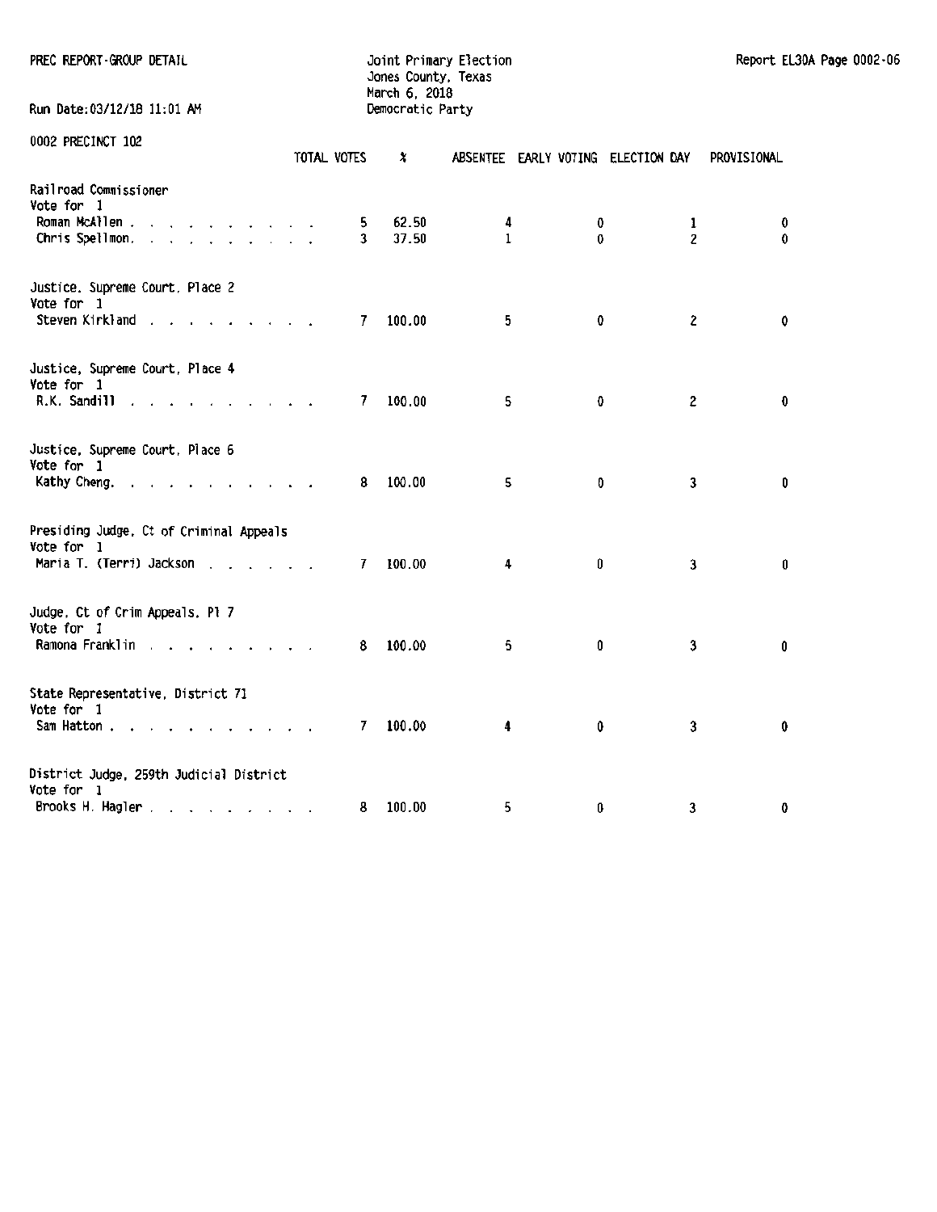PREC REPORT-GROUP DETAIL

Joint Primary Election
Jones County, Texas
March 6, 2018
Democratic Party

Report EL30A Page 0002-06

Run Date:03/12/18 11:01 AM

0002 PRECINCT 102

| | TOTAL VOTES | % | ABSENTEE | EARLY VOTING | ELECTION DAY | PROVISIONAL |
|---|---|---|---|---|---|---|
| **Railroad Commissioner** | | | | | | |
| Vote for 1 | | | | | | |
| Roman McAllen | 5 | 62.50 | 4 | 0 | 1 | 0 |
| Chris Spellmon | 3 | 37.50 | 1 | 0 | 2 | 0 |
| **Justice, Supreme Court, Place 2** | | | | | | |
| Vote for 1 | | | | | | |
| Steven Kirkland | 7 | 100.00 | 5 | 0 | 2 | 0 |
| **Justice, Supreme Court, Place 4** | | | | | | |
| Vote for 1 | | | | | | |
| R.K. Sandill | 7 | 100.00 | 5 | 0 | 2 | 0 |
| **Justice, Supreme Court, Place 6** | | | | | | |
| Vote for 1 | | | | | | |
| Kathy Cheng | 8 | 100.00 | 5 | 0 | 3 | 0 |
| **Presiding Judge, Ct of Criminal Appeals** | | | | | | |
| Vote for 1 | | | | | | |
| Maria T. (Terri) Jackson | 7 | 100.00 | 4 | 0 | 3 | 0 |
| **Judge, Ct of Crim Appeals, Pl 7** | | | | | | |
| Vote for 1 | | | | | | |
| Ramona Franklin | 8 | 100.00 | 5 | 0 | 3 | 0 |
| **State Representative, District 71** | | | | | | |
| Vote for 1 | | | | | | |
| Sam Hatton | 7 | 100.00 | 4 | 0 | 3 | 0 |
| **District Judge, 259th Judicial District** | | | | | | |
| Vote for 1 | | | | | | |
| Brooks H. Hagler | 8 | 100.00 | 5 | 0 | 3 | 0 |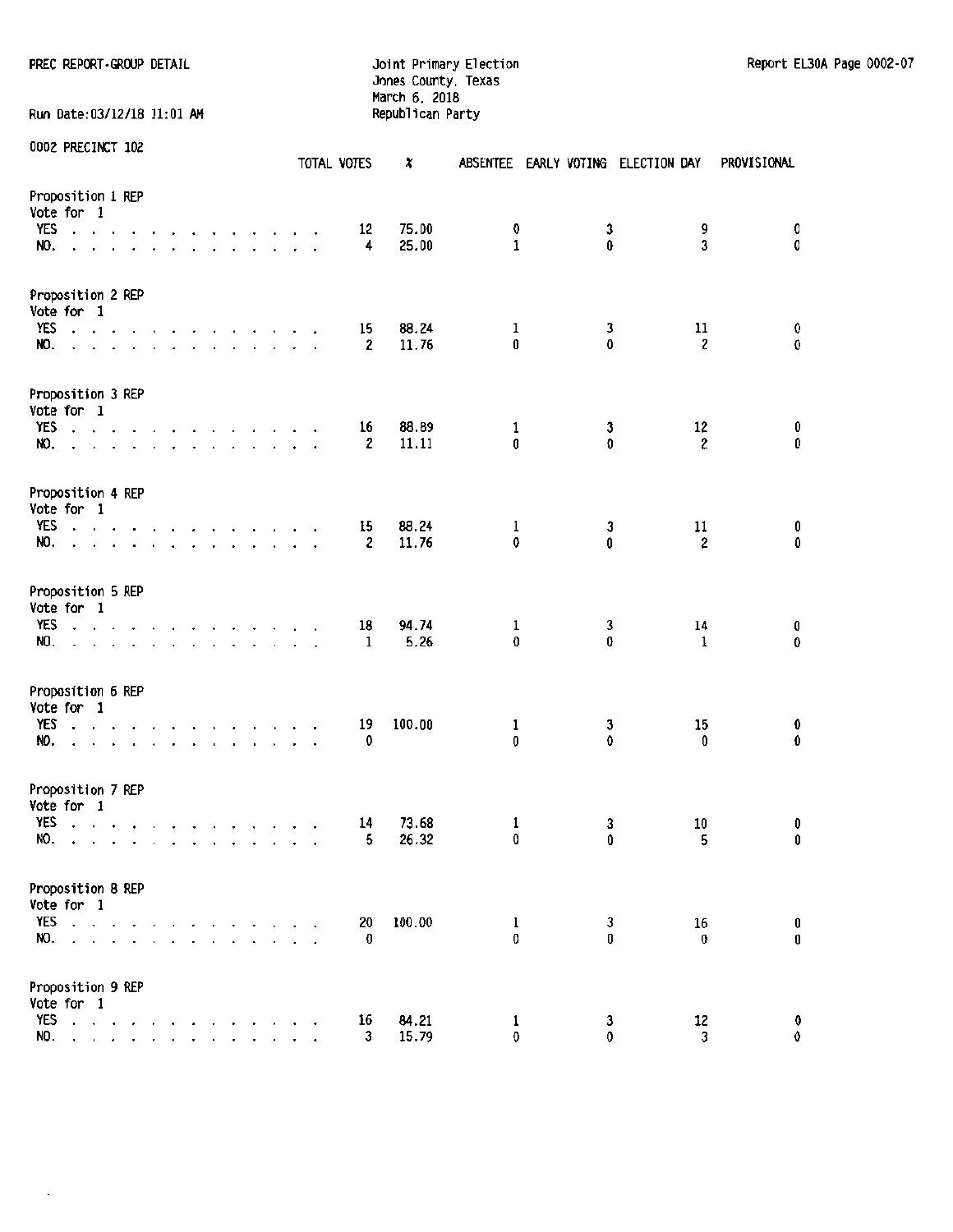PREC REPORT-GROUP DETAIL

Joint Primary Election
Jones County, Texas
March 6, 2018
Republican Party

Report EL30A Page 0002-07

Run Date:03/12/18 11:01 AM

0002 PRECINCT 102

| | TOTAL VOTES | % | ABSENTEE | EARLY VOTING | ELECTION DAY | PROVISIONAL |
|---|---|---|---|---|---|---|
| **Proposition 1 REP** | | | | | | |
| Vote for 1 | | | | | | |
| YES | 12 | 75.00 | 0 | 3 | 9 | 0 |
| NO. | 4 | 25.00 | 1 | 0 | 3 | 0 |
| **Proposition 2 REP** | | | | | | |
| Vote for 1 | | | | | | |
| YES | 15 | 88.24 | 1 | 3 | 11 | 0 |
| NO. | 2 | 11.76 | 0 | 0 | 2 | 0 |
| **Proposition 3 REP** | | | | | | |
| Vote for 1 | | | | | | |
| YES | 16 | 88.89 | 1 | 3 | 12 | 0 |
| NO. | 2 | 11.11 | 0 | 0 | 2 | 0 |
| **Proposition 4 REP** | | | | | | |
| Vote for 1 | | | | | | |
| YES | 15 | 88.24 | 1 | 3 | 11 | 0 |
| NO. | 2 | 11.76 | 0 | 0 | 2 | 0 |
| **Proposition 5 REP** | | | | | | |
| Vote for 1 | | | | | | |
| YES | 18 | 94.74 | 1 | 3 | 14 | 0 |
| NO. | 1 | 5.26 | 0 | 0 | 1 | 0 |
| **Proposition 6 REP** | | | | | | |
| Vote for 1 | | | | | | |
| YES | 19 | 100.00 | 1 | 3 | 15 | 0 |
| NO. | 0 | | 0 | 0 | 0 | 0 |
| **Proposition 7 REP** | | | | | | |
| Vote for 1 | | | | | | |
| YES | 14 | 73.68 | 1 | 3 | 10 | 0 |
| NO. | 5 | 26.32 | 0 | 0 | 5 | 0 |
| **Proposition 8 REP** | | | | | | |
| Vote for 1 | | | | | | |
| YES | 20 | 100.00 | 1 | 3 | 16 | 0 |
| NO. | 0 | | 0 | 0 | 0 | 0 |
| **Proposition 9 REP** | | | | | | |
| Vote for 1 | | | | | | |
| YES | 16 | 84.21 | 1 | 3 | 12 | 0 |
| NO. | 3 | 15.79 | 0 | 0 | 3 | 0 |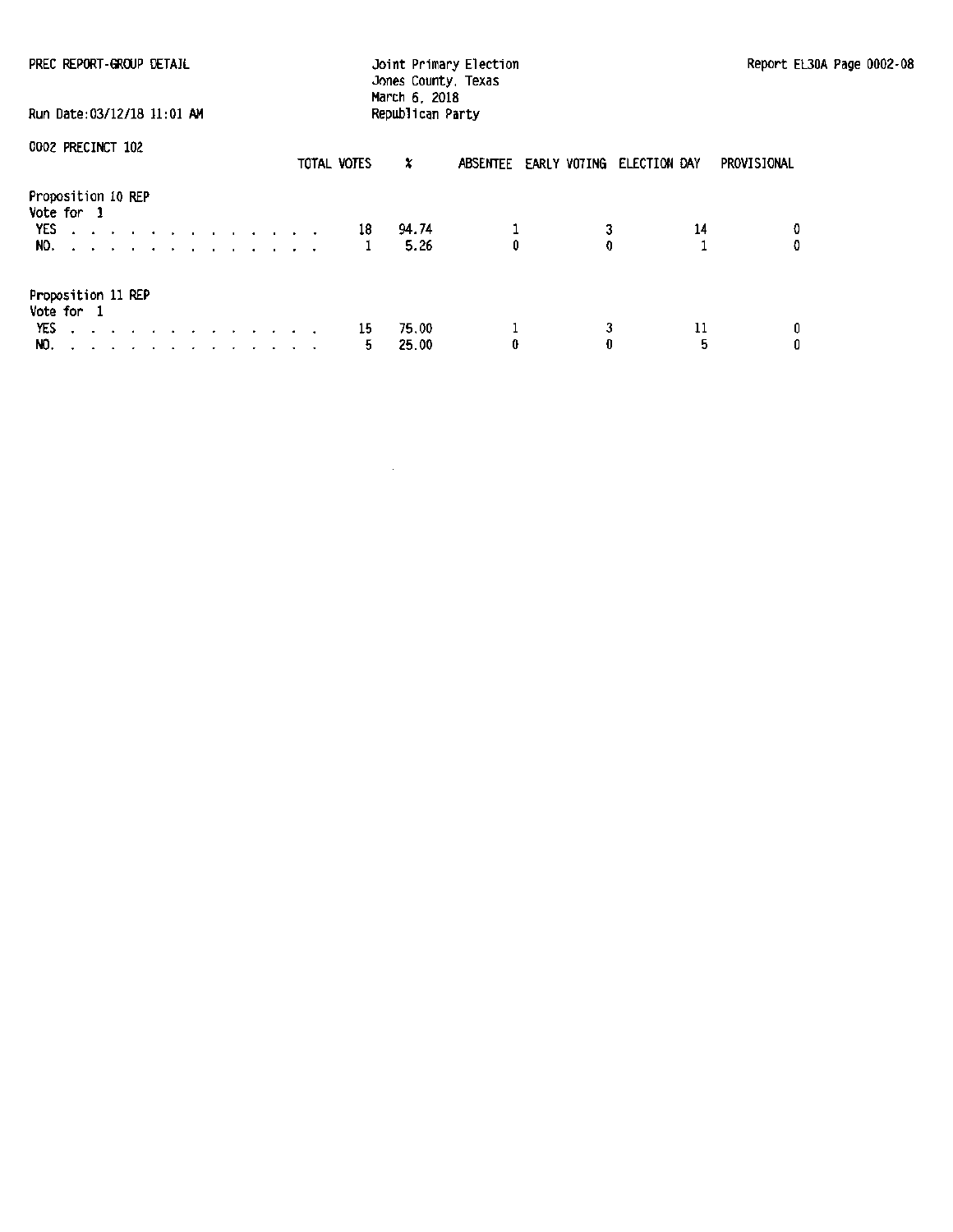PREC REPORT-GROUP DETAIL

Joint Primary Election
Jones County, Texas
March 6, 2018
Republican Party

Run Date:03/12/18 11:01 AM

0002 PRECINCT 102

| | TOTAL VOTES | % | ABSENTEE | EARLY VOTING | ELECTION DAY | PROVISIONAL |
|---|---|---|---|---|---|---|
| **Proposition 10 REP** | | | | | | |
| Vote for 1 | | | | | | |
| YES | 18 | 94.74 | 1 | 3 | 14 | 0 |
| NO. | 1 | 5.26 | 0 | 0 | 1 | 0 |
| **Proposition 11 REP** | | | | | | |
| Vote for 1 | | | | | | |
| YES | 15 | 75.00 | 1 | 3 | 11 | 0 |
| NO. | 5 | 25.00 | 0 | 0 | 5 | 0 |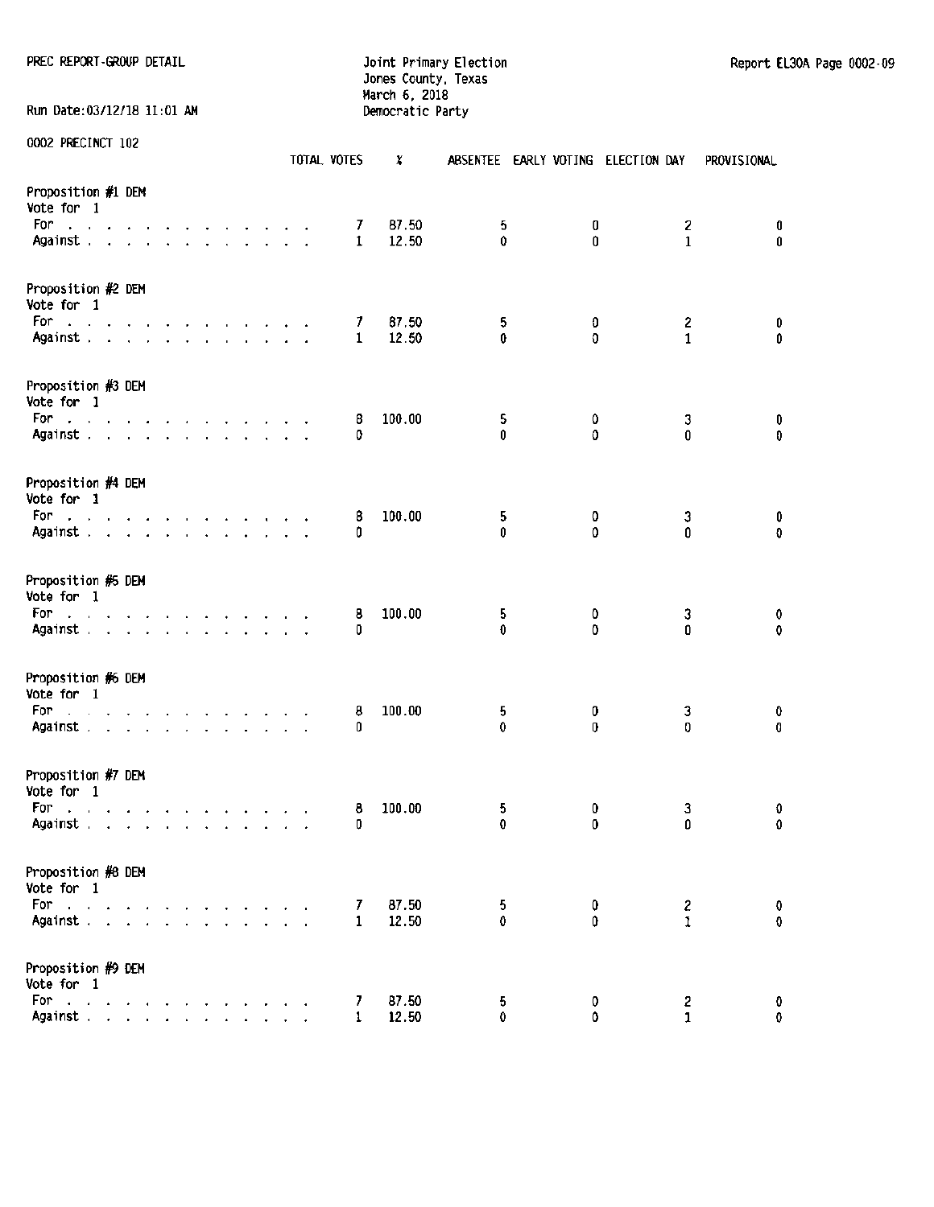PREC REPORT-GROUP DETAIL

Joint Primary Election
Jones County, Texas
March 6, 2018
Democratic Party

Report EL30A Page 0002-09

Run Date:03/12/18 11:01 AM

0002 PRECINCT 102

| | TOTAL VOTES | % | ABSENTEE | EARLY VOTING | ELECTION DAY | PROVISIONAL |
|---|---|---|---|---|---|---|
| **Proposition #1 DEM** | | | | | | |
| Vote for 1 | | | | | | |
| For | 7 | 87.50 | 5 | 0 | 2 | 0 |
| Against | 1 | 12.50 | 0 | 0 | 1 | 0 |
| **Proposition #2 DEM** | | | | | | |
| Vote for 1 | | | | | | |
| For | 7 | 87.50 | 5 | 0 | 2 | 0 |
| Against | 1 | 12.50 | 0 | 0 | 1 | 0 |
| **Proposition #3 DEM** | | | | | | |
| Vote for 1 | | | | | | |
| For | 8 | 100.00 | 5 | 0 | 3 | 0 |
| Against | 0 | | 0 | 0 | 0 | 0 |
| **Proposition #4 DEM** | | | | | | |
| Vote for 1 | | | | | | |
| For | 8 | 100.00 | 5 | 0 | 3 | 0 |
| Against | 0 | | 0 | 0 | 0 | 0 |
| **Proposition #5 DEM** | | | | | | |
| Vote for 1 | | | | | | |
| For | 8 | 100.00 | 5 | 0 | 3 | 0 |
| Against | 0 | | 0 | 0 | 0 | 0 |
| **Proposition #6 DEM** | | | | | | |
| Vote for 1 | | | | | | |
| For | 8 | 100.00 | 5 | 0 | 3 | 0 |
| Against | 0 | | 0 | 0 | 0 | 0 |
| **Proposition #7 DEM** | | | | | | |
| Vote for 1 | | | | | | |
| For | 8 | 100.00 | 5 | 0 | 3 | 0 |
| Against | 0 | | 0 | 0 | 0 | 0 |
| **Proposition #8 DEM** | | | | | | |
| Vote for 1 | | | | | | |
| For | 7 | 87.50 | 5 | 0 | 2 | 0 |
| Against | 1 | 12.50 | 0 | 0 | 1 | 0 |
| **Proposition #9 DEM** | | | | | | |
| Vote for 1 | | | | | | |
| For | 7 | 87.50 | 5 | 0 | 2 | 0 |
| Against | 1 | 12.50 | 0 | 0 | 1 | 0 |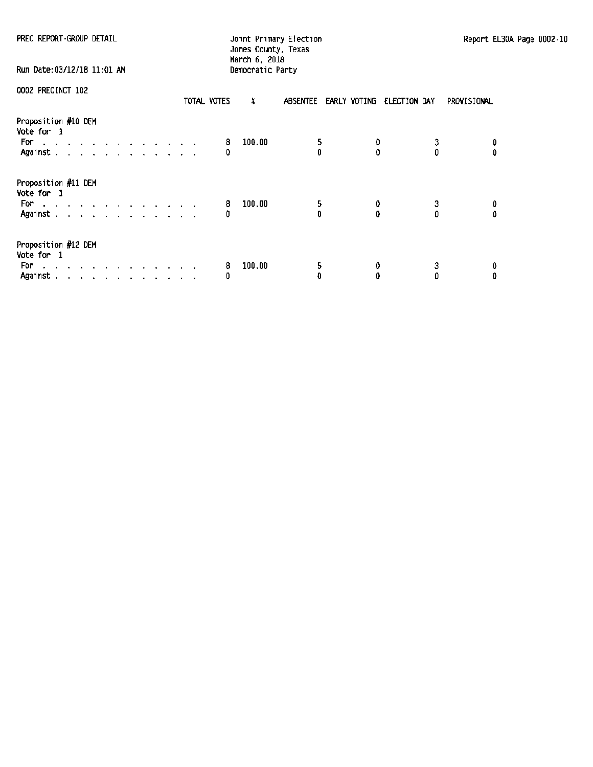PREC REPORT-GROUP DETAIL

Joint Primary Election
Jones County, Texas
March 6, 2018
Democratic Party

Run Date:03/12/18 11:01 AM

0002 PRECINCT 102

| | TOTAL VOTES | % | ABSENTEE | EARLY VOTING | ELECTION DAY | PROVISIONAL |
|---|---|---|---|---|---|---|
| **Proposition #10 DEM** | | | | | | |
| Vote for 1 | | | | | | |
| For | 8 | 100.00 | 5 | 0 | 3 | 0 |
| Against | 0 | | 0 | 0 | 0 | 0 |
| **Proposition #11 DEM** | | | | | | |
| Vote for 1 | | | | | | |
| For | 8 | 100.00 | 5 | 0 | 3 | 0 |
| Against | 0 | | 0 | 0 | 0 | 0 |
| **Proposition #12 DEM** | | | | | | |
| Vote for 1 | | | | | | |
| For | 8 | 100.00 | 5 | 0 | 3 | 0 |
| Against | 0 | | 0 | 0 | 0 | 0 |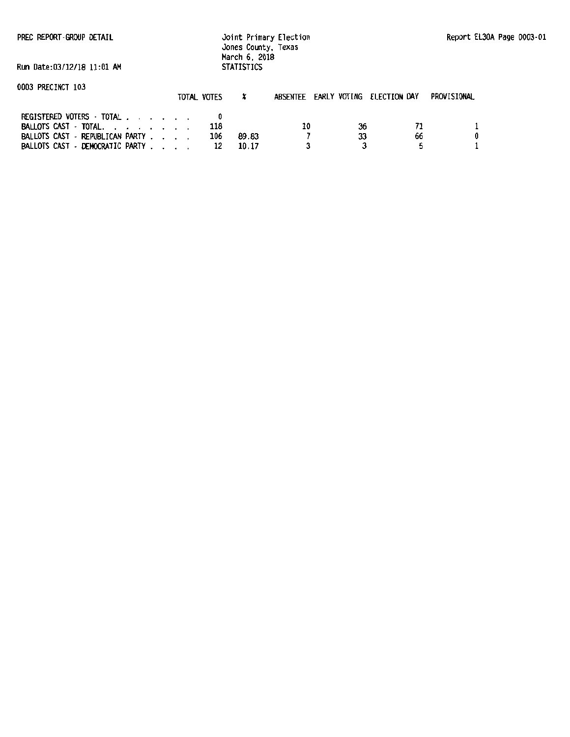PREC REPORT-GROUP DETAIL

Joint Primary Election
Jones County, Texas
March 6, 2018
STATISTICS

Report EL30A Page 0003-01

Run Date:03/12/18 11:01 AM

0003 PRECINCT 103

| | TOTAL VOTES | % | ABSENTEE | EARLY VOTING | ELECTION DAY | PROVISIONAL |
|---|---|---|---|---|---|---|
| REGISTERED VOTERS - TOTAL . . . . . . . | 0 | | | | | |
| BALLOTS CAST - TOTAL. . . . . . . . | 118 | | 10 | 36 | 71 | 1 |
| BALLOTS CAST - REPUBLICAN PARTY . . . . | 106 | 89.83 | 7 | 33 | 66 | 0 |
| BALLOTS CAST - DEMOCRATIC PARTY . . . . | 12 | 10.17 | 3 | 3 | 5 | 1 |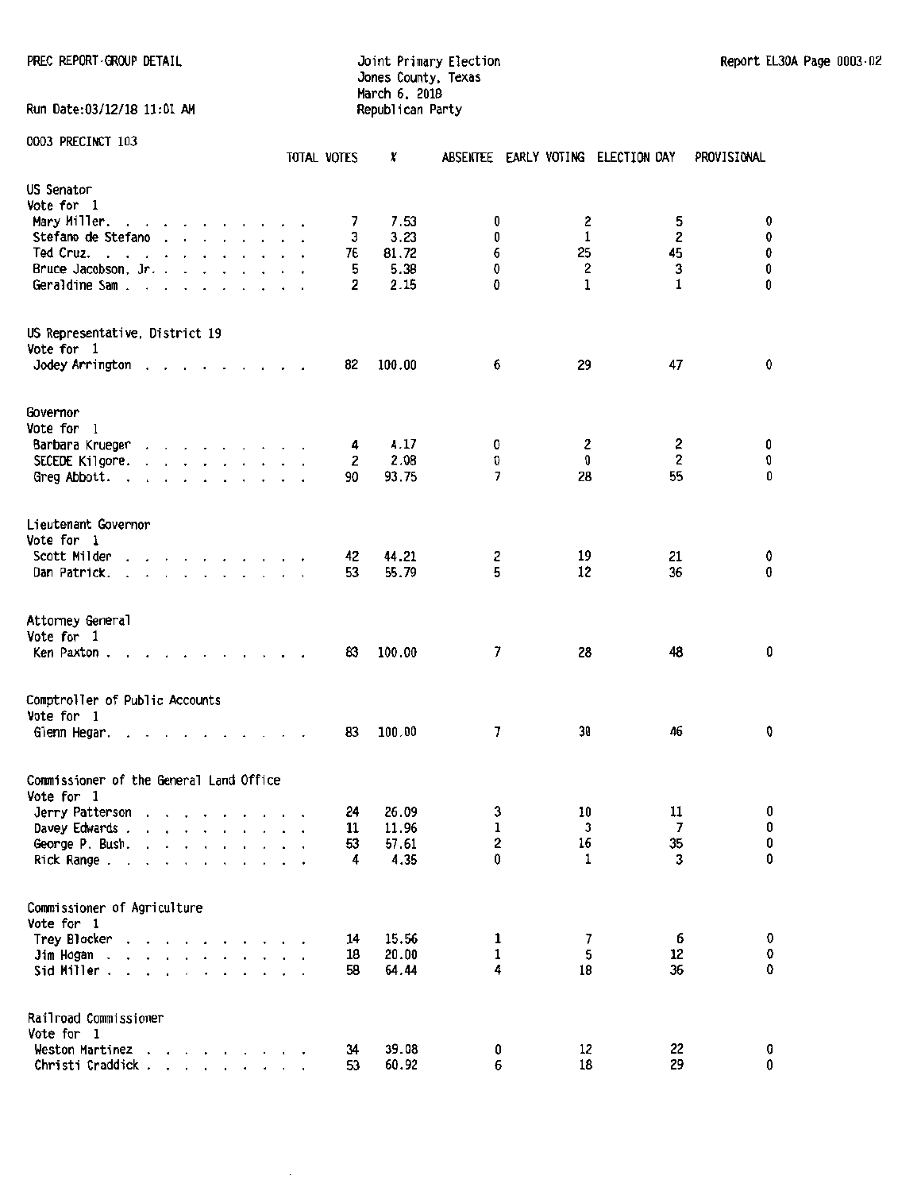PREC REPORT-GROUP DETAIL

Joint Primary Election
Jones County, Texas
March 6, 2018
Republican Party

Report EL30A Page 0003-02

Run Date:03/12/18 11:01 AM

0003 PRECINCT 103

| | TOTAL VOTES | % | ABSENTEE | EARLY VOTING | ELECTION DAY | PROVISIONAL |
|---|---|---|---|---|---|---|
| **US Senator** | | | | | | |
| Vote for 1 | | | | | | |
| Mary Miller. . . . . . . . . . . . | 7 | 7.53 | 0 | 2 | 5 | 0 |
| Stefano de Stefano . . . . . . . . | 3 | 3.23 | 0 | 1 | 2 | 0 |
| Ted Cruz. . . . . . . . . . . . . | 76 | 81.72 | 6 | 25 | 45 | 0 |
| Bruce Jacobson, Jr. . . . . . . . . | 5 | 5.38 | 0 | 2 | 3 | 0 |
| Geraldine Sam . . . . . . . . . . | 2 | 2.15 | 0 | 1 | 1 | 0 |
| **US Representative, District 19** | | | | | | |
| Vote for 1 | | | | | | |
| Jodey Arrington . . . . . . . . . | 82 | 100.00 | 6 | 29 | 47 | 0 |
| **Governor** | | | | | | |
| Vote for 1 | | | | | | |
| Barbara Krueger . . . . . . . . . | 4 | 4.17 | 0 | 2 | 2 | 0 |
| SECEDE Kilgore. . . . . . . . . . | 2 | 2.08 | 0 | 0 | 2 | 0 |
| Greg Abbott. . . . . . . . . . . | 90 | 93.75 | 7 | 28 | 55 | 0 |
| **Lieutenant Governor** | | | | | | |
| Vote for 1 | | | | | | |
| Scott Milder . . . . . . . . . . | 42 | 44.21 | 2 | 19 | 21 | 0 |
| Dan Patrick. . . . . . . . . . . | 53 | 55.79 | 5 | 12 | 36 | 0 |
| **Attorney General** | | | | | | |
| Vote for 1 | | | | | | |
| Ken Paxton . . . . . . . . . . . | 83 | 100.00 | 7 | 28 | 48 | 0 |
| **Comptroller of Public Accounts** | | | | | | |
| Vote for 1 | | | | | | |
| Glenn Hegar. . . . . . . . . . . | 83 | 100.00 | 7 | 30 | 46 | 0 |
| **Commissioner of the General Land Office** | | | | | | |
| Vote for 1 | | | | | | |
| Jerry Patterson . . . . . . . . . | 24 | 26.09 | 3 | 10 | 11 | 0 |
| Davey Edwards . . . . . . . . . . | 11 | 11.96 | 1 | 3 | 7 | 0 |
| George P. Bush. . . . . . . . . . | 53 | 57.61 | 2 | 16 | 35 | 0 |
| Rick Range . . . . . . . . . . . | 4 | 4.35 | 0 | 1 | 3 | 0 |
| **Commissioner of Agriculture** | | | | | | |
| Vote for 1 | | | | | | |
| Trey Blocker . . . . . . . . . . | 14 | 15.56 | 1 | 7 | 6 | 0 |
| Jim Hogan . . . . . . . . . . . . | 18 | 20.00 | 1 | 5 | 12 | 0 |
| Sid Miller . . . . . . . . . . . | 58 | 64.44 | 4 | 18 | 36 | 0 |
| **Railroad Commissioner** | | | | | | |
| Vote for 1 | | | | | | |
| Weston Martinez . . . . . . . . . | 34 | 39.08 | 0 | 12 | 22 | 0 |
| Christi Craddick . . . . . . . . . | 53 | 60.92 | 6 | 18 | 29 | 0 |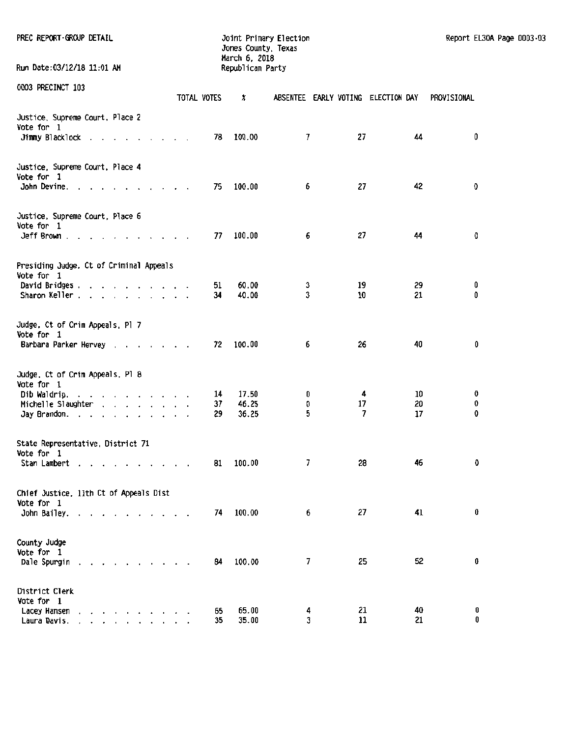PREC REPORT-GROUP DETAIL

Joint Primary Election
Jones County, Texas
March 6, 2018
Republican Party

Report EL30A Page 0003-03

Run Date:03/12/18 11:01 AM

0003 PRECINCT 103

| | TOTAL VOTES | % | ABSENTEE | EARLY VOTING | ELECTION DAY | PROVISIONAL |
|---|---|---|---|---|---|---|
| **Justice, Supreme Court, Place 2** | | | | | | |
| Vote for 1 | | | | | | |
| Jimmy Blacklock | 78 | 100.00 | 7 | 27 | 44 | 0 |
| **Justice, Supreme Court, Place 4** | | | | | | |
| Vote for 1 | | | | | | |
| John Devine | 75 | 100.00 | 6 | 27 | 42 | 0 |
| **Justice, Supreme Court, Place 6** | | | | | | |
| Vote for 1 | | | | | | |
| Jeff Brown | 77 | 100.00 | 6 | 27 | 44 | 0 |
| **Presiding Judge, Ct of Criminal Appeals** | | | | | | |
| Vote for 1 | | | | | | |
| David Bridges | 51 | 60.00 | 3 | 19 | 29 | 0 |
| Sharon Keller | 34 | 40.00 | 3 | 10 | 21 | 0 |
| **Judge, Ct of Crim Appeals, Pl 7** | | | | | | |
| Vote for 1 | | | | | | |
| Barbara Parker Hervey | 72 | 100.00 | 6 | 26 | 40 | 0 |
| **Judge, Ct of Crim Appeals, Pl 8** | | | | | | |
| Vote for 1 | | | | | | |
| Dib Waldrip | 14 | 17.50 | 0 | 4 | 10 | 0 |
| Michelle Slaughter | 37 | 46.25 | 0 | 17 | 20 | 0 |
| Jay Brandon | 29 | 36.25 | 5 | 7 | 17 | 0 |
| **State Representative, District 71** | | | | | | |
| Vote for 1 | | | | | | |
| Stan Lambert | 81 | 100.00 | 7 | 28 | 46 | 0 |
| **Chief Justice, 11th Ct of Appeals Dist** | | | | | | |
| Vote for 1 | | | | | | |
| John Bailey | 74 | 100.00 | 6 | 27 | 41 | 0 |
| **County Judge** | | | | | | |
| Vote for 1 | | | | | | |
| Dale Spurgin | 84 | 100.00 | 7 | 25 | 52 | 0 |
| **District Clerk** | | | | | | |
| Vote for 1 | | | | | | |
| Lacey Hansen | 65 | 65.00 | 4 | 21 | 40 | 0 |
| Laura Davis | 35 | 35.00 | 3 | 11 | 21 | 0 |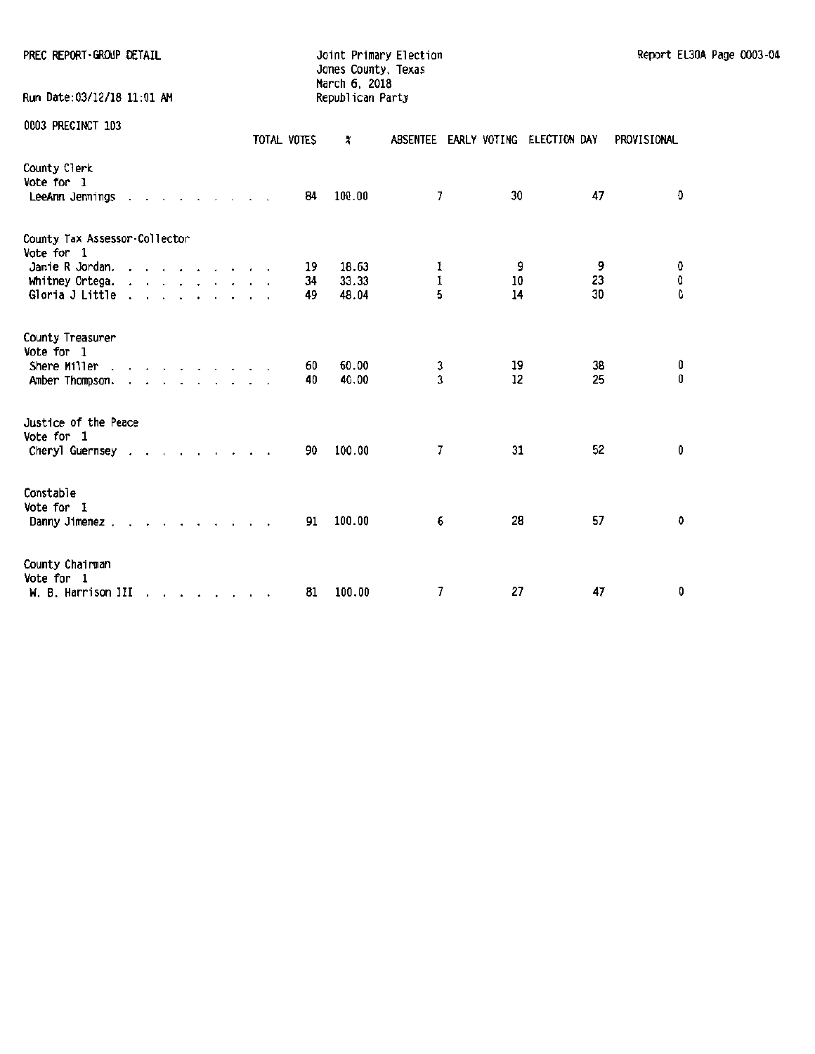PREC REPORT-GROUP DETAIL

Joint Primary Election
Jones County, Texas
March 6, 2018
Republican Party

Report EL30A Page 0003-04

Run Date:03/12/18 11:01 AM

0003 PRECINCT 103

| | TOTAL VOTES | % | ABSENTEE | EARLY VOTING | ELECTION DAY | PROVISIONAL |
|---|---|---|---|---|---|---|
| **County Clerk** | | | | | | |
| Vote for 1 | | | | | | |
| LeeAnn Jennings | 84 | 100.00 | 7 | 30 | 47 | 0 |
| **County Tax Assessor-Collector** | | | | | | |
| Vote for 1 | | | | | | |
| Jamie R Jordan. | 19 | 18.63 | 1 | 9 | 9 | 0 |
| Whitney Ortega. | 34 | 33.33 | 1 | 10 | 23 | 0 |
| Gloria J Little | 49 | 48.04 | 5 | 14 | 30 | 0 |
| **County Treasurer** | | | | | | |
| Vote for 1 | | | | | | |
| Shere Miller | 60 | 60.00 | 3 | 19 | 38 | 0 |
| Amber Thompson. | 40 | 40.00 | 3 | 12 | 25 | 0 |
| **Justice of the Peace** | | | | | | |
| Vote for 1 | | | | | | |
| Cheryl Guernsey | 90 | 100.00 | 7 | 31 | 52 | 0 |
| **Constable** | | | | | | |
| Vote for 1 | | | | | | |
| Danny Jimenez . | 91 | 100.00 | 6 | 28 | 57 | 0 |
| **County Chairman** | | | | | | |
| Vote for 1 | | | | | | |
| W. B. Harrison III | 81 | 100.00 | 7 | 27 | 47 | 0 |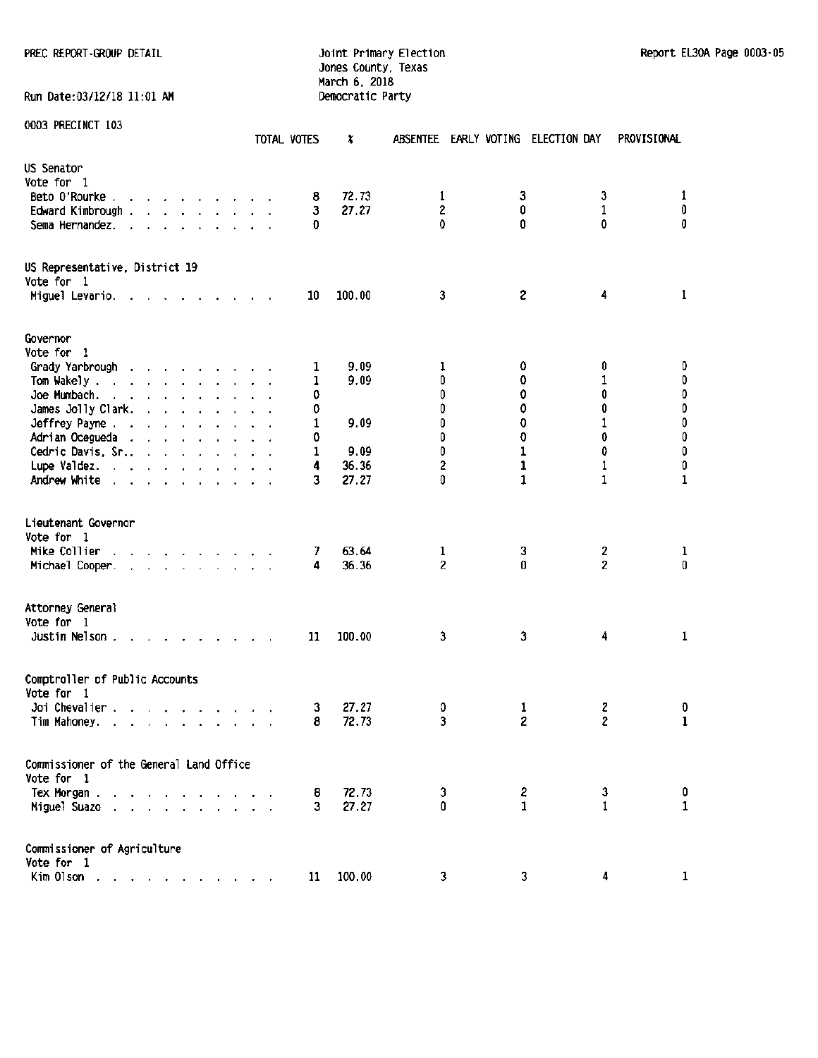PREC REPORT-GROUP DETAIL

Joint Primary Election
Jones County, Texas
March 6, 2018
Democratic Party

Report EL30A Page 0003-05

Run Date:03/12/18 11:01 AM

0003 PRECINCT 103

| | TOTAL VOTES | % | ABSENTEE | EARLY VOTING | ELECTION DAY | PROVISIONAL |
|---|---|---|---|---|---|---|
| **US Senator** | | | | | | |
| Vote for 1 | | | | | | |
| Beto O'Rourke | 8 | 72.73 | 1 | 3 | 3 | 1 |
| Edward Kimbrough | 3 | 27.27 | 2 | 0 | 1 | 0 |
| Sema Hernandez | 0 | | 0 | 0 | 0 | 0 |
| **US Representative, District 19** | | | | | | |
| Vote for 1 | | | | | | |
| Miguel Levario | 10 | 100.00 | 3 | 2 | 4 | 1 |
| **Governor** | | | | | | |
| Vote for 1 | | | | | | |
| Grady Yarbrough | 1 | 9.09 | 1 | 0 | 0 | 0 |
| Tom Wakely | 1 | 9.09 | 0 | 0 | 1 | 0 |
| Joe Mumbach | 0 | | 0 | 0 | 0 | 0 |
| James Jolly Clark | 0 | | 0 | 0 | 0 | 0 |
| Jeffrey Payne | 1 | 9.09 | 0 | 0 | 1 | 0 |
| Adrian Ocegueda | 0 | | 0 | 0 | 0 | 0 |
| Cedric Davis, Sr. | 1 | 9.09 | 0 | 1 | 0 | 0 |
| Lupe Valdez | 4 | 36.36 | 2 | 1 | 1 | 0 |
| Andrew White | 3 | 27.27 | 0 | 1 | 1 | 1 |
| **Lieutenant Governor** | | | | | | |
| Vote for 1 | | | | | | |
| Mike Collier | 7 | 63.64 | 1 | 3 | 2 | 1 |
| Michael Cooper | 4 | 36.36 | 2 | 0 | 2 | 0 |
| **Attorney General** | | | | | | |
| Vote for 1 | | | | | | |
| Justin Nelson | 11 | 100.00 | 3 | 3 | 4 | 1 |
| **Comptroller of Public Accounts** | | | | | | |
| Vote for 1 | | | | | | |
| Joi Chevalier | 3 | 27.27 | 0 | 1 | 2 | 0 |
| Tim Mahoney | 8 | 72.73 | 3 | 2 | 2 | 1 |
| **Commissioner of the General Land Office** | | | | | | |
| Vote for 1 | | | | | | |
| Tex Morgan | 8 | 72.73 | 3 | 2 | 3 | 0 |
| Miguel Suazo | 3 | 27.27 | 0 | 1 | 1 | 1 |
| **Commissioner of Agriculture** | | | | | | |
| Vote for 1 | | | | | | |
| Kim Olson | 11 | 100.00 | 3 | 3 | 4 | 1 |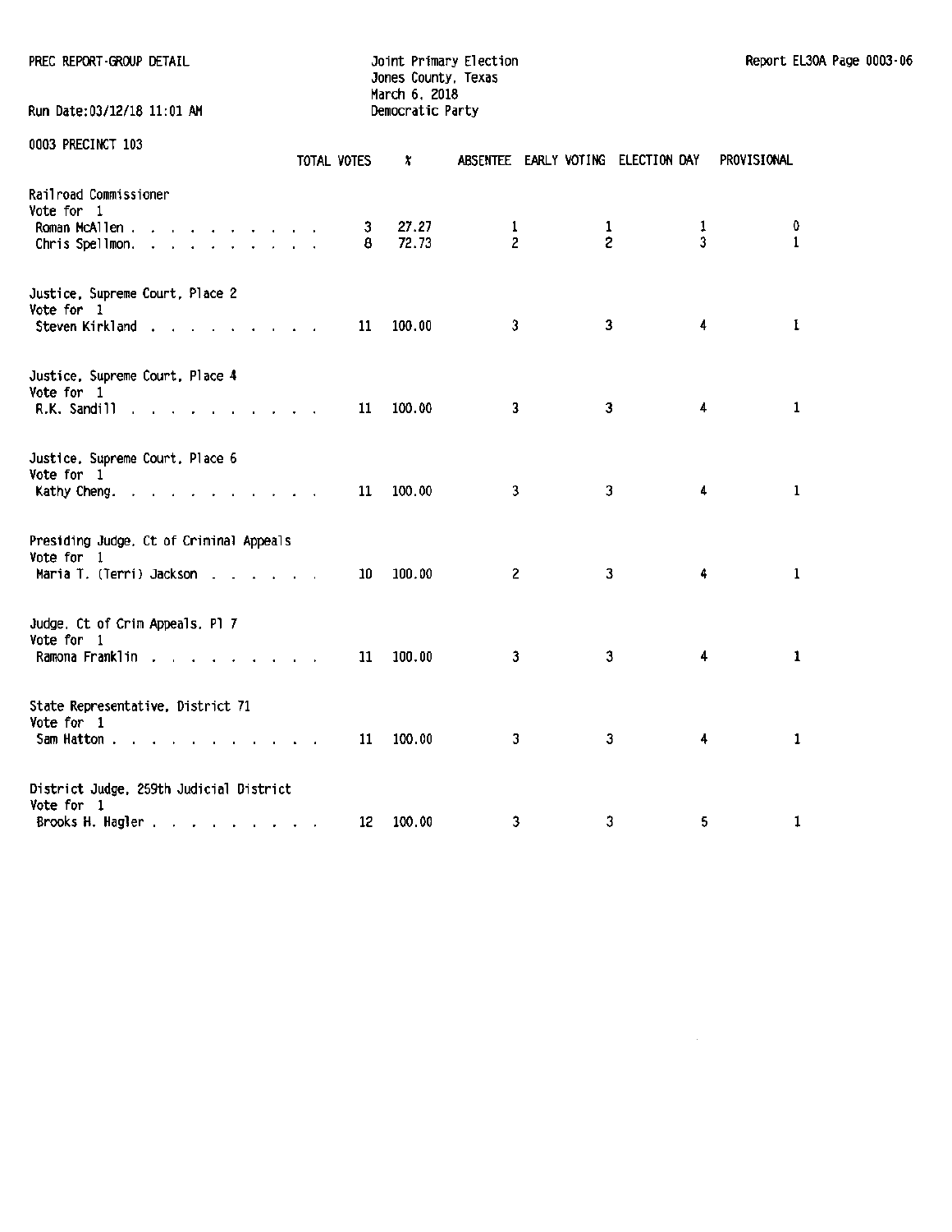PREC REPORT-GROUP DETAIL

Joint Primary Election
Jones County, Texas
March 6, 2018
Democratic Party

Report EL30A Page 0003-06

Run Date:03/12/18 11:01 AM

0003 PRECINCT 103

| | TOTAL VOTES | % | ABSENTEE | EARLY VOTING | ELECTION DAY | PROVISIONAL |
|---|---|---|---|---|---|---|
| **Railroad Commissioner** | | | | | | |
| Vote for 1 | | | | | | |
| Roman McAllen . . . . . . . . . . | 3 | 27.27 | 1 | 1 | 1 | 0 |
| Chris Spellmon. . . . . . . . . . | 8 | 72.73 | 2 | 2 | 3 | 1 |
| **Justice, Supreme Court, Place 2** | | | | | | |
| Vote for 1 | | | | | | |
| Steven Kirkland . . . . . . . . . | 11 | 100.00 | 3 | 3 | 4 | 1 |
| **Justice, Supreme Court, Place 4** | | | | | | |
| Vote for 1 | | | | | | |
| R.K. Sandill . . . . . . . . . . | 11 | 100.00 | 3 | 3 | 4 | 1 |
| **Justice, Supreme Court, Place 6** | | | | | | |
| Vote for 1 | | | | | | |
| Kathy Cheng. . . . . . . . . . . | 11 | 100.00 | 3 | 3 | 4 | 1 |
| **Presiding Judge, Ct of Criminal Appeals** | | | | | | |
| Vote for 1 | | | | | | |
| Maria T. (Terri) Jackson . . . . . . | 10 | 100.00 | 2 | 3 | 4 | 1 |
| **Judge, Ct of Crim Appeals, Pl 7** | | | | | | |
| Vote for 1 | | | | | | |
| Ramona Franklin . . . . . . . . . | 11 | 100.00 | 3 | 3 | 4 | 1 |
| **State Representative, District 71** | | | | | | |
| Vote for 1 | | | | | | |
| Sam Hatton . . . . . . . . . . . | 11 | 100.00 | 3 | 3 | 4 | 1 |
| **District Judge, 259th Judicial District** | | | | | | |
| Vote for 1 | | | | | | |
| Brooks H. Hagler . . . . . . . . . | 12 | 100.00 | 3 | 3 | 5 | 1 |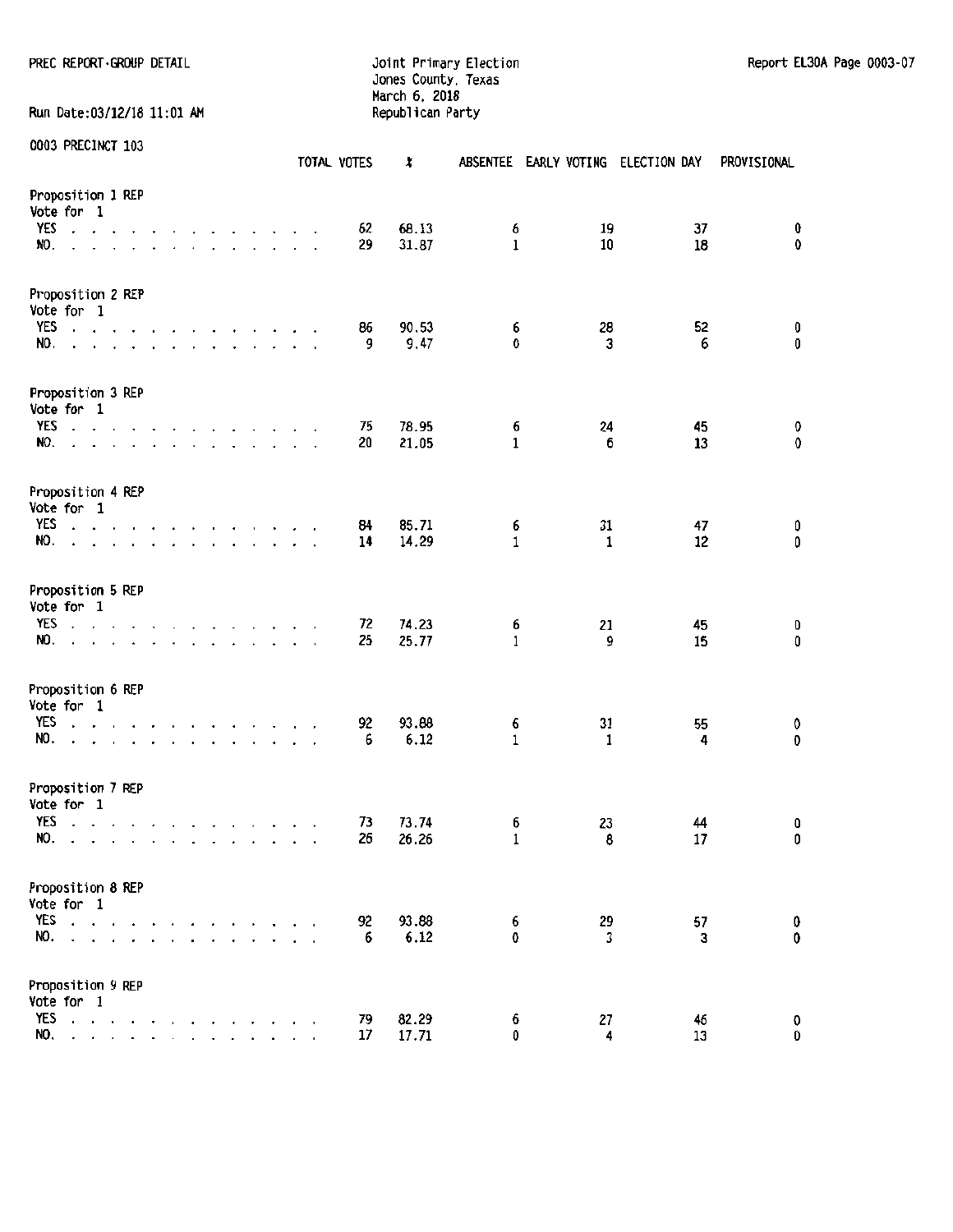PREC REPORT-GROUP DETAIL

Joint Primary Election
Jones County, Texas
March 6, 2018
Republican Party

Run Date:03/12/18 11:01 AM

## 0003 PRECINCT 103

| | TOTAL VOTES | % | ABSENTEE | EARLY VOTING | ELECTION DAY | PROVISIONAL |
|---|---|---|---|---|---|---|
| **Proposition 1 REP** | | | | | | |
| Vote for 1 | | | | | | |
| YES | 62 | 68.13 | 6 | 19 | 37 | 0 |
| NO. | 29 | 31.87 | 1 | 10 | 18 | 0 |
| **Proposition 2 REP** | | | | | | |
| Vote for 1 | | | | | | |
| YES | 86 | 90.53 | 6 | 28 | 52 | 0 |
| NO. | 9 | 9.47 | 0 | 3 | 6 | 0 |
| **Proposition 3 REP** | | | | | | |
| Vote for 1 | | | | | | |
| YES | 75 | 78.95 | 6 | 24 | 45 | 0 |
| NO. | 20 | 21.05 | 1 | 6 | 13 | 0 |
| **Proposition 4 REP** | | | | | | |
| Vote for 1 | | | | | | |
| YES | 84 | 85.71 | 6 | 31 | 47 | 0 |
| NO. | 14 | 14.29 | 1 | 1 | 12 | 0 |
| **Proposition 5 REP** | | | | | | |
| Vote for 1 | | | | | | |
| YES | 72 | 74.23 | 6 | 21 | 45 | 0 |
| NO. | 25 | 25.77 | 1 | 9 | 15 | 0 |
| **Proposition 6 REP** | | | | | | |
| Vote for 1 | | | | | | |
| YES | 92 | 93.88 | 6 | 31 | 55 | 0 |
| NO. | 6 | 6.12 | 1 | 1 | 4 | 0 |
| **Proposition 7 REP** | | | | | | |
| Vote for 1 | | | | | | |
| YES | 73 | 73.74 | 6 | 23 | 44 | 0 |
| NO. | 26 | 26.26 | 1 | 8 | 17 | 0 |
| **Proposition 8 REP** | | | | | | |
| Vote for 1 | | | | | | |
| YES | 92 | 93.88 | 6 | 29 | 57 | 0 |
| NO. | 6 | 6.12 | 0 | 3 | 3 | 0 |
| **Proposition 9 REP** | | | | | | |
| Vote for 1 | | | | | | |
| YES | 79 | 82.29 | 6 | 27 | 46 | 0 |
| NO. | 17 | 17.71 | 0 | 4 | 13 | 0 |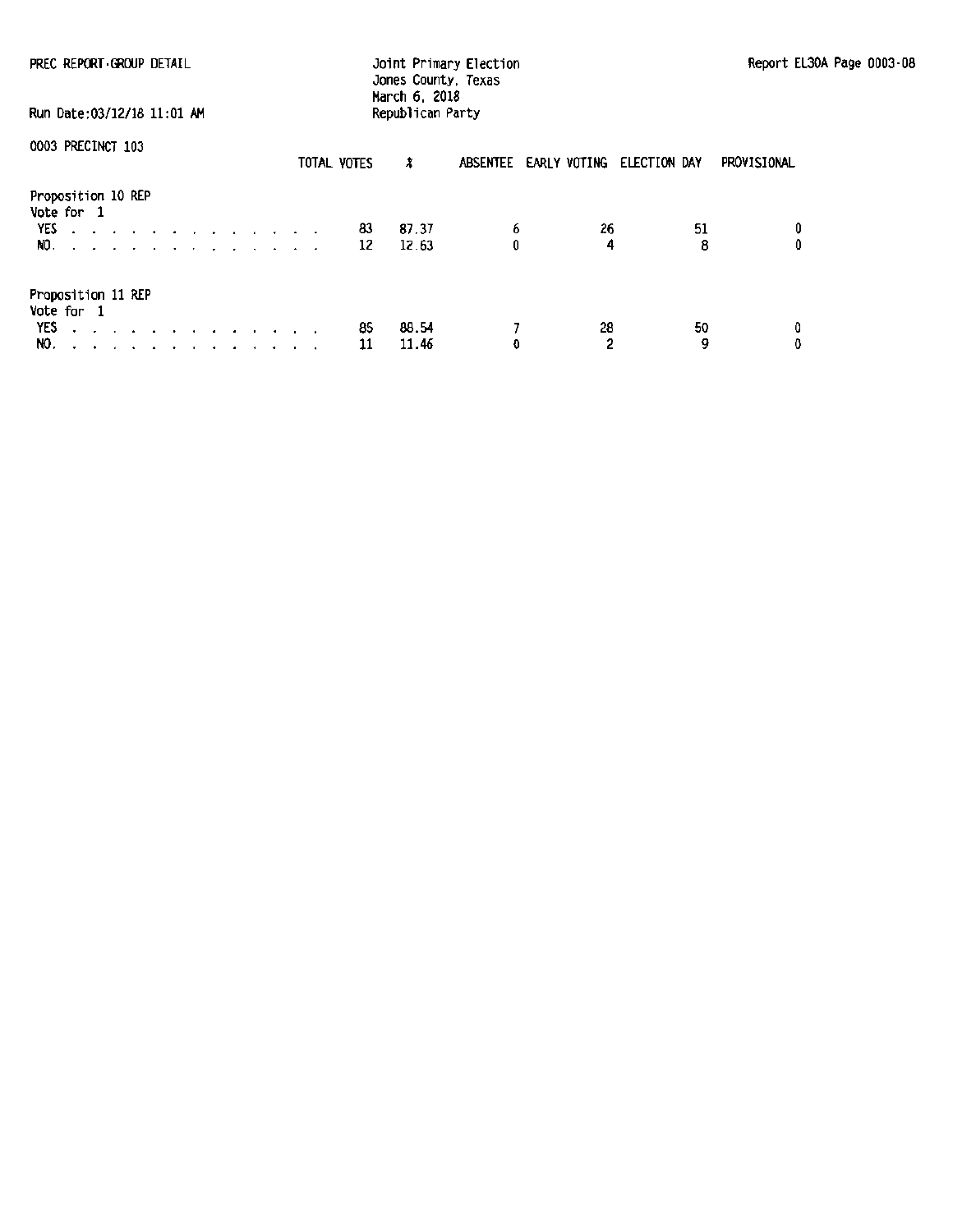PREC REPORT-GROUP DETAIL

Joint Primary Election
Jones County, Texas
March 6, 2018
Republican Party

Run Date:03/12/18 11:01 AM

0003 PRECINCT 103

| | TOTAL VOTES | % | ABSENTEE | EARLY VOTING | ELECTION DAY | PROVISIONAL |
|---|---|---|---|---|---|---|
| **Proposition 10 REP** | | | | | | |
| Vote for 1 | | | | | | |
| YES | 83 | 87.37 | 6 | 26 | 51 | 0 |
| NO. | 12 | 12.63 | 0 | 4 | 8 | 0 |
| **Proposition 11 REP** | | | | | | |
| Vote for 1 | | | | | | |
| YES | 85 | 88.54 | 7 | 28 | 50 | 0 |
| NO. | 11 | 11.46 | 0 | 2 | 9 | 0 |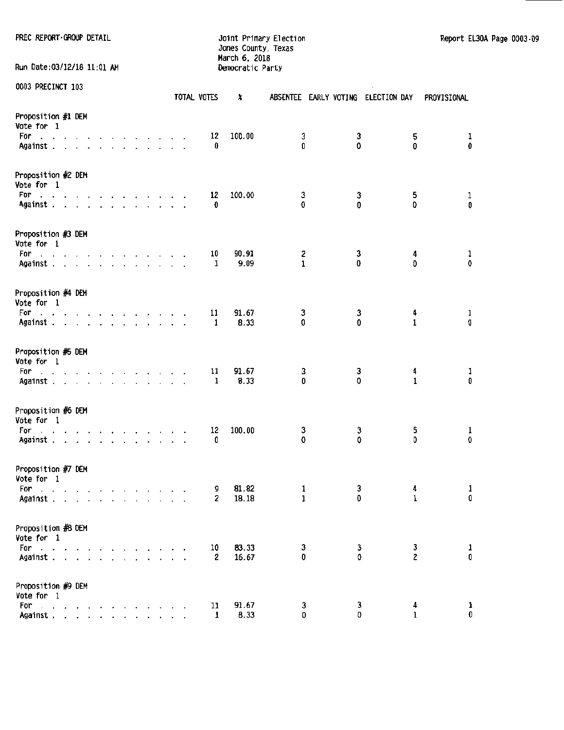PREC REPORT-GROUP DETAIL

Run Date:03/12/18 11:01 AM

Joint Primary Election
Jones County, Texas
March 6, 2018
Democratic Party

Report EL30A Page 0003-09

0003 PRECINCT 103

| | TOTAL VOTES | % | ABSENTEE | EARLY VOTING | ELECTION DAY | PROVISIONAL |
|---|---|---|---|---|---|---|
| **Proposition #1 DEM** | | | | | | |
| Vote for 1 | | | | | | |
| For | 12 | 100.00 | 3 | 3 | 5 | 1 |
| Against | 0 | | 0 | 0 | 0 | 0 |
| **Proposition #2 DEM** | | | | | | |
| Vote for 1 | | | | | | |
| For | 12 | 100.00 | 3 | 3 | 5 | 1 |
| Against | 0 | | 0 | 0 | 0 | 0 |
| **Proposition #3 DEM** | | | | | | |
| Vote for 1 | | | | | | |
| For | 10 | 90.91 | 2 | 3 | 4 | 1 |
| Against | 1 | 9.09 | 1 | 0 | 0 | 0 |
| **Proposition #4 DEM** | | | | | | |
| Vote for 1 | | | | | | |
| For | 11 | 91.67 | 3 | 3 | 4 | 1 |
| Against | 1 | 8.33 | 0 | 0 | 1 | 0 |
| **Proposition #5 DEM** | | | | | | |
| Vote for 1 | | | | | | |
| For | 11 | 91.67 | 3 | 3 | 4 | 1 |
| Against | 1 | 8.33 | 0 | 0 | 1 | 0 |
| **Proposition #6 DEM** | | | | | | |
| Vote for 1 | | | | | | |
| For | 12 | 100.00 | 3 | 3 | 5 | 1 |
| Against | 0 | | 0 | 0 | 0 | 0 |
| **Proposition #7 DEM** | | | | | | |
| Vote for 1 | | | | | | |
| For | 9 | 81.82 | 1 | 3 | 4 | 1 |
| Against | 2 | 18.18 | 1 | 0 | 1 | 0 |
| **Proposition #8 DEM** | | | | | | |
| Vote for 1 | | | | | | |
| For | 10 | 83.33 | 3 | 3 | 3 | 1 |
| Against | 2 | 16.67 | 0 | 0 | 2 | 0 |
| **Proposition #9 DEM** | | | | | | |
| Vote for 1 | | | | | | |
| For | 11 | 91.67 | 3 | 3 | 4 | 1 |
| Against | 1 | 8.33 | 0 | 0 | 1 | 0 |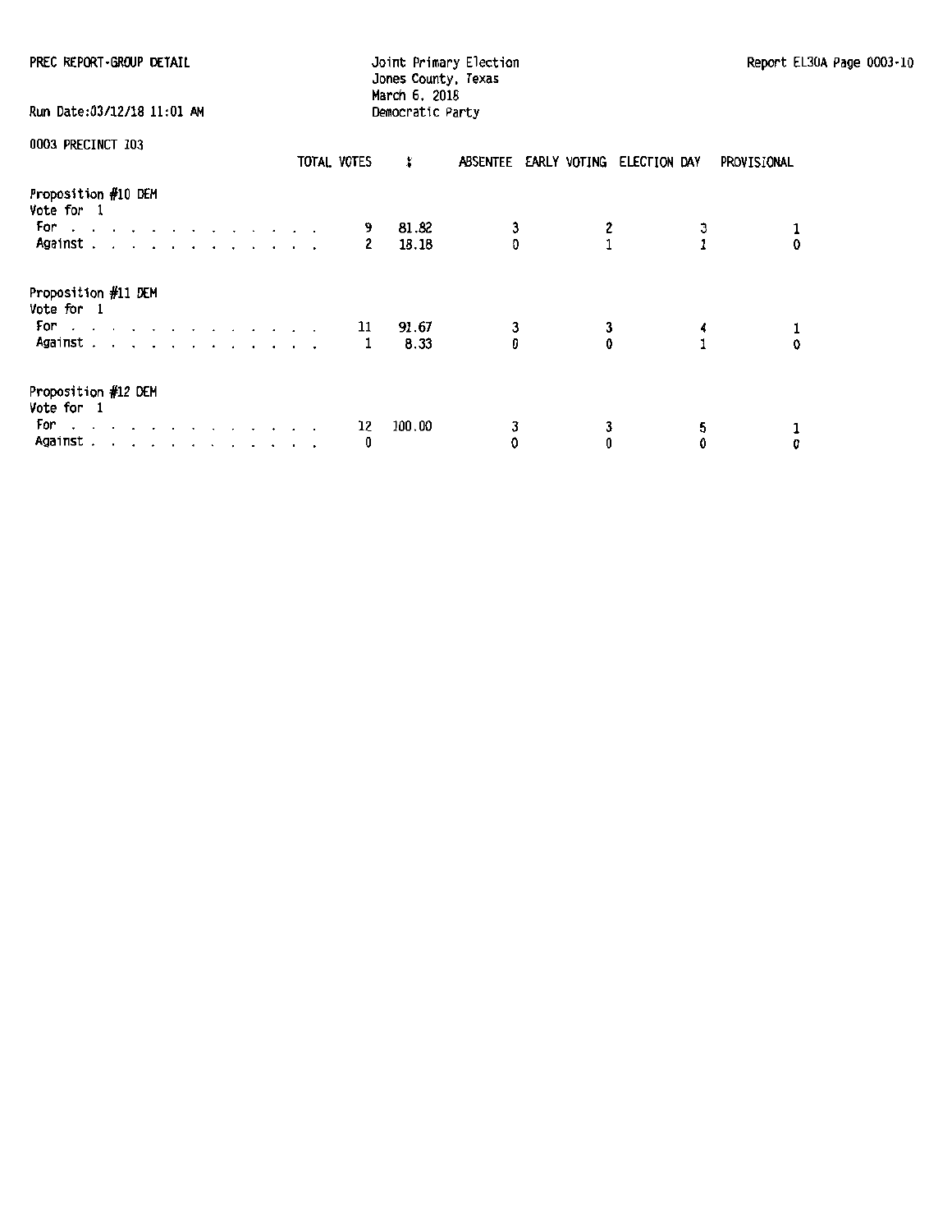PREC REPORT-GROUP DETAIL

Joint Primary Election
Jones County, Texas
March 6, 2018
Democratic Party

Run Date:03/12/18 11:01 AM

0003 PRECINCT 103

| | TOTAL VOTES | % | ABSENTEE | EARLY VOTING | ELECTION DAY | PROVISIONAL |
|---|---|---|---|---|---|---|
| **Proposition #10 DEM** | | | | | | |
| Vote for 1 | | | | | | |
| For | 9 | 81.82 | 3 | 2 | 3 | 1 |
| Against | 2 | 18.18 | 0 | 1 | 1 | 0 |
| **Proposition #11 DEM** | | | | | | |
| Vote for 1 | | | | | | |
| For | 11 | 91.67 | 3 | 3 | 4 | 1 |
| Against | 1 | 8.33 | 0 | 0 | 1 | 0 |
| **Proposition #12 DEM** | | | | | | |
| Vote for 1 | | | | | | |
| For | 12 | 100.00 | 3 | 3 | 5 | 1 |
| Against | 0 | | 0 | 0 | 0 | 0 |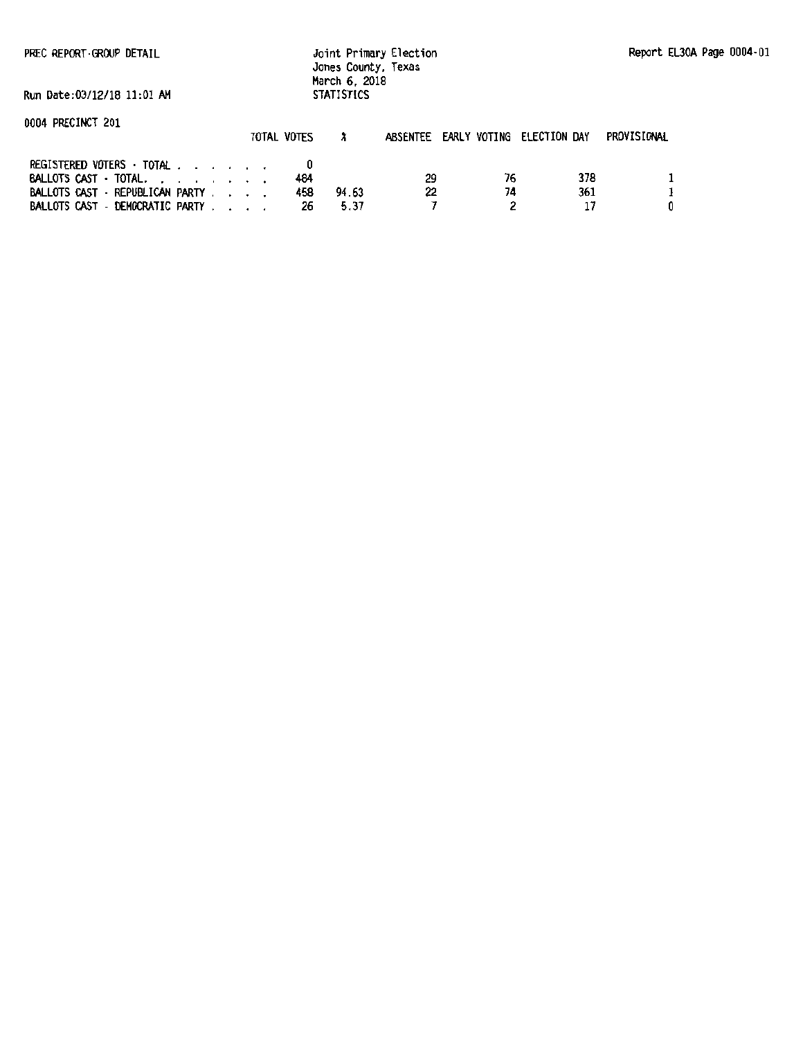PREC REPORT-GROUP DETAIL

Joint Primary Election
Jones County, Texas
March 6, 2018
STATISTICS

Report EL30A Page 0004-01

Run Date:03/12/18 11:01 AM

0004 PRECINCT 201

| | TOTAL VOTES | % | ABSENTEE | EARLY VOTING | ELECTION DAY | PROVISIONAL |
|---|---|---|---|---|---|---|
| REGISTERED VOTERS - TOTAL . . . . . . . | 0 | | | | | |
| BALLOTS CAST - TOTAL. . . . . . . . . | 484 | | 29 | 76 | 378 | 1 |
| BALLOTS CAST - REPUBLICAN PARTY . . . . | 458 | 94.63 | 22 | 74 | 361 | 1 |
| BALLOTS CAST - DEMOCRATIC PARTY . . . . | 26 | 5.37 | 7 | 2 | 17 | 0 |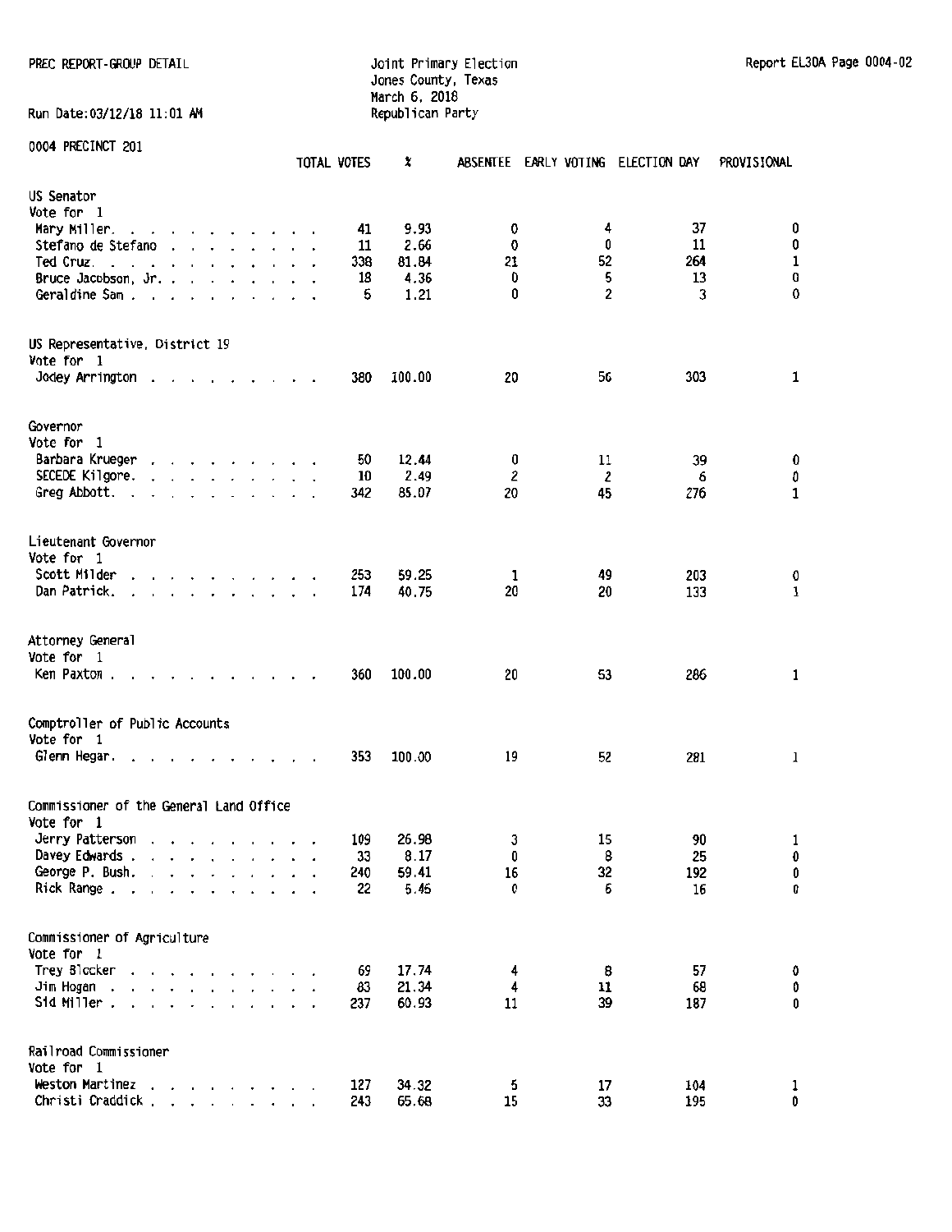PREC REPORT-GROUP DETAIL

Joint Primary Election
Jones County, Texas
March 6, 2018
Republican Party

Report EL30A Page 0004-02

Run Date:03/12/18 11:01 AM

0004 PRECINCT 201

| | TOTAL VOTES | % | ABSENTEE | EARLY VOTING | ELECTION DAY | PROVISIONAL |
|---|---|---|---|---|---|---|
| **US Senator** | | | | | | |
| Vote for 1 | | | | | | |
| Mary Miller | 41 | 9.93 | 0 | 4 | 37 | 0 |
| Stefano de Stefano | 11 | 2.66 | 0 | 0 | 11 | 0 |
| Ted Cruz | 338 | 81.84 | 21 | 52 | 264 | 1 |
| Bruce Jacobson, Jr. | 18 | 4.36 | 0 | 5 | 13 | 0 |
| Geraldine Sam | 5 | 1.21 | 0 | 2 | 3 | 0 |
| **US Representative, District 19** | | | | | | |
| Vote for 1 | | | | | | |
| Jodey Arrington | 380 | 100.00 | 20 | 56 | 303 | 1 |
| **Governor** | | | | | | |
| Vote for 1 | | | | | | |
| Barbara Krueger | 50 | 12.44 | 0 | 11 | 39 | 0 |
| SECEDE Kilgore | 10 | 2.49 | 2 | 2 | 6 | 0 |
| Greg Abbott | 342 | 85.07 | 20 | 45 | 276 | 1 |
| **Lieutenant Governor** | | | | | | |
| Vote for 1 | | | | | | |
| Scott Milder | 253 | 59.25 | 1 | 49 | 203 | 0 |
| Dan Patrick | 174 | 40.75 | 20 | 20 | 133 | 1 |
| **Attorney General** | | | | | | |
| Vote for 1 | | | | | | |
| Ken Paxton | 360 | 100.00 | 20 | 53 | 286 | 1 |
| **Comptroller of Public Accounts** | | | | | | |
| Vote for 1 | | | | | | |
| Glenn Hegar | 353 | 100.00 | 19 | 52 | 281 | 1 |
| **Commissioner of the General Land Office** | | | | | | |
| Vote for 1 | | | | | | |
| Jerry Patterson | 109 | 26.98 | 3 | 15 | 90 | 1 |
| Davey Edwards | 33 | 8.17 | 0 | 8 | 25 | 0 |
| George P. Bush | 240 | 59.41 | 16 | 32 | 192 | 0 |
| Rick Range | 22 | 5.45 | 0 | 6 | 16 | 0 |
| **Commissioner of Agriculture** | | | | | | |
| Vote for 1 | | | | | | |
| Trey Blocker | 69 | 17.74 | 4 | 8 | 57 | 0 |
| Jim Hogan | 83 | 21.34 | 4 | 11 | 68 | 0 |
| Sid Miller | 237 | 60.93 | 11 | 39 | 187 | 0 |
| **Railroad Commissioner** | | | | | | |
| Vote for 1 | | | | | | |
| Weston Martinez | 127 | 34.32 | 5 | 17 | 104 | 1 |
| Christi Craddick | 243 | 65.68 | 15 | 33 | 195 | 0 |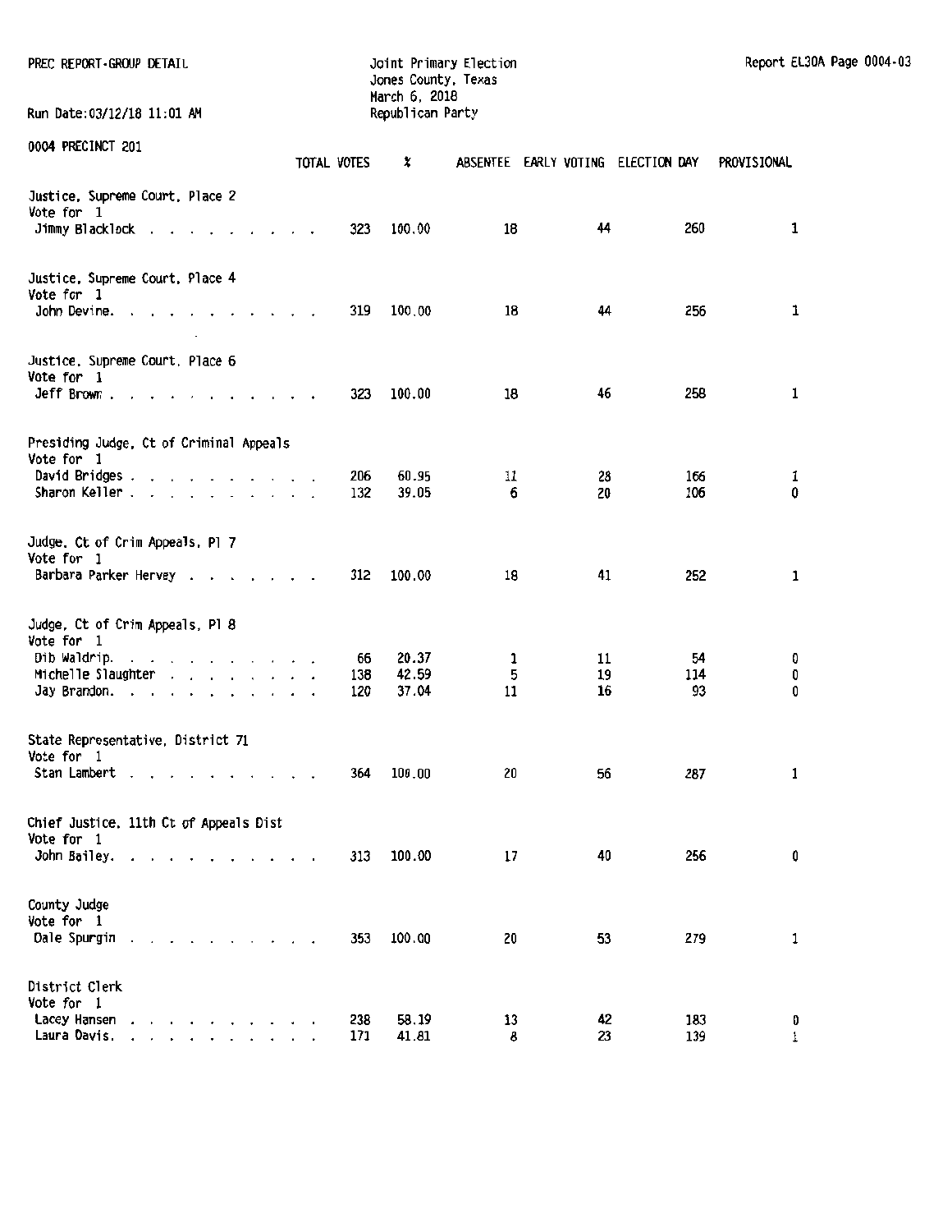PREC REPORT-GROUP DETAIL

Run Date:03/12/18 11:01 AM

Joint Primary Election
Jones County, Texas
March 6, 2018
Republican Party

Report EL30A Page 0004-03

0004 PRECINCT 201

| | TOTAL VOTES | % | ABSENTEE | EARLY VOTING | ELECTION DAY | PROVISIONAL |
|---|---|---|---|---|---|---|
| **Justice, Supreme Court, Place 2** | | | | | | |
| Vote for 1 | | | | | | |
| Jimmy Blacklock | 323 | 100.00 | 18 | 44 | 260 | 1 |
| **Justice, Supreme Court, Place 4** | | | | | | |
| Vote for 1 | | | | | | |
| John Devine | 319 | 100.00 | 18 | 44 | 256 | 1 |
| **Justice, Supreme Court, Place 6** | | | | | | |
| Vote for 1 | | | | | | |
| Jeff Brown | 323 | 100.00 | 18 | 46 | 258 | 1 |
| **Presiding Judge, Ct of Criminal Appeals** | | | | | | |
| Vote for 1 | | | | | | |
| David Bridges | 206 | 60.95 | 11 | 28 | 166 | 1 |
| Sharon Keller | 132 | 39.05 | 6 | 20 | 106 | 0 |
| **Judge, Ct of Crim Appeals, Pl 7** | | | | | | |
| Vote for 1 | | | | | | |
| Barbara Parker Hervey | 312 | 100.00 | 18 | 41 | 252 | 1 |
| **Judge, Ct of Crim Appeals, Pl 8** | | | | | | |
| Vote for 1 | | | | | | |
| Dib Waldrip | 66 | 20.37 | 1 | 11 | 54 | 0 |
| Michelle Slaughter | 138 | 42.59 | 5 | 19 | 114 | 0 |
| Jay Brandon | 120 | 37.04 | 11 | 16 | 93 | 0 |
| **State Representative, District 71** | | | | | | |
| Vote for 1 | | | | | | |
| Stan Lambert | 364 | 100.00 | 20 | 56 | 287 | 1 |
| **Chief Justice, 11th Ct of Appeals Dist** | | | | | | |
| Vote for 1 | | | | | | |
| John Bailey | 313 | 100.00 | 17 | 40 | 256 | 0 |
| **County Judge** | | | | | | |
| Vote for 1 | | | | | | |
| Dale Spurgin | 353 | 100.00 | 20 | 53 | 279 | 1 |
| **District Clerk** | | | | | | |
| Vote for 1 | | | | | | |
| Lacey Hansen | 238 | 58.19 | 13 | 42 | 183 | 0 |
| Laura Davis | 171 | 41.81 | 8 | 23 | 139 | 1 |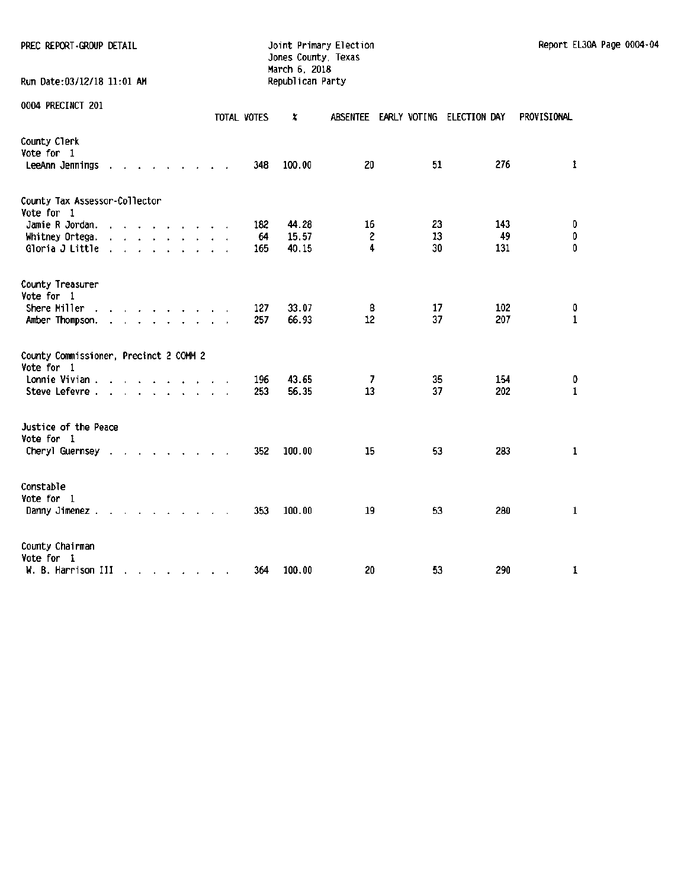PREC REPORT-GROUP DETAIL

Joint Primary Election
Jones County, Texas
March 6, 2018
Republican Party

Run Date:03/12/18 11:01 AM

0004 PRECINCT 201

| | TOTAL VOTES | % | ABSENTEE | EARLY VOTING | ELECTION DAY | PROVISIONAL |
|---|---|---|---|---|---|---|
| **County Clerk** | | | | | | |
| Vote for 1 | | | | | | |
| LeeAnn Jennings | 348 | 100.00 | 20 | 51 | 276 | 1 |
| **County Tax Assessor-Collector** | | | | | | |
| Vote for 1 | | | | | | |
| Jamie R Jordan | 182 | 44.28 | 16 | 23 | 143 | 0 |
| Whitney Ortega | 64 | 15.57 | 2 | 13 | 49 | 0 |
| Gloria J Little | 165 | 40.15 | 4 | 30 | 131 | 0 |
| **County Treasurer** | | | | | | |
| Vote for 1 | | | | | | |
| Shere Miller | 127 | 33.07 | 8 | 17 | 102 | 0 |
| Amber Thompson | 257 | 66.93 | 12 | 37 | 207 | 1 |
| **County Commissioner, Precinct 2 COMM 2** | | | | | | |
| Vote for 1 | | | | | | |
| Lonnie Vivian | 196 | 43.65 | 7 | 35 | 154 | 0 |
| Steve Lefevre | 253 | 56.35 | 13 | 37 | 202 | 1 |
| **Justice of the Peace** | | | | | | |
| Vote for 1 | | | | | | |
| Cheryl Guernsey | 352 | 100.00 | 15 | 53 | 283 | 1 |
| **Constable** | | | | | | |
| Vote for 1 | | | | | | |
| Danny Jimenez | 353 | 100.00 | 19 | 53 | 280 | 1 |
| **County Chairman** | | | | | | |
| Vote for 1 | | | | | | |
| W. B. Harrison III | 364 | 100.00 | 20 | 53 | 290 | 1 |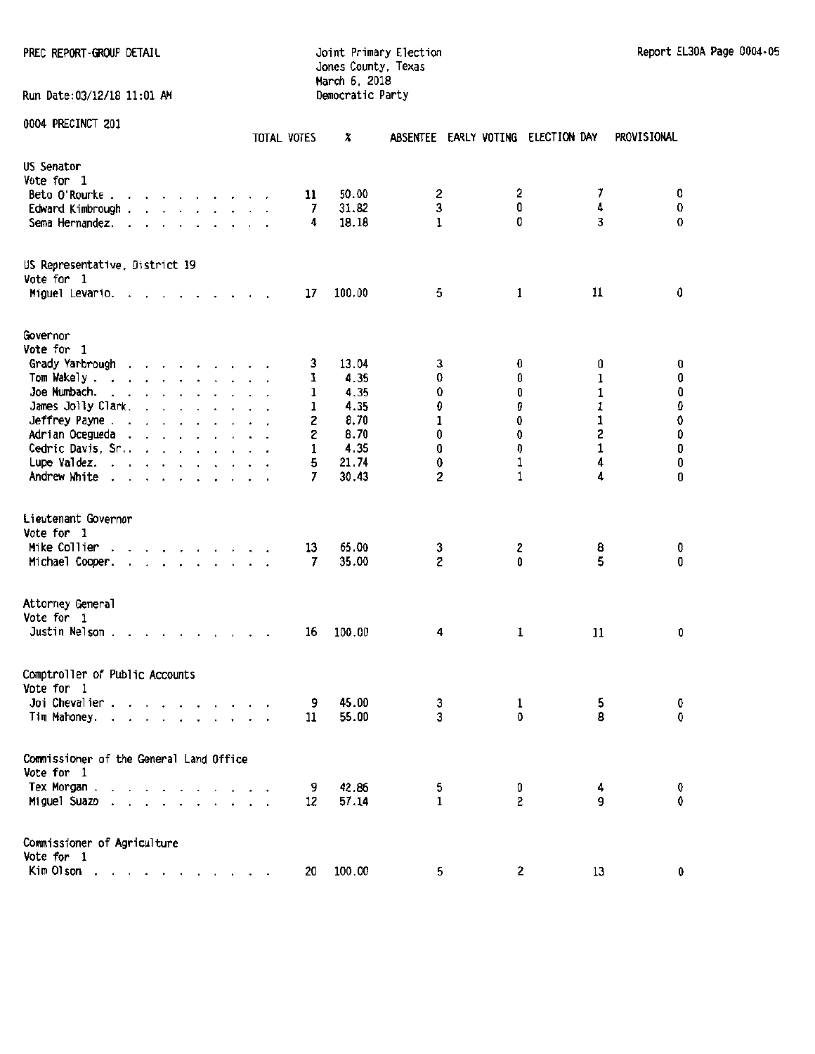PREC REPORT-GROUP DETAIL

Joint Primary Election
Jones County, Texas
March 6, 2018
Democratic Party

Run Date:03/12/18 11:01 AM

Report EL30A Page 0004-05

0004 PRECINCT 201

| | TOTAL VOTES | % | ABSENTEE | EARLY VOTING | ELECTION DAY | PROVISIONAL |
|---|---|---|---|---|---|---|
| **US Senator** | | | | | | |
| Vote for 1 | | | | | | |
| Beto O'Rourke | 11 | 50.00 | 2 | 2 | 7 | 0 |
| Edward Kimbrough | 7 | 31.82 | 3 | 0 | 4 | 0 |
| Sema Hernandez. | 4 | 18.18 | 1 | 0 | 3 | 0 |
| **US Representative, District 19** | | | | | | |
| Vote for 1 | | | | | | |
| Miguel Levario. | 17 | 100.00 | 5 | 1 | 11 | 0 |
| **Governor** | | | | | | |
| Vote for 1 | | | | | | |
| Grady Yarbrough | 3 | 13.04 | 3 | 0 | 0 | 0 |
| Tom Wakely | 1 | 4.35 | 0 | 0 | 1 | 0 |
| Joe Mumbach. | 1 | 4.35 | 0 | 0 | 1 | 0 |
| James Jolly Clark. | 1 | 4.35 | 0 | 0 | 1 | 0 |
| Jeffrey Payne | 2 | 8.70 | 1 | 0 | 1 | 0 |
| Adrian Ocegueda | 2 | 8.70 | 0 | 0 | 2 | 0 |
| Cedric Davis, Sr. | 1 | 4.35 | 0 | 0 | 1 | 0 |
| Lupe Valdez. | 5 | 21.74 | 0 | 1 | 4 | 0 |
| Andrew White | 7 | 30.43 | 2 | 1 | 4 | 0 |
| **Lieutenant Governor** | | | | | | |
| Vote for 1 | | | | | | |
| Mike Collier | 13 | 65.00 | 3 | 2 | 8 | 0 |
| Michael Cooper. | 7 | 35.00 | 2 | 0 | 5 | 0 |
| **Attorney General** | | | | | | |
| Vote for 1 | | | | | | |
| Justin Nelson | 16 | 100.00 | 4 | 1 | 11 | 0 |
| **Comptroller of Public Accounts** | | | | | | |
| Vote for 1 | | | | | | |
| Joi Chevalier | 9 | 45.00 | 3 | 1 | 5 | 0 |
| Tim Mahoney. | 11 | 55.00 | 3 | 0 | 8 | 0 |
| **Commissioner of the General Land Office** | | | | | | |
| Vote for 1 | | | | | | |
| Tex Morgan | 9 | 42.86 | 5 | 0 | 4 | 0 |
| Miguel Suazo | 12 | 57.14 | 1 | 2 | 9 | 0 |
| **Commissioner of Agriculture** | | | | | | |
| Vote for 1 | | | | | | |
| Kim Olson | 20 | 100.00 | 5 | 2 | 13 | 0 |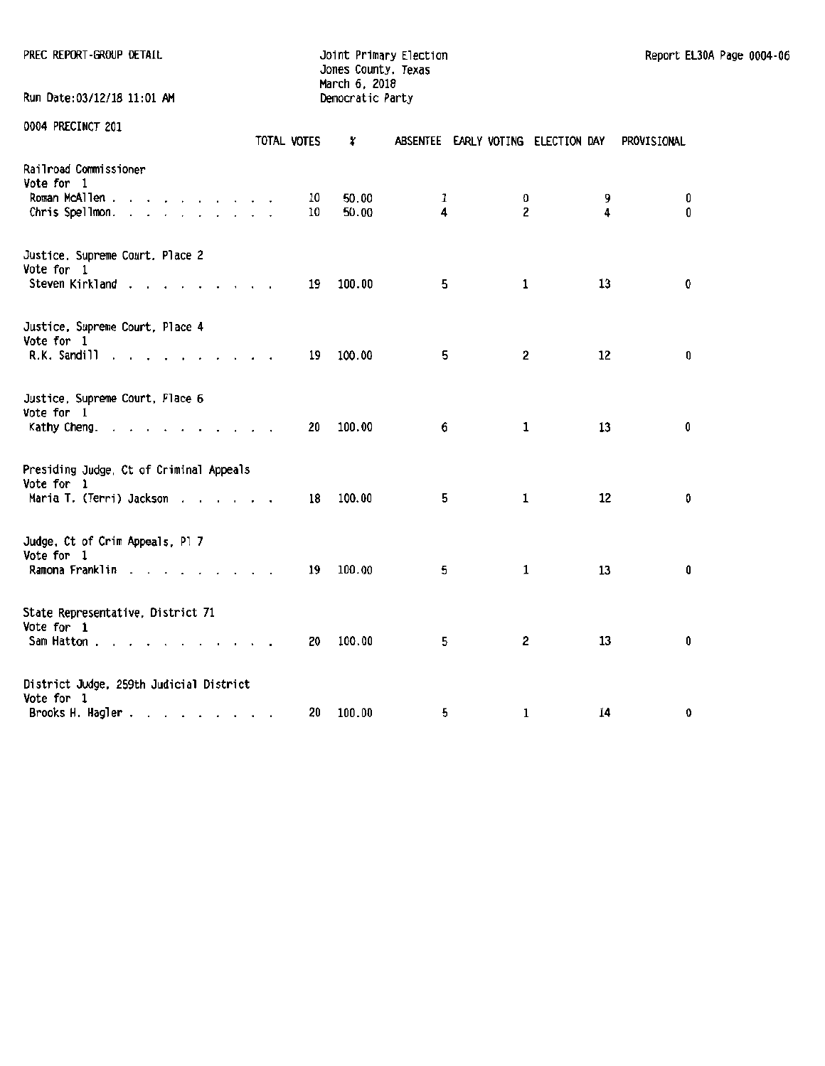PREC REPORT-GROUP DETAIL

Joint Primary Election
Jones County, Texas
March 6, 2018
Democratic Party

Report EL30A Page 0004-06

Run Date:03/12/18 11:01 AM

0004 PRECINCT 201

| | TOTAL VOTES | % | ABSENTEE | EARLY VOTING | ELECTION DAY | PROVISIONAL |
|---|---|---|---|---|---|---|
| **Railroad Commissioner** | | | | | | |
| Vote for 1 | | | | | | |
| Roman McAllen | 10 | 50.00 | 1 | 0 | 9 | 0 |
| Chris Spellmon | 10 | 50.00 | 4 | 2 | 4 | 0 |
| **Justice, Supreme Court, Place 2** | | | | | | |
| Vote for 1 | | | | | | |
| Steven Kirkland | 19 | 100.00 | 5 | 1 | 13 | 0 |
| **Justice, Supreme Court, Place 4** | | | | | | |
| Vote for 1 | | | | | | |
| R.K. Sandill | 19 | 100.00 | 5 | 2 | 12 | 0 |
| **Justice, Supreme Court, Place 6** | | | | | | |
| Vote for 1 | | | | | | |
| Kathy Cheng | 20 | 100.00 | 6 | 1 | 13 | 0 |
| **Presiding Judge, Ct of Criminal Appeals** | | | | | | |
| Vote for 1 | | | | | | |
| Maria T. (Terri) Jackson | 18 | 100.00 | 5 | 1 | 12 | 0 |
| **Judge, Ct of Crim Appeals, Pl 7** | | | | | | |
| Vote for 1 | | | | | | |
| Ramona Franklin | 19 | 100.00 | 5 | 1 | 13 | 0 |
| **State Representative, District 71** | | | | | | |
| Vote for 1 | | | | | | |
| Sam Hatton | 20 | 100.00 | 5 | 2 | 13 | 0 |
| **District Judge, 259th Judicial District** | | | | | | |
| Vote for 1 | | | | | | |
| Brooks H. Hagler | 20 | 100.00 | 5 | 1 | 14 | 0 |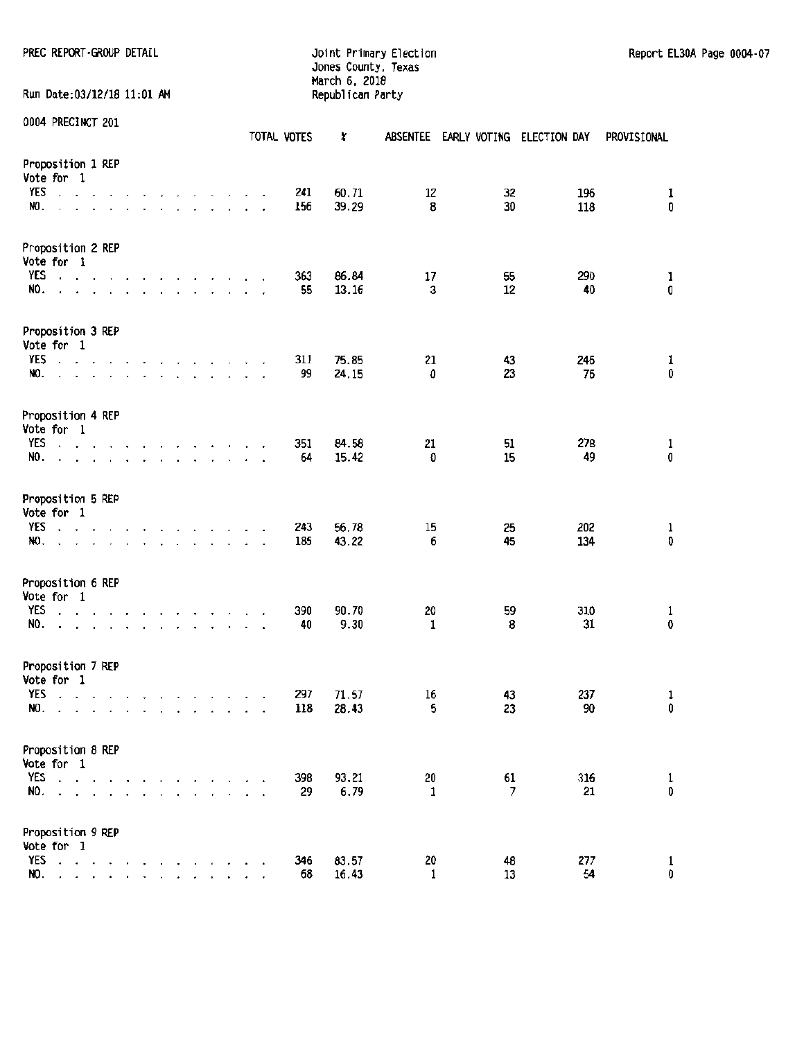PREC REPORT-GROUP DETAIL

Joint Primary Election
Jones County, Texas
March 6, 2018
Republican Party

Report EL30A Page 0004-07

Run Date:03/12/18 11:01 AM

0004 PRECINCT 201

| | TOTAL VOTES | % | ABSENTEE | EARLY VOTING | ELECTION DAY | PROVISIONAL |
|---|---|---|---|---|---|---|
| **Proposition 1 REP** | | | | | | |
| Vote for 1 | | | | | | |
| YES | 241 | 60.71 | 12 | 32 | 196 | 1 |
| NO. | 156 | 39.29 | 8 | 30 | 118 | 0 |
| **Proposition 2 REP** | | | | | | |
| Vote for 1 | | | | | | |
| YES | 363 | 86.84 | 17 | 55 | 290 | 1 |
| NO. | 55 | 13.16 | 3 | 12 | 40 | 0 |
| **Proposition 3 REP** | | | | | | |
| Vote for 1 | | | | | | |
| YES | 311 | 75.85 | 21 | 43 | 246 | 1 |
| NO. | 99 | 24.15 | 0 | 23 | 76 | 0 |
| **Proposition 4 REP** | | | | | | |
| Vote for 1 | | | | | | |
| YES | 351 | 84.58 | 21 | 51 | 278 | 1 |
| NO. | 64 | 15.42 | 0 | 15 | 49 | 0 |
| **Proposition 5 REP** | | | | | | |
| Vote for 1 | | | | | | |
| YES | 243 | 56.78 | 15 | 25 | 202 | 1 |
| NO. | 185 | 43.22 | 6 | 45 | 134 | 0 |
| **Proposition 6 REP** | | | | | | |
| Vote for 1 | | | | | | |
| YES | 390 | 90.70 | 20 | 59 | 310 | 1 |
| NO. | 40 | 9.30 | 1 | 8 | 31 | 0 |
| **Proposition 7 REP** | | | | | | |
| Vote for 1 | | | | | | |
| YES | 297 | 71.57 | 16 | 43 | 237 | 1 |
| NO. | 118 | 28.43 | 5 | 23 | 90 | 0 |
| **Proposition 8 REP** | | | | | | |
| Vote for 1 | | | | | | |
| YES | 398 | 93.21 | 20 | 61 | 316 | 1 |
| NO. | 29 | 6.79 | 1 | 7 | 21 | 0 |
| **Proposition 9 REP** | | | | | | |
| Vote for 1 | | | | | | |
| YES | 346 | 83.57 | 20 | 48 | 277 | 1 |
| NO. | 68 | 16.43 | 1 | 13 | 54 | 0 |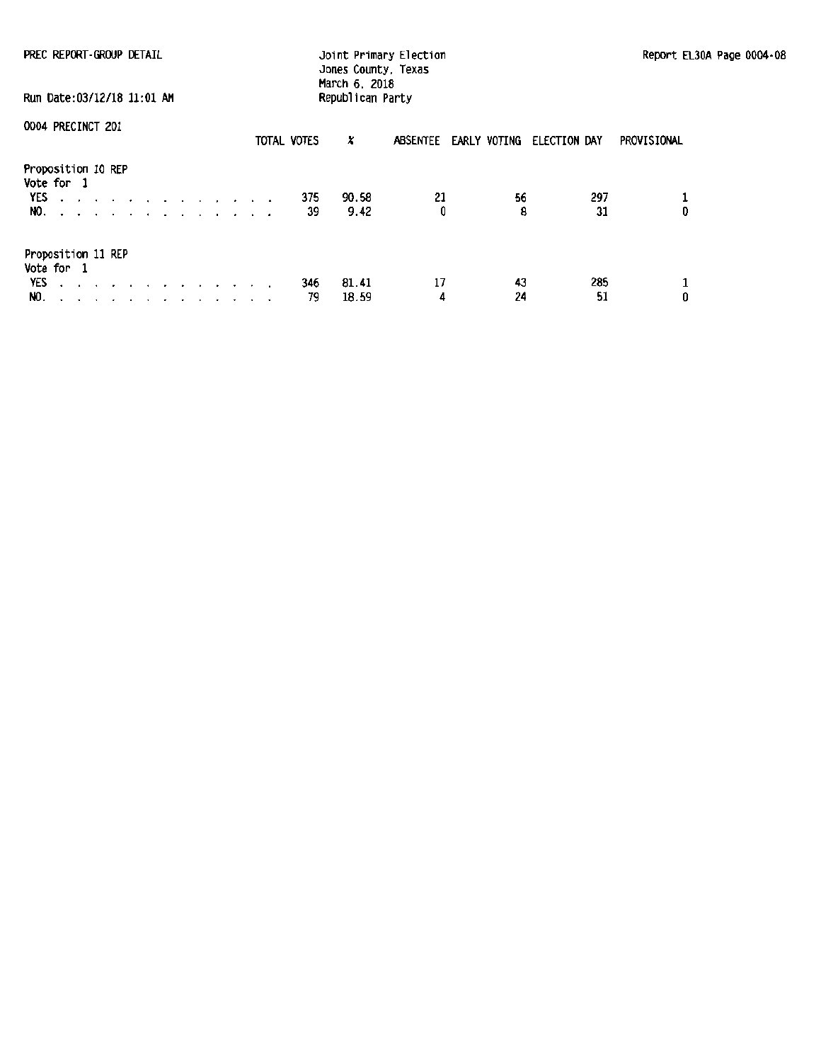PREC REPORT-GROUP DETAIL

Joint Primary Election
Jones County, Texas
March 6, 2018
Republican Party

Report EL30A Page 0004-08

Run Date:03/12/18 11:01 AM

0004 PRECINCT 201

| | TOTAL VOTES | % | ABSENTEE | EARLY VOTING | ELECTION DAY | PROVISIONAL |
|---|---|---|---|---|---|---|
| **Proposition 10 REP** | | | | | | |
| Vote for 1 | | | | | | |
| YES . . . . . . . . . . . . . . | 375 | 90.58 | 21 | 56 | 297 | 1 |
| NO. . . . . . . . . . . . . . . | 39 | 9.42 | 0 | 8 | 31 | 0 |
| **Proposition 11 REP** | | | | | | |
| Vote for 1 | | | | | | |
| YES . . . . . . . . . . . . . . | 346 | 81.41 | 17 | 43 | 285 | 1 |
| NO. . . . . . . . . . . . . . . | 79 | 18.59 | 4 | 24 | 51 | 0 |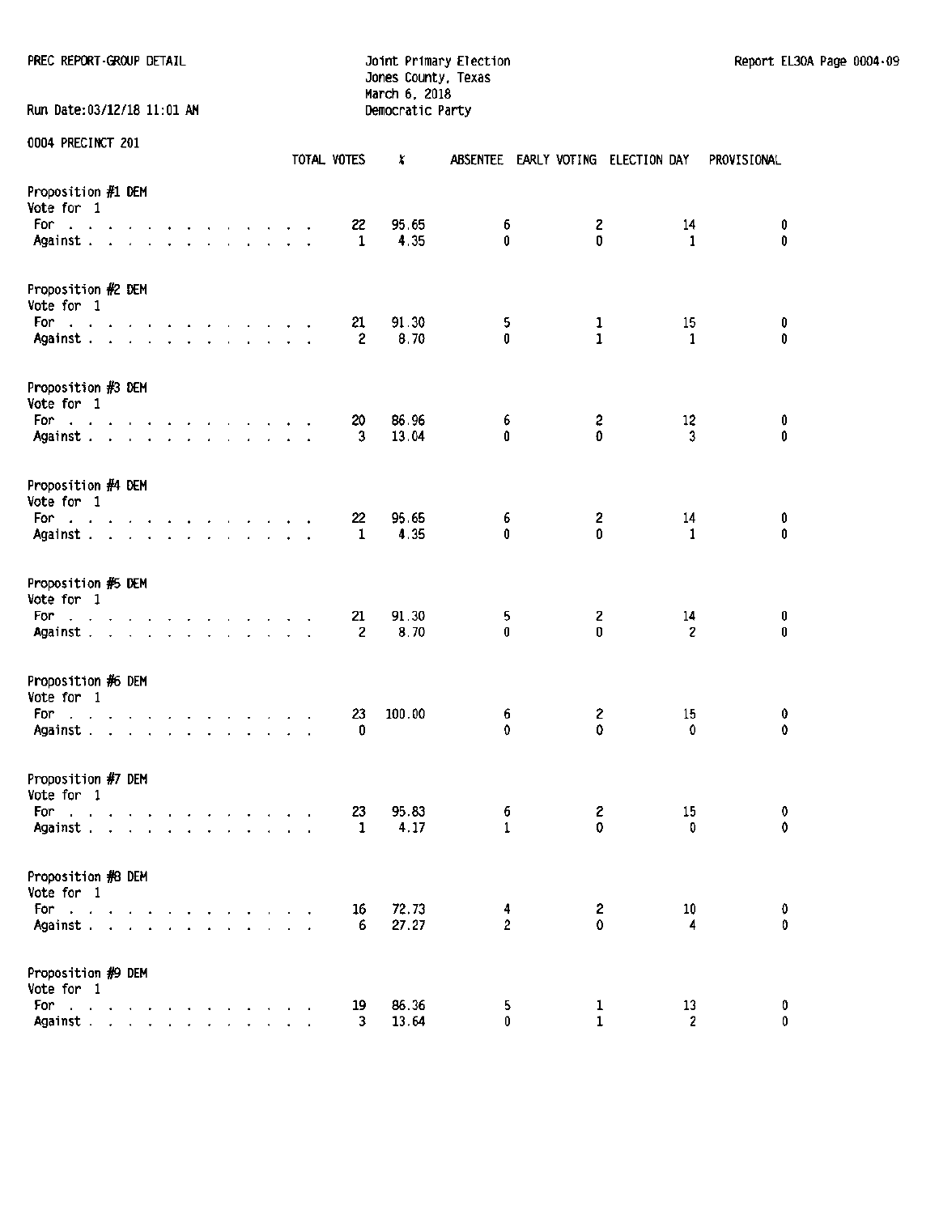PREC REPORT-GROUP DETAIL

Joint Primary Election
Jones County, Texas
March 6, 2018
Democratic Party

Report EL30A Page 0004-09

Run Date:03/12/18 11:01 AM

0004 PRECINCT 201

| | TOTAL VOTES | % | ABSENTEE | EARLY VOTING | ELECTION DAY | PROVISIONAL |
|---|---|---|---|---|---|---|
| **Proposition #1 DEM** | | | | | | |
| Vote for 1 | | | | | | |
| For | 22 | 95.65 | 6 | 2 | 14 | 0 |
| Against | 1 | 4.35 | 0 | 0 | 1 | 0 |
| **Proposition #2 DEM** | | | | | | |
| Vote for 1 | | | | | | |
| For | 21 | 91.30 | 5 | 1 | 15 | 0 |
| Against | 2 | 8.70 | 0 | 1 | 1 | 0 |
| **Proposition #3 DEM** | | | | | | |
| Vote for 1 | | | | | | |
| For | 20 | 86.96 | 6 | 2 | 12 | 0 |
| Against | 3 | 13.04 | 0 | 0 | 3 | 0 |
| **Proposition #4 DEM** | | | | | | |
| Vote for 1 | | | | | | |
| For | 22 | 95.65 | 6 | 2 | 14 | 0 |
| Against | 1 | 4.35 | 0 | 0 | 1 | 0 |
| **Proposition #5 DEM** | | | | | | |
| Vote for 1 | | | | | | |
| For | 21 | 91.30 | 5 | 2 | 14 | 0 |
| Against | 2 | 8.70 | 0 | 0 | 2 | 0 |
| **Proposition #6 DEM** | | | | | | |
| Vote for 1 | | | | | | |
| For | 23 | 100.00 | 6 | 2 | 15 | 0 |
| Against | 0 | | 0 | 0 | 0 | 0 |
| **Proposition #7 DEM** | | | | | | |
| Vote for 1 | | | | | | |
| For | 23 | 95.83 | 6 | 2 | 15 | 0 |
| Against | 1 | 4.17 | 1 | 0 | 0 | 0 |
| **Proposition #8 DEM** | | | | | | |
| Vote for 1 | | | | | | |
| For | 16 | 72.73 | 4 | 2 | 10 | 0 |
| Against | 6 | 27.27 | 2 | 0 | 4 | 0 |
| **Proposition #9 DEM** | | | | | | |
| Vote for 1 | | | | | | |
| For | 19 | 86.36 | 5 | 1 | 13 | 0 |
| Against | 3 | 13.64 | 0 | 1 | 2 | 0 |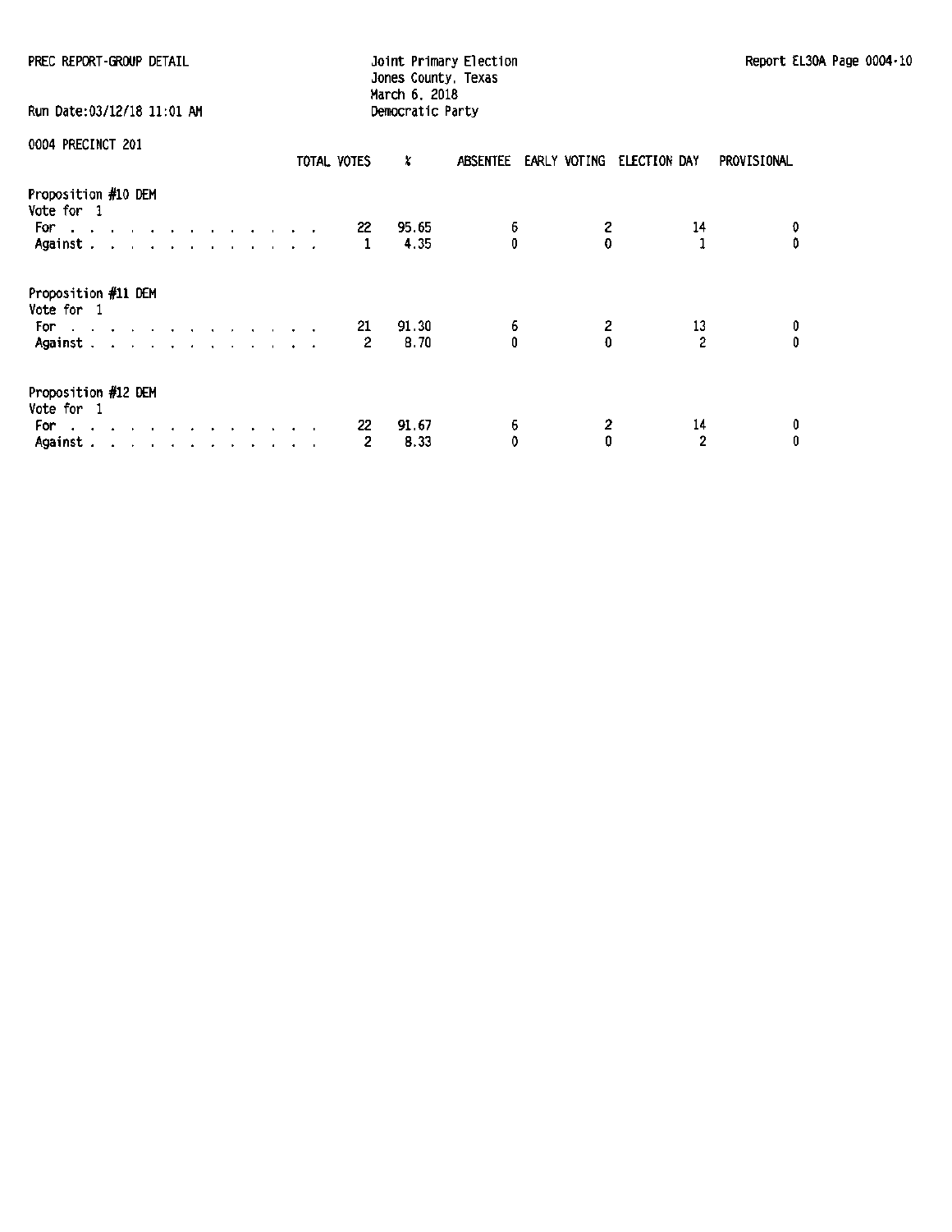PREC REPORT-GROUP DETAIL

Joint Primary Election
Jones County, Texas
March 6, 2018
Democratic Party

Run Date:03/12/18 11:01 AM

0004 PRECINCT 201

| | TOTAL VOTES | % | ABSENTEE | EARLY VOTING | ELECTION DAY | PROVISIONAL |
|---|---|---|---|---|---|---|
| **Proposition #10 DEM** | | | | | | |
| Vote for 1 | | | | | | |
| For | 22 | 95.65 | 6 | 2 | 14 | 0 |
| Against | 1 | 4.35 | 0 | 0 | 1 | 0 |
| **Proposition #11 DEM** | | | | | | |
| Vote for 1 | | | | | | |
| For | 21 | 91.30 | 6 | 2 | 13 | 0 |
| Against | 2 | 8.70 | 0 | 0 | 2 | 0 |
| **Proposition #12 DEM** | | | | | | |
| Vote for 1 | | | | | | |
| For | 22 | 91.67 | 6 | 2 | 14 | 0 |
| Against | 2 | 8.33 | 0 | 0 | 2 | 0 |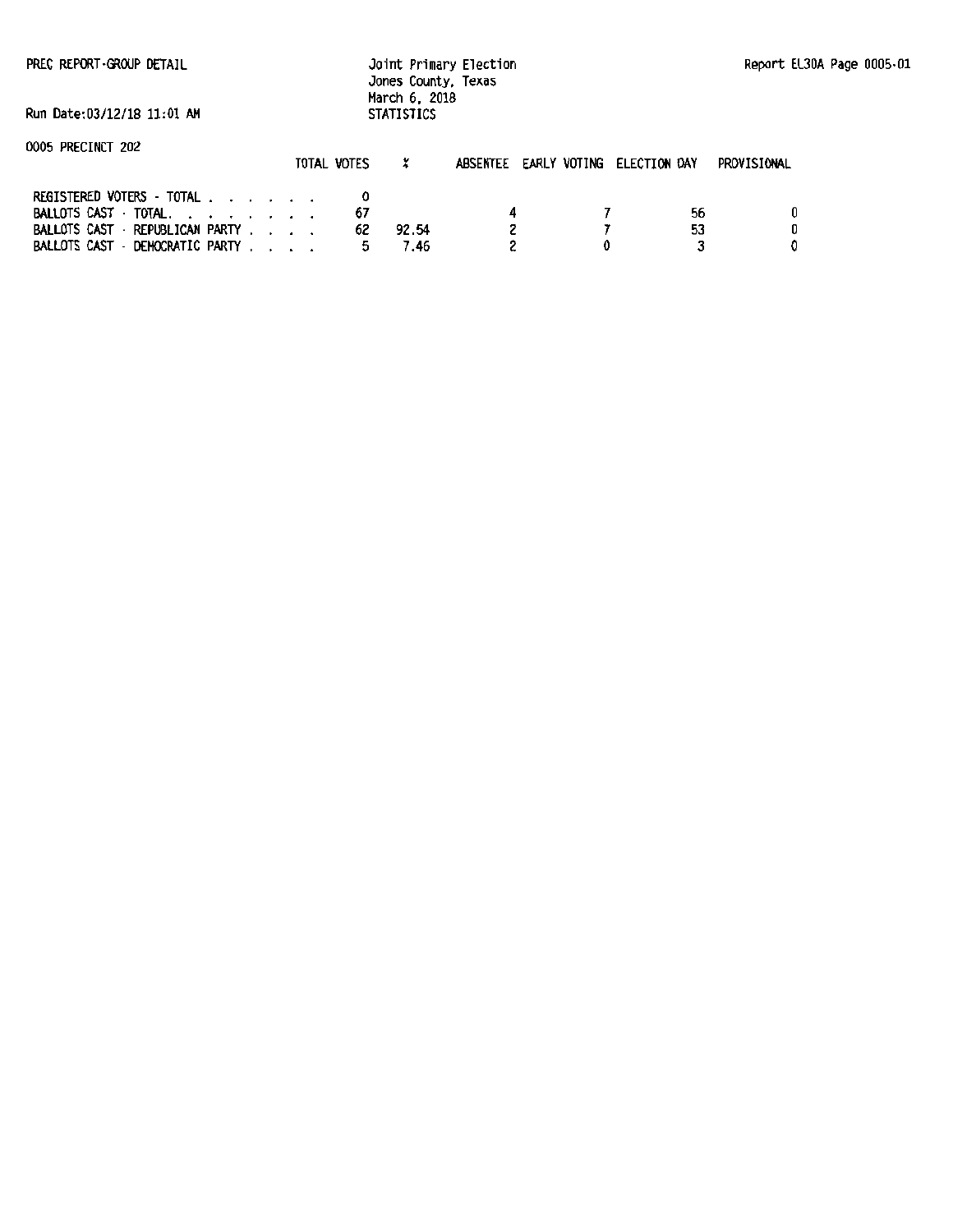PREC REPORT-GROUP DETAIL

Joint Primary Election
Jones County, Texas
March 6, 2018
STATISTICS

Run Date:03/12/18 11:01 AM

0005 PRECINCT 202

| | TOTAL VOTES | % | ABSENTEE | EARLY VOTING | ELECTION DAY | PROVISIONAL |
|---|---|---|---|---|---|---|
| REGISTERED VOTERS - TOTAL . . . . . . . | 0 | | | | | |
| BALLOTS CAST - TOTAL. . . . . . . . | 67 | | 4 | 7 | 56 | 0 |
| BALLOTS CAST - REPUBLICAN PARTY . . . . | 62 | 92.54 | 2 | 7 | 53 | 0 |
| BALLOTS CAST - DEMOCRATIC PARTY . . . . | 5 | 7.46 | 2 | 0 | 3 | 0 |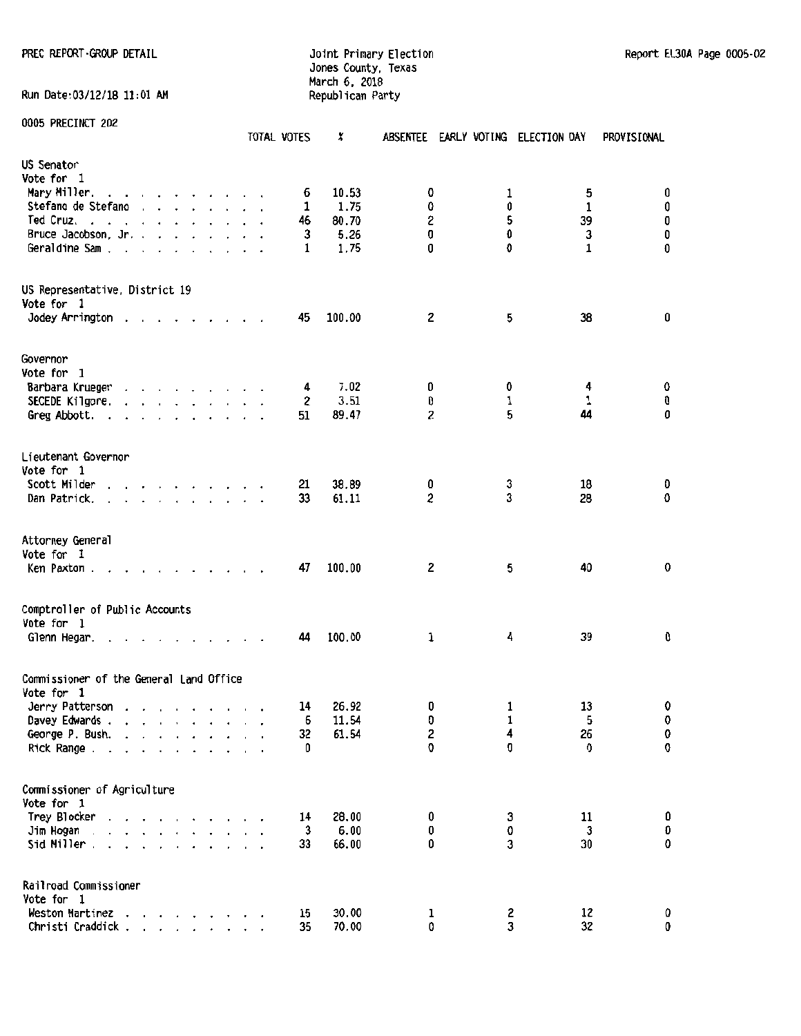PREC REPORT-GROUP DETAIL

Joint Primary Election
Jones County, Texas
March 6, 2018
Republican Party

Report EL30A Page 0005-02

Run Date:03/12/18 11:01 AM

0005 PRECINCT 202

| | TOTAL VOTES | % | ABSENTEE | EARLY VOTING | ELECTION DAY | PROVISIONAL |
|---|---|---|---|---|---|---|
| **US Senator** | | | | | | |
| Vote for 1 | | | | | | |
| Mary Miller | 6 | 10.53 | 0 | 1 | 5 | 0 |
| Stefano de Stefano | 1 | 1.75 | 0 | 0 | 1 | 0 |
| Ted Cruz | 46 | 80.70 | 2 | 5 | 39 | 0 |
| Bruce Jacobson, Jr. | 3 | 5.26 | 0 | 0 | 3 | 0 |
| Geraldine Sam | 1 | 1.75 | 0 | 0 | 1 | 0 |
| **US Representative, District 19** | | | | | | |
| Vote for 1 | | | | | | |
| Jodey Arrington | 45 | 100.00 | 2 | 5 | 38 | 0 |
| **Governor** | | | | | | |
| Vote for 1 | | | | | | |
| Barbara Krueger | 4 | 7.02 | 0 | 0 | 4 | 0 |
| SECEDE Kilgore | 2 | 3.51 | 0 | 1 | 1 | 0 |
| Greg Abbott | 51 | 89.47 | 2 | 5 | 44 | 0 |
| **Lieutenant Governor** | | | | | | |
| Vote for 1 | | | | | | |
| Scott Milder | 21 | 38.89 | 0 | 3 | 18 | 0 |
| Dan Patrick | 33 | 61.11 | 2 | 3 | 28 | 0 |
| **Attorney General** | | | | | | |
| Vote for 1 | | | | | | |
| Ken Paxton | 47 | 100.00 | 2 | 5 | 40 | 0 |
| **Comptroller of Public Accounts** | | | | | | |
| Vote for 1 | | | | | | |
| Glenn Hegar | 44 | 100.00 | 1 | 4 | 39 | 0 |
| **Commissioner of the General Land Office** | | | | | | |
| Vote for 1 | | | | | | |
| Jerry Patterson | 14 | 26.92 | 0 | 1 | 13 | 0 |
| Davey Edwards | 6 | 11.54 | 0 | 1 | 5 | 0 |
| George P. Bush | 32 | 61.54 | 2 | 4 | 26 | 0 |
| Rick Range | 0 | | 0 | 0 | 0 | 0 |
| **Commissioner of Agriculture** | | | | | | |
| Vote for 1 | | | | | | |
| Trey Blocker | 14 | 28.00 | 0 | 3 | 11 | 0 |
| Jim Hogan | 3 | 6.00 | 0 | 0 | 3 | 0 |
| Sid Miller | 33 | 66.00 | 0 | 3 | 30 | 0 |
| **Railroad Commissioner** | | | | | | |
| Vote for 1 | | | | | | |
| Weston Martinez | 15 | 30.00 | 1 | 2 | 12 | 0 |
| Christi Craddick | 35 | 70.00 | 0 | 3 | 32 | 0 |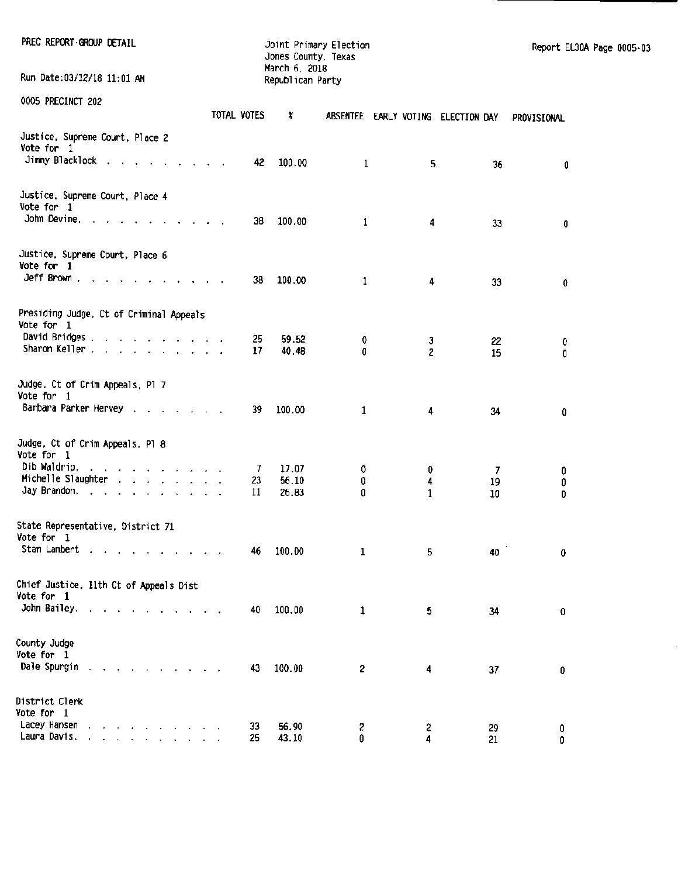PREC REPORT-GROUP DETAIL

Run Date:03/12/18 11:01 AM

Joint Primary Election
Jones County, Texas
March 6, 2018
Republican Party

Report EL30A Page 0005-03

0005 PRECINCT 202

| | TOTAL VOTES | % | ABSENTEE | EARLY VOTING | ELECTION DAY | PROVISIONAL |
|---|---|---|---|---|---|---|
| **Justice, Supreme Court, Place 2** | | | | | | |
| Vote for 1 | | | | | | |
| Jimmy Blacklock | 42 | 100.00 | 1 | 5 | 36 | 0 |
| **Justice, Supreme Court, Place 4** | | | | | | |
| Vote for 1 | | | | | | |
| John Devine | 38 | 100.00 | 1 | 4 | 33 | 0 |
| **Justice, Supreme Court, Place 6** | | | | | | |
| Vote for 1 | | | | | | |
| Jeff Brown | 38 | 100.00 | 1 | 4 | 33 | 0 |
| **Presiding Judge, Ct of Criminal Appeals** | | | | | | |
| Vote for 1 | | | | | | |
| David Bridges | 25 | 59.52 | 0 | 3 | 22 | 0 |
| Sharon Keller | 17 | 40.48 | 0 | 2 | 15 | 0 |
| **Judge, Ct of Crim Appeals, Pl 7** | | | | | | |
| Vote for 1 | | | | | | |
| Barbara Parker Hervey | 39 | 100.00 | 1 | 4 | 34 | 0 |
| **Judge, Ct of Crim Appeals, Pl 8** | | | | | | |
| Vote for 1 | | | | | | |
| Dib Waldrip | 7 | 17.07 | 0 | 0 | 7 | 0 |
| Michelle Slaughter | 23 | 56.10 | 0 | 4 | 19 | 0 |
| Jay Brandon | 11 | 26.83 | 0 | 1 | 10 | 0 |
| **State Representative, District 71** | | | | | | |
| Vote for 1 | | | | | | |
| Stan Lambert | 46 | 100.00 | 1 | 5 | 40 | 0 |
| **Chief Justice, 11th Ct of Appeals Dist** | | | | | | |
| Vote for 1 | | | | | | |
| John Bailey | 40 | 100.00 | 1 | 5 | 34 | 0 |
| **County Judge** | | | | | | |
| Vote for 1 | | | | | | |
| Dale Spurgin | 43 | 100.00 | 2 | 4 | 37 | 0 |
| **District Clerk** | | | | | | |
| Vote for 1 | | | | | | |
| Lacey Hansen | 33 | 56.90 | 2 | 2 | 29 | 0 |
| Laura Davis | 25 | 43.10 | 0 | 4 | 21 | 0 |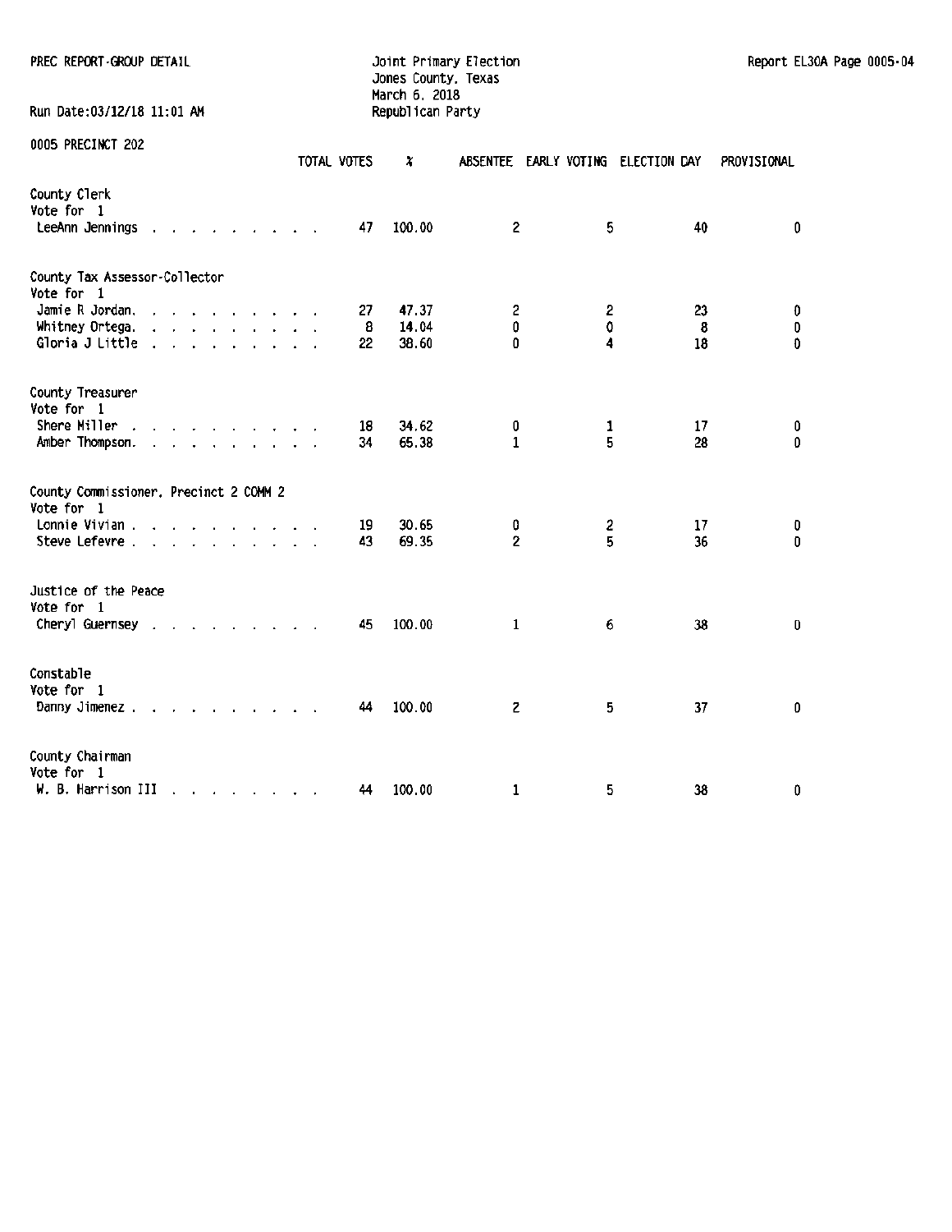PREC REPORT-GROUP DETAIL

Joint Primary Election
Jones County, Texas
March 6, 2018
Republican Party

Run Date:03/12/18 11:01 AM

Report EL30A Page 0005-04

## 0005 PRECINCT 202

| | TOTAL VOTES | % | ABSENTEE | EARLY VOTING | ELECTION DAY | PROVISIONAL |
|---|---|---|---|---|---|---|
| **County Clerk** | | | | | | |
| Vote for 1 | | | | | | |
| LeeAnn Jennings | 47 | 100.00 | 2 | 5 | 40 | 0 |
| **County Tax Assessor-Collector** | | | | | | |
| Vote for 1 | | | | | | |
| Jamie R Jordan. | 27 | 47.37 | 2 | 2 | 23 | 0 |
| Whitney Ortega. | 8 | 14.04 | 0 | 0 | 8 | 0 |
| Gloria J Little | 22 | 38.60 | 0 | 4 | 18 | 0 |
| **County Treasurer** | | | | | | |
| Vote for 1 | | | | | | |
| Shere Miller | 18 | 34.62 | 0 | 1 | 17 | 0 |
| Amber Thompson. | 34 | 65.38 | 1 | 5 | 28 | 0 |
| **County Commissioner, Precinct 2 COMM 2** | | | | | | |
| Vote for 1 | | | | | | |
| Lonnie Vivian | 19 | 30.65 | 0 | 2 | 17 | 0 |
| Steve Lefevre | 43 | 69.35 | 2 | 5 | 36 | 0 |
| **Justice of the Peace** | | | | | | |
| Vote for 1 | | | | | | |
| Cheryl Guernsey | 45 | 100.00 | 1 | 6 | 38 | 0 |
| **Constable** | | | | | | |
| Vote for 1 | | | | | | |
| Danny Jimenez | 44 | 100.00 | 2 | 5 | 37 | 0 |
| **County Chairman** | | | | | | |
| Vote for 1 | | | | | | |
| W. B. Harrison III | 44 | 100.00 | 1 | 5 | 38 | 0 |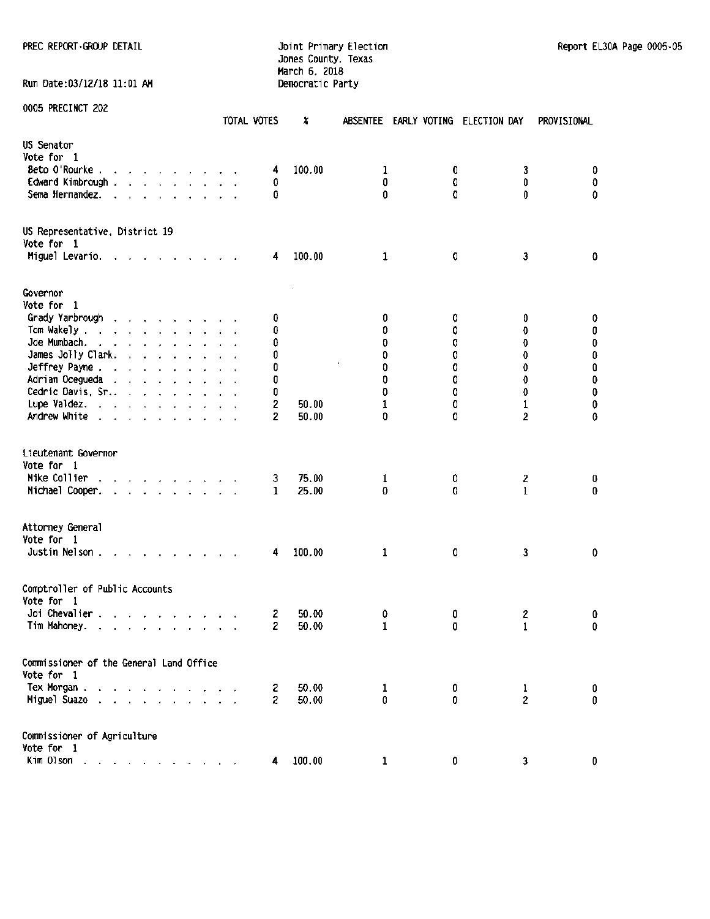PREC REPORT-GROUP DETAIL

Joint Primary Election
Jones County, Texas
March 6, 2018
Democratic Party

Run Date:03/12/18 11:01 AM

Report EL30A Page 0005-05

0005 PRECINCT 202

| | TOTAL VOTES | % | ABSENTEE | EARLY VOTING | ELECTION DAY | PROVISIONAL |
|---|---|---|---|---|---|---|
| **US Senator** | | | | | | |
| Vote for 1 | | | | | | |
| Beto O'Rourke | 4 | 100.00 | 1 | 0 | 3 | 0 |
| Edward Kimbrough | 0 | | 0 | 0 | 0 | 0 |
| Sema Hernandez | 0 | | 0 | 0 | 0 | 0 |
| **US Representative, District 19** | | | | | | |
| Vote for 1 | | | | | | |
| Miguel Levario | 4 | 100.00 | 1 | 0 | 3 | 0 |
| **Governor** | | | | | | |
| Vote for 1 | | | | | | |
| Grady Yarbrough | 0 | | 0 | 0 | 0 | 0 |
| Tom Wakely | 0 | | 0 | 0 | 0 | 0 |
| Joe Mumbach | 0 | | 0 | 0 | 0 | 0 |
| James Jolly Clark | 0 | | 0 | 0 | 0 | 0 |
| Jeffrey Payne | 0 | | 0 | 0 | 0 | 0 |
| Adrian Ocegueda | 0 | | 0 | 0 | 0 | 0 |
| Cedric Davis, Sr. | 0 | | 0 | 0 | 0 | 0 |
| Lupe Valdez | 2 | 50.00 | 1 | 0 | 1 | 0 |
| Andrew White | 2 | 50.00 | 0 | 0 | 2 | 0 |
| **Lieutenant Governor** | | | | | | |
| Vote for 1 | | | | | | |
| Mike Collier | 3 | 75.00 | 1 | 0 | 2 | 0 |
| Michael Cooper | 1 | 25.00 | 0 | 0 | 1 | 0 |
| **Attorney General** | | | | | | |
| Vote for 1 | | | | | | |
| Justin Nelson | 4 | 100.00 | 1 | 0 | 3 | 0 |
| **Comptroller of Public Accounts** | | | | | | |
| Vote for 1 | | | | | | |
| Joi Chevalier | 2 | 50.00 | 0 | 0 | 2 | 0 |
| Tim Mahoney | 2 | 50.00 | 1 | 0 | 1 | 0 |
| **Commissioner of the General Land Office** | | | | | | |
| Vote for 1 | | | | | | |
| Tex Morgan | 2 | 50.00 | 1 | 0 | 1 | 0 |
| Miguel Suazo | 2 | 50.00 | 0 | 0 | 2 | 0 |
| **Commissioner of Agriculture** | | | | | | |
| Vote for 1 | | | | | | |
| Kim Olson | 4 | 100.00 | 1 | 0 | 3 | 0 |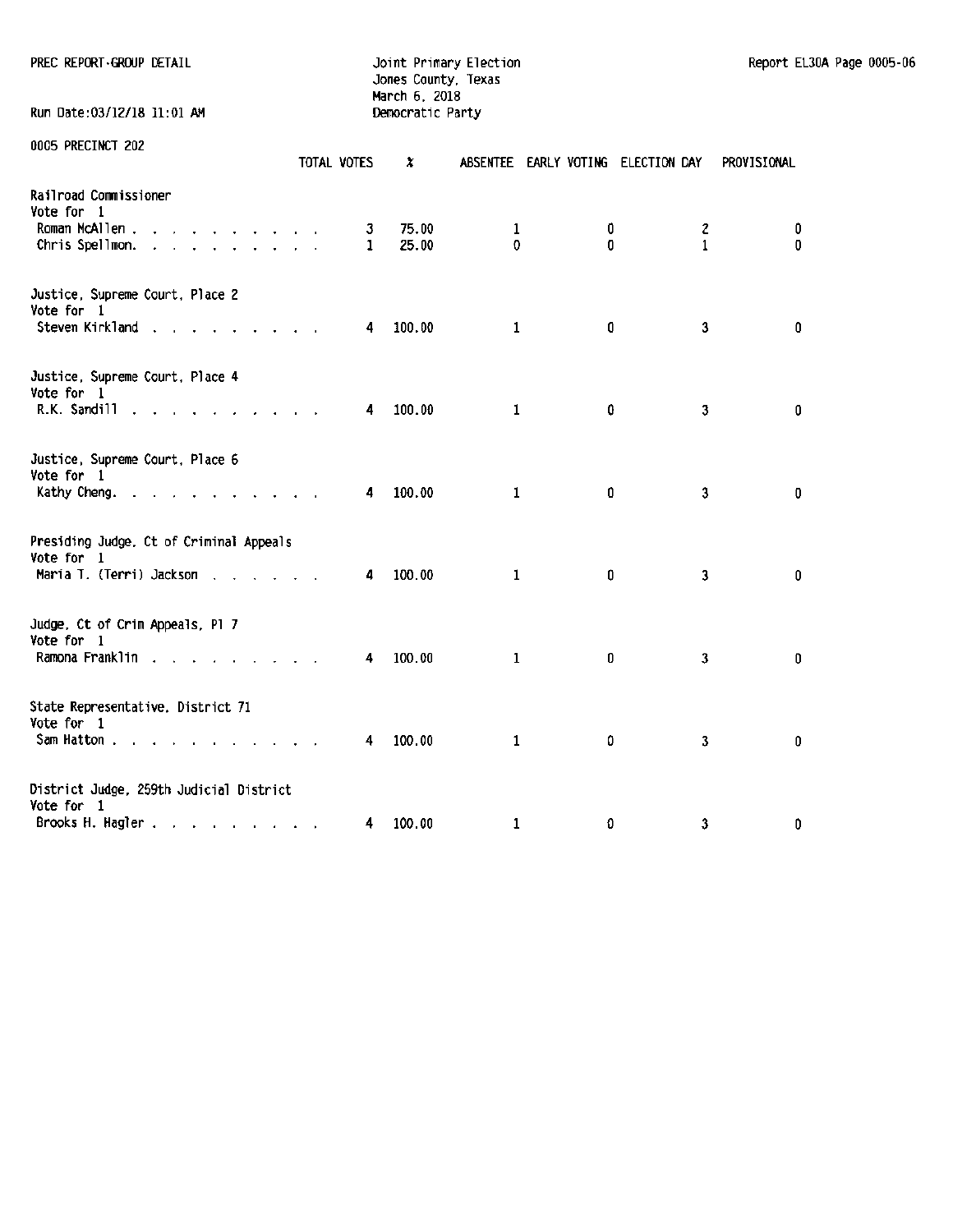PREC REPORT-GROUP DETAIL

Joint Primary Election
Jones County, Texas
March 6, 2018
Democratic Party

Run Date:03/12/18 11:01 AM

Report EL30A Page 0005-06

0005 PRECINCT 202

| | TOTAL VOTES | % | ABSENTEE | EARLY VOTING | ELECTION DAY | PROVISIONAL |
|---|---|---|---|---|---|---|
| **Railroad Commissioner** | | | | | | |
| Vote for 1 | | | | | | |
| Roman McAllen . . . . . . . . . . | 3 | 75.00 | 1 | 0 | 2 | 0 |
| Chris Spellmon. . . . . . . . . . | 1 | 25.00 | 0 | 0 | 1 | 0 |
| **Justice, Supreme Court, Place 2** | | | | | | |
| Vote for 1 | | | | | | |
| Steven Kirkland . . . . . . . . . | 4 | 100.00 | 1 | 0 | 3 | 0 |
| **Justice, Supreme Court, Place 4** | | | | | | |
| Vote for 1 | | | | | | |
| R.K. Sandill . . . . . . . . . . | 4 | 100.00 | 1 | 0 | 3 | 0 |
| **Justice, Supreme Court, Place 6** | | | | | | |
| Vote for 1 | | | | | | |
| Kathy Cheng. . . . . . . . . . . | 4 | 100.00 | 1 | 0 | 3 | 0 |
| **Presiding Judge, Ct of Criminal Appeals** | | | | | | |
| Vote for 1 | | | | | | |
| Maria T. (Terri) Jackson . . . . . . | 4 | 100.00 | 1 | 0 | 3 | 0 |
| **Judge, Ct of Crim Appeals, Pl 7** | | | | | | |
| Vote for 1 | | | | | | |
| Ramona Franklin . . . . . . . . . | 4 | 100.00 | 1 | 0 | 3 | 0 |
| **State Representative, District 71** | | | | | | |
| Vote for 1 | | | | | | |
| Sam Hatton . . . . . . . . . . . | 4 | 100.00 | 1 | 0 | 3 | 0 |
| **District Judge, 259th Judicial District** | | | | | | |
| Vote for 1 | | | | | | |
| Brooks H. Hagler . . . . . . . . . | 4 | 100.00 | 1 | 0 | 3 | 0 |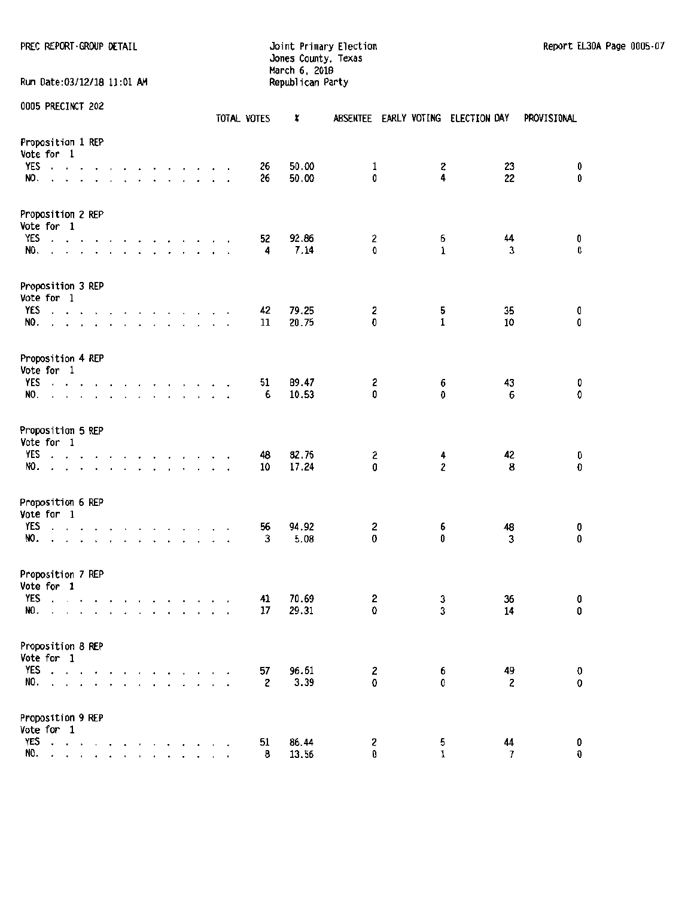PREC REPORT-GROUP DETAIL

Joint Primary Election
Jones County, Texas
March 6, 2018
Republican Party

Run Date:03/12/18 11:01 AM

Report EL30A Page 0005-07

0005 PRECINCT 202

| | TOTAL VOTES | % | ABSENTEE | EARLY VOTING | ELECTION DAY | PROVISIONAL |
|---|---|---|---|---|---|---|
| **Proposition 1 REP** | | | | | | |
| Vote for 1 | | | | | | |
| YES | 26 | 50.00 | 1 | 2 | 23 | 0 |
| NO. | 26 | 50.00 | 0 | 4 | 22 | 0 |
| **Proposition 2 REP** | | | | | | |
| Vote for 1 | | | | | | |
| YES | 52 | 92.86 | 2 | 6 | 44 | 0 |
| NO. | 4 | 7.14 | 0 | 1 | 3 | 0 |
| **Proposition 3 REP** | | | | | | |
| Vote for 1 | | | | | | |
| YES | 42 | 79.25 | 2 | 5 | 35 | 0 |
| NO. | 11 | 20.75 | 0 | 1 | 10 | 0 |
| **Proposition 4 REP** | | | | | | |
| Vote for 1 | | | | | | |
| YES | 51 | 89.47 | 2 | 6 | 43 | 0 |
| NO. | 6 | 10.53 | 0 | 0 | 6 | 0 |
| **Proposition 5 REP** | | | | | | |
| Vote for 1 | | | | | | |
| YES | 48 | 82.76 | 2 | 4 | 42 | 0 |
| NO. | 10 | 17.24 | 0 | 2 | 8 | 0 |
| **Proposition 6 REP** | | | | | | |
| Vote for 1 | | | | | | |
| YES | 56 | 94.92 | 2 | 6 | 48 | 0 |
| NO. | 3 | 5.08 | 0 | 0 | 3 | 0 |
| **Proposition 7 REP** | | | | | | |
| Vote for 1 | | | | | | |
| YES | 41 | 70.69 | 2 | 3 | 36 | 0 |
| NO. | 17 | 29.31 | 0 | 3 | 14 | 0 |
| **Proposition 8 REP** | | | | | | |
| Vote for 1 | | | | | | |
| YES | 57 | 96.61 | 2 | 6 | 49 | 0 |
| NO. | 2 | 3.39 | 0 | 0 | 2 | 0 |
| **Proposition 9 REP** | | | | | | |
| Vote for 1 | | | | | | |
| YES | 51 | 86.44 | 2 | 5 | 44 | 0 |
| NO. | 8 | 13.56 | 0 | 1 | 7 | 0 |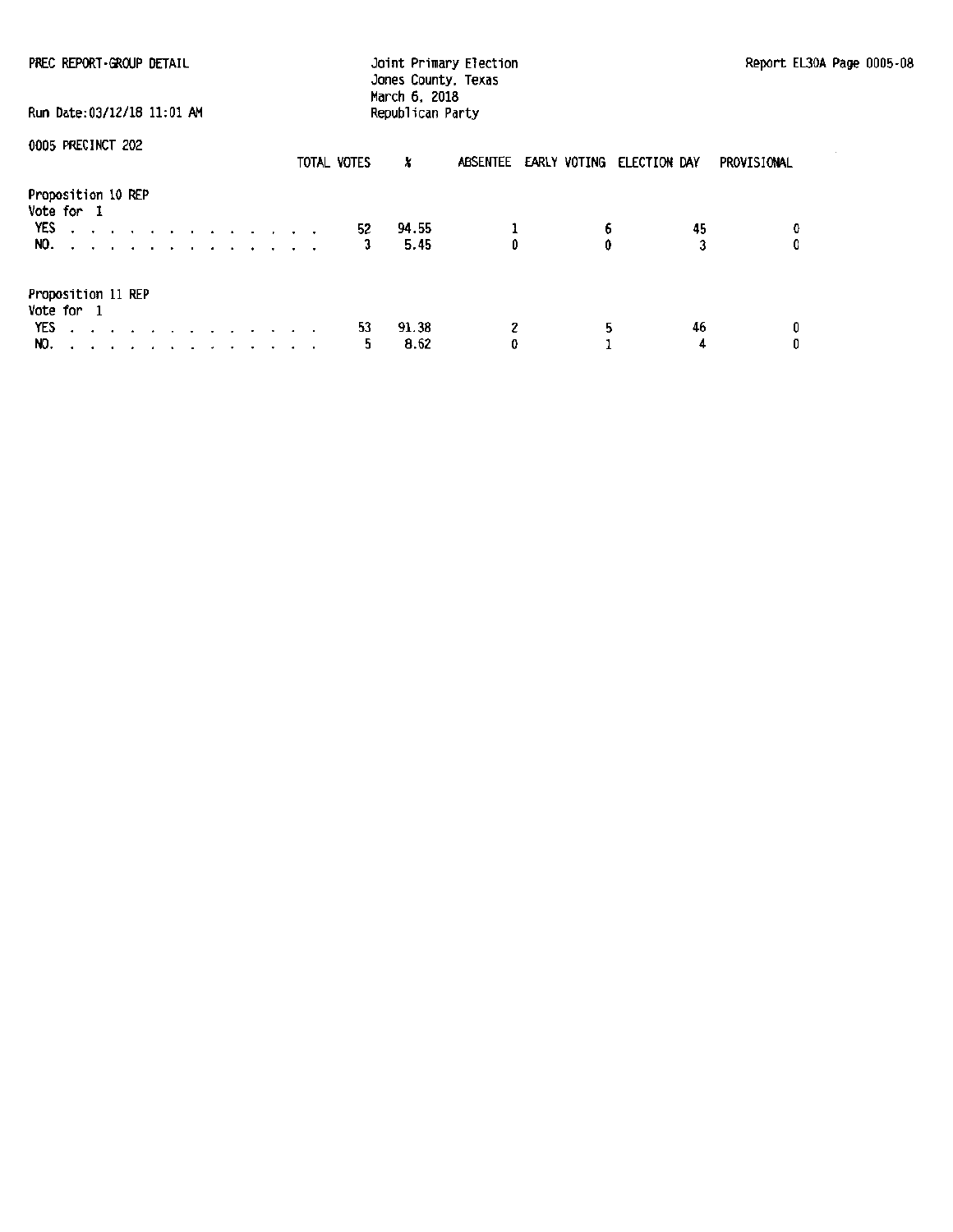PREC REPORT-GROUP DETAIL

Joint Primary Election
Jones County, Texas
March 6, 2018
Republican Party

Report EL30A Page 0005-08

Run Date:03/12/18 11:01 AM

0005 PRECINCT 202

| | TOTAL VOTES | % | ABSENTEE | EARLY VOTING | ELECTION DAY | PROVISIONAL |
|---|---|---|---|---|---|---|
| **Proposition 10 REP** | | | | | | |
| Vote for 1 | | | | | | |
| YES | 52 | 94.55 | 1 | 6 | 45 | 0 |
| NO. | 3 | 5.45 | 0 | 0 | 3 | 0 |
| **Proposition 11 REP** | | | | | | |
| Vote for 1 | | | | | | |
| YES | 53 | 91.38 | 2 | 5 | 46 | 0 |
| NO. | 5 | 8.62 | 0 | 1 | 4 | 0 |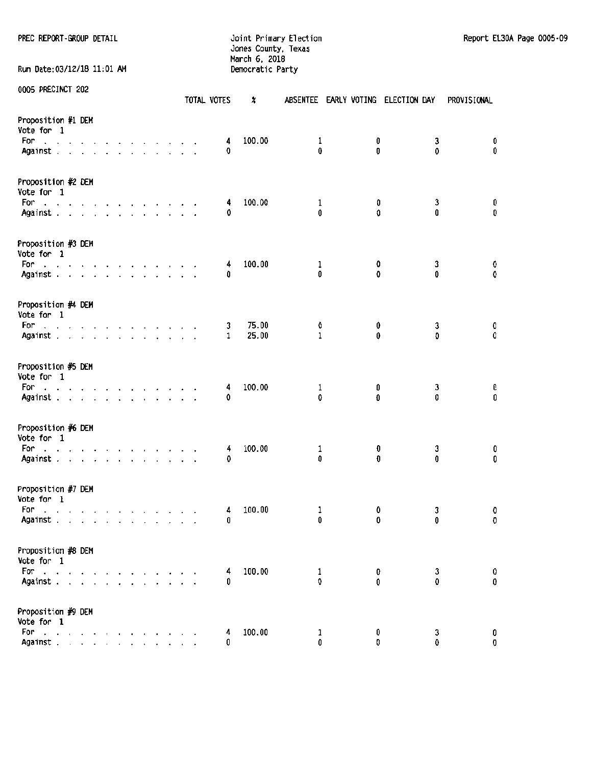PREC REPORT-GROUP DETAIL

Joint Primary Election
Jones County, Texas
March 6, 2018
Democratic Party

Run Date:03/12/18 11:01 AM

0005 PRECINCT 202

| | TOTAL VOTES | % | ABSENTEE | EARLY VOTING | ELECTION DAY | PROVISIONAL |
|---|---|---|---|---|---|---|
| **Proposition #1 DEM** | | | | | | |
| Vote for 1 | | | | | | |
| For | 4 | 100.00 | 1 | 0 | 3 | 0 |
| Against | 0 | | 0 | 0 | 0 | 0 |
| **Proposition #2 DEM** | | | | | | |
| Vote for 1 | | | | | | |
| For | 4 | 100.00 | 1 | 0 | 3 | 0 |
| Against | 0 | | 0 | 0 | 0 | 0 |
| **Proposition #3 DEM** | | | | | | |
| Vote for 1 | | | | | | |
| For | 4 | 100.00 | 1 | 0 | 3 | 0 |
| Against | 0 | | 0 | 0 | 0 | 0 |
| **Proposition #4 DEM** | | | | | | |
| Vote for 1 | | | | | | |
| For | 3 | 75.00 | 0 | 0 | 3 | 0 |
| Against | 1 | 25.00 | 1 | 0 | 0 | 0 |
| **Proposition #5 DEM** | | | | | | |
| Vote for 1 | | | | | | |
| For | 4 | 100.00 | 1 | 0 | 3 | 0 |
| Against | 0 | | 0 | 0 | 0 | 0 |
| **Proposition #6 DEM** | | | | | | |
| Vote for 1 | | | | | | |
| For | 4 | 100.00 | 1 | 0 | 3 | 0 |
| Against | 0 | | 0 | 0 | 0 | 0 |
| **Proposition #7 DEM** | | | | | | |
| Vote for 1 | | | | | | |
| For | 4 | 100.00 | 1 | 0 | 3 | 0 |
| Against | 0 | | 0 | 0 | 0 | 0 |
| **Proposition #8 DEM** | | | | | | |
| Vote for 1 | | | | | | |
| For | 4 | 100.00 | 1 | 0 | 3 | 0 |
| Against | 0 | | 0 | 0 | 0 | 0 |
| **Proposition #9 DEM** | | | | | | |
| Vote for 1 | | | | | | |
| For | 4 | 100.00 | 1 | 0 | 3 | 0 |
| Against | 0 | | 0 | 0 | 0 | 0 |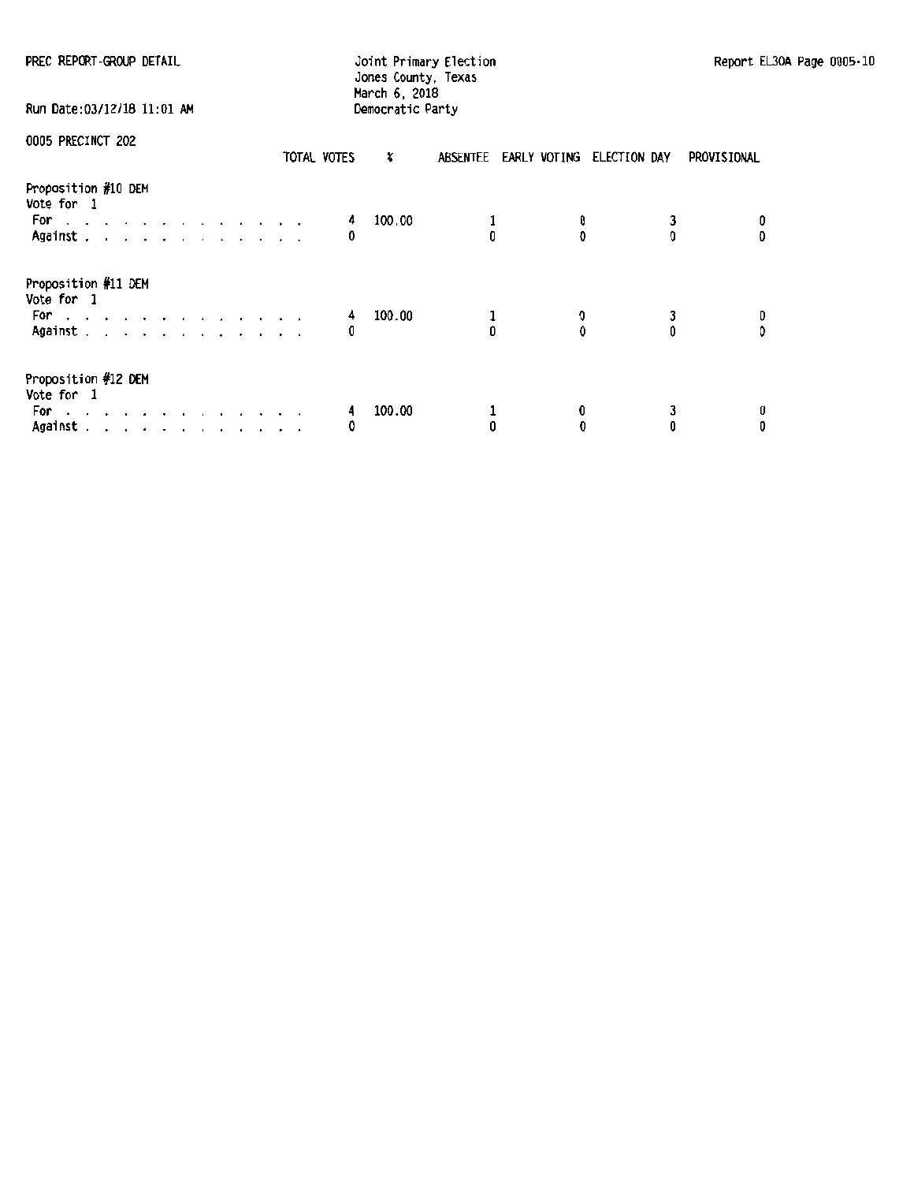PREC REPORT-GROUP DETAIL

Joint Primary Election
Jones County, Texas
March 6, 2018
Democratic Party

Report EL30A Page 0005-10

Run Date:03/12/18 11:01 AM

0005 PRECINCT 202

| | TOTAL VOTES | % | ABSENTEE | EARLY VOTING | ELECTION DAY | PROVISIONAL |
|---|---|---|---|---|---|---|
| **Proposition #10 DEM** | | | | | | |
| Vote for 1 | | | | | | |
| For | 4 | 100.00 | 1 | 0 | 3 | 0 |
| Against | 0 | | 0 | 0 | 0 | 0 |
| **Proposition #11 DEM** | | | | | | |
| Vote for 1 | | | | | | |
| For | 4 | 100.00 | 1 | 0 | 3 | 0 |
| Against | 0 | | 0 | 0 | 0 | 0 |
| **Proposition #12 DEM** | | | | | | |
| Vote for 1 | | | | | | |
| For | 4 | 100.00 | 1 | 0 | 3 | 0 |
| Against | 0 | | 0 | 0 | 0 | 0 |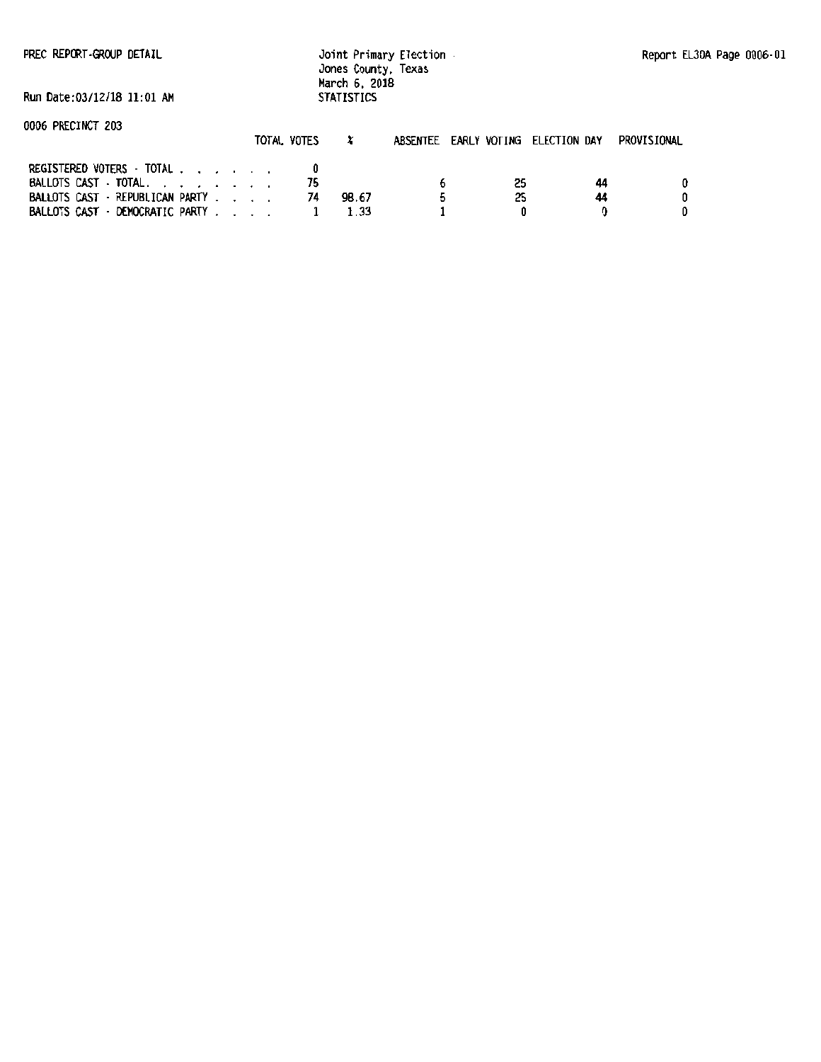PREC REPORT-GROUP DETAIL

Joint Primary Election
Jones County, Texas
March 6, 2018
STATISTICS

Report EL30A Page 0006-01

Run Date:03/12/18 11:01 AM

0006 PRECINCT 203

| | TOTAL VOTES | % | ABSENTEE | EARLY VOTING | ELECTION DAY | PROVISIONAL |
|---|---|---|---|---|---|---|
| REGISTERED VOTERS - TOTAL . . . . . . . | 0 | | | | | |
| BALLOTS CAST - TOTAL. . . . . . . . . | 75 | | 6 | 25 | 44 | 0 |
| BALLOTS CAST - REPUBLICAN PARTY . . . . | 74 | 98.67 | 5 | 25 | 44 | 0 |
| BALLOTS CAST - DEMOCRATIC PARTY . . . . | 1 | 1.33 | 1 | 0 | 0 | 0 |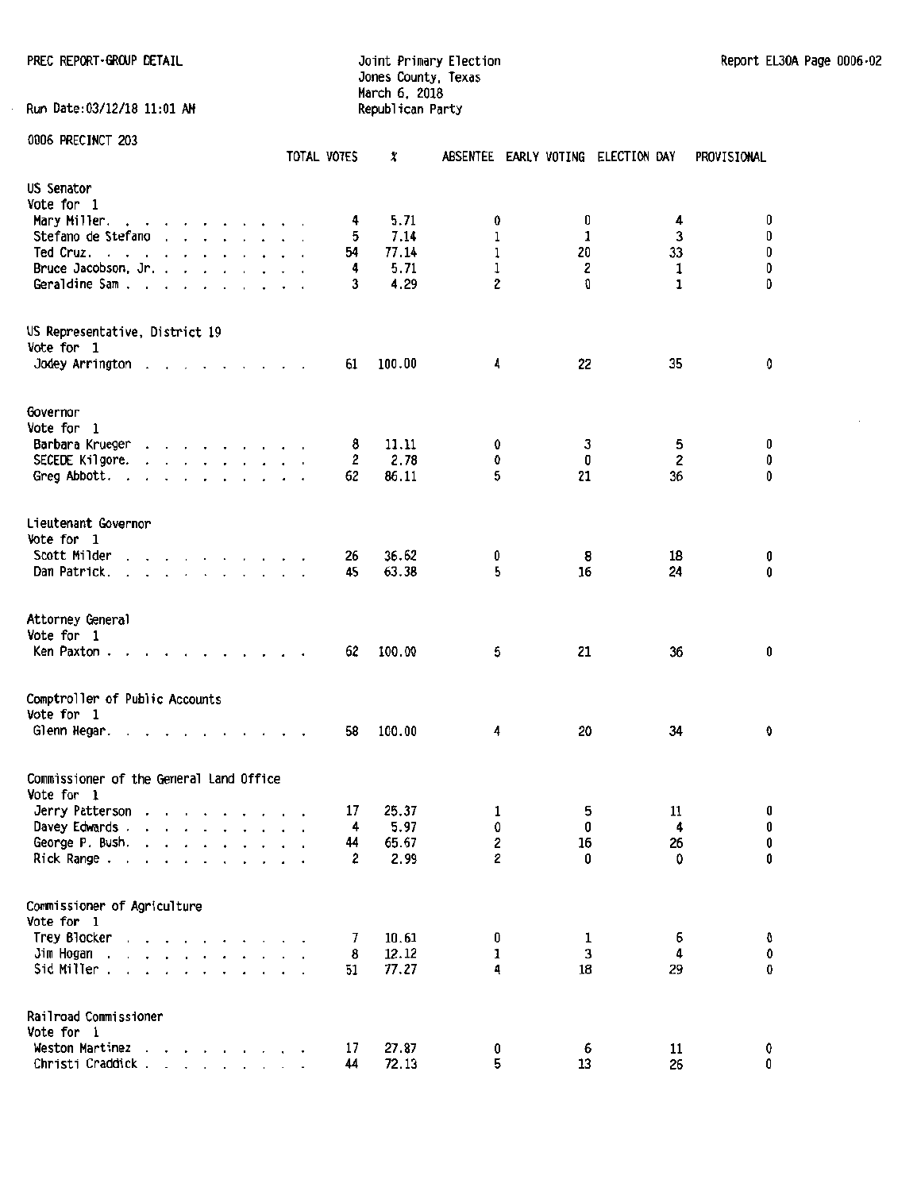PREC REPORT-GROUP DETAIL

Joint Primary Election
Jones County, Texas
March 6, 2018
Republican Party

Report EL30A Page 0006-02

Run Date:03/12/18 11:01 AM

0006 PRECINCT 203

| | TOTAL VOTES | % | ABSENTEE | EARLY VOTING | ELECTION DAY | PROVISIONAL |
|---|---|---|---|---|---|---|
| **US Senator** | | | | | | |
| Vote for 1 | | | | | | |
| Mary Miller. . . . . . . . . . . . | 4 | 5.71 | 0 | 0 | 4 | 0 |
| Stefano de Stefano . . . . . . . . . | 5 | 7.14 | 1 | 1 | 3 | 0 |
| Ted Cruz. . . . . . . . . . . . . | 54 | 77.14 | 1 | 20 | 33 | 0 |
| Bruce Jacobson, Jr. . . . . . . . . . | 4 | 5.71 | 1 | 2 | 1 | 0 |
| Geraldine Sam . . . . . . . . . . . | 3 | 4.29 | 2 | 0 | 1 | 0 |
| **US Representative, District 19** | | | | | | |
| Vote for 1 | | | | | | |
| Jodey Arrington . . . . . . . . . . | 61 | 100.00 | 4 | 22 | 35 | 0 |
| **Governor** | | | | | | |
| Vote for 1 | | | | | | |
| Barbara Krueger . . . . . . . . . . | 8 | 11.11 | 0 | 3 | 5 | 0 |
| SECEDE Kilgore. . . . . . . . . . . | 2 | 2.78 | 0 | 0 | 2 | 0 |
| Greg Abbott. . . . . . . . . . . . | 62 | 86.11 | 5 | 21 | 36 | 0 |
| **Lieutenant Governor** | | | | | | |
| Vote for 1 | | | | | | |
| Scott Milder . . . . . . . . . . . | 26 | 36.62 | 0 | 8 | 18 | 0 |
| Dan Patrick. . . . . . . . . . . . | 45 | 63.38 | 5 | 16 | 24 | 0 |
| **Attorney General** | | | | | | |
| Vote for 1 | | | | | | |
| Ken Paxton . . . . . . . . . . . . | 62 | 100.00 | 5 | 21 | 36 | 0 |
| **Comptroller of Public Accounts** | | | | | | |
| Vote for 1 | | | | | | |
| Glenn Hegar. . . . . . . . . . . . | 58 | 100.00 | 4 | 20 | 34 | 0 |
| **Commissioner of the General Land Office** | | | | | | |
| Vote for 1 | | | | | | |
| Jerry Patterson . . . . . . . . . . | 17 | 25.37 | 1 | 5 | 11 | 0 |
| Davey Edwards . . . . . . . . . . . | 4 | 5.97 | 0 | 0 | 4 | 0 |
| George P. Bush. . . . . . . . . . . | 44 | 65.67 | 2 | 16 | 26 | 0 |
| Rick Range . . . . . . . . . . . . | 2 | 2.99 | 2 | 0 | 0 | 0 |
| **Commissioner of Agriculture** | | | | | | |
| Vote for 1 | | | | | | |
| Trey Blocker . . . . . . . . . . . | 7 | 10.61 | 0 | 1 | 6 | 0 |
| Jim Hogan . . . . . . . . . . . . | 8 | 12.12 | 1 | 3 | 4 | 0 |
| Sid Miller . . . . . . . . . . . . | 51 | 77.27 | 4 | 18 | 29 | 0 |
| **Railroad Commissioner** | | | | | | |
| Vote for 1 | | | | | | |
| Weston Martinez . . . . . . . . . . | 17 | 27.87 | 0 | 6 | 11 | 0 |
| Christi Craddick . . . . . . . . . . | 44 | 72.13 | 5 | 13 | 26 | 0 |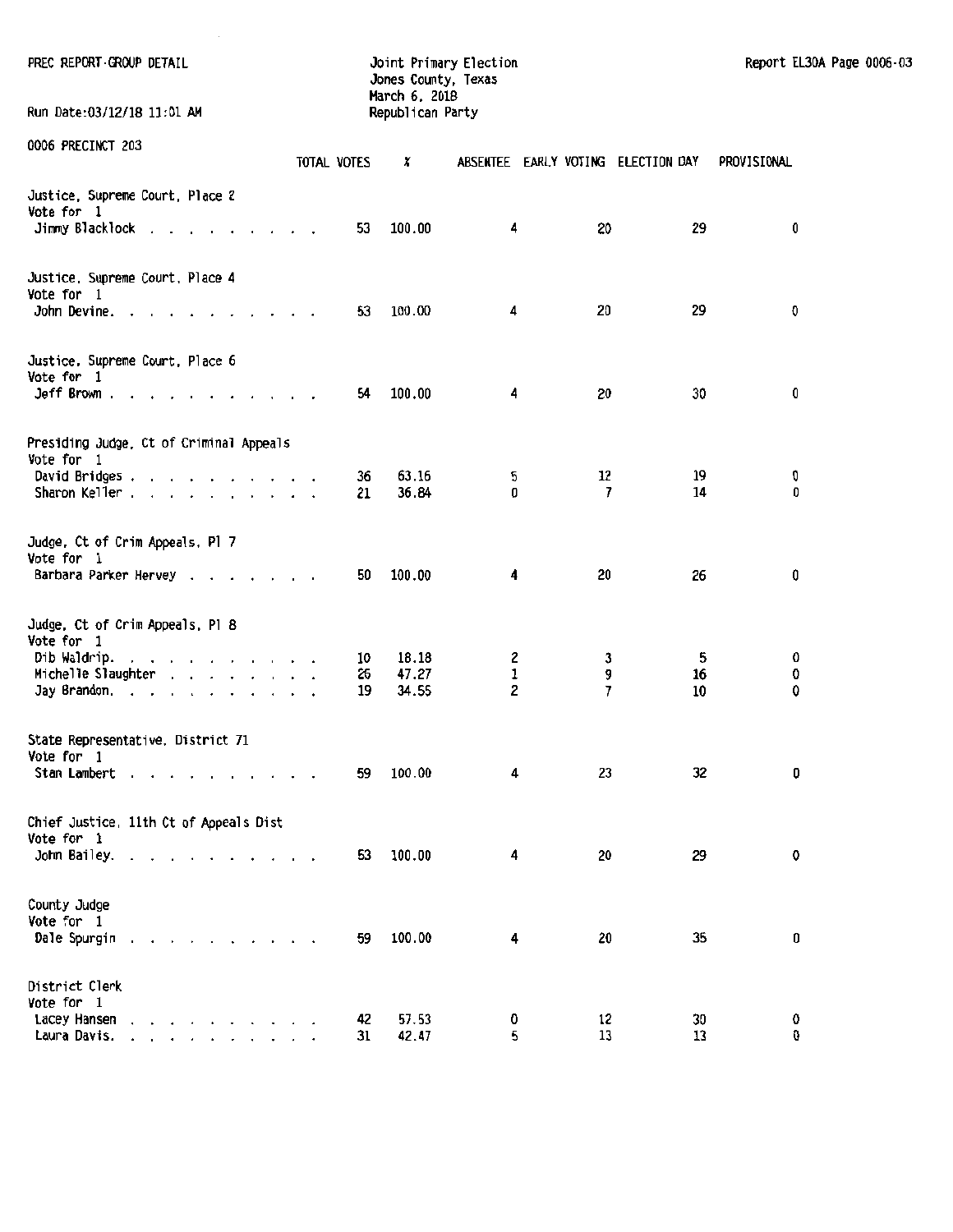PREC REPORT-GROUP DETAIL

Joint Primary Election
Jones County, Texas
March 6, 2018
Republican Party

Run Date:03/12/18 11:01 AM

0006 PRECINCT 203

| | TOTAL VOTES | % | ABSENTEE | EARLY VOTING | ELECTION DAY | PROVISIONAL |
|---|---|---|---|---|---|---|
| **Justice, Supreme Court, Place 2** | | | | | | |
| Vote for 1 | | | | | | |
| Jimmy Blacklock | 53 | 100.00 | 4 | 20 | 29 | 0 |
| **Justice, Supreme Court, Place 4** | | | | | | |
| Vote for 1 | | | | | | |
| John Devine. | 53 | 100.00 | 4 | 20 | 29 | 0 |
| **Justice, Supreme Court, Place 6** | | | | | | |
| Vote for 1 | | | | | | |
| Jeff Brown | 54 | 100.00 | 4 | 20 | 30 | 0 |
| **Presiding Judge, Ct of Criminal Appeals** | | | | | | |
| Vote for 1 | | | | | | |
| David Bridges | 36 | 63.16 | 5 | 12 | 19 | 0 |
| Sharon Keller | 21 | 36.84 | 0 | 7 | 14 | 0 |
| **Judge, Ct of Crim Appeals, Pl 7** | | | | | | |
| Vote for 1 | | | | | | |
| Barbara Parker Hervey | 50 | 100.00 | 4 | 20 | 26 | 0 |
| **Judge, Ct of Crim Appeals, Pl 8** | | | | | | |
| Vote for 1 | | | | | | |
| Dib Waldrip. | 10 | 18.18 | 2 | 3 | 5 | 0 |
| Michelle Slaughter | 26 | 47.27 | 1 | 9 | 16 | 0 |
| Jay Brandon. | 19 | 34.55 | 2 | 7 | 10 | 0 |
| **State Representative, District 71** | | | | | | |
| Vote for 1 | | | | | | |
| Stan Lambert | 59 | 100.00 | 4 | 23 | 32 | 0 |
| **Chief Justice, 11th Ct of Appeals Dist** | | | | | | |
| Vote for 1 | | | | | | |
| John Bailey. | 53 | 100.00 | 4 | 20 | 29 | 0 |
| **County Judge** | | | | | | |
| Vote for 1 | | | | | | |
| Dale Spurgin | 59 | 100.00 | 4 | 20 | 35 | 0 |
| **District Clerk** | | | | | | |
| Vote for 1 | | | | | | |
| Lacey Hansen | 42 | 57.53 | 0 | 12 | 30 | 0 |
| Laura Davis. | 31 | 42.47 | 5 | 13 | 13 | 0 |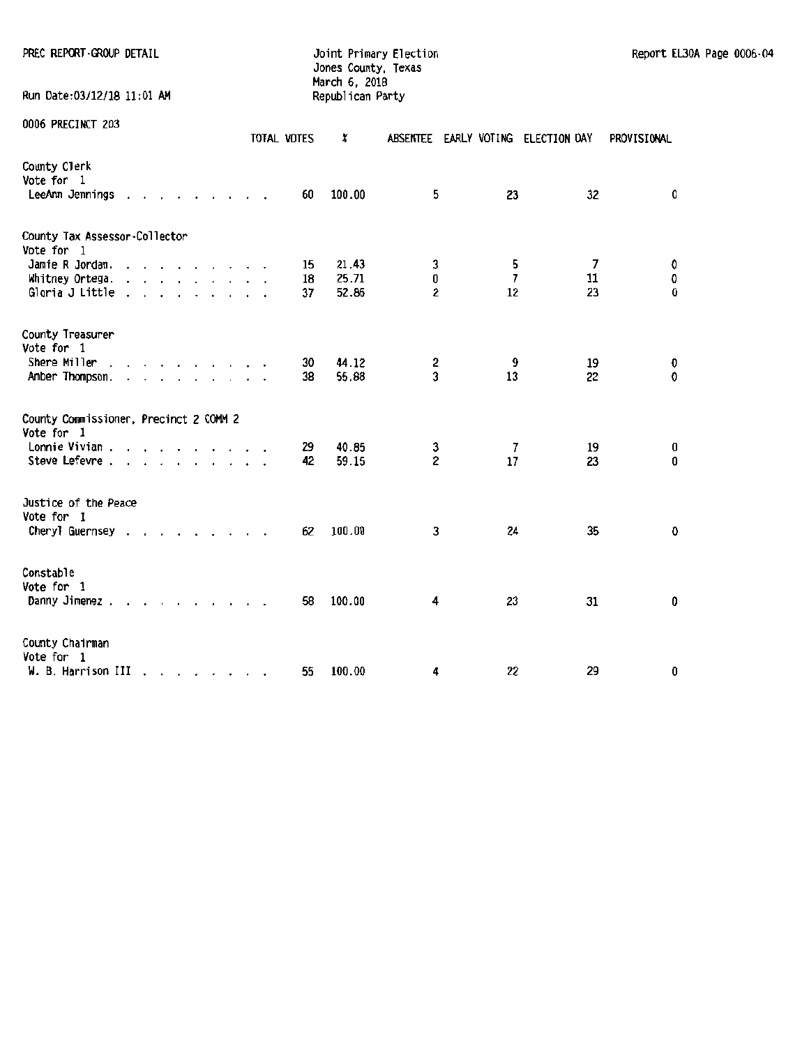PREC REPORT-GROUP DETAIL

Joint Primary Election
Jones County, Texas
March 6, 2018
Republican Party

Report EL30A Page 0006-04

Run Date:03/12/18 11:01 AM

0006 PRECINCT 203

| | TOTAL VOTES | % | ABSENTEE | EARLY VOTING | ELECTION DAY | PROVISIONAL |
|---|---|---|---|---|---|---|
| **County Clerk** | | | | | | |
| Vote for 1 | | | | | | |
| LeeAnn Jennings | 60 | 100.00 | 5 | 23 | 32 | 0 |
| **County Tax Assessor-Collector** | | | | | | |
| Vote for 1 | | | | | | |
| Jamie R Jordan | 15 | 21.43 | 3 | 5 | 7 | 0 |
| Whitney Ortega | 18 | 25.71 | 0 | 7 | 11 | 0 |
| Gloria J Little | 37 | 52.86 | 2 | 12 | 23 | 0 |
| **County Treasurer** | | | | | | |
| Vote for 1 | | | | | | |
| Shere Miller | 30 | 44.12 | 2 | 9 | 19 | 0 |
| Amber Thompson | 38 | 55.88 | 3 | 13 | 22 | 0 |
| **County Commissioner, Precinct 2 COMM 2** | | | | | | |
| Vote for 1 | | | | | | |
| Lonnie Vivian | 29 | 40.85 | 3 | 7 | 19 | 0 |
| Steve Lefevre | 42 | 59.15 | 2 | 17 | 23 | 0 |
| **Justice of the Peace** | | | | | | |
| Vote for 1 | | | | | | |
| Cheryl Guernsey | 62 | 100.00 | 3 | 24 | 35 | 0 |
| **Constable** | | | | | | |
| Vote for 1 | | | | | | |
| Danny Jimenez | 58 | 100.00 | 4 | 23 | 31 | 0 |
| **County Chairman** | | | | | | |
| Vote for 1 | | | | | | |
| W. B. Harrison III | 55 | 100.00 | 4 | 22 | 29 | 0 |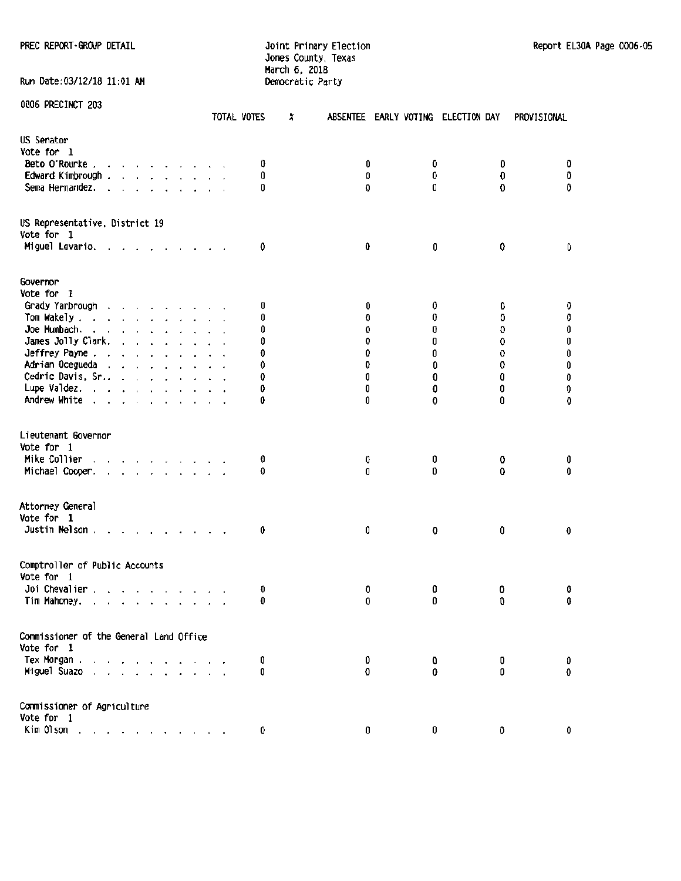PREC REPORT-GROUP DETAIL

Joint Primary Election
Jones County, Texas
March 6, 2018
Democratic Party

Run Date:03/12/18 11:01 AM

0006 PRECINCT 203

| | TOTAL VOTES | % | ABSENTEE | EARLY VOTING | ELECTION DAY | PROVISIONAL |
|---|---|---|---|---|---|---|
| **US Senator** | | | | | | |
| Vote for 1 | | | | | | |
| Beto O'Rourke | 0 | | 0 | 0 | 0 | 0 |
| Edward Kimbrough | 0 | | 0 | 0 | 0 | 0 |
| Sema Hernandez | 0 | | 0 | 0 | 0 | 0 |
| **US Representative, District 19** | | | | | | |
| Vote for 1 | | | | | | |
| Miguel Levario | 0 | | 0 | 0 | 0 | 0 |
| **Governor** | | | | | | |
| Vote for 1 | | | | | | |
| Grady Yarbrough | 0 | | 0 | 0 | 0 | 0 |
| Tom Wakely | 0 | | 0 | 0 | 0 | 0 |
| Joe Mumbach | 0 | | 0 | 0 | 0 | 0 |
| James Jolly Clark | 0 | | 0 | 0 | 0 | 0 |
| Jeffrey Payne | 0 | | 0 | 0 | 0 | 0 |
| Adrian Ocegueda | 0 | | 0 | 0 | 0 | 0 |
| Cedric Davis, Sr. | 0 | | 0 | 0 | 0 | 0 |
| Lupe Valdez | 0 | | 0 | 0 | 0 | 0 |
| Andrew White | 0 | | 0 | 0 | 0 | 0 |
| **Lieutenant Governor** | | | | | | |
| Vote for 1 | | | | | | |
| Mike Collier | 0 | | 0 | 0 | 0 | 0 |
| Michael Cooper | 0 | | 0 | 0 | 0 | 0 |
| **Attorney General** | | | | | | |
| Vote for 1 | | | | | | |
| Justin Nelson | 0 | | 0 | 0 | 0 | 0 |
| **Comptroller of Public Accounts** | | | | | | |
| Vote for 1 | | | | | | |
| Joi Chevalier | 0 | | 0 | 0 | 0 | 0 |
| Tim Mahoney | 0 | | 0 | 0 | 0 | 0 |
| **Commissioner of the General Land Office** | | | | | | |
| Vote for 1 | | | | | | |
| Tex Morgan | 0 | | 0 | 0 | 0 | 0 |
| Miguel Suazo | 0 | | 0 | 0 | 0 | 0 |
| **Commissioner of Agriculture** | | | | | | |
| Vote for 1 | | | | | | |
| Kim Olson | 0 | | 0 | 0 | 0 | 0 |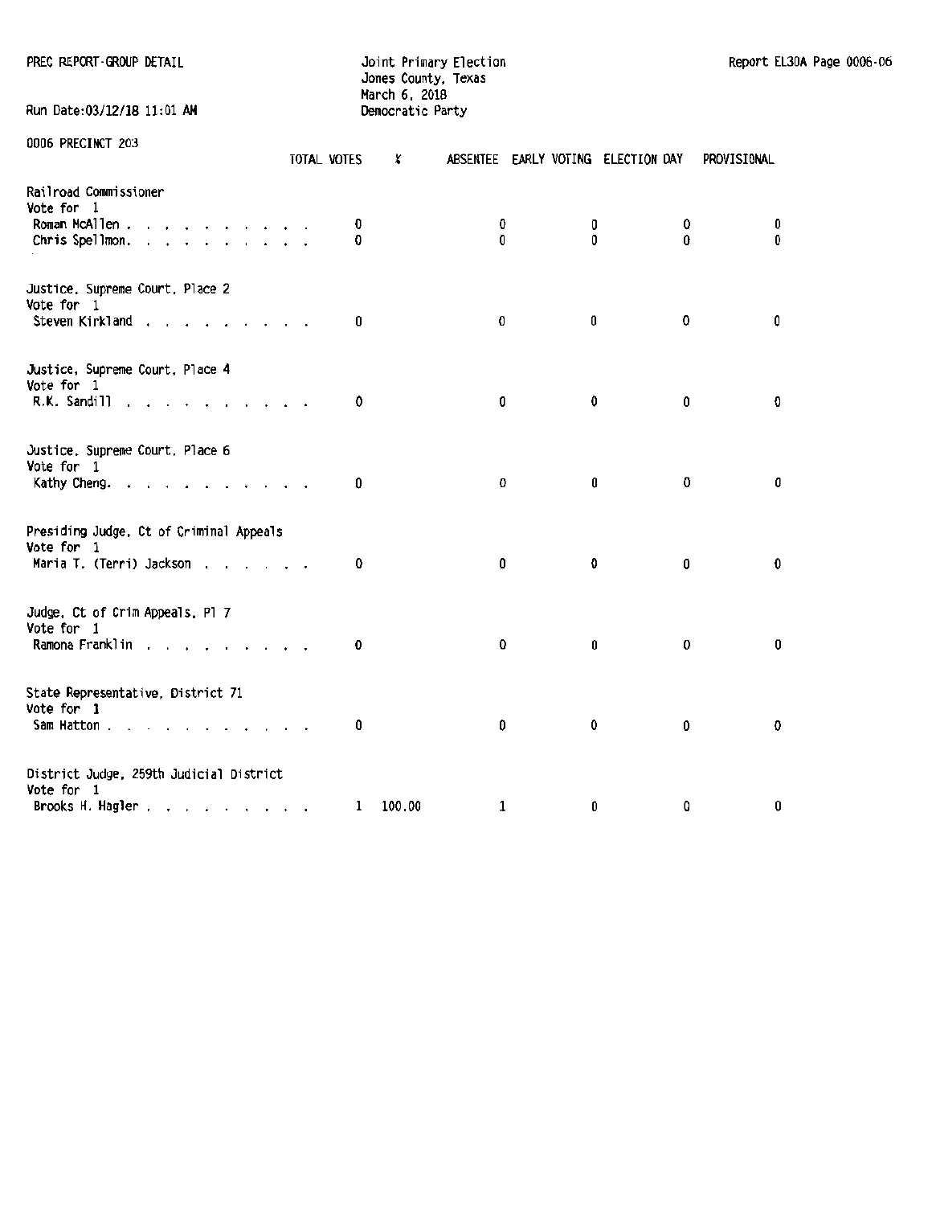PREC REPORT-GROUP DETAIL

Joint Primary Election
Jones County, Texas
March 6, 2018
Democratic Party

Report EL30A Page 0006-06

Run Date:03/12/18 11:01 AM

0006 PRECINCT 203

| | TOTAL VOTES | % | ABSENTEE | EARLY VOTING | ELECTION DAY | PROVISIONAL |
|---|---|---|---|---|---|---|
| **Railroad Commissioner** | | | | | | |
| Vote for 1 | | | | | | |
| Roman McAllen | 0 | | 0 | 0 | 0 | 0 |
| Chris Spellmon | 0 | | 0 | 0 | 0 | 0 |
| **Justice, Supreme Court, Place 2** | | | | | | |
| Vote for 1 | | | | | | |
| Steven Kirkland | 0 | | 0 | 0 | 0 | 0 |
| **Justice, Supreme Court, Place 4** | | | | | | |
| Vote for 1 | | | | | | |
| R.K. Sandill | 0 | | 0 | 0 | 0 | 0 |
| **Justice, Supreme Court, Place 6** | | | | | | |
| Vote for 1 | | | | | | |
| Kathy Cheng | 0 | | 0 | 0 | 0 | 0 |
| **Presiding Judge, Ct of Criminal Appeals** | | | | | | |
| Vote for 1 | | | | | | |
| Maria T. (Terri) Jackson | 0 | | 0 | 0 | 0 | 0 |
| **Judge, Ct of Crim Appeals, Pl 7** | | | | | | |
| Vote for 1 | | | | | | |
| Ramona Franklin | 0 | | 0 | 0 | 0 | 0 |
| **State Representative, District 71** | | | | | | |
| Vote for 1 | | | | | | |
| Sam Hatton | 0 | | 0 | 0 | 0 | 0 |
| **District Judge, 259th Judicial District** | | | | | | |
| Vote for 1 | | | | | | |
| Brooks H. Hagler | 1 | 100.00 | 1 | 0 | 0 | 0 |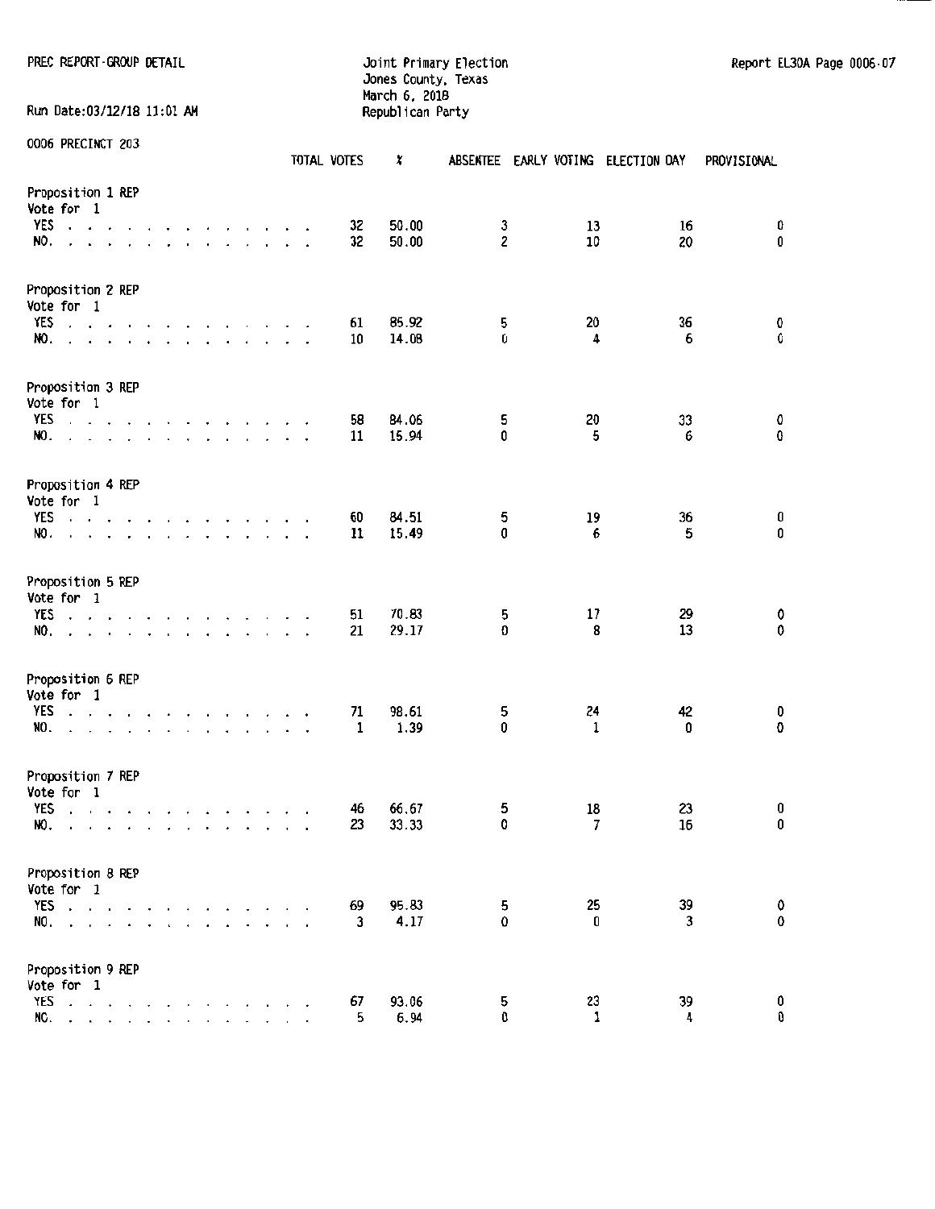PREC REPORT-GROUP DETAIL

Run Date:03/12/18 11:01 AM

Joint Primary Election
Jones County, Texas
March 6, 2018
Republican Party

Report EL30A Page 0006-07

0006 PRECINCT 203

| | TOTAL VOTES | % | ABSENTEE | EARLY VOTING | ELECTION DAY | PROVISIONAL |
|---|---|---|---|---|---|---|
| **Proposition 1 REP** | | | | | | |
| Vote for 1 | | | | | | |
| YES | 32 | 50.00 | 3 | 13 | 16 | 0 |
| NO. | 32 | 50.00 | 2 | 10 | 20 | 0 |
| **Proposition 2 REP** | | | | | | |
| Vote for 1 | | | | | | |
| YES | 61 | 85.92 | 5 | 20 | 36 | 0 |
| NO. | 10 | 14.08 | 0 | 4 | 6 | 0 |
| **Proposition 3 REP** | | | | | | |
| Vote for 1 | | | | | | |
| YES | 58 | 84.06 | 5 | 20 | 33 | 0 |
| NO. | 11 | 15.94 | 0 | 5 | 6 | 0 |
| **Proposition 4 REP** | | | | | | |
| Vote for 1 | | | | | | |
| YES | 60 | 84.51 | 5 | 19 | 36 | 0 |
| NO. | 11 | 15.49 | 0 | 6 | 5 | 0 |
| **Proposition 5 REP** | | | | | | |
| Vote for 1 | | | | | | |
| YES | 51 | 70.83 | 5 | 17 | 29 | 0 |
| NO. | 21 | 29.17 | 0 | 8 | 13 | 0 |
| **Proposition 6 REP** | | | | | | |
| Vote for 1 | | | | | | |
| YES | 71 | 98.61 | 5 | 24 | 42 | 0 |
| NO. | 1 | 1.39 | 0 | 1 | 0 | 0 |
| **Proposition 7 REP** | | | | | | |
| Vote for 1 | | | | | | |
| YES | 46 | 66.67 | 5 | 18 | 23 | 0 |
| NO. | 23 | 33.33 | 0 | 7 | 16 | 0 |
| **Proposition 8 REP** | | | | | | |
| Vote for 1 | | | | | | |
| YES | 69 | 95.83 | 5 | 25 | 39 | 0 |
| NO. | 3 | 4.17 | 0 | 0 | 3 | 0 |
| **Proposition 9 REP** | | | | | | |
| Vote for 1 | | | | | | |
| YES | 67 | 93.06 | 5 | 23 | 39 | 0 |
| NO. | 5 | 6.94 | 0 | 1 | 4 | 0 |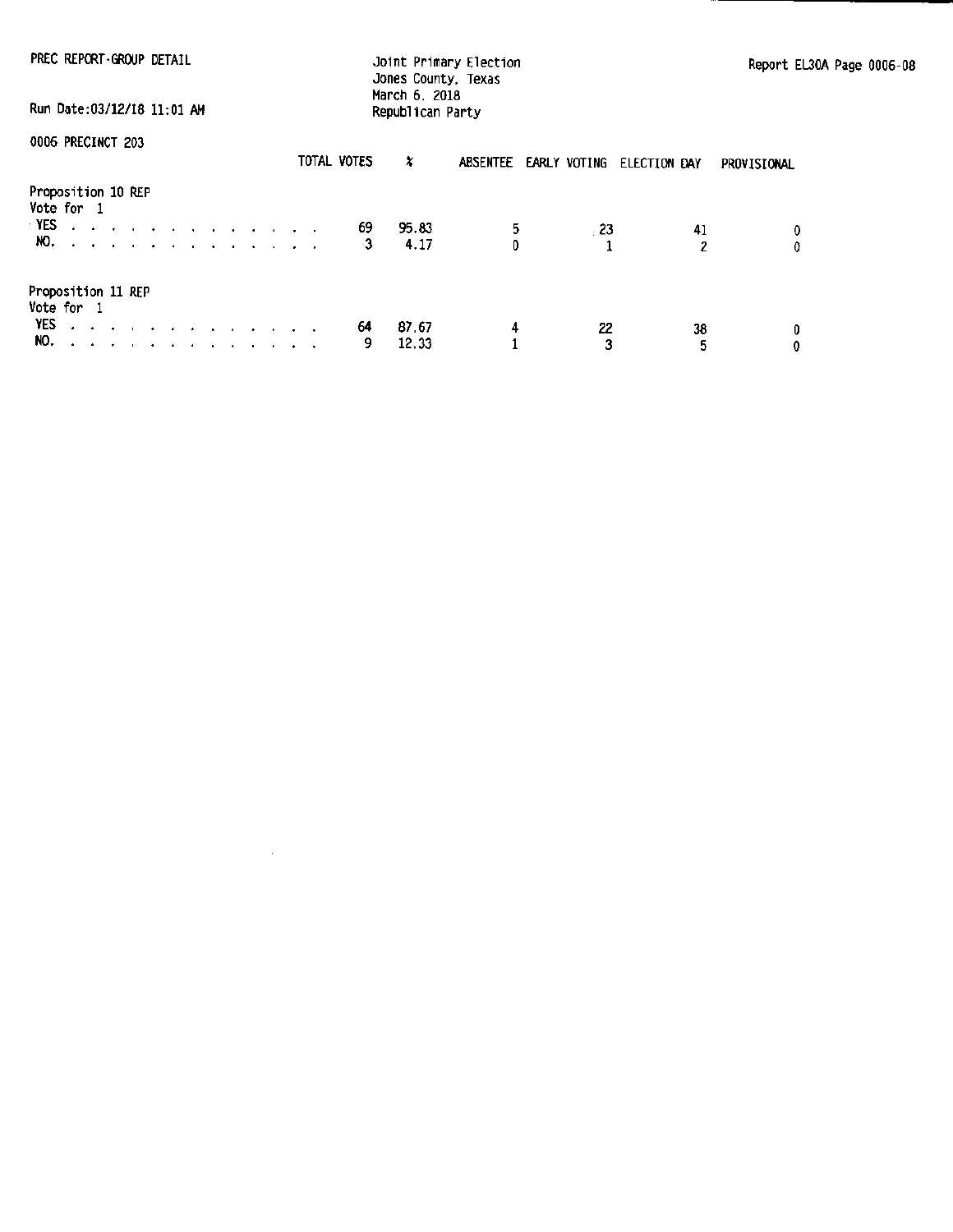PREC REPORT-GROUP DETAIL

Run Date:03/12/18 11:01 AM

Joint Primary Election
Jones County, Texas
March 6, 2018
Republican Party

Report EL30A Page 0006-08

0006 PRECINCT 203

| | TOTAL VOTES | % | ABSENTEE | EARLY VOTING | ELECTION DAY | PROVISIONAL |
|---|---|---|---|---|---|---|
| **Proposition 10 REP** | | | | | | |
| Vote for 1 | | | | | | |
| YES | 69 | 95.83 | 5 | 23 | 41 | 0 |
| NO. | 3 | 4.17 | 0 | 1 | 2 | 0 |
| **Proposition 11 REP** | | | | | | |
| Vote for 1 | | | | | | |
| YES | 64 | 87.67 | 4 | 22 | 38 | 0 |
| NO. | 9 | 12.33 | 1 | 3 | 5 | 0 |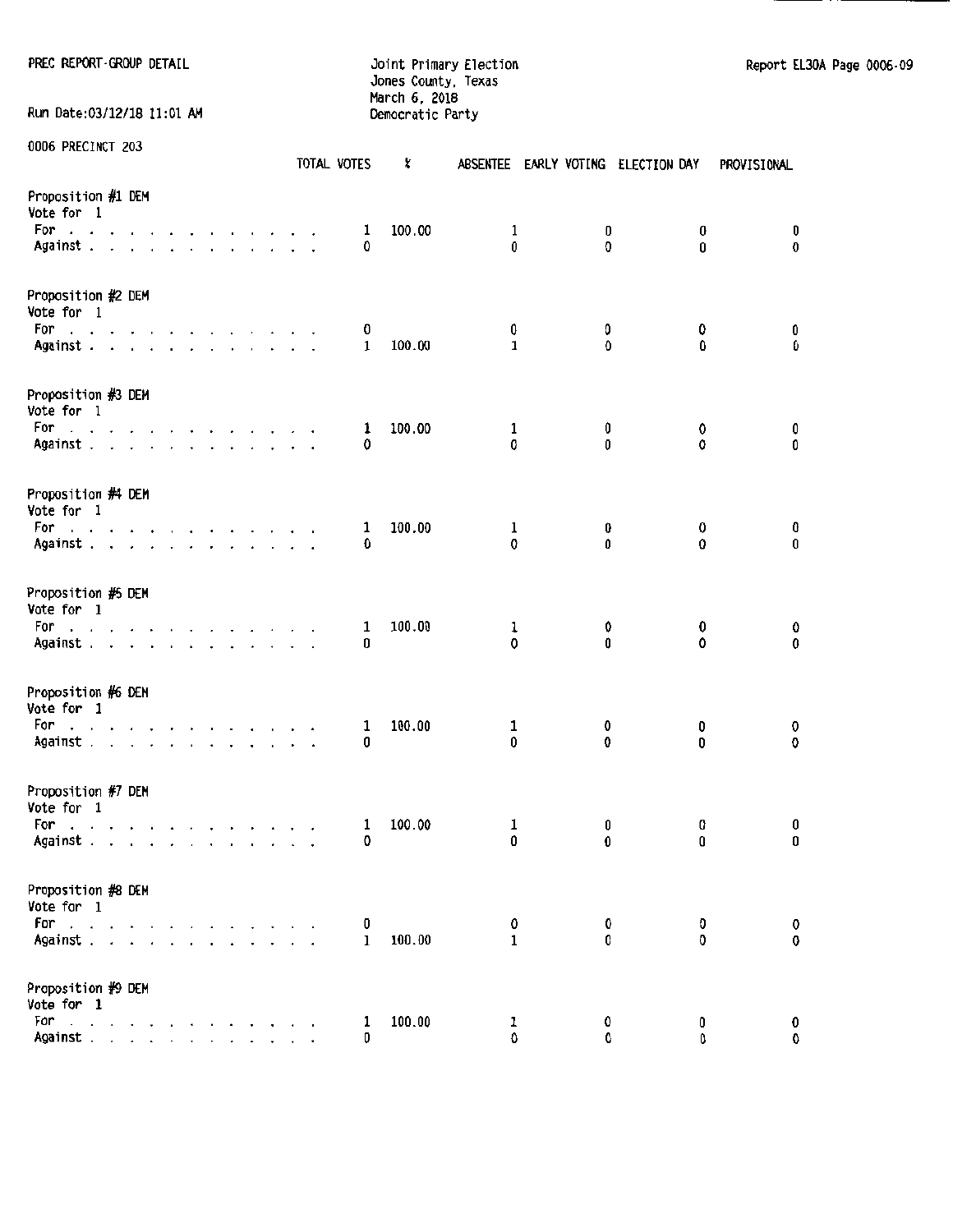PREC REPORT-GROUP DETAIL

Run Date:03/12/18 11:01 AM

Joint Primary Election
Jones County, Texas
March 6, 2018
Democratic Party

Report EL30A Page 0006-09

0006 PRECINCT 203

| | TOTAL VOTES | % | ABSENTEE | EARLY VOTING | ELECTION DAY | PROVISIONAL |
|---|---|---|---|---|---|---|
| **Proposition #1 DEM** | | | | | | |
| Vote for 1 | | | | | | |
| For | 1 | 100.00 | 1 | 0 | 0 | 0 |
| Against | 0 | | 0 | 0 | 0 | 0 |
| **Proposition #2 DEM** | | | | | | |
| Vote for 1 | | | | | | |
| For | 0 | | 0 | 0 | 0 | 0 |
| Against | 1 | 100.00 | 1 | 0 | 0 | 0 |
| **Proposition #3 DEM** | | | | | | |
| Vote for 1 | | | | | | |
| For | 1 | 100.00 | 1 | 0 | 0 | 0 |
| Against | 0 | | 0 | 0 | 0 | 0 |
| **Proposition #4 DEM** | | | | | | |
| Vote for 1 | | | | | | |
| For | 1 | 100.00 | 1 | 0 | 0 | 0 |
| Against | 0 | | 0 | 0 | 0 | 0 |
| **Proposition #5 DEM** | | | | | | |
| Vote for 1 | | | | | | |
| For | 1 | 100.00 | 1 | 0 | 0 | 0 |
| Against | 0 | | 0 | 0 | 0 | 0 |
| **Proposition #6 DEM** | | | | | | |
| Vote for 1 | | | | | | |
| For | 1 | 100.00 | 1 | 0 | 0 | 0 |
| Against | 0 | | 0 | 0 | 0 | 0 |
| **Proposition #7 DEM** | | | | | | |
| Vote for 1 | | | | | | |
| For | 1 | 100.00 | 1 | 0 | 0 | 0 |
| Against | 0 | | 0 | 0 | 0 | 0 |
| **Proposition #8 DEM** | | | | | | |
| Vote for 1 | | | | | | |
| For | 0 | | 0 | 0 | 0 | 0 |
| Against | 1 | 100.00 | 1 | 0 | 0 | 0 |
| **Proposition #9 DEM** | | | | | | |
| Vote for 1 | | | | | | |
| For | 1 | 100.00 | 1 | 0 | 0 | 0 |
| Against | 0 | | 0 | 0 | 0 | 0 |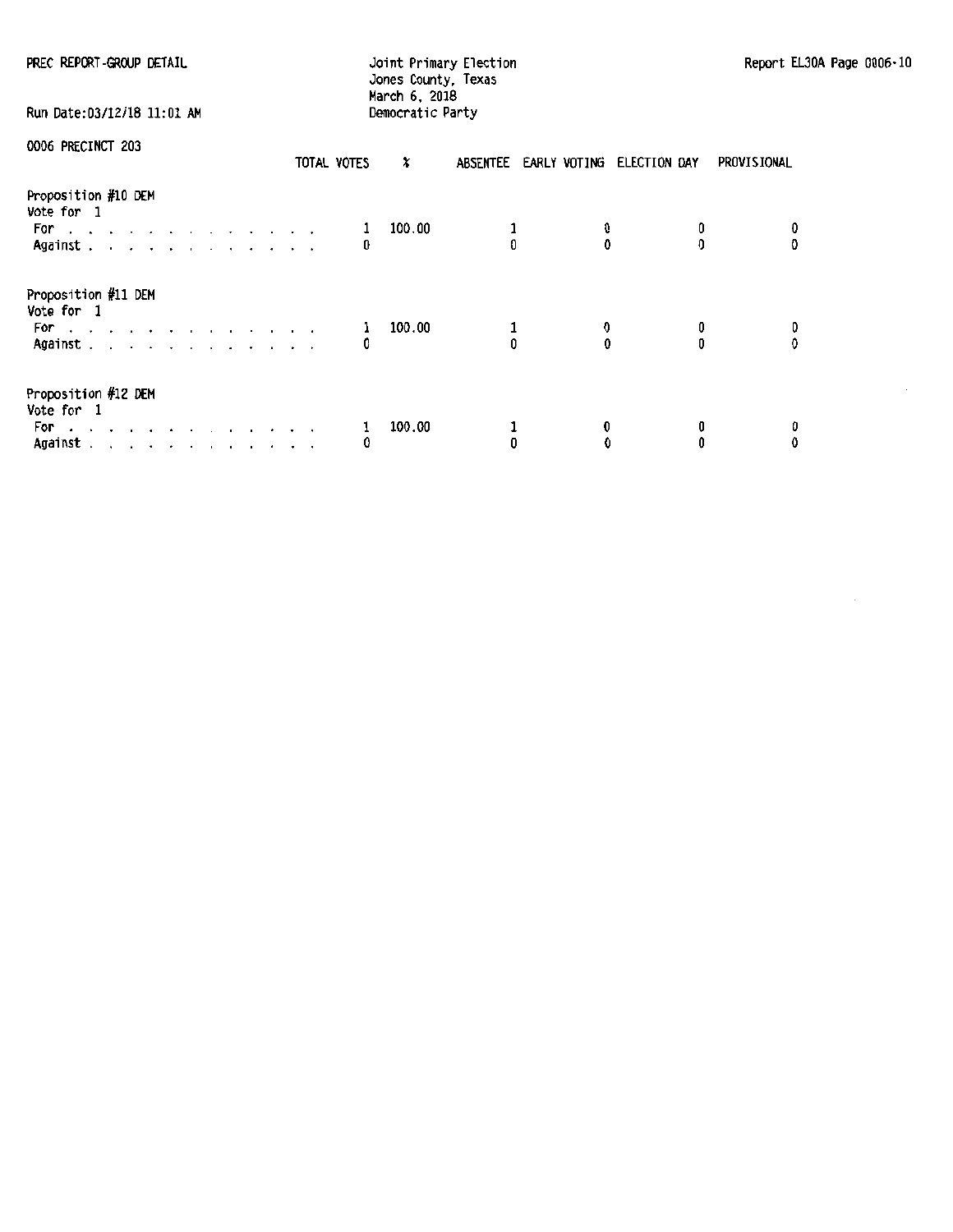PREC REPORT-GROUP DETAIL

Joint Primary Election
Jones County, Texas
March 6, 2018
Democratic Party

Run Date:03/12/18 11:01 AM

0006 PRECINCT 203

| | TOTAL VOTES | % | ABSENTEE | EARLY VOTING | ELECTION DAY | PROVISIONAL |
|---|---|---|---|---|---|---|
| **Proposition #10 DEM** | | | | | | |
| Vote for 1 | | | | | | |
| For | 1 | 100.00 | 1 | 0 | 0 | 0 |
| Against | 0 | | 0 | 0 | 0 | 0 |
| **Proposition #11 DEM** | | | | | | |
| Vote for 1 | | | | | | |
| For | 1 | 100.00 | 1 | 0 | 0 | 0 |
| Against | 0 | | 0 | 0 | 0 | 0 |
| **Proposition #12 DEM** | | | | | | |
| Vote for 1 | | | | | | |
| For | 1 | 100.00 | 1 | 0 | 0 | 0 |
| Against | 0 | | 0 | 0 | 0 | 0 |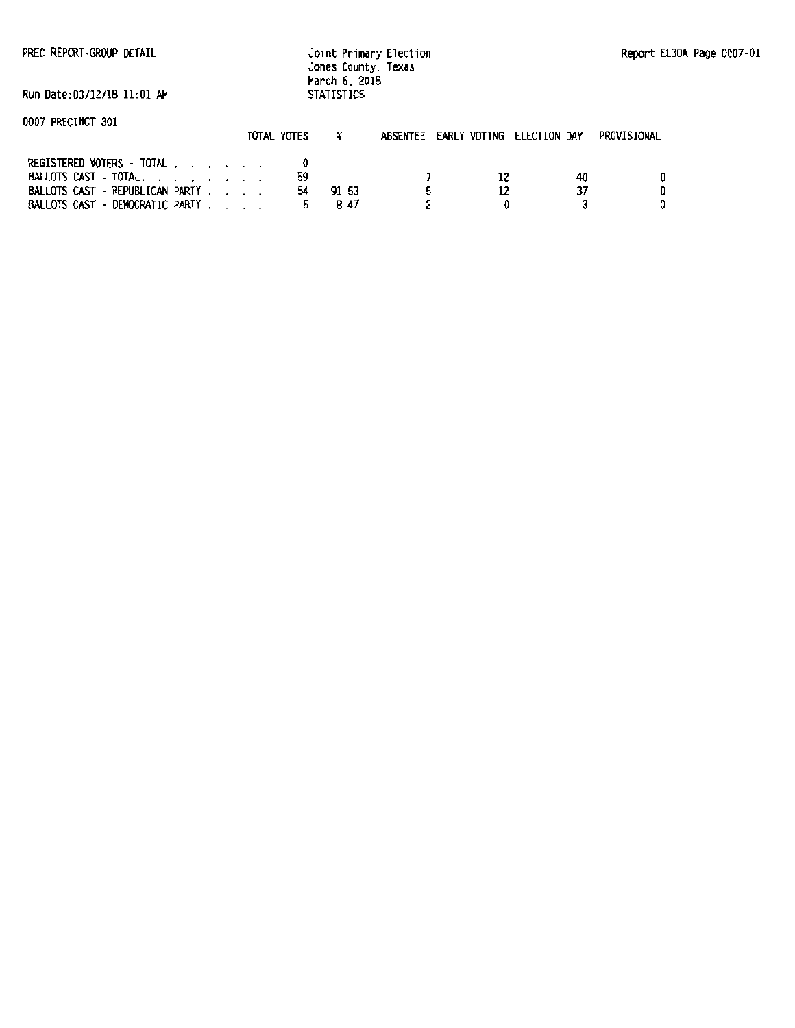PREC REPORT-GROUP DETAIL

Joint Primary Election
Jones County, Texas
March 6, 2018
STATISTICS

Report EL30A Page 0007-01

Run Date:03/12/18 11:01 AM

0007 PRECINCT 301

| | TOTAL VOTES | % | ABSENTEE | EARLY VOTING | ELECTION DAY | PROVISIONAL |
|---|---|---|---|---|---|---|
| REGISTERED VOTERS - TOTAL . . . . . . . | 0 | | | | | |
| BALLOTS CAST - TOTAL. . . . . . . . . | 59 | | 7 | 12 | 40 | 0 |
| BALLOTS CAST - REPUBLICAN PARTY . . . . | 54 | 91.53 | 5 | 12 | 37 | 0 |
| BALLOTS CAST - DEMOCRATIC PARTY . . . . | 5 | 8.47 | 2 | 0 | 3 | 0 |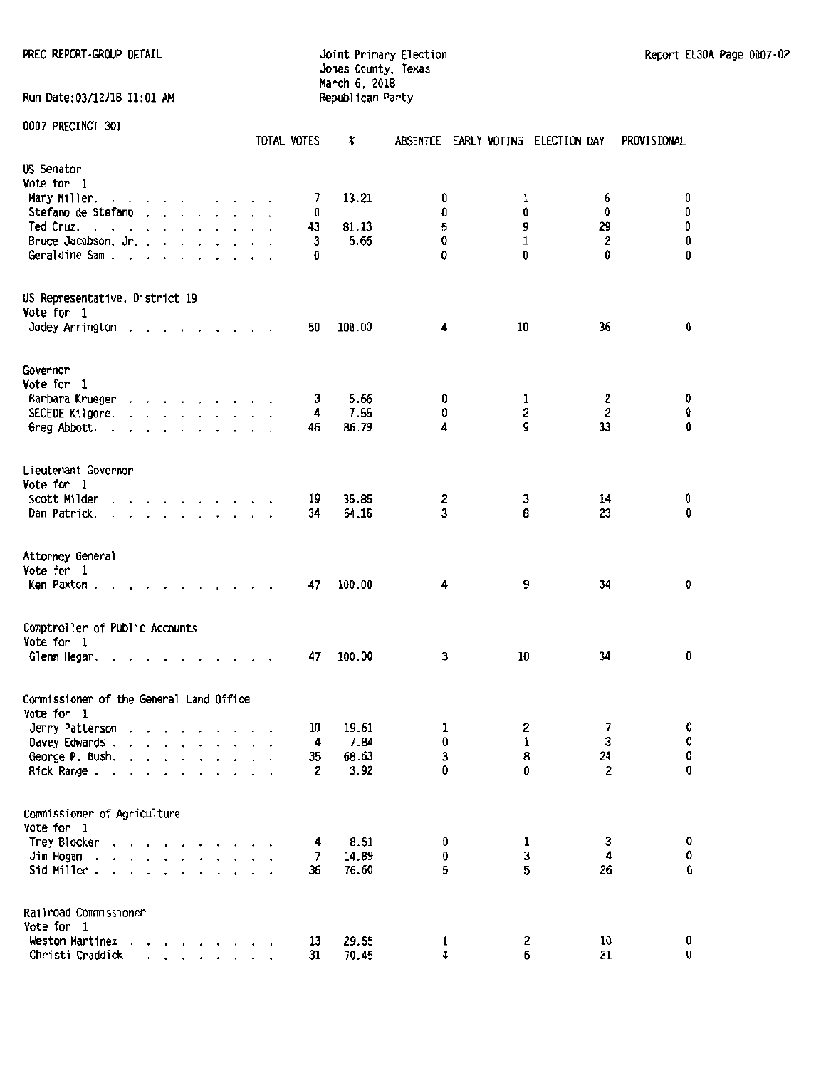PREC REPORT-GROUP DETAIL

Joint Primary Election
Jones County, Texas
March 6, 2018
Republican Party

Report EL30A Page 0007-02

Run Date:03/12/18 11:01 AM

0007 PRECINCT 301

| | TOTAL VOTES | % | ABSENTEE | EARLY VOTING | ELECTION DAY | PROVISIONAL |
|---|---|---|---|---|---|---|
| **US Senator** | | | | | | |
| Vote for 1 | | | | | | |
| Mary Miller | 7 | 13.21 | 0 | 1 | 6 | 0 |
| Stefano de Stefano | 0 | | 0 | 0 | 0 | 0 |
| Ted Cruz | 43 | 81.13 | 5 | 9 | 29 | 0 |
| Bruce Jacobson, Jr. | 3 | 5.66 | 0 | 1 | 2 | 0 |
| Geraldine Sam | 0 | | 0 | 0 | 0 | 0 |
| **US Representative, District 19** | | | | | | |
| Vote for 1 | | | | | | |
| Jodey Arrington | 50 | 100.00 | 4 | 10 | 36 | 0 |
| **Governor** | | | | | | |
| Vote for 1 | | | | | | |
| Barbara Krueger | 3 | 5.66 | 0 | 1 | 2 | 0 |
| SECEDE Kilgore | 4 | 7.55 | 0 | 2 | 2 | 0 |
| Greg Abbott | 46 | 86.79 | 4 | 9 | 33 | 0 |
| **Lieutenant Governor** | | | | | | |
| Vote for 1 | | | | | | |
| Scott Milder | 19 | 35.85 | 2 | 3 | 14 | 0 |
| Dan Patrick | 34 | 64.15 | 3 | 8 | 23 | 0 |
| **Attorney General** | | | | | | |
| Vote for 1 | | | | | | |
| Ken Paxton | 47 | 100.00 | 4 | 9 | 34 | 0 |
| **Comptroller of Public Accounts** | | | | | | |
| Vote for 1 | | | | | | |
| Glenn Hegar | 47 | 100.00 | 3 | 10 | 34 | 0 |
| **Commissioner of the General Land Office** | | | | | | |
| Vote for 1 | | | | | | |
| Jerry Patterson | 10 | 19.61 | 1 | 2 | 7 | 0 |
| Davey Edwards | 4 | 7.84 | 0 | 1 | 3 | 0 |
| George P. Bush | 35 | 68.63 | 3 | 8 | 24 | 0 |
| Rick Range | 2 | 3.92 | 0 | 0 | 2 | 0 |
| **Commissioner of Agriculture** | | | | | | |
| Vote for 1 | | | | | | |
| Trey Blocker | 4 | 8.51 | 0 | 1 | 3 | 0 |
| Jim Hogan | 7 | 14.89 | 0 | 3 | 4 | 0 |
| Sid Miller | 36 | 76.60 | 5 | 5 | 26 | 0 |
| **Railroad Commissioner** | | | | | | |
| Vote for 1 | | | | | | |
| Weston Martinez | 13 | 29.55 | 1 | 2 | 10 | 0 |
| Christi Craddick | 31 | 70.45 | 4 | 6 | 21 | 0 |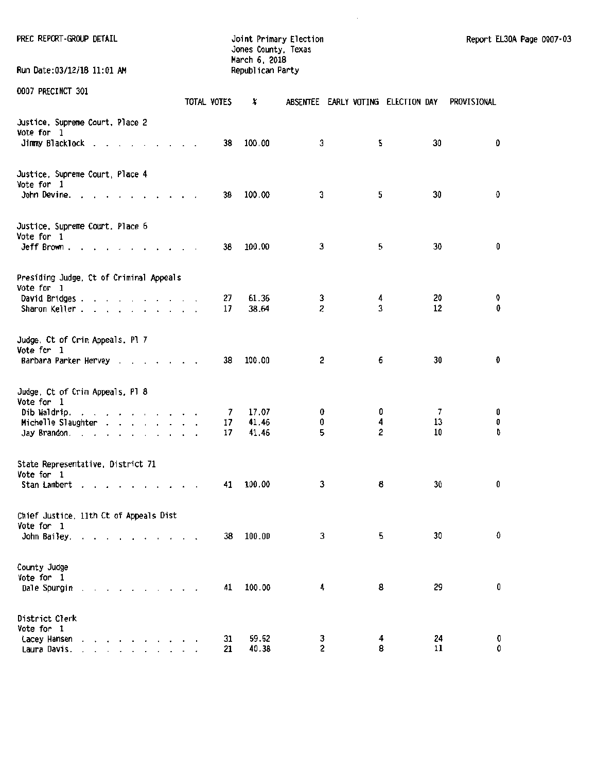PREC REPORT-GROUP DETAIL

Joint Primary Election
Jones County, Texas
March 6, 2018
Republican Party

Run Date:03/12/18 11:01 AM

0007 PRECINCT 301

| | TOTAL VOTES | % | ABSENTEE | EARLY VOTING | ELECTION DAY | PROVISIONAL |
|---|---|---|---|---|---|---|
| **Justice, Supreme Court, Place 2** | | | | | | |
| Vote for 1 | | | | | | |
| Jimmy Blacklock | 38 | 100.00 | 3 | 5 | 30 | 0 |
| **Justice, Supreme Court, Place 4** | | | | | | |
| Vote for 1 | | | | | | |
| John Devine | 38 | 100.00 | 3 | 5 | 30 | 0 |
| **Justice, Supreme Court, Place 6** | | | | | | |
| Vote for 1 | | | | | | |
| Jeff Brown | 38 | 100.00 | 3 | 5 | 30 | 0 |
| **Presiding Judge, Ct of Criminal Appeals** | | | | | | |
| Vote for 1 | | | | | | |
| David Bridges | 27 | 61.36 | 3 | 4 | 20 | 0 |
| Sharon Keller | 17 | 38.64 | 2 | 3 | 12 | 0 |
| **Judge, Ct of Crim Appeals, Pl 7** | | | | | | |
| Vote for 1 | | | | | | |
| Barbara Parker Hervey | 38 | 100.00 | 2 | 6 | 30 | 0 |
| **Judge, Ct of Crim Appeals, Pl 8** | | | | | | |
| Vote for 1 | | | | | | |
| Dib Waldrip | 7 | 17.07 | 0 | 0 | 7 | 0 |
| Michelle Slaughter | 17 | 41.46 | 0 | 4 | 13 | 0 |
| Jay Brandon | 17 | 41.46 | 5 | 2 | 10 | 0 |
| **State Representative, District 71** | | | | | | |
| Vote for 1 | | | | | | |
| Stan Lambert | 41 | 100.00 | 3 | 8 | 30 | 0 |
| **Chief Justice, 11th Ct of Appeals Dist** | | | | | | |
| Vote for 1 | | | | | | |
| John Bailey | 38 | 100.00 | 3 | 5 | 30 | 0 |
| **County Judge** | | | | | | |
| Vote for 1 | | | | | | |
| Dale Spurgin | 41 | 100.00 | 4 | 8 | 29 | 0 |
| **District Clerk** | | | | | | |
| Vote for 1 | | | | | | |
| Lacey Hansen | 31 | 59.62 | 3 | 4 | 24 | 0 |
| Laura Davis | 21 | 40.38 | 2 | 8 | 11 | 0 |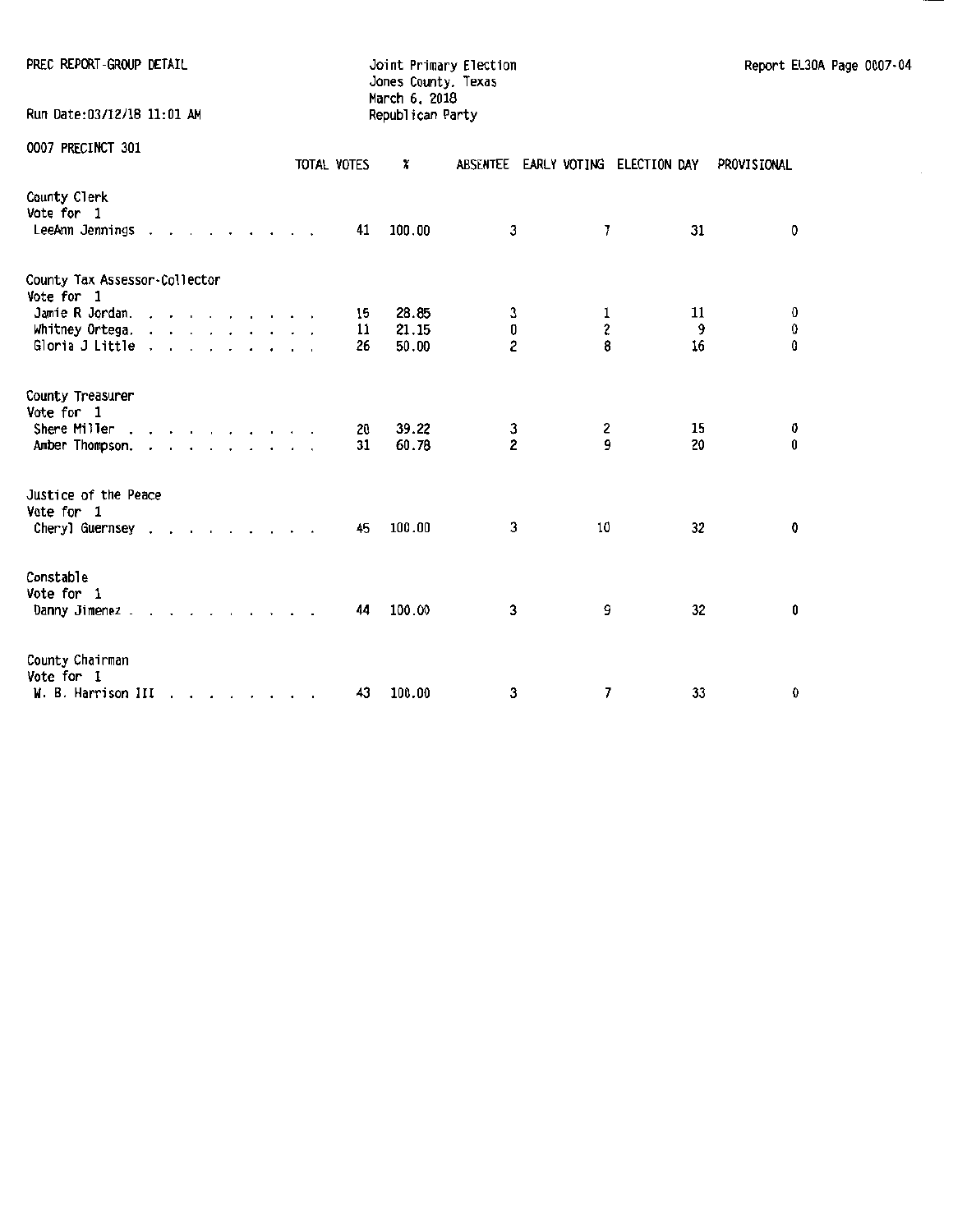PREC REPORT-GROUP DETAIL

Run Date:03/12/18 11:01 AM

Joint Primary Election
Jones County, Texas
March 6, 2018
Republican Party

Report EL30A Page 0007-04

0007 PRECINCT 301

| | TOTAL VOTES | % | ABSENTEE | EARLY VOTING | ELECTION DAY | PROVISIONAL |
|---|---|---|---|---|---|---|
| **County Clerk** | | | | | | |
| Vote for 1 | | | | | | |
| LeeAnn Jennings | 41 | 100.00 | 3 | 7 | 31 | 0 |
| **County Tax Assessor-Collector** | | | | | | |
| Vote for 1 | | | | | | |
| Jamie R Jordan. | 15 | 28.85 | 3 | 1 | 11 | 0 |
| Whitney Ortega. | 11 | 21.15 | 0 | 2 | 9 | 0 |
| Gloria J Little | 26 | 50.00 | 2 | 8 | 16 | 0 |
| **County Treasurer** | | | | | | |
| Vote for 1 | | | | | | |
| Shere Miller | 20 | 39.22 | 3 | 2 | 15 | 0 |
| Amber Thompson. | 31 | 60.78 | 2 | 9 | 20 | 0 |
| **Justice of the Peace** | | | | | | |
| Vote for 1 | | | | | | |
| Cheryl Guernsey | 45 | 100.00 | 3 | 10 | 32 | 0 |
| **Constable** | | | | | | |
| Vote for 1 | | | | | | |
| Danny Jimenez | 44 | 100.00 | 3 | 9 | 32 | 0 |
| **County Chairman** | | | | | | |
| Vote for 1 | | | | | | |
| W. B. Harrison III | 43 | 100.00 | 3 | 7 | 33 | 0 |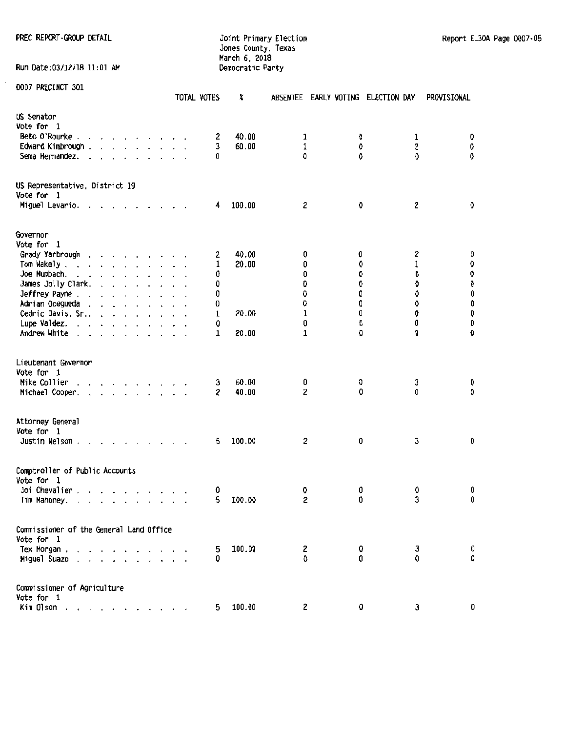PREC REPORT-GROUP DETAIL

Joint Primary Election
Jones County, Texas
March 6, 2018
Democratic Party

Report EL30A Page 0007-05

Run Date:03/12/18 11:01 AM

0007 PRECINCT 301

| | TOTAL VOTES | % | ABSENTEE | EARLY VOTING | ELECTION DAY | PROVISIONAL |
|---|---|---|---|---|---|---|
| **US Senator** | | | | | | |
| Vote for 1 | | | | | | |
| Beto O'Rourke | 2 | 40.00 | 1 | 0 | 1 | 0 |
| Edward Kimbrough | 3 | 60.00 | 1 | 0 | 2 | 0 |
| Sema Hernandez | 0 | | 0 | 0 | 0 | 0 |
| **US Representative, District 19** | | | | | | |
| Vote for 1 | | | | | | |
| Miguel Levario | 4 | 100.00 | 2 | 0 | 2 | 0 |
| **Governor** | | | | | | |
| Vote for 1 | | | | | | |
| Grady Yarbrough | 2 | 40.00 | 0 | 0 | 2 | 0 |
| Tom Wakely | 1 | 20.00 | 0 | 0 | 1 | 0 |
| Joe Mumbach | 0 | | 0 | 0 | 0 | 0 |
| James Jolly Clark | 0 | | 0 | 0 | 0 | 0 |
| Jeffrey Payne | 0 | | 0 | 0 | 0 | 0 |
| Adrian Ocegueda | 0 | | 0 | 0 | 0 | 0 |
| Cedric Davis, Sr. | 1 | 20.00 | 1 | 0 | 0 | 0 |
| Lupe Valdez | 0 | | 0 | 0 | 0 | 0 |
| Andrew White | 1 | 20.00 | 1 | 0 | 0 | 0 |
| **Lieutenant Governor** | | | | | | |
| Vote for 1 | | | | | | |
| Mike Collier | 3 | 60.00 | 0 | 0 | 3 | 0 |
| Michael Cooper | 2 | 40.00 | 2 | 0 | 0 | 0 |
| **Attorney General** | | | | | | |
| Vote for 1 | | | | | | |
| Justin Nelson | 5 | 100.00 | 2 | 0 | 3 | 0 |
| **Comptroller of Public Accounts** | | | | | | |
| Vote for 1 | | | | | | |
| Joi Chevalier | 0 | | 0 | 0 | 0 | 0 |
| Tim Mahoney | 5 | 100.00 | 2 | 0 | 3 | 0 |
| **Commissioner of the General Land Office** | | | | | | |
| Vote for 1 | | | | | | |
| Tex Morgan | 5 | 100.00 | 2 | 0 | 3 | 0 |
| Miguel Suazo | 0 | | 0 | 0 | 0 | 0 |
| **Commissioner of Agriculture** | | | | | | |
| Vote for 1 | | | | | | |
| Kim Olson | 5 | 100.00 | 2 | 0 | 3 | 0 |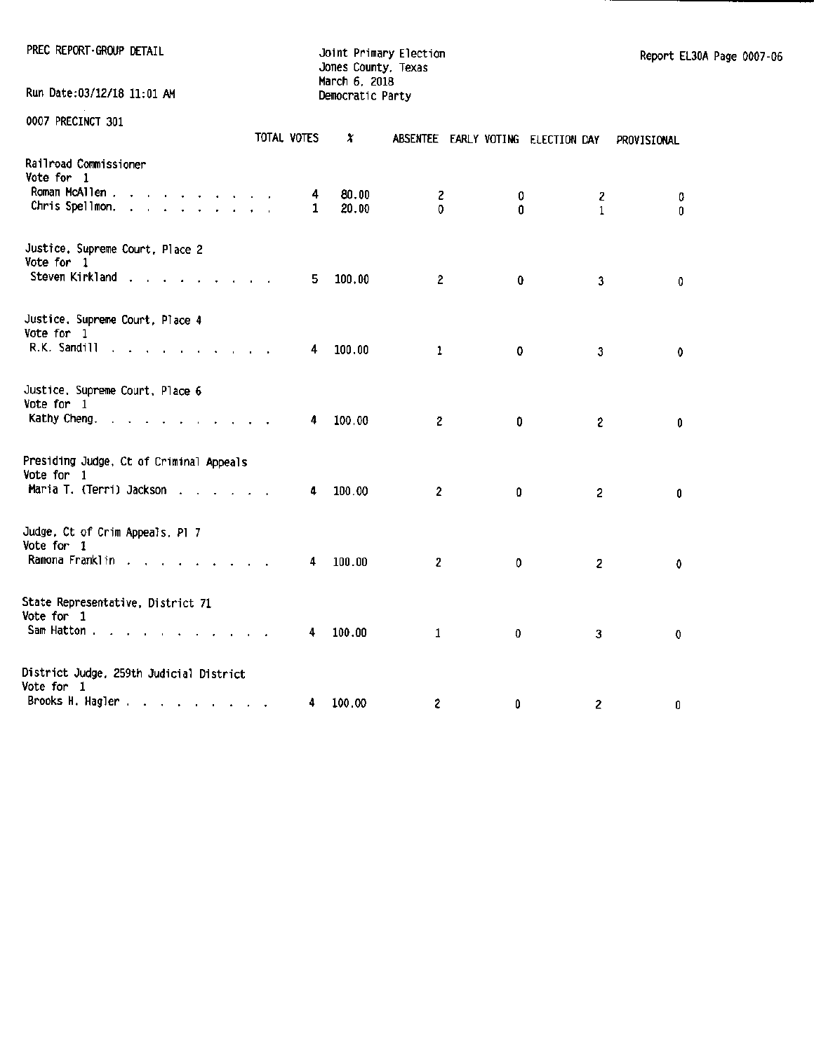PREC REPORT-GROUP DETAIL

Joint Primary Election
Jones County, Texas
March 6, 2018
Democratic Party

Report EL30A Page 0007-06

Run Date:03/12/18 11:01 AM

0007 PRECINCT 301

| | TOTAL VOTES | % | ABSENTEE | EARLY VOTING | ELECTION DAY | PROVISIONAL |
|---|---|---|---|---|---|---|
| **Railroad Commissioner** | | | | | | |
| Vote for 1 | | | | | | |
| Roman McAllen | 4 | 80.00 | 2 | 0 | 2 | 0 |
| Chris Spellmon | 1 | 20.00 | 0 | 0 | 1 | 0 |
| **Justice, Supreme Court, Place 2** | | | | | | |
| Vote for 1 | | | | | | |
| Steven Kirkland | 5 | 100.00 | 2 | 0 | 3 | 0 |
| **Justice, Supreme Court, Place 4** | | | | | | |
| Vote for 1 | | | | | | |
| R.K. Sandill | 4 | 100.00 | 1 | 0 | 3 | 0 |
| **Justice, Supreme Court, Place 6** | | | | | | |
| Vote for 1 | | | | | | |
| Kathy Cheng | 4 | 100.00 | 2 | 0 | 2 | 0 |
| **Presiding Judge, Ct of Criminal Appeals** | | | | | | |
| Vote for 1 | | | | | | |
| Maria T. (Terri) Jackson | 4 | 100.00 | 2 | 0 | 2 | 0 |
| **Judge, Ct of Crim Appeals, Pl 7** | | | | | | |
| Vote for 1 | | | | | | |
| Ramona Franklin | 4 | 100.00 | 2 | 0 | 2 | 0 |
| **State Representative, District 71** | | | | | | |
| Vote for 1 | | | | | | |
| Sam Hatton | 4 | 100.00 | 1 | 0 | 3 | 0 |
| **District Judge, 259th Judicial District** | | | | | | |
| Vote for 1 | | | | | | |
| Brooks H. Hagler | 4 | 100.00 | 2 | 0 | 2 | 0 |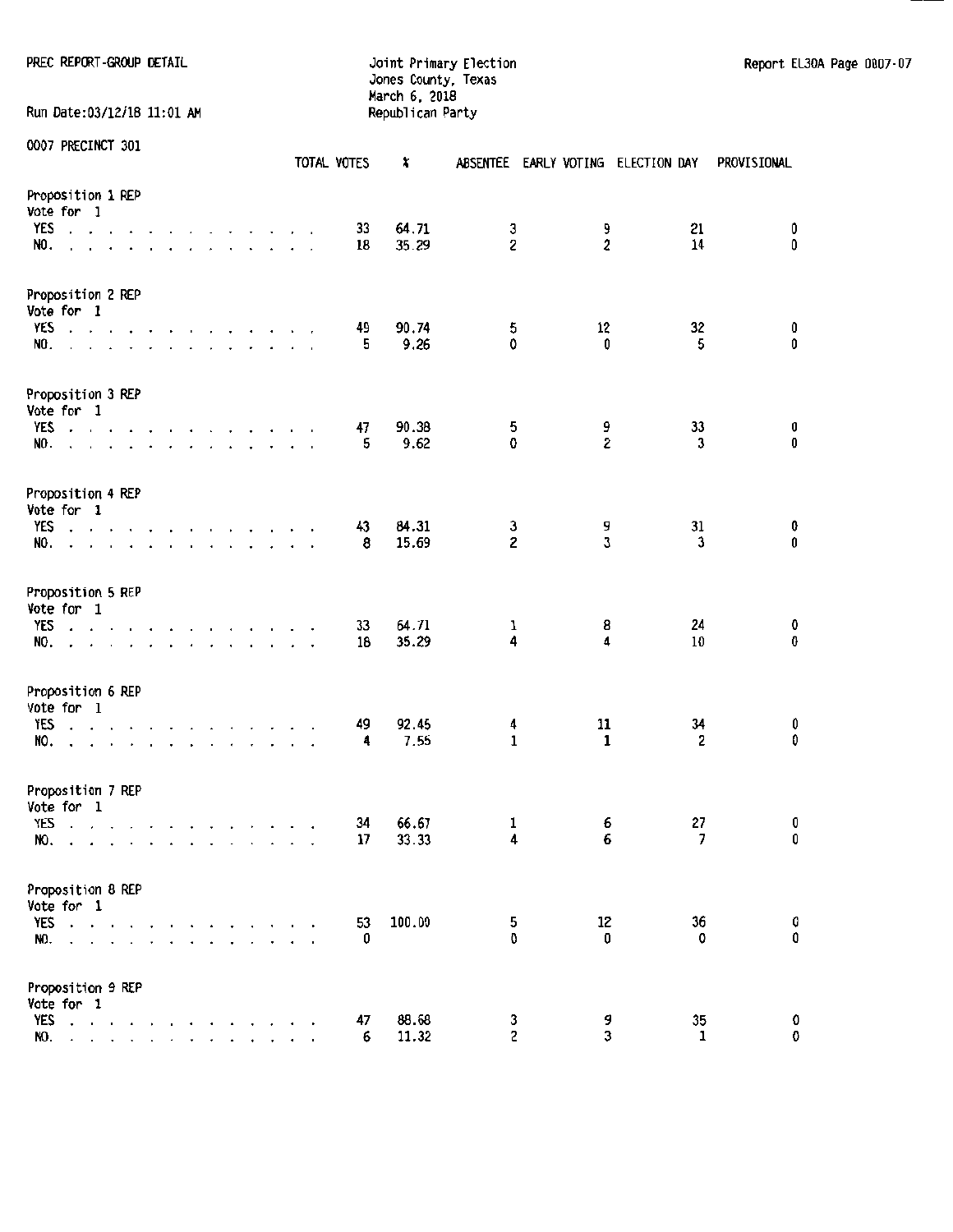PREC REPORT-GROUP DETAIL

Joint Primary Election
Jones County, Texas
March 6, 2018
Republican Party

Report EL30A Page 0007-07

Run Date:03/12/18 11:01 AM

0007 PRECINCT 301

| | TOTAL VOTES | % | ABSENTEE | EARLY VOTING | ELECTION DAY | PROVISIONAL |
|---|---|---|---|---|---|---|
| **Proposition 1 REP** | | | | | | |
| Vote for 1 | | | | | | |
| YES | 33 | 64.71 | 3 | 9 | 21 | 0 |
| NO. | 18 | 35.29 | 2 | 2 | 14 | 0 |
| **Proposition 2 REP** | | | | | | |
| Vote for 1 | | | | | | |
| YES | 49 | 90.74 | 5 | 12 | 32 | 0 |
| NO. | 5 | 9.26 | 0 | 0 | 5 | 0 |
| **Proposition 3 REP** | | | | | | |
| Vote for 1 | | | | | | |
| YES | 47 | 90.38 | 5 | 9 | 33 | 0 |
| NO. | 5 | 9.62 | 0 | 2 | 3 | 0 |
| **Proposition 4 REP** | | | | | | |
| Vote for 1 | | | | | | |
| YES | 43 | 84.31 | 3 | 9 | 31 | 0 |
| NO. | 8 | 15.69 | 2 | 3 | 3 | 0 |
| **Proposition 5 REP** | | | | | | |
| Vote for 1 | | | | | | |
| YES | 33 | 64.71 | 1 | 8 | 24 | 0 |
| NO. | 18 | 35.29 | 4 | 4 | 10 | 0 |
| **Proposition 6 REP** | | | | | | |
| Vote for 1 | | | | | | |
| YES | 49 | 92.45 | 4 | 11 | 34 | 0 |
| NO. | 4 | 7.55 | 1 | 1 | 2 | 0 |
| **Proposition 7 REP** | | | | | | |
| Vote for 1 | | | | | | |
| YES | 34 | 66.67 | 1 | 6 | 27 | 0 |
| NO. | 17 | 33.33 | 4 | 6 | 7 | 0 |
| **Proposition 8 REP** | | | | | | |
| Vote for 1 | | | | | | |
| YES | 53 | 100.00 | 5 | 12 | 36 | 0 |
| NO. | 0 | | 0 | 0 | 0 | 0 |
| **Proposition 9 REP** | | | | | | |
| Vote for 1 | | | | | | |
| YES | 47 | 88.68 | 3 | 9 | 35 | 0 |
| NO. | 6 | 11.32 | 2 | 3 | 1 | 0 |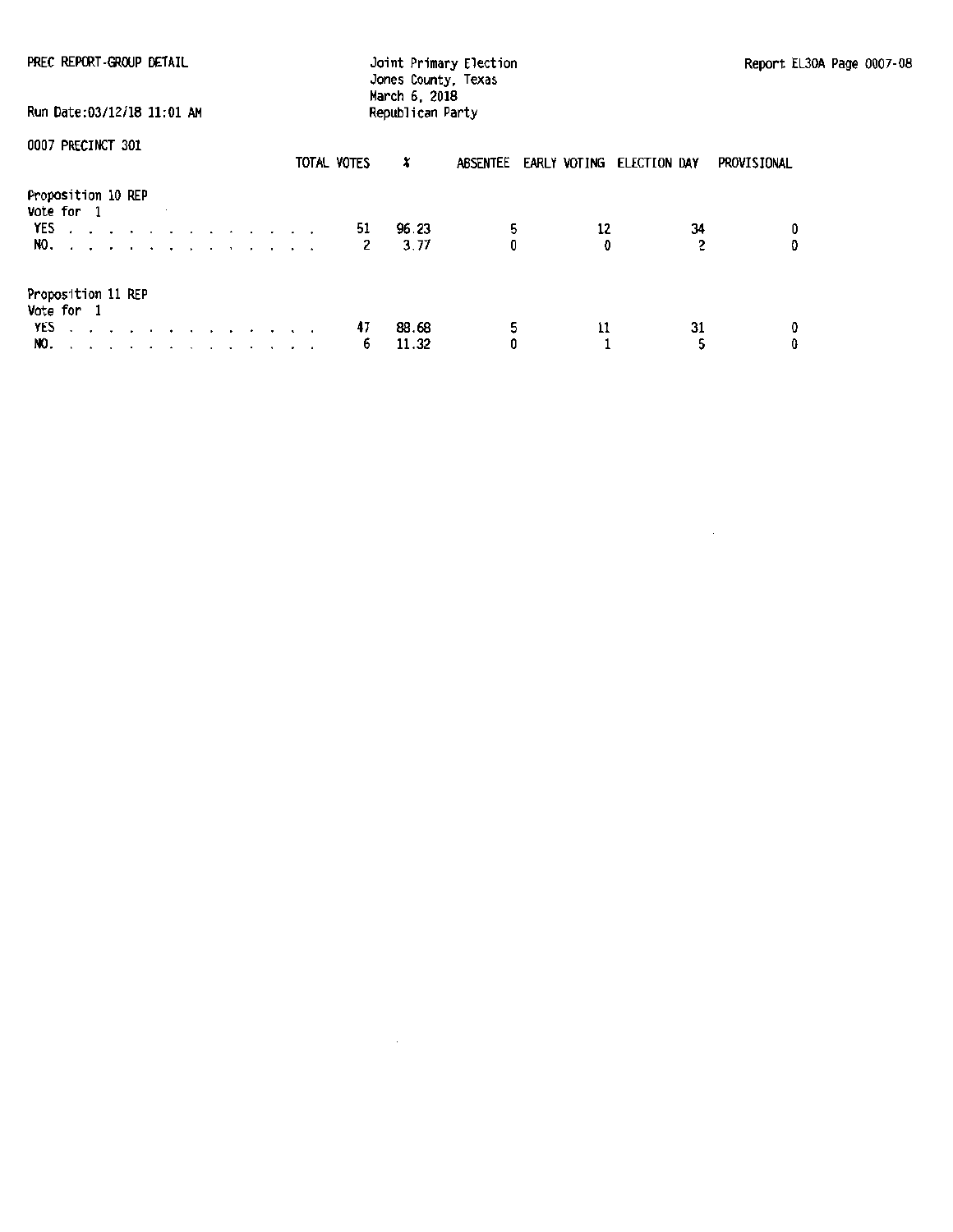PREC REPORT-GROUP DETAIL

Joint Primary Election
Jones County, Texas
March 6, 2018
Republican Party

Run Date:03/12/18 11:01 AM

Report EL30A Page 0007-08

0007 PRECINCT 301

| | TOTAL VOTES | % | ABSENTEE | EARLY VOTING | ELECTION DAY | PROVISIONAL |
|---|---|---|---|---|---|---|
| **Proposition 10 REP** | | | | | | |
| Vote for 1 | | | | | | |
| YES | 51 | 96.23 | 5 | 12 | 34 | 0 |
| NO. | 2 | 3.77 | 0 | 0 | 2 | 0 |
| **Proposition 11 REP** | | | | | | |
| Vote for 1 | | | | | | |
| YES | 47 | 88.68 | 5 | 11 | 31 | 0 |
| NO. | 6 | 11.32 | 0 | 1 | 5 | 0 |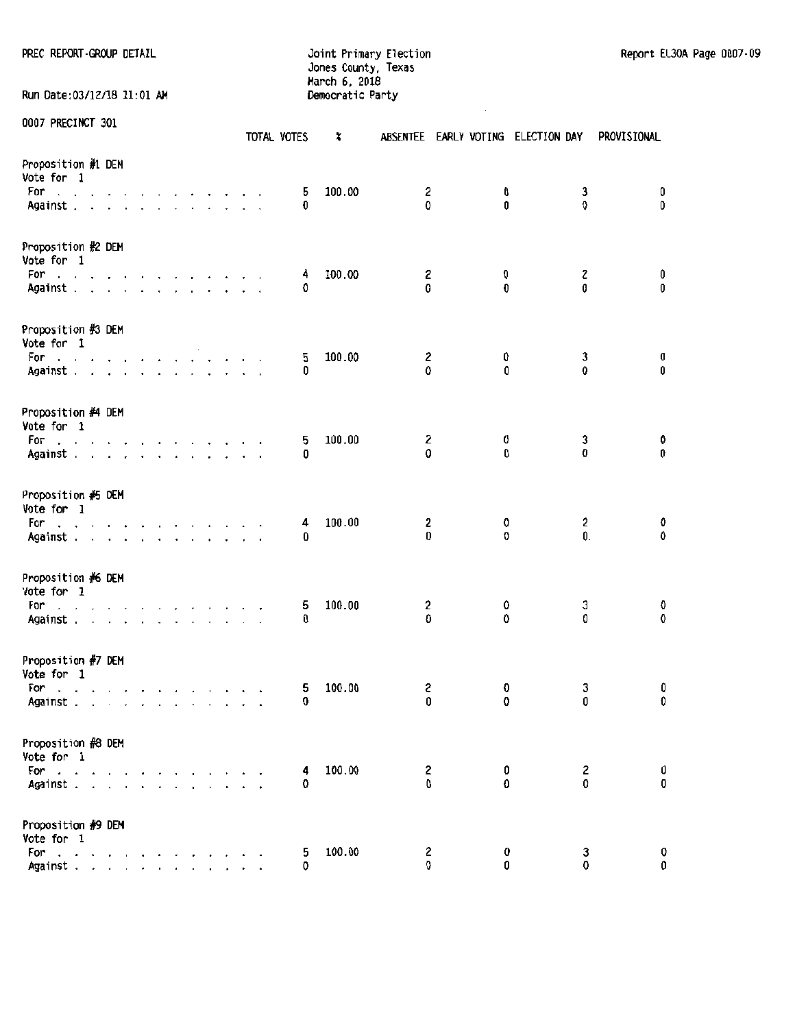PREC REPORT-GROUP DETAIL

Joint Primary Election
Jones County, Texas
March 6, 2018
Democratic Party

Report EL30A Page 0007-09

Run Date:03/12/18 11:01 AM

0007 PRECINCT 301

| | TOTAL VOTES | % | ABSENTEE | EARLY VOTING | ELECTION DAY | PROVISIONAL |
|---|---|---|---|---|---|---|
| **Proposition #1 DEM** | | | | | | |
| Vote for 1 | | | | | | |
| For | 5 | 100.00 | 2 | 0 | 3 | 0 |
| Against | 0 | | 0 | 0 | 0 | 0 |
| **Proposition #2 DEM** | | | | | | |
| Vote for 1 | | | | | | |
| For | 4 | 100.00 | 2 | 0 | 2 | 0 |
| Against | 0 | | 0 | 0 | 0 | 0 |
| **Proposition #3 DEM** | | | | | | |
| Vote for 1 | | | | | | |
| For | 5 | 100.00 | 2 | 0 | 3 | 0 |
| Against | 0 | | 0 | 0 | 0 | 0 |
| **Proposition #4 DEM** | | | | | | |
| Vote for 1 | | | | | | |
| For | 5 | 100.00 | 2 | 0 | 3 | 0 |
| Against | 0 | | 0 | 0 | 0 | 0 |
| **Proposition #5 DEM** | | | | | | |
| Vote for 1 | | | | | | |
| For | 4 | 100.00 | 2 | 0 | 2 | 0 |
| Against | 0 | | 0 | 0 | 0 | 0 |
| **Proposition #6 DEM** | | | | | | |
| Vote for 1 | | | | | | |
| For | 5 | 100.00 | 2 | 0 | 3 | 0 |
| Against | 0 | | 0 | 0 | 0 | 0 |
| **Proposition #7 DEM** | | | | | | |
| Vote for 1 | | | | | | |
| For | 5 | 100.00 | 2 | 0 | 3 | 0 |
| Against | 0 | | 0 | 0 | 0 | 0 |
| **Proposition #8 DEM** | | | | | | |
| Vote for 1 | | | | | | |
| For | 4 | 100.00 | 2 | 0 | 2 | 0 |
| Against | 0 | | 0 | 0 | 0 | 0 |
| **Proposition #9 DEM** | | | | | | |
| Vote for 1 | | | | | | |
| For | 5 | 100.00 | 2 | 0 | 3 | 0 |
| Against | 0 | | 0 | 0 | 0 | 0 |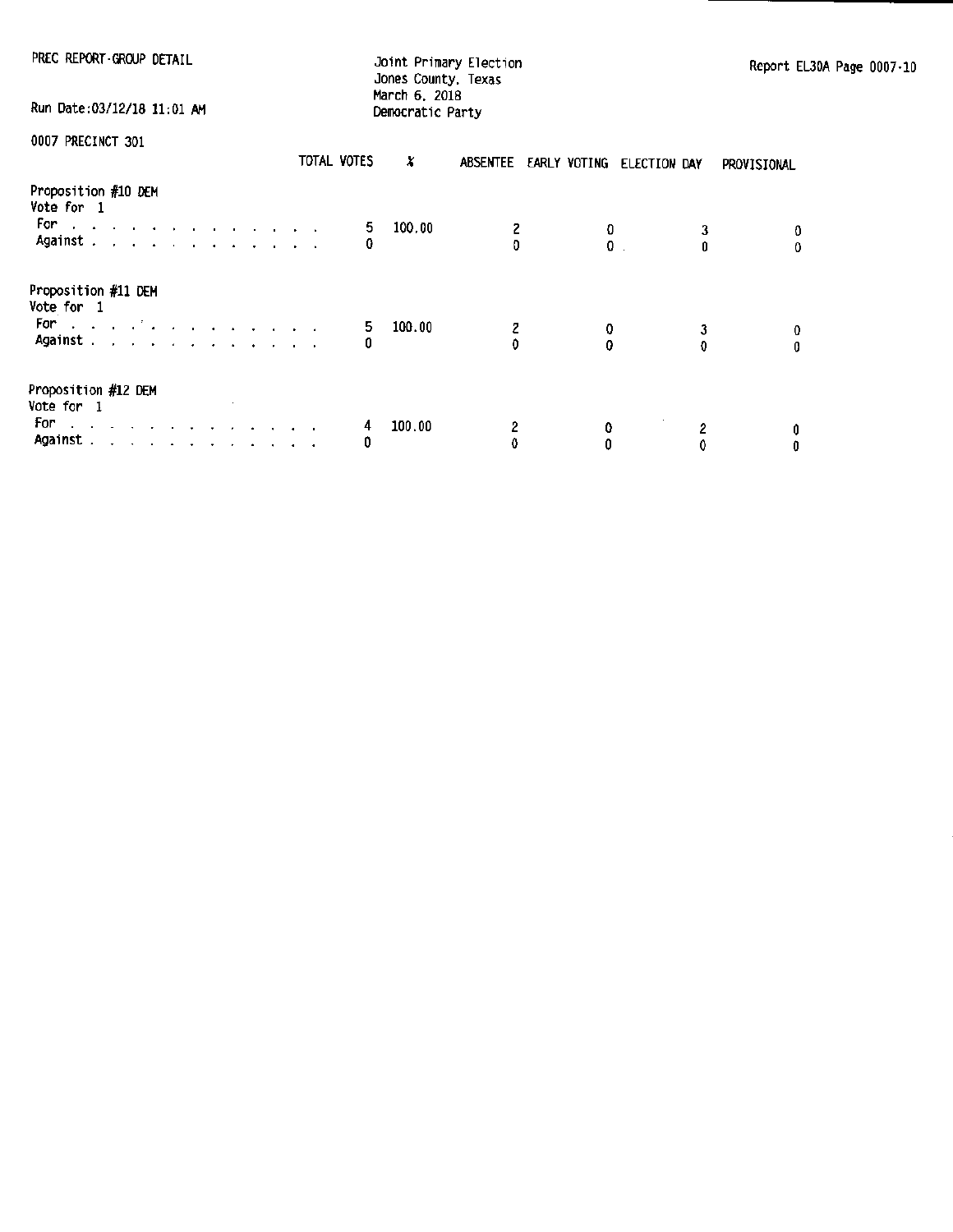PREC REPORT-GROUP DETAIL

Run Date:03/12/18 11:01 AM

Joint Primary Election
Jones County, Texas
March 6, 2018
Democratic Party

Report EL30A Page 0007-10

0007 PRECINCT 301

| | TOTAL VOTES | % | ABSENTEE | EARLY VOTING | ELECTION DAY | PROVISIONAL |
|---|---|---|---|---|---|---|
| **Proposition #10 DEM** | | | | | | |
| Vote for 1 | | | | | | |
| For | 5 | 100.00 | 2 | 0 | 3 | 0 |
| Against | 0 | | 0 | 0 | 0 | 0 |
| **Proposition #11 DEM** | | | | | | |
| Vote for 1 | | | | | | |
| For | 5 | 100.00 | 2 | 0 | 3 | 0 |
| Against | 0 | | 0 | 0 | 0 | 0 |
| **Proposition #12 DEM** | | | | | | |
| Vote for 1 | | | | | | |
| For | 4 | 100.00 | 2 | 0 | 2 | 0 |
| Against | 0 | | 0 | 0 | 0 | 0 |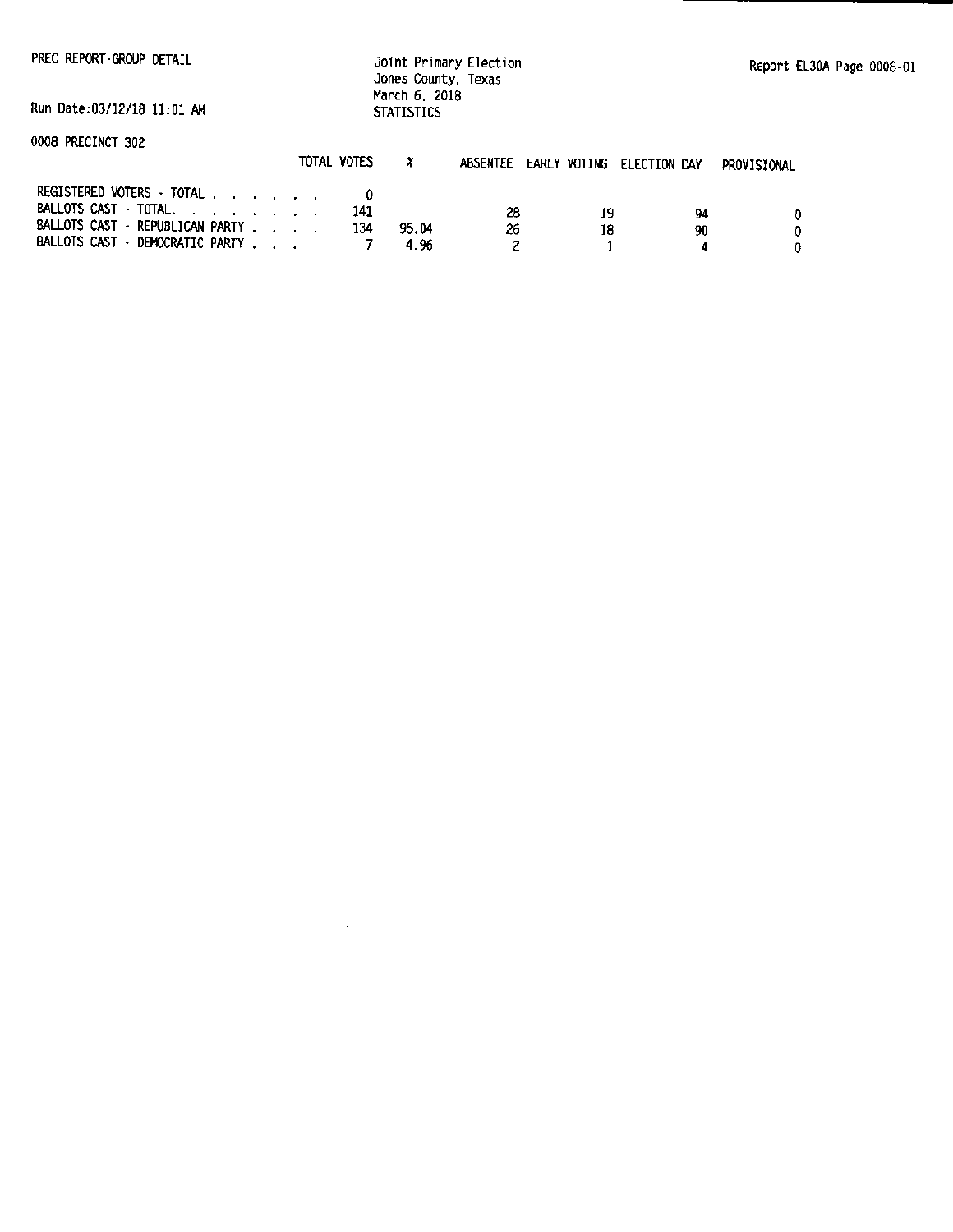PREC REPORT-GROUP DETAIL

Run Date:03/12/18 11:01 AM

Joint Primary Election
Jones County, Texas
March 6, 2018
STATISTICS

Report EL30A Page 0008-01

0008 PRECINCT 302

| | TOTAL VOTES | % | ABSENTEE | EARLY VOTING | ELECTION DAY | PROVISIONAL |
|---|---|---|---|---|---|---|
| REGISTERED VOTERS - TOTAL . . . . . . . | 0 | | | | | |
| BALLOTS CAST - TOTAL. . . . . . . . | 141 | | 28 | 19 | 94 | 0 |
| BALLOTS CAST - REPUBLICAN PARTY . . . . | 134 | 95.04 | 26 | 18 | 90 | 0 |
| BALLOTS CAST - DEMOCRATIC PARTY . . . . | 7 | 4.96 | 2 | 1 | 4 | 0 |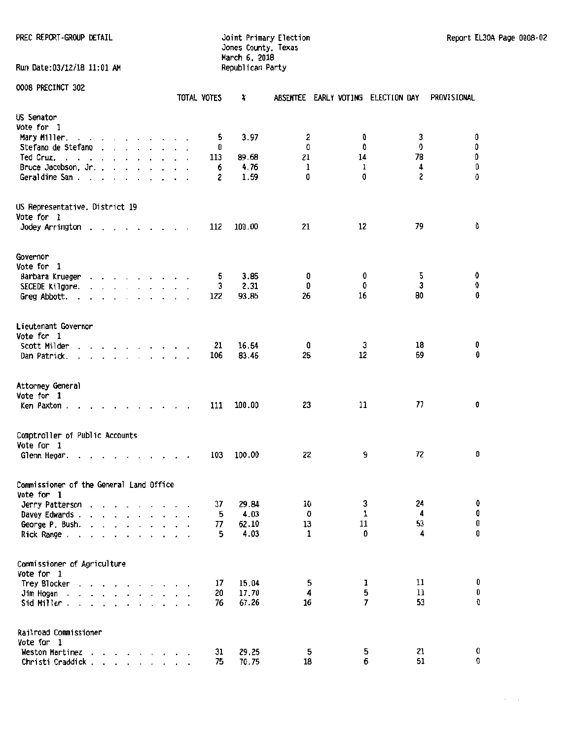PREC REPORT-GROUP DETAIL

Joint Primary Election
Jones County, Texas
March 6, 2018
Republican Party

Report EL30A Page 0008-02

Run Date:03/12/18 11:01 AM

0008 PRECINCT 302

| | TOTAL VOTES | % | ABSENTEE | EARLY VOTING | ELECTION DAY | PROVISIONAL |
|---|---|---|---|---|---|---|
| **US Senator** | | | | | | |
| Vote for 1 | | | | | | |
| Mary Miller | 5 | 3.97 | 2 | 0 | 3 | 0 |
| Stefano de Stefano | 0 | | 0 | 0 | 0 | 0 |
| Ted Cruz | 113 | 89.68 | 21 | 14 | 78 | 0 |
| Bruce Jacobson, Jr. | 6 | 4.76 | 1 | 1 | 4 | 0 |
| Geraldine Sam | 2 | 1.59 | 0 | 0 | 2 | 0 |
| **US Representative, District 19** | | | | | | |
| Vote for 1 | | | | | | |
| Jodey Arrington | 112 | 100.00 | 21 | 12 | 79 | 0 |
| **Governor** | | | | | | |
| Vote for 1 | | | | | | |
| Barbara Krueger | 5 | 3.85 | 0 | 0 | 5 | 0 |
| SECEDE Kilgore | 3 | 2.31 | 0 | 0 | 3 | 0 |
| Greg Abbott | 122 | 93.85 | 26 | 16 | 80 | 0 |
| **Lieutenant Governor** | | | | | | |
| Vote for 1 | | | | | | |
| Scott Milder | 21 | 16.54 | 0 | 3 | 18 | 0 |
| Dan Patrick | 106 | 83.46 | 25 | 12 | 69 | 0 |
| **Attorney General** | | | | | | |
| Vote for 1 | | | | | | |
| Ken Paxton | 111 | 100.00 | 23 | 11 | 77 | 0 |
| **Comptroller of Public Accounts** | | | | | | |
| Vote for 1 | | | | | | |
| Glenn Hegar | 103 | 100.00 | 22 | 9 | 72 | 0 |
| **Commissioner of the General Land Office** | | | | | | |
| Vote for 1 | | | | | | |
| Jerry Patterson | 37 | 29.84 | 10 | 3 | 24 | 0 |
| Davey Edwards | 5 | 4.03 | 0 | 1 | 4 | 0 |
| George P. Bush | 77 | 62.10 | 13 | 11 | 53 | 0 |
| Rick Range | 5 | 4.03 | 1 | 0 | 4 | 0 |
| **Commissioner of Agriculture** | | | | | | |
| Vote for 1 | | | | | | |
| Trey Blocker | 17 | 15.04 | 5 | 1 | 11 | 0 |
| Jim Hogan | 20 | 17.70 | 4 | 5 | 11 | 0 |
| Sid Miller | 76 | 67.26 | 16 | 7 | 53 | 0 |
| **Railroad Commissioner** | | | | | | |
| Vote for 1 | | | | | | |
| Weston Martinez | 31 | 29.25 | 5 | 5 | 21 | 0 |
| Christi Craddick | 75 | 70.75 | 18 | 6 | 51 | 0 |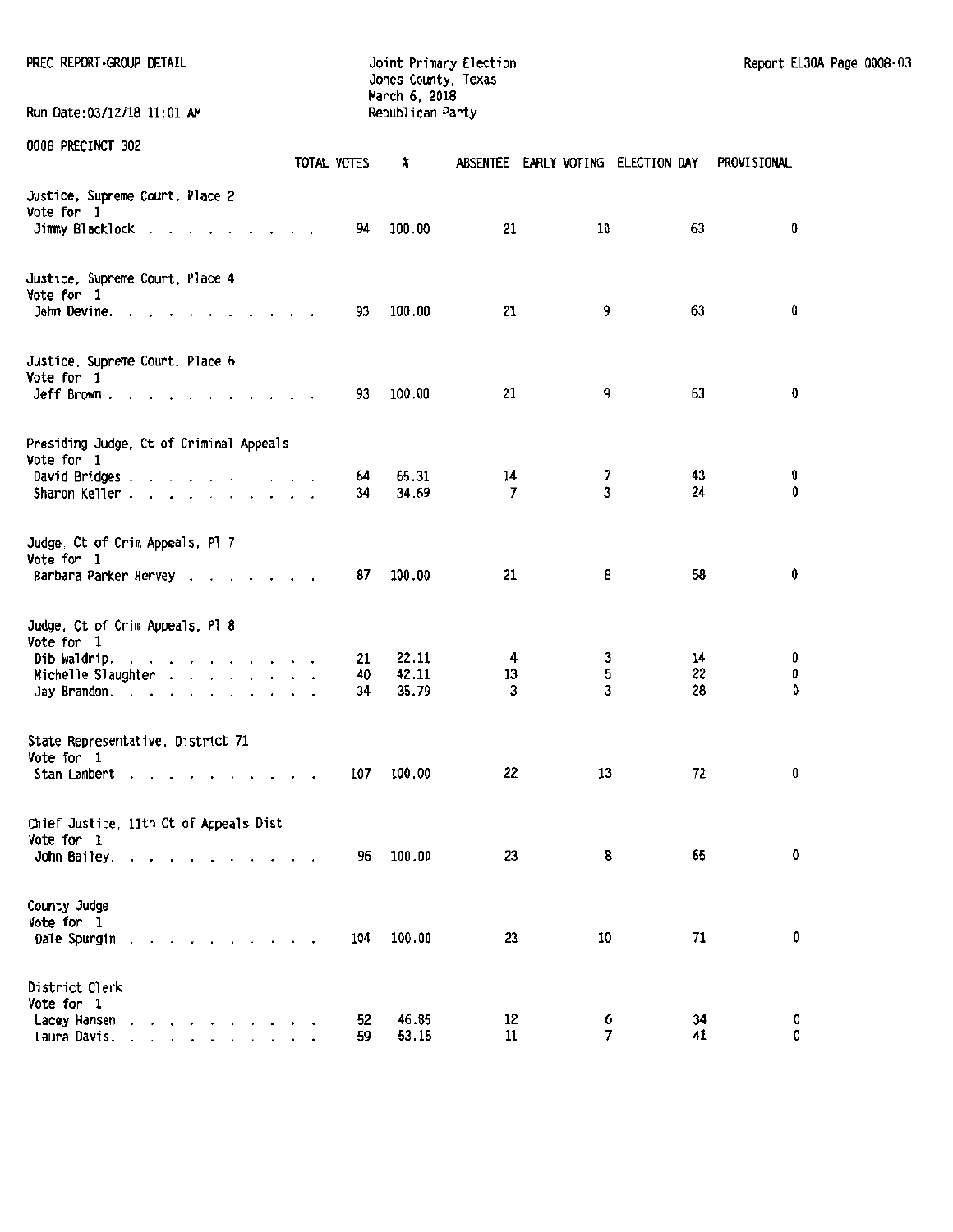PREC REPORT-GROUP DETAIL

Joint Primary Election
Jones County, Texas
March 6, 2018
Republican Party

Report EL30A Page 0008-03

Run Date:03/12/18 11:01 AM

0008 PRECINCT 302

| | TOTAL VOTES | % | ABSENTEE | EARLY VOTING | ELECTION DAY | PROVISIONAL |
|---|---|---|---|---|---|---|
| **Justice, Supreme Court, Place 2** | | | | | | |
| Vote for 1 | | | | | | |
| Jimmy Blacklock | 94 | 100.00 | 21 | 10 | 63 | 0 |
| **Justice, Supreme Court, Place 4** | | | | | | |
| Vote for 1 | | | | | | |
| John Devine. | 93 | 100.00 | 21 | 9 | 63 | 0 |
| **Justice, Supreme Court, Place 6** | | | | | | |
| Vote for 1 | | | | | | |
| Jeff Brown | 93 | 100.00 | 21 | 9 | 63 | 0 |
| **Presiding Judge, Ct of Criminal Appeals** | | | | | | |
| Vote for 1 | | | | | | |
| David Bridges | 64 | 65.31 | 14 | 7 | 43 | 0 |
| Sharon Keller | 34 | 34.69 | 7 | 3 | 24 | 0 |
| **Judge, Ct of Crim Appeals, Pl 7** | | | | | | |
| Vote for 1 | | | | | | |
| Barbara Parker Hervey | 87 | 100.00 | 21 | 8 | 58 | 0 |
| **Judge, Ct of Crim Appeals, Pl 8** | | | | | | |
| Vote for 1 | | | | | | |
| Dib Waldrip. | 21 | 22.11 | 4 | 3 | 14 | 0 |
| Michelle Slaughter | 40 | 42.11 | 13 | 5 | 22 | 0 |
| Jay Brandon. | 34 | 35.79 | 3 | 3 | 28 | 0 |
| **State Representative, District 71** | | | | | | |
| Vote for 1 | | | | | | |
| Stan Lambert | 107 | 100.00 | 22 | 13 | 72 | 0 |
| **Chief Justice, 11th Ct of Appeals Dist** | | | | | | |
| Vote for 1 | | | | | | |
| John Bailey. | 96 | 100.00 | 23 | 8 | 65 | 0 |
| **County Judge** | | | | | | |
| Vote for 1 | | | | | | |
| Dale Spurgin | 104 | 100.00 | 23 | 10 | 71 | 0 |
| **District Clerk** | | | | | | |
| Vote for 1 | | | | | | |
| Lacey Hansen | 52 | 46.85 | 12 | 6 | 34 | 0 |
| Laura Davis. | 59 | 53.15 | 11 | 7 | 41 | 0 |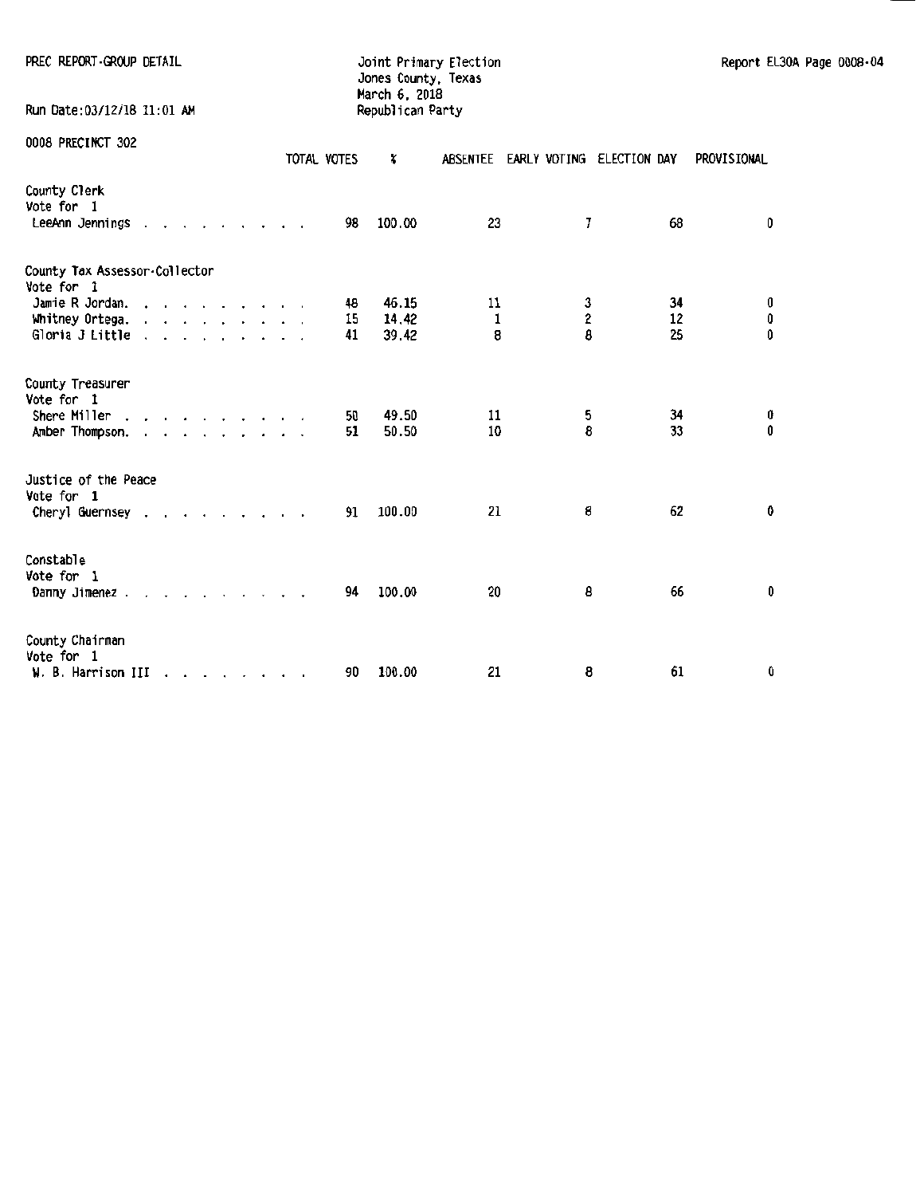PREC REPORT-GROUP DETAIL

Joint Primary Election
Jones County, Texas
March 6, 2018
Republican Party

Run Date:03/12/18 11:01 AM

Report EL30A Page 0008-04

0008 PRECINCT 302

| | TOTAL VOTES | % | ABSENTEE | EARLY VOTING | ELECTION DAY | PROVISIONAL |
|---|---|---|---|---|---|---|
| **County Clerk** | | | | | | |
| Vote for 1 | | | | | | |
| LeeAnn Jennings | 98 | 100.00 | 23 | 7 | 68 | 0 |
| **County Tax Assessor-Collector** | | | | | | |
| Vote for 1 | | | | | | |
| Jamie R Jordan. | 48 | 46.15 | 11 | 3 | 34 | 0 |
| Whitney Ortega. | 15 | 14.42 | 1 | 2 | 12 | 0 |
| Gloria J Little | 41 | 39.42 | 8 | 8 | 25 | 0 |
| **County Treasurer** | | | | | | |
| Vote for 1 | | | | | | |
| Shere Miller | 50 | 49.50 | 11 | 5 | 34 | 0 |
| Amber Thompson. | 51 | 50.50 | 10 | 8 | 33 | 0 |
| **Justice of the Peace** | | | | | | |
| Vote for 1 | | | | | | |
| Cheryl Guernsey | 91 | 100.00 | 21 | 8 | 62 | 0 |
| **Constable** | | | | | | |
| Vote for 1 | | | | | | |
| Danny Jimenez . | 94 | 100.00 | 20 | 8 | 66 | 0 |
| **County Chairman** | | | | | | |
| Vote for 1 | | | | | | |
| W. B. Harrison III | 90 | 100.00 | 21 | 8 | 61 | 0 |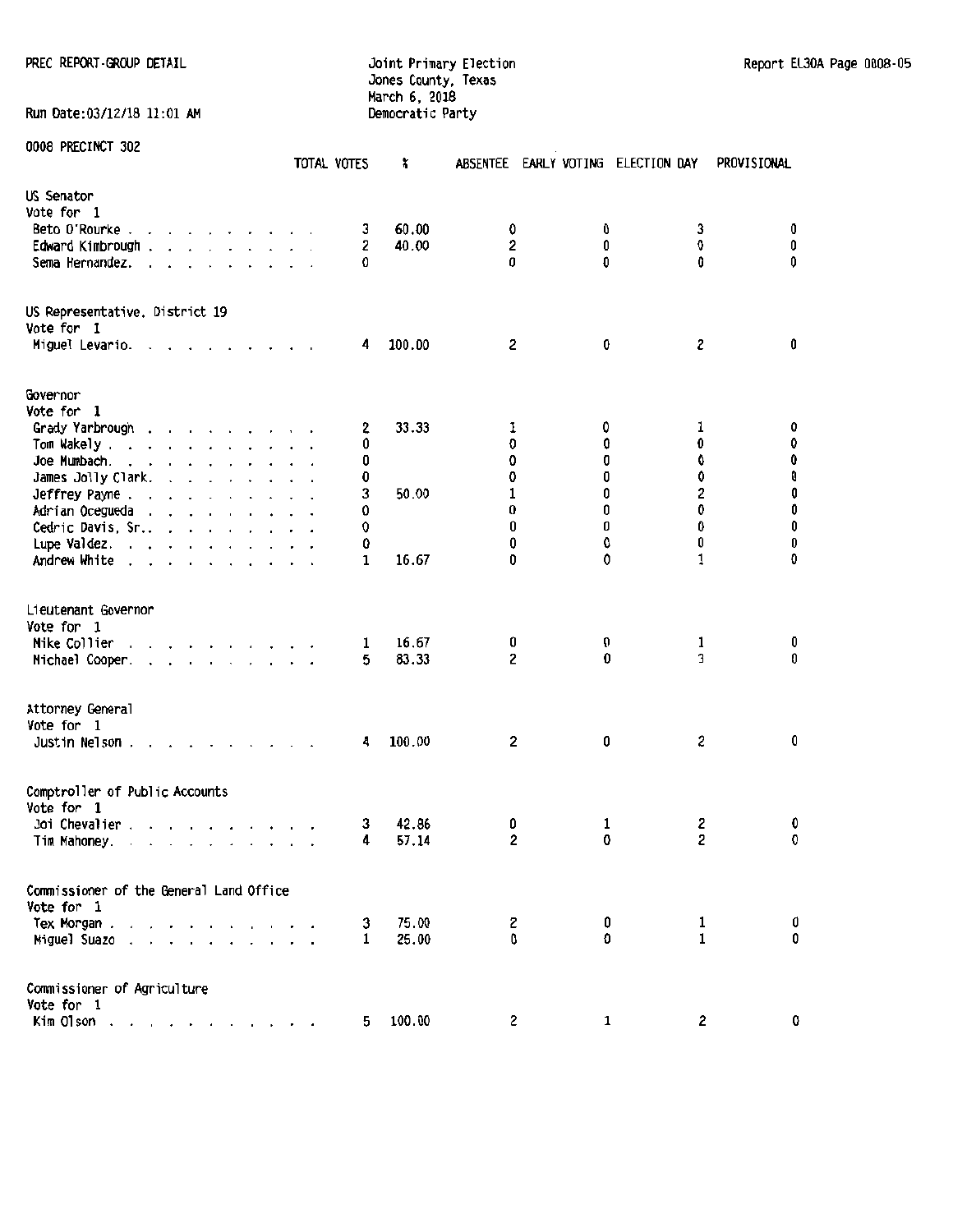PREC REPORT-GROUP DETAIL

Run Date:03/12/18 11:01 AM

Joint Primary Election
Jones County, Texas
March 6, 2018
Democratic Party

Report EL30A Page 0008-05

0008 PRECINCT 302

| | TOTAL VOTES | % | ABSENTEE | EARLY VOTING | ELECTION DAY | PROVISIONAL |
|---|---|---|---|---|---|---|
| **US Senator** | | | | | | |
| Vote for 1 | | | | | | |
| Beto O'Rourke | 3 | 60.00 | 0 | 0 | 3 | 0 |
| Edward Kimbrough | 2 | 40.00 | 2 | 0 | 0 | 0 |
| Sema Hernandez | 0 | | 0 | 0 | 0 | 0 |
| **US Representative, District 19** | | | | | | |
| Vote for 1 | | | | | | |
| Miguel Levario | 4 | 100.00 | 2 | 0 | 2 | 0 |
| **Governor** | | | | | | |
| Vote for 1 | | | | | | |
| Grady Yarbrough | 2 | 33.33 | 1 | 0 | 1 | 0 |
| Tom Wakely | 0 | | 0 | 0 | 0 | 0 |
| Joe Mumbach | 0 | | 0 | 0 | 0 | 0 |
| James Jolly Clark | 0 | | 0 | 0 | 0 | 0 |
| Jeffrey Payne | 3 | 50.00 | 1 | 0 | 2 | 0 |
| Adrian Ocegueda | 0 | | 0 | 0 | 0 | 0 |
| Cedric Davis, Sr. | 0 | | 0 | 0 | 0 | 0 |
| Lupe Valdez | 0 | | 0 | 0 | 0 | 0 |
| Andrew White | 1 | 16.67 | 0 | 0 | 1 | 0 |
| **Lieutenant Governor** | | | | | | |
| Vote for 1 | | | | | | |
| Mike Collier | 1 | 16.67 | 0 | 0 | 1 | 0 |
| Michael Cooper | 5 | 83.33 | 2 | 0 | 3 | 0 |
| **Attorney General** | | | | | | |
| Vote for 1 | | | | | | |
| Justin Nelson | 4 | 100.00 | 2 | 0 | 2 | 0 |
| **Comptroller of Public Accounts** | | | | | | |
| Vote for 1 | | | | | | |
| Joi Chevalier | 3 | 42.86 | 0 | 1 | 2 | 0 |
| Tim Mahoney | 4 | 57.14 | 2 | 0 | 2 | 0 |
| **Commissioner of the General Land Office** | | | | | | |
| Vote for 1 | | | | | | |
| Tex Morgan | 3 | 75.00 | 2 | 0 | 1 | 0 |
| Miguel Suazo | 1 | 25.00 | 0 | 0 | 1 | 0 |
| **Commissioner of Agriculture** | | | | | | |
| Vote for 1 | | | | | | |
| Kim Olson | 5 | 100.00 | 2 | 1 | 2 | 0 |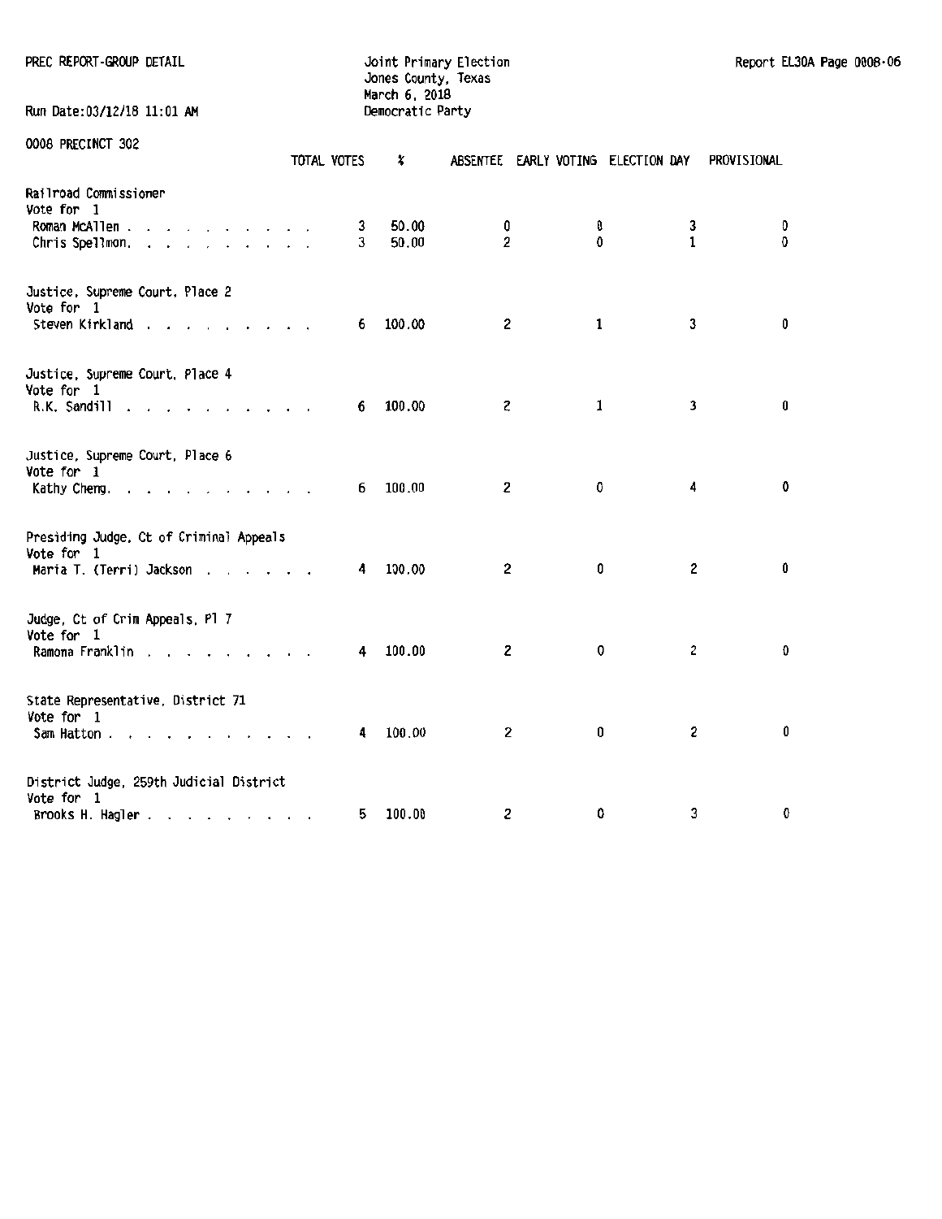PREC REPORT-GROUP DETAIL

Joint Primary Election
Jones County, Texas
March 6, 2018
Democratic Party

Run Date:03/12/18 11:01 AM

Report EL30A Page 0008-06

0008 PRECINCT 302

| | TOTAL VOTES | % | ABSENTEE | EARLY VOTING | ELECTION DAY | PROVISIONAL |
|---|---|---|---|---|---|---|
| **Railroad Commissioner** | | | | | | |
| Vote for 1 | | | | | | |
| Roman McAllen | 3 | 50.00 | 0 | 0 | 3 | 0 |
| Chris Spellmon | 3 | 50.00 | 2 | 0 | 1 | 0 |
| **Justice, Supreme Court, Place 2** | | | | | | |
| Vote for 1 | | | | | | |
| Steven Kirkland | 6 | 100.00 | 2 | 1 | 3 | 0 |
| **Justice, Supreme Court, Place 4** | | | | | | |
| Vote for 1 | | | | | | |
| R.K. Sandill | 6 | 100.00 | 2 | 1 | 3 | 0 |
| **Justice, Supreme Court, Place 6** | | | | | | |
| Vote for 1 | | | | | | |
| Kathy Cheng | 6 | 100.00 | 2 | 0 | 4 | 0 |
| **Presiding Judge, Ct of Criminal Appeals** | | | | | | |
| Vote for 1 | | | | | | |
| Maria T. (Terri) Jackson | 4 | 100.00 | 2 | 0 | 2 | 0 |
| **Judge, Ct of Crim Appeals, Pl 7** | | | | | | |
| Vote for 1 | | | | | | |
| Ramona Franklin | 4 | 100.00 | 2 | 0 | 2 | 0 |
| **State Representative, District 71** | | | | | | |
| Vote for 1 | | | | | | |
| Sam Hatton | 4 | 100.00 | 2 | 0 | 2 | 0 |
| **District Judge, 259th Judicial District** | | | | | | |
| Vote for 1 | | | | | | |
| Brooks H. Hagler | 5 | 100.00 | 2 | 0 | 3 | 0 |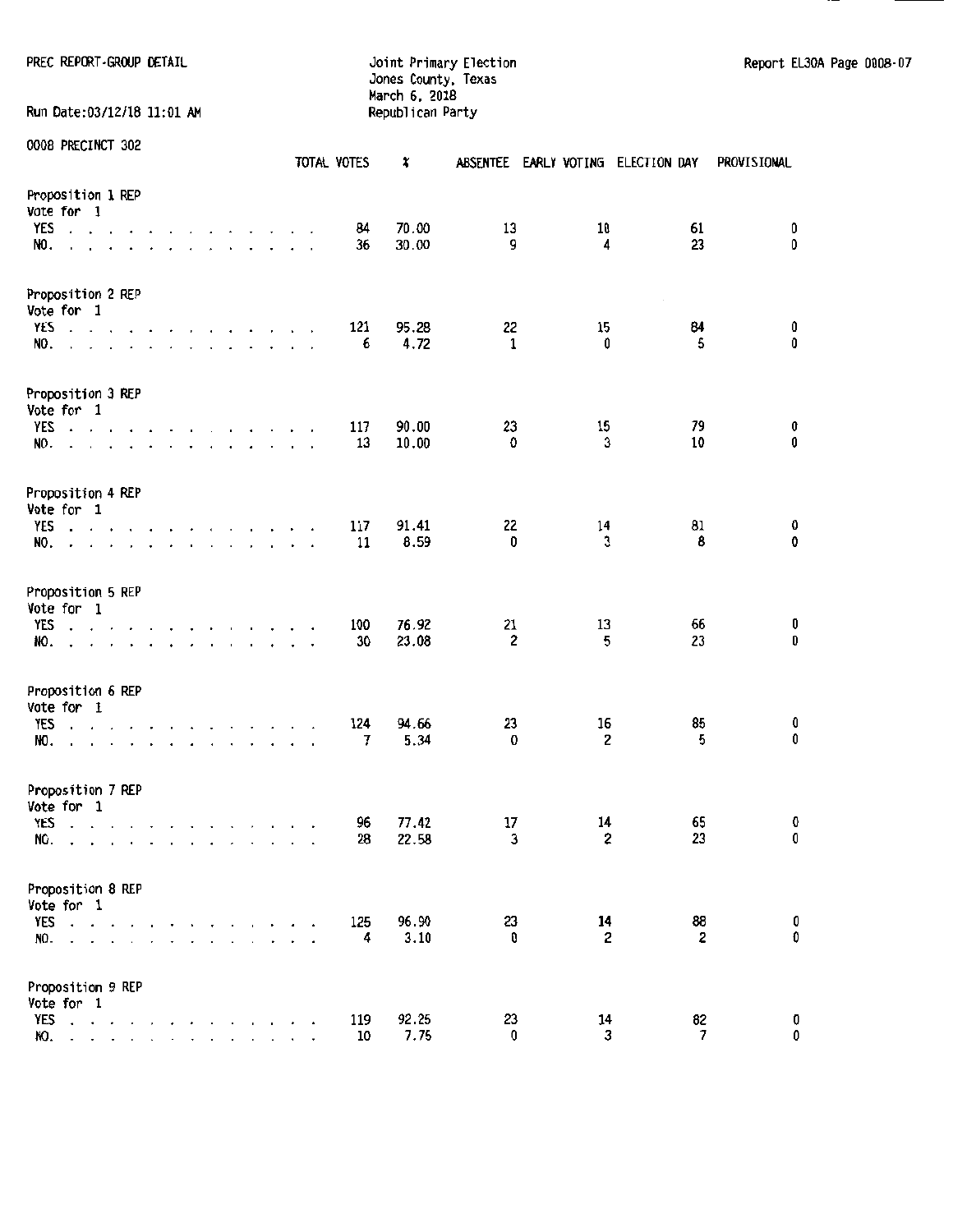PREC REPORT-GROUP DETAIL

Joint Primary Election
Jones County, Texas
March 6, 2018
Republican Party

Report EL30A Page 0008-07

Run Date:03/12/18 11:01 AM

0008 PRECINCT 302

| | TOTAL VOTES | % | ABSENTEE | EARLY VOTING | ELECTION DAY | PROVISIONAL |
|---|---|---|---|---|---|---|
| **Proposition 1 REP** | | | | | | |
| Vote for 1 | | | | | | |
| YES | 84 | 70.00 | 13 | 10 | 61 | 0 |
| NO. | 36 | 30.00 | 9 | 4 | 23 | 0 |
| **Proposition 2 REP** | | | | | | |
| Vote for 1 | | | | | | |
| YES | 121 | 95.28 | 22 | 15 | 84 | 0 |
| NO. | 6 | 4.72 | 1 | 0 | 5 | 0 |
| **Proposition 3 REP** | | | | | | |
| Vote for 1 | | | | | | |
| YES | 117 | 90.00 | 23 | 15 | 79 | 0 |
| NO. | 13 | 10.00 | 0 | 3 | 10 | 0 |
| **Proposition 4 REP** | | | | | | |
| Vote for 1 | | | | | | |
| YES | 117 | 91.41 | 22 | 14 | 81 | 0 |
| NO. | 11 | 8.59 | 0 | 3 | 8 | 0 |
| **Proposition 5 REP** | | | | | | |
| Vote for 1 | | | | | | |
| YES | 100 | 76.92 | 21 | 13 | 66 | 0 |
| NO. | 30 | 23.08 | 2 | 5 | 23 | 0 |
| **Proposition 6 REP** | | | | | | |
| Vote for 1 | | | | | | |
| YES | 124 | 94.66 | 23 | 16 | 85 | 0 |
| NO. | 7 | 5.34 | 0 | 2 | 5 | 0 |
| **Proposition 7 REP** | | | | | | |
| Vote for 1 | | | | | | |
| YES | 96 | 77.42 | 17 | 14 | 65 | 0 |
| NO. | 28 | 22.58 | 3 | 2 | 23 | 0 |
| **Proposition 8 REP** | | | | | | |
| Vote for 1 | | | | | | |
| YES | 125 | 96.90 | 23 | 14 | 88 | 0 |
| NO. | 4 | 3.10 | 0 | 2 | 2 | 0 |
| **Proposition 9 REP** | | | | | | |
| Vote for 1 | | | | | | |
| YES | 119 | 92.25 | 23 | 14 | 82 | 0 |
| NO. | 10 | 7.75 | 0 | 3 | 7 | 0 |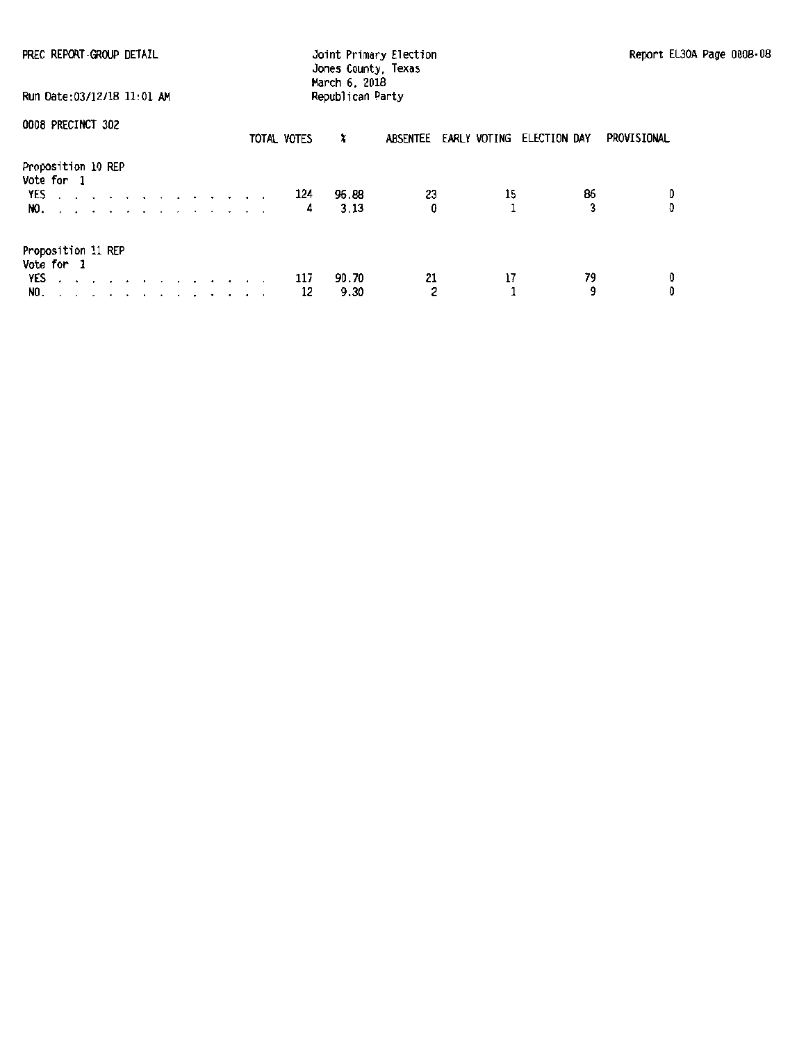PREC REPORT-GROUP DETAIL

Joint Primary Election
Jones County, Texas
March 6, 2018
Republican Party

Run Date:03/12/18 11:01 AM

Report EL30A Page 0008-08

0008 PRECINCT 302

**Proposition 10 REP**
Vote for 1

| | TOTAL VOTES | % | ABSENTEE | EARLY VOTING | ELECTION DAY | PROVISIONAL |
|---|---|---|---|---|---|---|
| YES | 124 | 96.88 | 23 | 15 | 86 | 0 |
| NO. | 4 | 3.13 | 0 | 1 | 3 | 0 |

**Proposition 11 REP**
Vote for 1

| | TOTAL VOTES | % | ABSENTEE | EARLY VOTING | ELECTION DAY | PROVISIONAL |
|---|---|---|---|---|---|---|
| YES | 117 | 90.70 | 21 | 17 | 79 | 0 |
| NO. | 12 | 9.30 | 2 | 1 | 9 | 0 |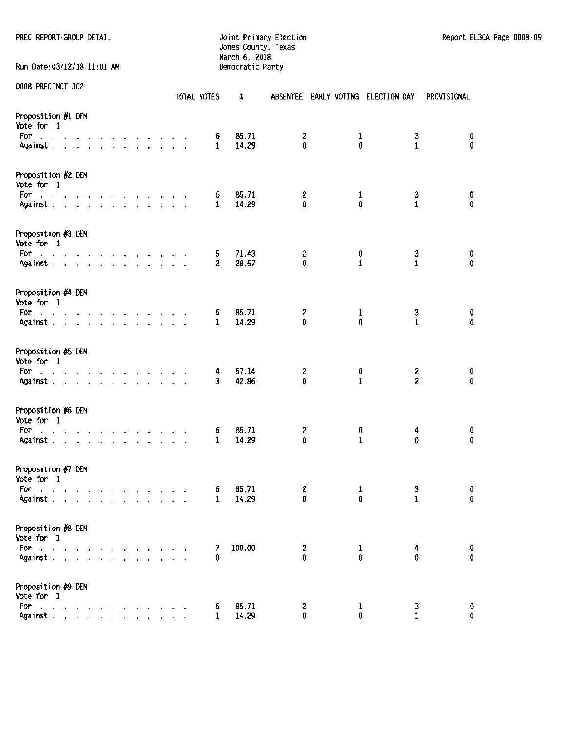PREC REPORT-GROUP DETAIL

Joint Primary Election
Jones County, Texas
March 6, 2018
Democratic Party

Run Date:03/12/18 11:01 AM

Report EL30A Page 0008-09

0008 PRECINCT 302

| | TOTAL VOTES | % | ABSENTEE | EARLY VOTING | ELECTION DAY | PROVISIONAL |
|---|---|---|---|---|---|---|
| **Proposition #1 DEM** | | | | | | |
| Vote for 1 | | | | | | |
| For | 6 | 85.71 | 2 | 1 | 3 | 0 |
| Against | 1 | 14.29 | 0 | 0 | 1 | 0 |
| **Proposition #2 DEM** | | | | | | |
| Vote for 1 | | | | | | |
| For | 6 | 85.71 | 2 | 1 | 3 | 0 |
| Against | 1 | 14.29 | 0 | 0 | 1 | 0 |
| **Proposition #3 DEM** | | | | | | |
| Vote for 1 | | | | | | |
| For | 5 | 71.43 | 2 | 0 | 3 | 0 |
| Against | 2 | 28.57 | 0 | 1 | 1 | 0 |
| **Proposition #4 DEM** | | | | | | |
| Vote for 1 | | | | | | |
| For | 6 | 85.71 | 2 | 1 | 3 | 0 |
| Against | 1 | 14.29 | 0 | 0 | 1 | 0 |
| **Proposition #5 DEM** | | | | | | |
| Vote for 1 | | | | | | |
| For | 4 | 57.14 | 2 | 0 | 2 | 0 |
| Against | 3 | 42.86 | 0 | 1 | 2 | 0 |
| **Proposition #6 DEM** | | | | | | |
| Vote for 1 | | | | | | |
| For | 6 | 85.71 | 2 | 0 | 4 | 0 |
| Against | 1 | 14.29 | 0 | 1 | 0 | 0 |
| **Proposition #7 DEM** | | | | | | |
| Vote for 1 | | | | | | |
| For | 6 | 85.71 | 2 | 1 | 3 | 0 |
| Against | 1 | 14.29 | 0 | 0 | 1 | 0 |
| **Proposition #8 DEM** | | | | | | |
| Vote for 1 | | | | | | |
| For | 7 | 100.00 | 2 | 1 | 4 | 0 |
| Against | 0 | | 0 | 0 | 0 | 0 |
| **Proposition #9 DEM** | | | | | | |
| Vote for 1 | | | | | | |
| For | 6 | 85.71 | 2 | 1 | 3 | 0 |
| Against | 1 | 14.29 | 0 | 0 | 1 | 0 |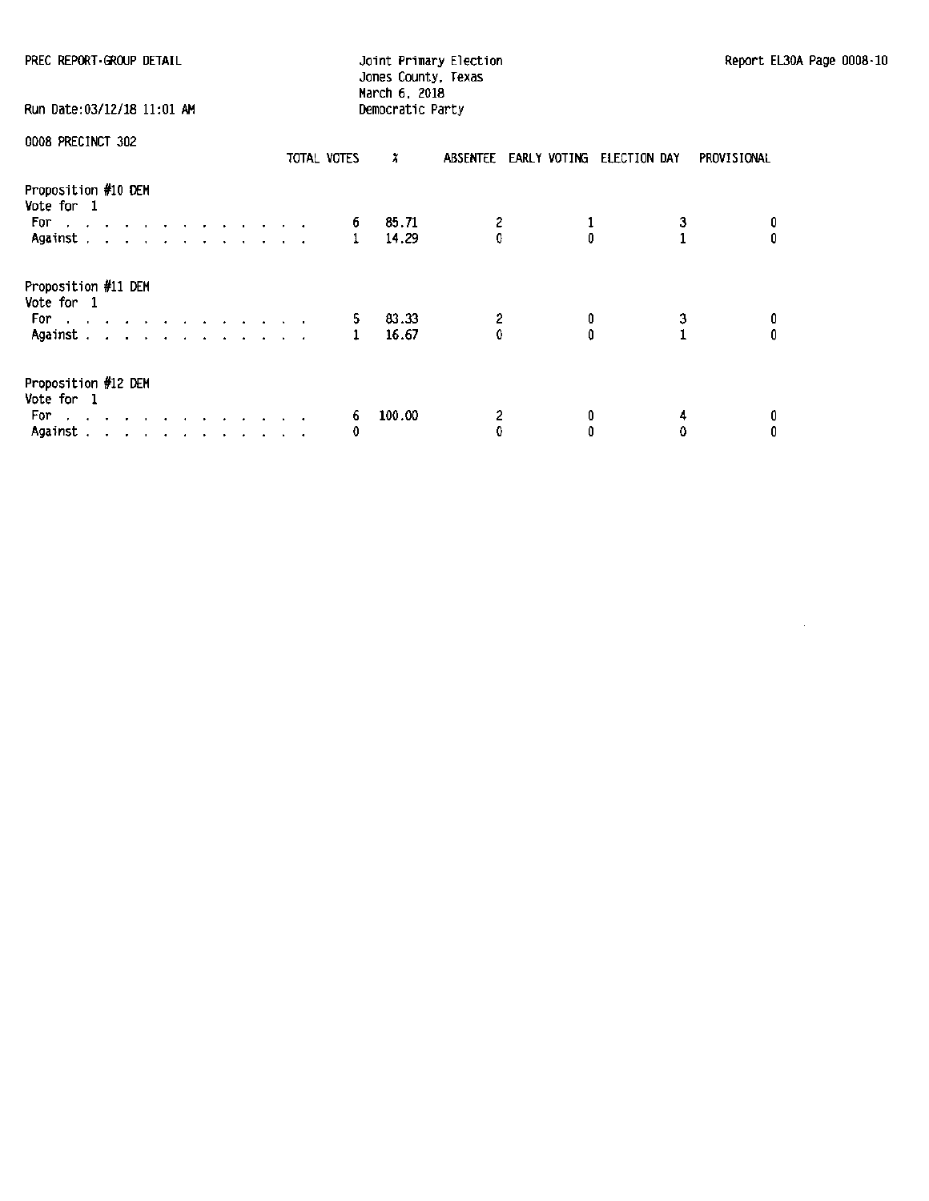PREC REPORT-GROUP DETAIL

Joint Primary Election
Jones County, Texas
March 6, 2018
Democratic Party

Report EL30A Page 0008-10

Run Date:03/12/18 11:01 AM

0008 PRECINCT 302

| | TOTAL VOTES | % | ABSENTEE | EARLY VOTING | ELECTION DAY | PROVISIONAL |
|---|---|---|---|---|---|---|
| **Proposition #10 DEM** | | | | | | |
| Vote for 1 | | | | | | |
| For | 6 | 85.71 | 2 | 1 | 3 | 0 |
| Against | 1 | 14.29 | 0 | 0 | 1 | 0 |
| **Proposition #11 DEM** | | | | | | |
| Vote for 1 | | | | | | |
| For | 5 | 83.33 | 2 | 0 | 3 | 0 |
| Against | 1 | 16.67 | 0 | 0 | 1 | 0 |
| **Proposition #12 DEM** | | | | | | |
| Vote for 1 | | | | | | |
| For | 6 | 100.00 | 2 | 0 | 4 | 0 |
| Against | 0 | | 0 | 0 | 0 | 0 |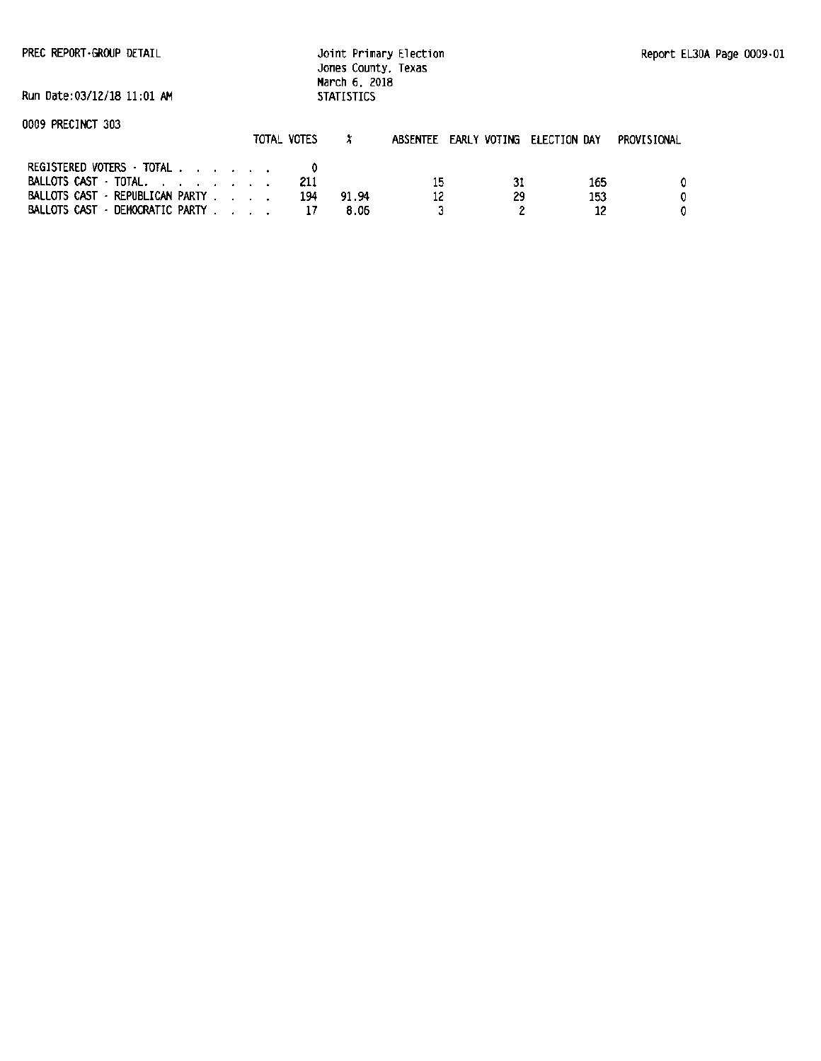PREC REPORT-GROUP DETAIL

Joint Primary Election
Jones County, Texas
March 6, 2018
STATISTICS

Report EL30A Page 0009-01

Run Date:03/12/18 11:01 AM

0009 PRECINCT 303

| | TOTAL VOTES | % | ABSENTEE | EARLY VOTING | ELECTION DAY | PROVISIONAL |
|---|---|---|---|---|---|---|
| REGISTERED VOTERS - TOTAL . . . . . . . | 0 | | | | | |
| BALLOTS CAST - TOTAL. . . . . . . . . | 211 | | 15 | 31 | 165 | 0 |
| BALLOTS CAST - REPUBLICAN PARTY . . . . | 194 | 91.94 | 12 | 29 | 153 | 0 |
| BALLOTS CAST - DEMOCRATIC PARTY . . . . | 17 | 8.06 | 3 | 2 | 12 | 0 |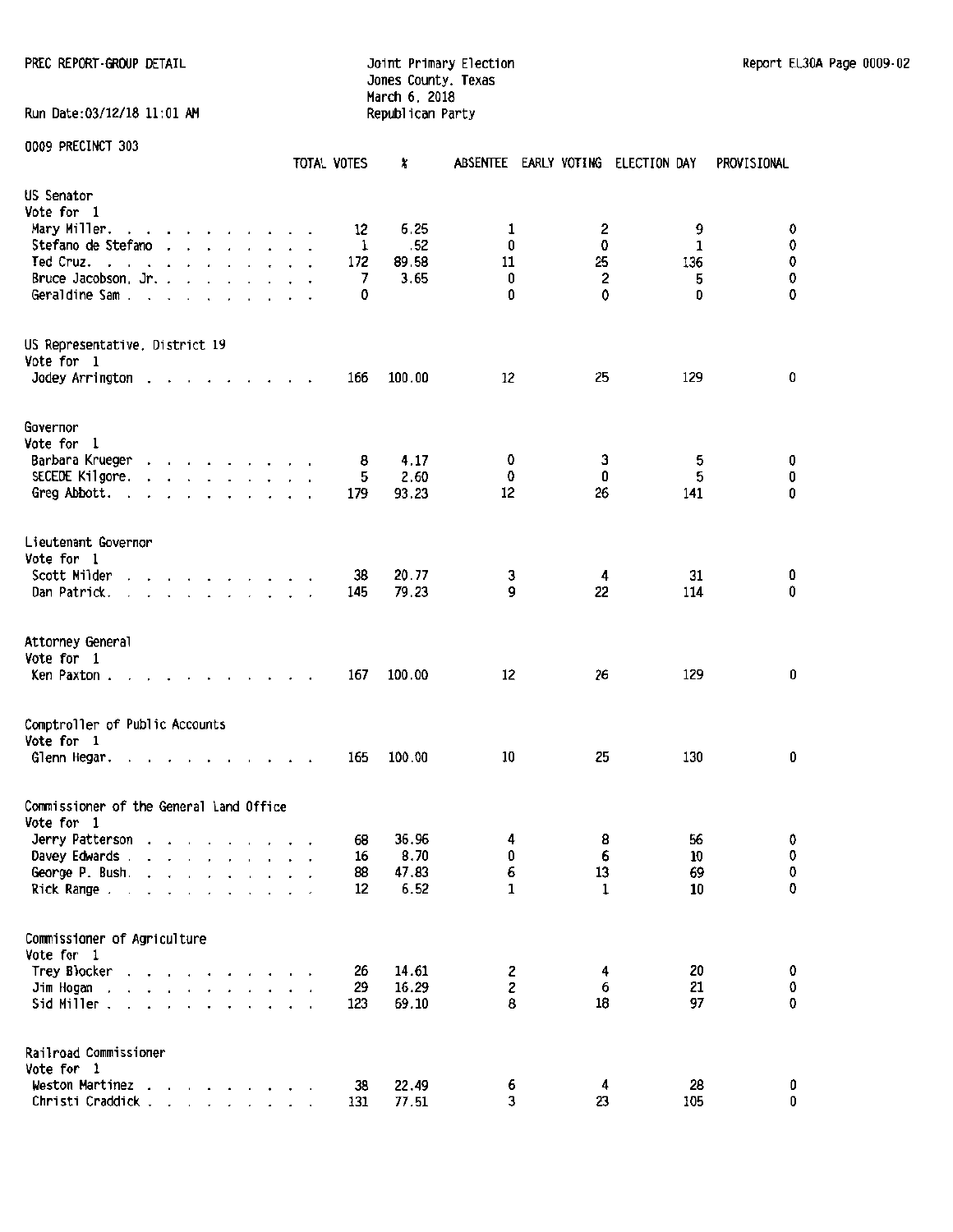PREC REPORT-GROUP DETAIL

Joint Primary Election
Jones County, Texas
March 6, 2018
Republican Party

Report EL30A Page 0009-02

Run Date:03/12/18 11:01 AM

0009 PRECINCT 303

| | TOTAL VOTES | % | ABSENTEE | EARLY VOTING | ELECTION DAY | PROVISIONAL |
|---|---|---|---|---|---|---|
| **US Senator** | | | | | | |
| Vote for 1 | | | | | | |
| Mary Miller | 12 | 6.25 | 1 | 2 | 9 | 0 |
| Stefano de Stefano | 1 | .52 | 0 | 0 | 1 | 0 |
| Ted Cruz | 172 | 89.58 | 11 | 25 | 136 | 0 |
| Bruce Jacobson, Jr. | 7 | 3.65 | 0 | 2 | 5 | 0 |
| Geraldine Sam | 0 | | 0 | 0 | 0 | 0 |
| **US Representative, District 19** | | | | | | |
| Vote for 1 | | | | | | |
| Jodey Arrington | 166 | 100.00 | 12 | 25 | 129 | 0 |
| **Governor** | | | | | | |
| Vote for 1 | | | | | | |
| Barbara Krueger | 8 | 4.17 | 0 | 3 | 5 | 0 |
| SECEDE Kilgore | 5 | 2.60 | 0 | 0 | 5 | 0 |
| Greg Abbott | 179 | 93.23 | 12 | 26 | 141 | 0 |
| **Lieutenant Governor** | | | | | | |
| Vote for 1 | | | | | | |
| Scott Milder | 38 | 20.77 | 3 | 4 | 31 | 0 |
| Dan Patrick | 145 | 79.23 | 9 | 22 | 114 | 0 |
| **Attorney General** | | | | | | |
| Vote for 1 | | | | | | |
| Ken Paxton | 167 | 100.00 | 12 | 26 | 129 | 0 |
| **Comptroller of Public Accounts** | | | | | | |
| Vote for 1 | | | | | | |
| Glenn Hegar | 165 | 100.00 | 10 | 25 | 130 | 0 |
| **Commissioner of the General Land Office** | | | | | | |
| Vote for 1 | | | | | | |
| Jerry Patterson | 68 | 36.96 | 4 | 8 | 56 | 0 |
| Davey Edwards | 16 | 8.70 | 0 | 6 | 10 | 0 |
| George P. Bush | 88 | 47.83 | 6 | 13 | 69 | 0 |
| Rick Range | 12 | 6.52 | 1 | 1 | 10 | 0 |
| **Commissioner of Agriculture** | | | | | | |
| Vote for 1 | | | | | | |
| Trey Blocker | 26 | 14.61 | 2 | 4 | 20 | 0 |
| Jim Hogan | 29 | 16.29 | 2 | 6 | 21 | 0 |
| Sid Miller | 123 | 69.10 | 8 | 18 | 97 | 0 |
| **Railroad Commissioner** | | | | | | |
| Vote for 1 | | | | | | |
| Weston Martinez | 38 | 22.49 | 6 | 4 | 28 | 0 |
| Christi Craddick | 131 | 77.51 | 3 | 23 | 105 | 0 |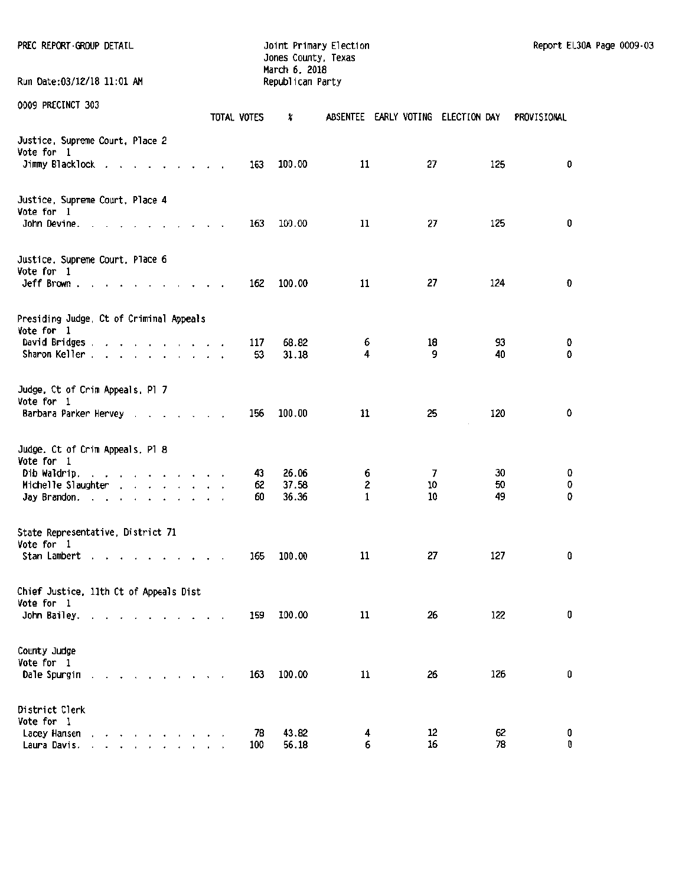PREC REPORT-GROUP DETAIL

Joint Primary Election
Jones County, Texas
March 6, 2018
Republican Party

Run Date:03/12/18 11:01 AM

Report EL30A Page 0009-03

0009 PRECINCT 303

| | TOTAL VOTES | % | ABSENTEE | EARLY VOTING | ELECTION DAY | PROVISIONAL |
|---|---|---|---|---|---|---|
| **Justice, Supreme Court, Place 2** | | | | | | |
| Vote for 1 | | | | | | |
| Jimmy Blacklock | 163 | 100.00 | 11 | 27 | 125 | 0 |
| **Justice, Supreme Court, Place 4** | | | | | | |
| Vote for 1 | | | | | | |
| John Devine | 163 | 100.00 | 11 | 27 | 125 | 0 |
| **Justice, Supreme Court, Place 6** | | | | | | |
| Vote for 1 | | | | | | |
| Jeff Brown | 162 | 100.00 | 11 | 27 | 124 | 0 |
| **Presiding Judge, Ct of Criminal Appeals** | | | | | | |
| Vote for 1 | | | | | | |
| David Bridges | 117 | 68.82 | 6 | 18 | 93 | 0 |
| Sharon Keller | 53 | 31.18 | 4 | 9 | 40 | 0 |
| **Judge, Ct of Crim Appeals, Pl 7** | | | | | | |
| Vote for 1 | | | | | | |
| Barbara Parker Hervey | 156 | 100.00 | 11 | 25 | 120 | 0 |
| **Judge, Ct of Crim Appeals, Pl 8** | | | | | | |
| Vote for 1 | | | | | | |
| Dib Waldrip | 43 | 26.06 | 6 | 7 | 30 | 0 |
| Michelle Slaughter | 62 | 37.58 | 2 | 10 | 50 | 0 |
| Jay Brandon | 60 | 36.36 | 1 | 10 | 49 | 0 |
| **State Representative, District 71** | | | | | | |
| Vote for 1 | | | | | | |
| Stan Lambert | 165 | 100.00 | 11 | 27 | 127 | 0 |
| **Chief Justice, 11th Ct of Appeals Dist** | | | | | | |
| Vote for 1 | | | | | | |
| John Bailey | 159 | 100.00 | 11 | 26 | 122 | 0 |
| **County Judge** | | | | | | |
| Vote for 1 | | | | | | |
| Dale Spurgin | 163 | 100.00 | 11 | 26 | 126 | 0 |
| **District Clerk** | | | | | | |
| Vote for 1 | | | | | | |
| Lacey Hansen | 78 | 43.82 | 4 | 12 | 62 | 0 |
| Laura Davis | 100 | 56.18 | 6 | 16 | 78 | 0 |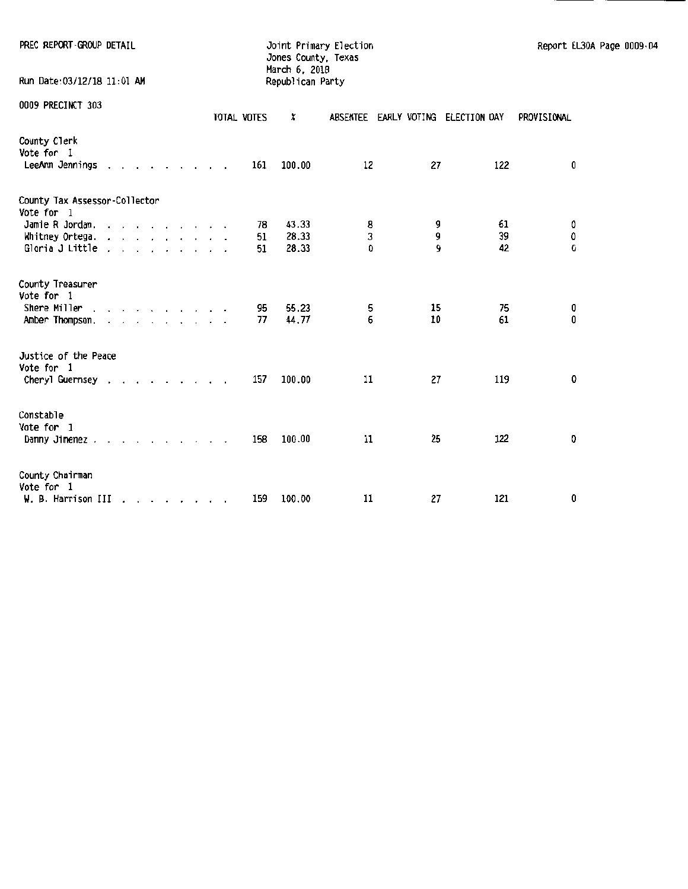PREC REPORT-GROUP DETAIL

Joint Primary Election
Jones County, Texas
March 6, 2018
Republican Party

Report EL30A Page 0009-04

Run Date:03/12/18 11:01 AM

0009 PRECINCT 303

| | TOTAL VOTES | % | ABSENTEE | EARLY VOTING | ELECTION DAY | PROVISIONAL |
|---|---|---|---|---|---|---|
| **County Clerk** | | | | | | |
| Vote for 1 | | | | | | |
| LeeAnn Jennings . . . . . . . . . . | 161 | 100.00 | 12 | 27 | 122 | 0 |
| **County Tax Assessor-Collector** | | | | | | |
| Vote for 1 | | | | | | |
| Jamie R Jordan. . . . . . . . . . . | 78 | 43.33 | 8 | 9 | 61 | 0 |
| Whitney Ortega. . . . . . . . . . . | 51 | 28.33 | 3 | 9 | 39 | 0 |
| Gloria J Little . . . . . . . . . . | 51 | 28.33 | 0 | 9 | 42 | 0 |
| **County Treasurer** | | | | | | |
| Vote for 1 | | | | | | |
| Shere Miller . . . . . . . . . . . | 95 | 55.23 | 5 | 15 | 75 | 0 |
| Amber Thompson. . . . . . . . . . . | 77 | 44.77 | 6 | 10 | 61 | 0 |
| **Justice of the Peace** | | | | | | |
| Vote for 1 | | | | | | |
| Cheryl Guernsey . . . . . . . . . . | 157 | 100.00 | 11 | 27 | 119 | 0 |
| **Constable** | | | | | | |
| Vote for 1 | | | | | | |
| Danny Jimenez . . . . . . . . . . . | 158 | 100.00 | 11 | 25 | 122 | 0 |
| **County Chairman** | | | | | | |
| Vote for 1 | | | | | | |
| W. B. Harrison III . . . . . . . . . | 159 | 100.00 | 11 | 27 | 121 | 0 |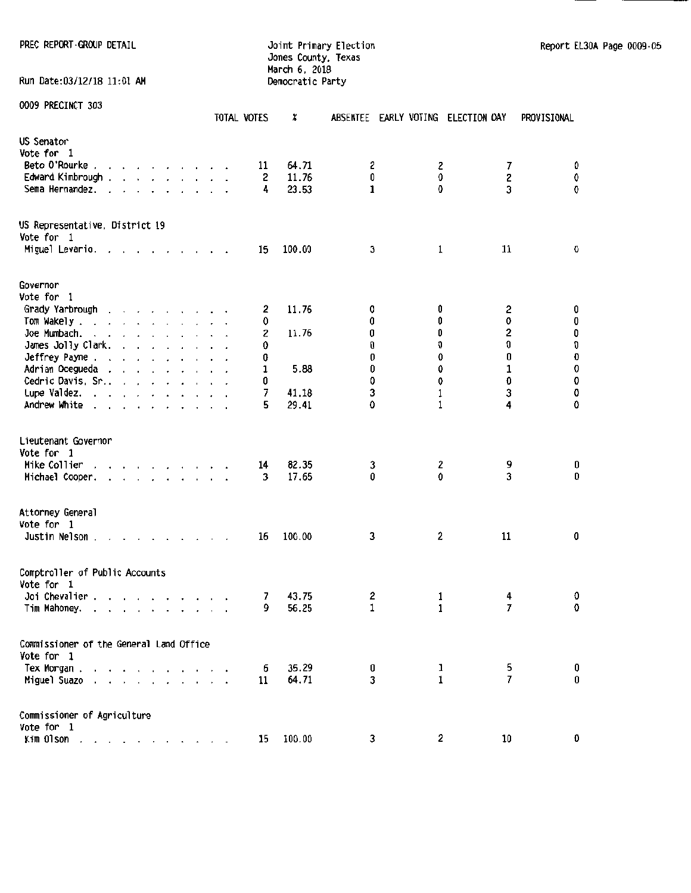PREC REPORT-GROUP DETAIL

Run Date:03/12/18 11:01 AM

Joint Primary Election
Jones County, Texas
March 6, 2018
Democratic Party

Report EL30A Page 0009-05

0009 PRECINCT 303

| | TOTAL VOTES | % | ABSENTEE | EARLY VOTING | ELECTION DAY | PROVISIONAL |
|---|---|---|---|---|---|---|
| **US Senator** | | | | | | |
| Vote for 1 | | | | | | |
| Beto O'Rourke | 11 | 64.71 | 2 | 2 | 7 | 0 |
| Edward Kimbrough | 2 | 11.76 | 0 | 0 | 2 | 0 |
| Sema Hernandez | 4 | 23.53 | 1 | 0 | 3 | 0 |
| **US Representative, District 19** | | | | | | |
| Vote for 1 | | | | | | |
| Miguel Levario | 15 | 100.00 | 3 | 1 | 11 | 0 |
| **Governor** | | | | | | |
| Vote for 1 | | | | | | |
| Grady Yarbrough | 2 | 11.76 | 0 | 0 | 2 | 0 |
| Tom Wakely | 0 | | 0 | 0 | 0 | 0 |
| Joe Mumbach | 2 | 11.76 | 0 | 0 | 2 | 0 |
| James Jolly Clark | 0 | | 0 | 0 | 0 | 0 |
| Jeffrey Payne | 0 | | 0 | 0 | 0 | 0 |
| Adrian Ocegueda | 1 | 5.88 | 0 | 0 | 1 | 0 |
| Cedric Davis, Sr. | 0 | | 0 | 0 | 0 | 0 |
| Lupe Valdez | 7 | 41.18 | 3 | 1 | 3 | 0 |
| Andrew White | 5 | 29.41 | 0 | 1 | 4 | 0 |
| **Lieutenant Governor** | | | | | | |
| Vote for 1 | | | | | | |
| Mike Collier | 14 | 82.35 | 3 | 2 | 9 | 0 |
| Michael Cooper | 3 | 17.65 | 0 | 0 | 3 | 0 |
| **Attorney General** | | | | | | |
| Vote for 1 | | | | | | |
| Justin Nelson | 16 | 100.00 | 3 | 2 | 11 | 0 |
| **Comptroller of Public Accounts** | | | | | | |
| Vote for 1 | | | | | | |
| Joi Chevalier | 7 | 43.75 | 2 | 1 | 4 | 0 |
| Tim Mahoney | 9 | 56.25 | 1 | 1 | 7 | 0 |
| **Commissioner of the General Land Office** | | | | | | |
| Vote for 1 | | | | | | |
| Tex Morgan | 6 | 35.29 | 0 | 1 | 5 | 0 |
| Miguel Suazo | 11 | 64.71 | 3 | 1 | 7 | 0 |
| **Commissioner of Agriculture** | | | | | | |
| Vote for 1 | | | | | | |
| Kim Olson | 15 | 100.00 | 3 | 2 | 10 | 0 |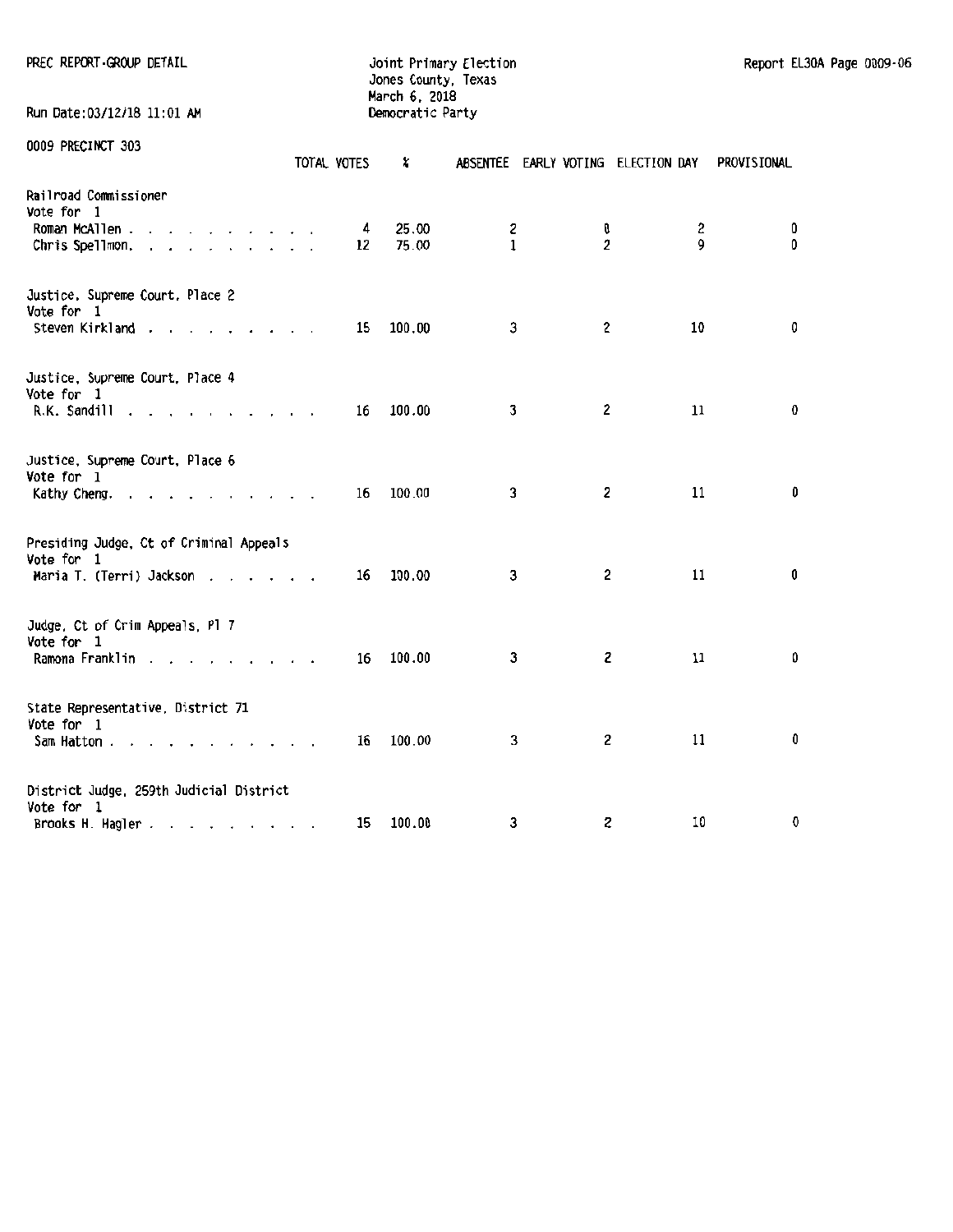PREC REPORT-GROUP DETAIL

Joint Primary Election
Jones County, Texas
March 6, 2018
Democratic Party

Run Date:03/12/18 11:01 AM

0009 PRECINCT 303

| | TOTAL VOTES | % | ABSENTEE | EARLY VOTING | ELECTION DAY | PROVISIONAL |
|---|---|---|---|---|---|---|
| **Railroad Commissioner** | | | | | | |
| Vote for 1 | | | | | | |
| Roman McAllen | 4 | 25.00 | 2 | 0 | 2 | 0 |
| Chris Spellmon | 12 | 75.00 | 1 | 2 | 9 | 0 |
| **Justice, Supreme Court, Place 2** | | | | | | |
| Vote for 1 | | | | | | |
| Steven Kirkland | 15 | 100.00 | 3 | 2 | 10 | 0 |
| **Justice, Supreme Court, Place 4** | | | | | | |
| Vote for 1 | | | | | | |
| R.K. Sandill | 16 | 100.00 | 3 | 2 | 11 | 0 |
| **Justice, Supreme Court, Place 6** | | | | | | |
| Vote for 1 | | | | | | |
| Kathy Cheng | 16 | 100.00 | 3 | 2 | 11 | 0 |
| **Presiding Judge, Ct of Criminal Appeals** | | | | | | |
| Vote for 1 | | | | | | |
| Maria T. (Terri) Jackson | 16 | 100.00 | 3 | 2 | 11 | 0 |
| **Judge, Ct of Crim Appeals, Pl 7** | | | | | | |
| Vote for 1 | | | | | | |
| Ramona Franklin | 16 | 100.00 | 3 | 2 | 11 | 0 |
| **State Representative, District 71** | | | | | | |
| Vote for 1 | | | | | | |
| Sam Hatton | 16 | 100.00 | 3 | 2 | 11 | 0 |
| **District Judge, 259th Judicial District** | | | | | | |
| Vote for 1 | | | | | | |
| Brooks H. Hagler | 15 | 100.00 | 3 | 2 | 10 | 0 |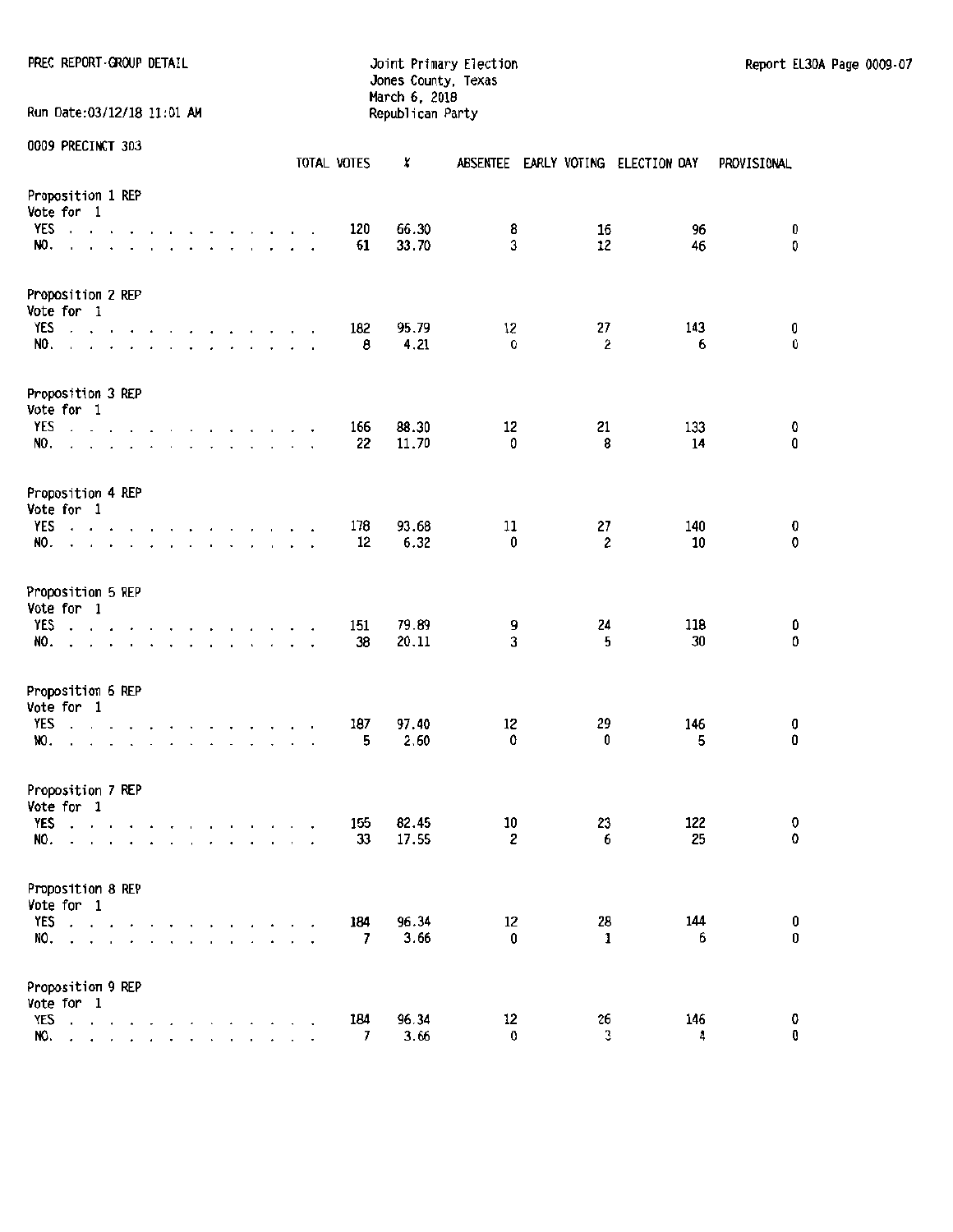PREC REPORT-GROUP DETAIL

Run Date:03/12/18 11:01 AM

Joint Primary Election
Jones County, Texas
March 6, 2018
Republican Party

Report EL30A Page 0009-07

0009 PRECINCT 303

| | TOTAL VOTES | % | ABSENTEE | EARLY VOTING | ELECTION DAY | PROVISIONAL |
|---|---|---|---|---|---|---|
| **Proposition 1 REP** | | | | | | |
| Vote for 1 | | | | | | |
| YES | 120 | 66.30 | 8 | 16 | 96 | 0 |
| NO. | 61 | 33.70 | 3 | 12 | 46 | 0 |
| **Proposition 2 REP** | | | | | | |
| Vote for 1 | | | | | | |
| YES | 182 | 95.79 | 12 | 27 | 143 | 0 |
| NO. | 8 | 4.21 | 0 | 2 | 6 | 0 |
| **Proposition 3 REP** | | | | | | |
| Vote for 1 | | | | | | |
| YES | 166 | 88.30 | 12 | 21 | 133 | 0 |
| NO. | 22 | 11.70 | 0 | 8 | 14 | 0 |
| **Proposition 4 REP** | | | | | | |
| Vote for 1 | | | | | | |
| YES | 178 | 93.68 | 11 | 27 | 140 | 0 |
| NO. | 12 | 6.32 | 0 | 2 | 10 | 0 |
| **Proposition 5 REP** | | | | | | |
| Vote for 1 | | | | | | |
| YES | 151 | 79.89 | 9 | 24 | 118 | 0 |
| NO. | 38 | 20.11 | 3 | 5 | 30 | 0 |
| **Proposition 6 REP** | | | | | | |
| Vote for 1 | | | | | | |
| YES | 187 | 97.40 | 12 | 29 | 146 | 0 |
| NO. | 5 | 2.60 | 0 | 0 | 5 | 0 |
| **Proposition 7 REP** | | | | | | |
| Vote for 1 | | | | | | |
| YES | 155 | 82.45 | 10 | 23 | 122 | 0 |
| NO. | 33 | 17.55 | 2 | 6 | 25 | 0 |
| **Proposition 8 REP** | | | | | | |
| Vote for 1 | | | | | | |
| YES | 184 | 96.34 | 12 | 28 | 144 | 0 |
| NO. | 7 | 3.66 | 0 | 1 | 6 | 0 |
| **Proposition 9 REP** | | | | | | |
| Vote for 1 | | | | | | |
| YES | 184 | 96.34 | 12 | 26 | 146 | 0 |
| NO. | 7 | 3.66 | 0 | 3 | 4 | 0 |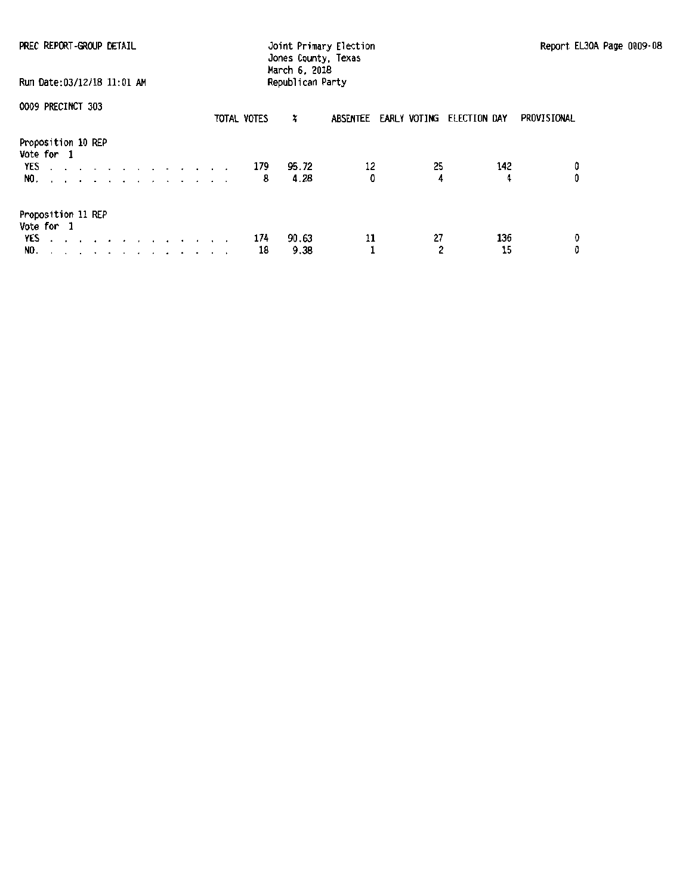PREC REPORT-GROUP DETAIL

Joint Primary Election
Jones County, Texas
March 6, 2018
Republican Party

Run Date:03/12/18 11:01 AM

0009 PRECINCT 303

| | TOTAL VOTES | % | ABSENTEE | EARLY VOTING | ELECTION DAY | PROVISIONAL |
|---|---|---|---|---|---|---|
| **Proposition 10 REP** | | | | | | |
| Vote for 1 | | | | | | |
| YES | 179 | 95.72 | 12 | 25 | 142 | 0 |
| NO. | 8 | 4.28 | 0 | 4 | 4 | 0 |
| **Proposition 11 REP** | | | | | | |
| Vote for 1 | | | | | | |
| YES | 174 | 90.63 | 11 | 27 | 136 | 0 |
| NO. | 18 | 9.38 | 1 | 2 | 15 | 0 |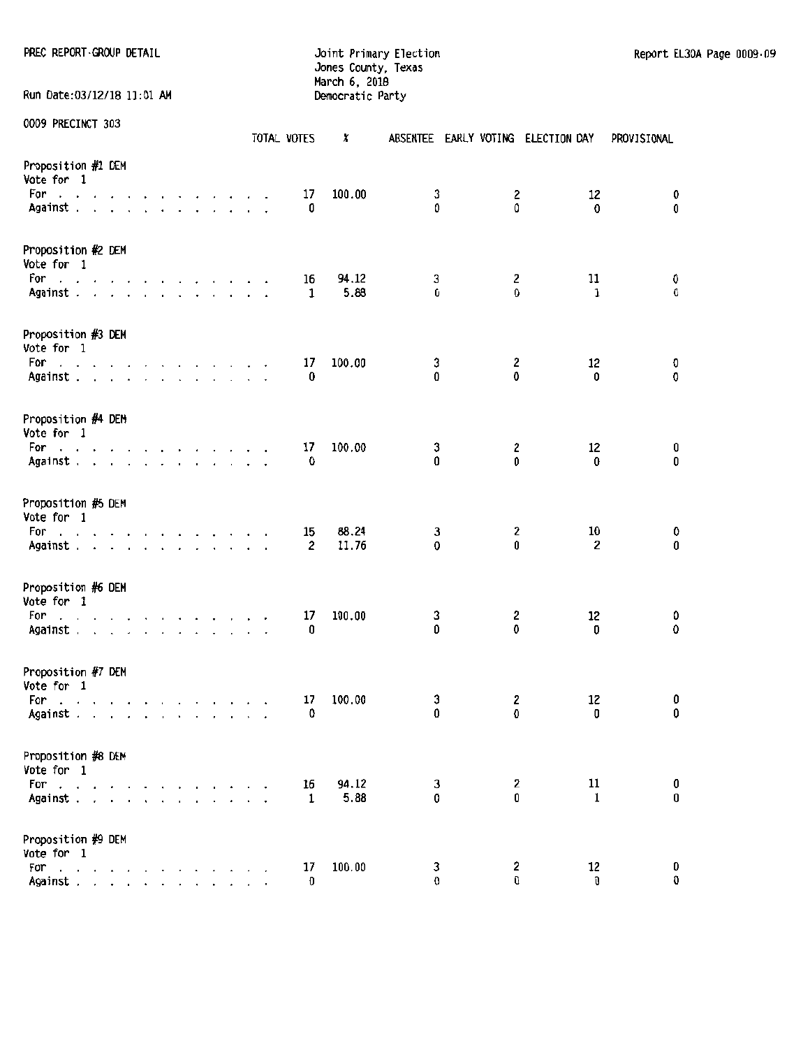PREC REPORT-GROUP DETAIL

Joint Primary Election
Jones County, Texas
March 6, 2018
Democratic Party

Run Date:03/12/18 11:01 AM

0009 PRECINCT 303

| | TOTAL VOTES | % | ABSENTEE | EARLY VOTING | ELECTION DAY | PROVISIONAL |
|---|---|---|---|---|---|---|
| **Proposition #1 DEM** | | | | | | |
| Vote for 1 | | | | | | |
| For | 17 | 100.00 | 3 | 2 | 12 | 0 |
| Against | 0 | | 0 | 0 | 0 | 0 |
| **Proposition #2 DEM** | | | | | | |
| Vote for 1 | | | | | | |
| For | 16 | 94.12 | 3 | 2 | 11 | 0 |
| Against | 1 | 5.88 | 0 | 0 | 1 | 0 |
| **Proposition #3 DEM** | | | | | | |
| Vote for 1 | | | | | | |
| For | 17 | 100.00 | 3 | 2 | 12 | 0 |
| Against | 0 | | 0 | 0 | 0 | 0 |
| **Proposition #4 DEM** | | | | | | |
| Vote for 1 | | | | | | |
| For | 17 | 100.00 | 3 | 2 | 12 | 0 |
| Against | 0 | | 0 | 0 | 0 | 0 |
| **Proposition #5 DEM** | | | | | | |
| Vote for 1 | | | | | | |
| For | 15 | 88.24 | 3 | 2 | 10 | 0 |
| Against | 2 | 11.76 | 0 | 0 | 2 | 0 |
| **Proposition #6 DEM** | | | | | | |
| Vote for 1 | | | | | | |
| For | 17 | 100.00 | 3 | 2 | 12 | 0 |
| Against | 0 | | 0 | 0 | 0 | 0 |
| **Proposition #7 DEM** | | | | | | |
| Vote for 1 | | | | | | |
| For | 17 | 100.00 | 3 | 2 | 12 | 0 |
| Against | 0 | | 0 | 0 | 0 | 0 |
| **Proposition #8 DEM** | | | | | | |
| Vote for 1 | | | | | | |
| For | 16 | 94.12 | 3 | 2 | 11 | 0 |
| Against | 1 | 5.88 | 0 | 0 | 1 | 0 |
| **Proposition #9 DEM** | | | | | | |
| Vote for 1 | | | | | | |
| For | 17 | 100.00 | 3 | 2 | 12 | 0 |
| Against | 0 | | 0 | 0 | 0 | 0 |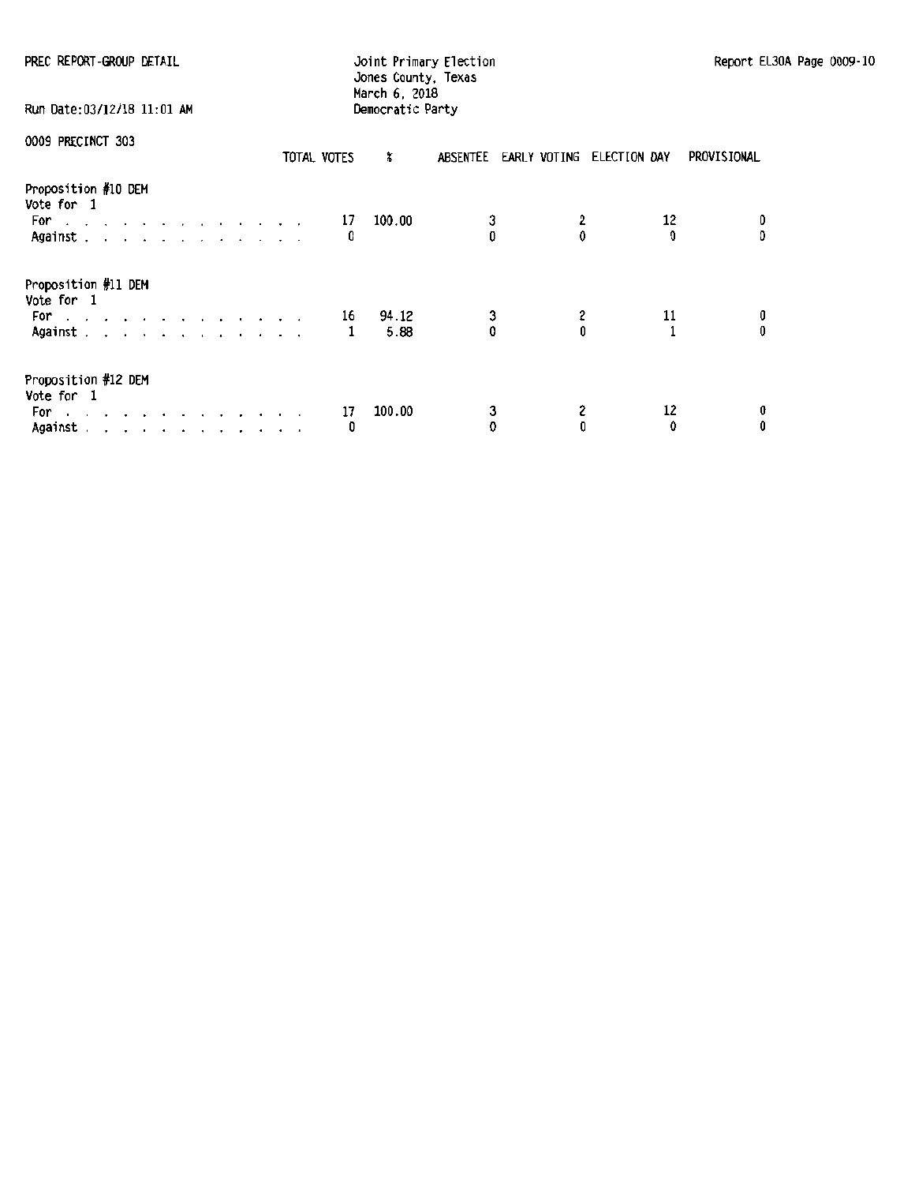PREC REPORT-GROUP DETAIL

Joint Primary Election
Jones County, Texas
March 6, 2018
Democratic Party

Run Date:03/12/18 11:01 AM

0009 PRECINCT 303

| | TOTAL VOTES | % | ABSENTEE | EARLY VOTING | ELECTION DAY | PROVISIONAL |
|---|---|---|---|---|---|---|
| **Proposition #10 DEM** | | | | | | |
| Vote for 1 | | | | | | |
| For | 17 | 100.00 | 3 | 2 | 12 | 0 |
| Against | 0 | | 0 | 0 | 0 | 0 |
| **Proposition #11 DEM** | | | | | | |
| Vote for 1 | | | | | | |
| For | 16 | 94.12 | 3 | 2 | 11 | 0 |
| Against | 1 | 5.88 | 0 | 0 | 1 | 0 |
| **Proposition #12 DEM** | | | | | | |
| Vote for 1 | | | | | | |
| For | 17 | 100.00 | 3 | 2 | 12 | 0 |
| Against | 0 | | 0 | 0 | 0 | 0 |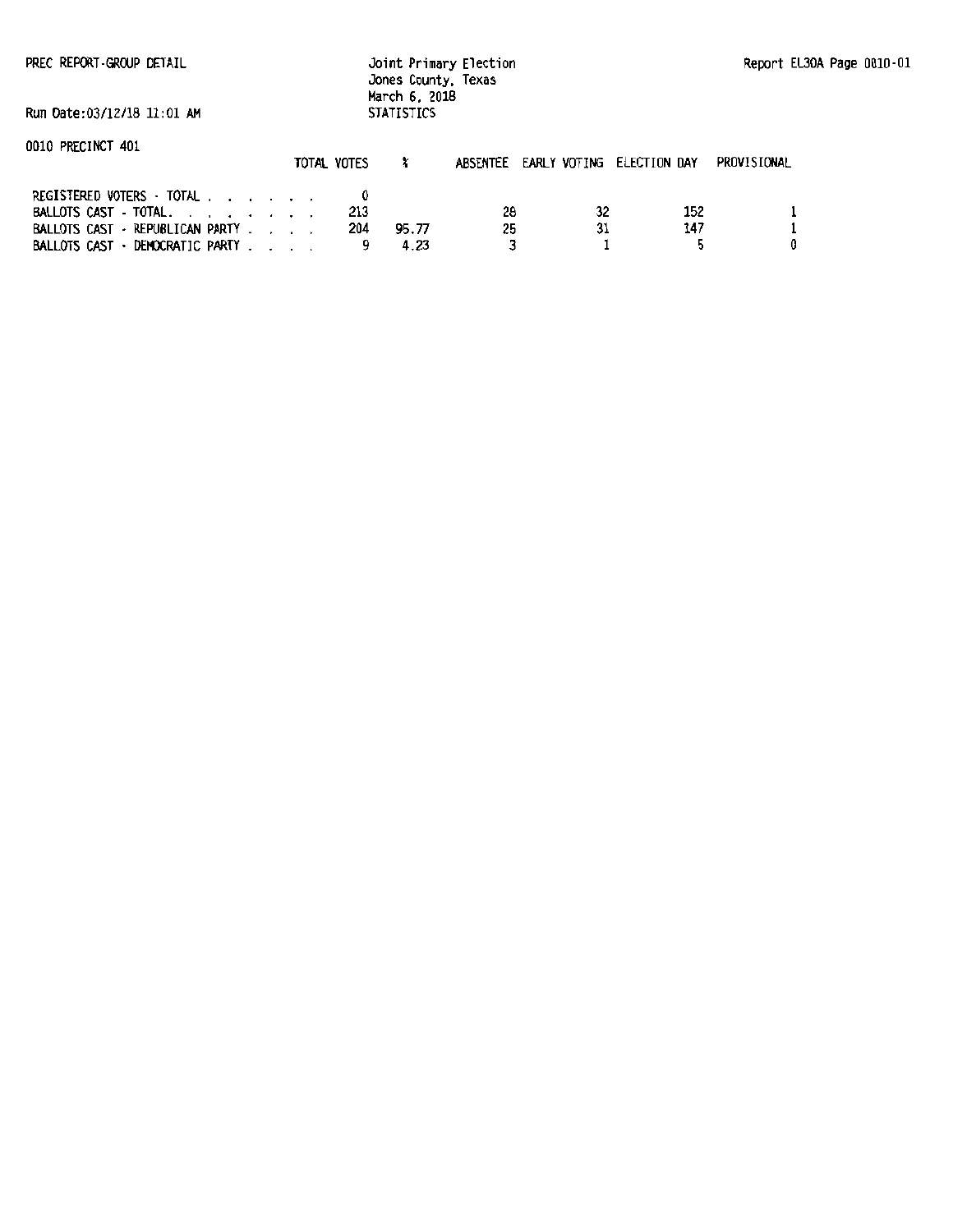PREC REPORT-GROUP DETAIL

Joint Primary Election
Jones County, Texas
March 6, 2018
STATISTICS

Report EL30A Page 0010-01

Run Date:03/12/18 11:01 AM

0010 PRECINCT 401

| | TOTAL VOTES | % | ABSENTEE | EARLY VOTING | ELECTION DAY | PROVISIONAL |
|---|---|---|---|---|---|---|
| REGISTERED VOTERS - TOTAL . . . . . . . | 0 | | | | | |
| BALLOTS CAST - TOTAL. . . . . . . . | 213 | | 28 | 32 | 152 | 1 |
| BALLOTS CAST - REPUBLICAN PARTY . . . . | 204 | 95.77 | 25 | 31 | 147 | 1 |
| BALLOTS CAST - DEMOCRATIC PARTY . . . . | 9 | 4.23 | 3 | 1 | 5 | 0 |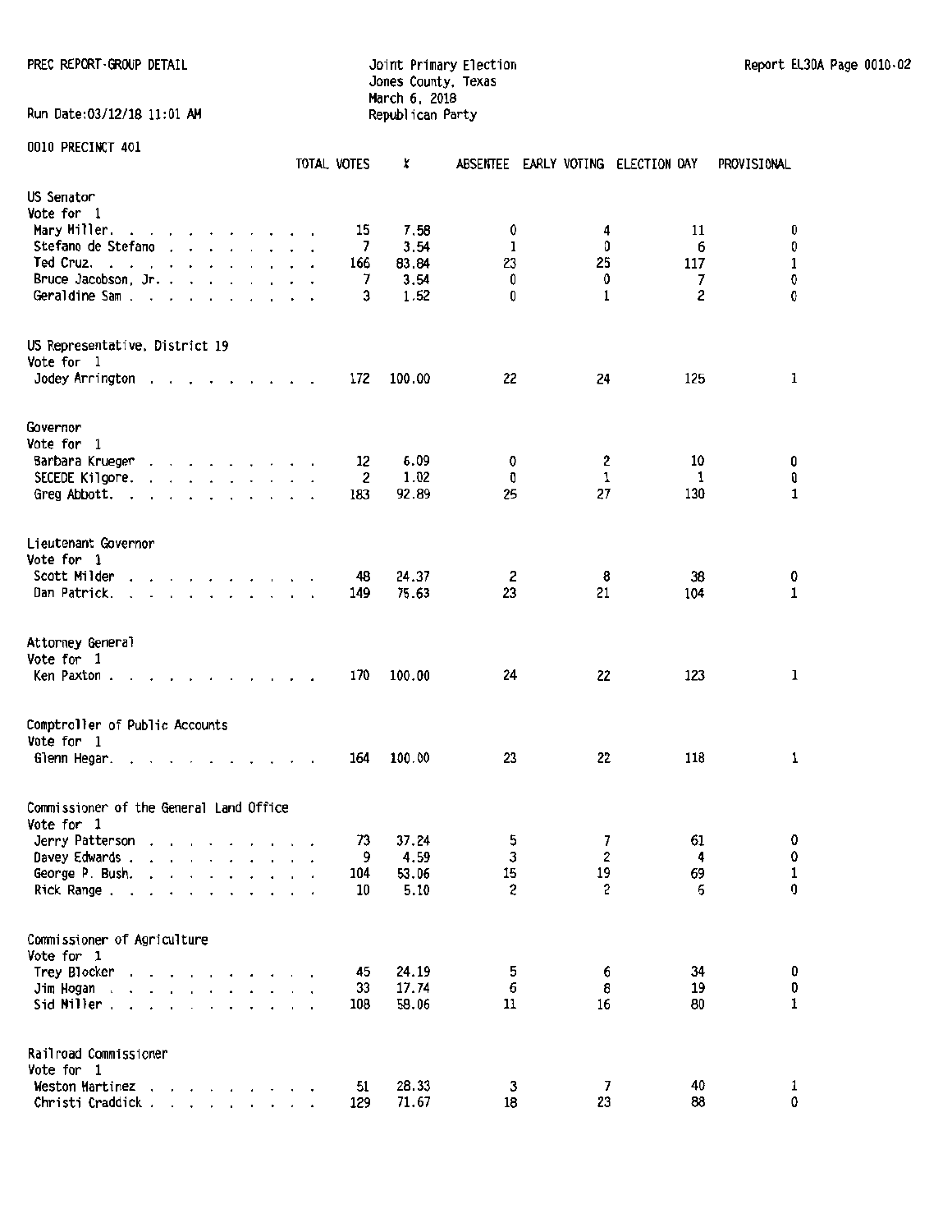PREC REPORT-GROUP DETAIL

Joint Primary Election
Jones County, Texas
March 6, 2018
Republican Party

Report EL30A Page 0010-02

Run Date:03/12/18 11:01 AM

0010 PRECINCT 401

| | TOTAL VOTES | % | ABSENTEE | EARLY VOTING | ELECTION DAY | PROVISIONAL |
|---|---|---|---|---|---|---|
| **US Senator** | | | | | | |
| Vote for 1 | | | | | | |
| Mary Miller. . . . . . . . . . . . | 15 | 7.58 | 0 | 4 | 11 | 0 |
| Stefano de Stefano . . . . . . . . | 7 | 3.54 | 1 | 0 | 6 | 0 |
| Ted Cruz. . . . . . . . . . . . . | 166 | 83.84 | 23 | 25 | 117 | 1 |
| Bruce Jacobson, Jr. . . . . . . . . | 7 | 3.54 | 0 | 0 | 7 | 0 |
| Geraldine Sam . . . . . . . . . . | 3 | 1.52 | 0 | 1 | 2 | 0 |
| **US Representative, District 19** | | | | | | |
| Vote for 1 | | | | | | |
| Jodey Arrington . . . . . . . . . | 172 | 100.00 | 22 | 24 | 125 | 1 |
| **Governor** | | | | | | |
| Vote for 1 | | | | | | |
| Barbara Krueger . . . . . . . . . | 12 | 6.09 | 0 | 2 | 10 | 0 |
| SECEDE Kilgore. . . . . . . . . . | 2 | 1.02 | 0 | 1 | 1 | 0 |
| Greg Abbott. . . . . . . . . . . | 183 | 92.89 | 25 | 27 | 130 | 1 |
| **Lieutenant Governor** | | | | | | |
| Vote for 1 | | | | | | |
| Scott Milder . . . . . . . . . . | 48 | 24.37 | 2 | 8 | 38 | 0 |
| Dan Patrick. . . . . . . . . . . | 149 | 75.63 | 23 | 21 | 104 | 1 |
| **Attorney General** | | | | | | |
| Vote for 1 | | | | | | |
| Ken Paxton . . . . . . . . . . . | 170 | 100.00 | 24 | 22 | 123 | 1 |
| **Comptroller of Public Accounts** | | | | | | |
| Vote for 1 | | | | | | |
| Glenn Hegar. . . . . . . . . . . | 164 | 100.00 | 23 | 22 | 118 | 1 |
| **Commissioner of the General Land Office** | | | | | | |
| Vote for 1 | | | | | | |
| Jerry Patterson . . . . . . . . . | 73 | 37.24 | 5 | 7 | 61 | 0 |
| Davey Edwards . . . . . . . . . . | 9 | 4.59 | 3 | 2 | 4 | 0 |
| George P. Bush. . . . . . . . . . | 104 | 53.06 | 15 | 19 | 69 | 1 |
| Rick Range . . . . . . . . . . . | 10 | 5.10 | 2 | 2 | 6 | 0 |
| **Commissioner of Agriculture** | | | | | | |
| Vote for 1 | | | | | | |
| Trey Blocker . . . . . . . . . . | 45 | 24.19 | 5 | 6 | 34 | 0 |
| Jim Hogan . . . . . . . . . . . | 33 | 17.74 | 6 | 8 | 19 | 0 |
| Sid Miller . . . . . . . . . . . | 108 | 58.06 | 11 | 16 | 80 | 1 |
| **Railroad Commissioner** | | | | | | |
| Vote for 1 | | | | | | |
| Weston Martinez . . . . . . . . . | 51 | 28.33 | 3 | 7 | 40 | 1 |
| Christi Craddick . . . . . . . . . | 129 | 71.67 | 18 | 23 | 88 | 0 |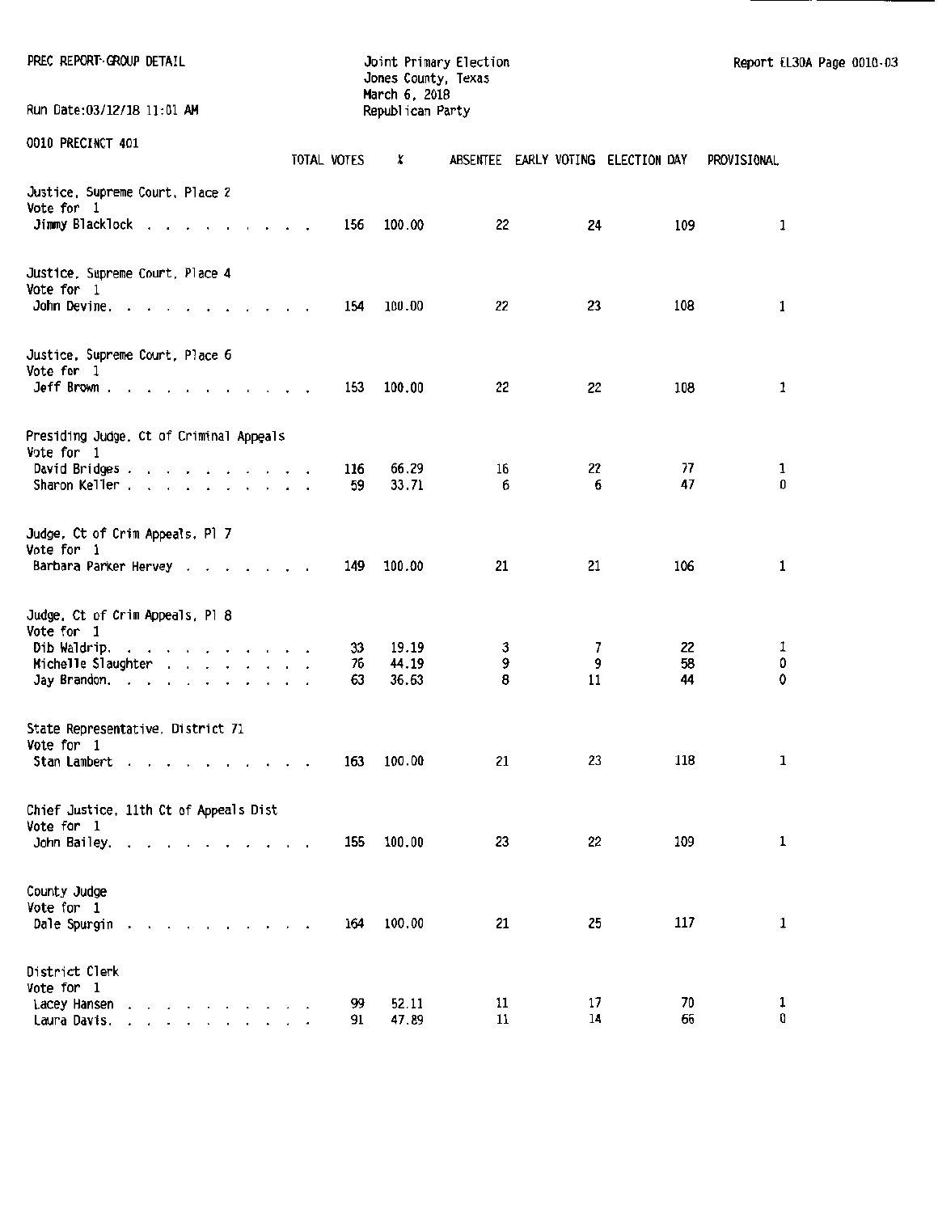PREC REPORT-GROUP DETAIL

Run Date:03/12/18 11:01 AM

Joint Primary Election
Jones County, Texas
March 6, 2018
Republican Party

Report EL30A Page 0010-03

0010 PRECINCT 401

| | TOTAL VOTES | % | ABSENTEE | EARLY VOTING | ELECTION DAY | PROVISIONAL |
|---|---|---|---|---|---|---|
| **Justice, Supreme Court, Place 2** | | | | | | |
| Vote for 1 | | | | | | |
| Jimmy Blacklock | 156 | 100.00 | 22 | 24 | 109 | 1 |
| **Justice, Supreme Court, Place 4** | | | | | | |
| Vote for 1 | | | | | | |
| John Devine | 154 | 100.00 | 22 | 23 | 108 | 1 |
| **Justice, Supreme Court, Place 6** | | | | | | |
| Vote for 1 | | | | | | |
| Jeff Brown | 153 | 100.00 | 22 | 22 | 108 | 1 |
| **Presiding Judge, Ct of Criminal Appeals** | | | | | | |
| Vote for 1 | | | | | | |
| David Bridges | 116 | 66.29 | 16 | 22 | 77 | 1 |
| Sharon Keller | 59 | 33.71 | 6 | 6 | 47 | 0 |
| **Judge, Ct of Crim Appeals, Pl 7** | | | | | | |
| Vote for 1 | | | | | | |
| Barbara Parker Hervey | 149 | 100.00 | 21 | 21 | 106 | 1 |
| **Judge, Ct of Crim Appeals, Pl 8** | | | | | | |
| Vote for 1 | | | | | | |
| Dib Waldrip | 33 | 19.19 | 3 | 7 | 22 | 1 |
| Michelle Slaughter | 76 | 44.19 | 9 | 9 | 58 | 0 |
| Jay Brandon | 63 | 36.63 | 8 | 11 | 44 | 0 |
| **State Representative, District 71** | | | | | | |
| Vote for 1 | | | | | | |
| Stan Lambert | 163 | 100.00 | 21 | 23 | 118 | 1 |
| **Chief Justice, 11th Ct of Appeals Dist** | | | | | | |
| Vote for 1 | | | | | | |
| John Bailey | 155 | 100.00 | 23 | 22 | 109 | 1 |
| **County Judge** | | | | | | |
| Vote for 1 | | | | | | |
| Dale Spurgin | 164 | 100.00 | 21 | 25 | 117 | 1 |
| **District Clerk** | | | | | | |
| Vote for 1 | | | | | | |
| Lacey Hansen | 99 | 52.11 | 11 | 17 | 70 | 1 |
| Laura Davis | 91 | 47.89 | 11 | 14 | 66 | 0 |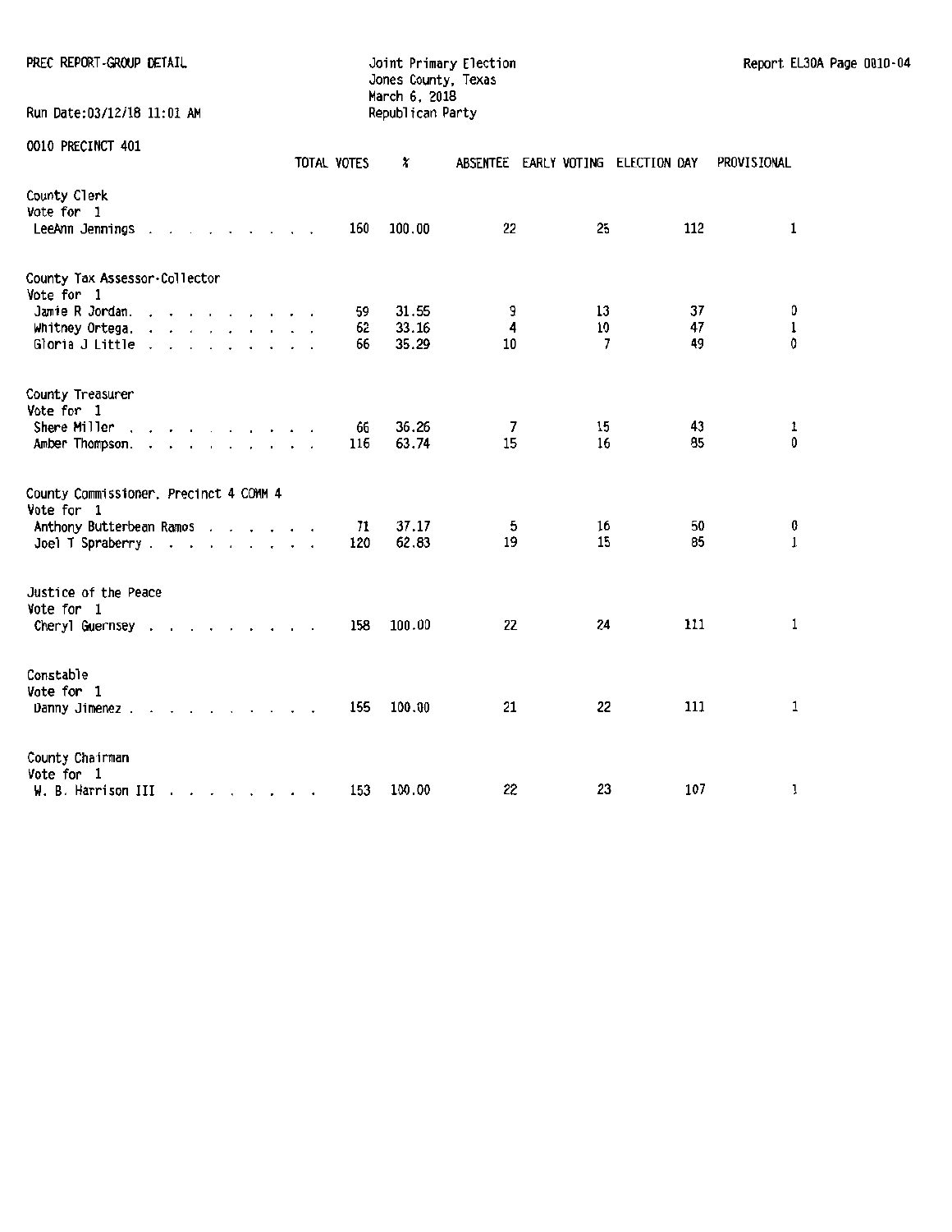PREC REPORT-GROUP DETAIL

Joint Primary Election
Jones County, Texas
March 6, 2018
Republican Party

Report EL30A Page 0010-04

Run Date:03/12/18 11:01 AM

0010 PRECINCT 401

| | TOTAL VOTES | % | ABSENTEE | EARLY VOTING | ELECTION DAY | PROVISIONAL |
|---|---|---|---|---|---|---|
| **County Clerk** | | | | | | |
| Vote for 1 | | | | | | |
| LeeAnn Jennings | 160 | 100.00 | 22 | 25 | 112 | 1 |
| **County Tax Assessor-Collector** | | | | | | |
| Vote for 1 | | | | | | |
| Jamie R Jordan. | 59 | 31.55 | 9 | 13 | 37 | 0 |
| Whitney Ortega. | 62 | 33.16 | 4 | 10 | 47 | 1 |
| Gloria J Little | 66 | 35.29 | 10 | 7 | 49 | 0 |
| **County Treasurer** | | | | | | |
| Vote for 1 | | | | | | |
| Shere Miller | 66 | 36.26 | 7 | 15 | 43 | 1 |
| Amber Thompson. | 116 | 63.74 | 15 | 16 | 85 | 0 |
| **County Commissioner, Precinct 4 COMM 4** | | | | | | |
| Vote for 1 | | | | | | |
| Anthony Butterbean Ramos | 71 | 37.17 | 5 | 16 | 50 | 0 |
| Joel T Spraberry | 120 | 62.83 | 19 | 15 | 85 | 1 |
| **Justice of the Peace** | | | | | | |
| Vote for 1 | | | | | | |
| Cheryl Guernsey | 158 | 100.00 | 22 | 24 | 111 | 1 |
| **Constable** | | | | | | |
| Vote for 1 | | | | | | |
| Danny Jimenez | 155 | 100.00 | 21 | 22 | 111 | 1 |
| **County Chairman** | | | | | | |
| Vote for 1 | | | | | | |
| W. B. Harrison III | 153 | 100.00 | 22 | 23 | 107 | 1 |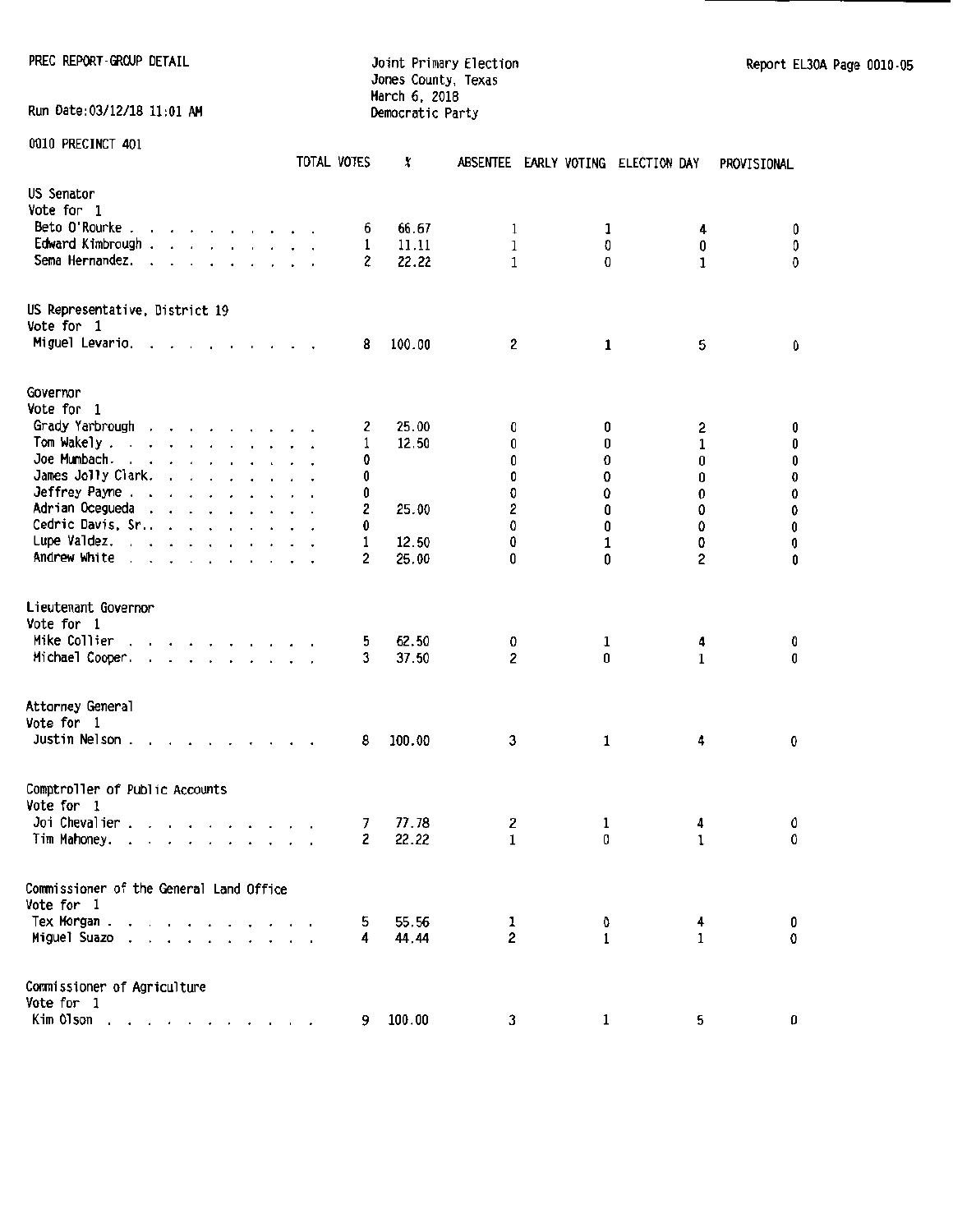PREC REPORT-GROUP DETAIL

Run Date:03/12/18 11:01 AM

Joint Primary Election
Jones County, Texas
March 6, 2018
Democratic Party

Report EL30A Page 0010-05

0010 PRECINCT 401

| | TOTAL VOTES | % | ABSENTEE | EARLY VOTING | ELECTION DAY | PROVISIONAL |
|---|---|---|---|---|---|---|
| **US Senator** | | | | | | |
| Vote for 1 | | | | | | |
| Beto O'Rourke | 6 | 66.67 | 1 | 1 | 4 | 0 |
| Edward Kimbrough | 1 | 11.11 | 1 | 0 | 0 | 0 |
| Sema Hernandez | 2 | 22.22 | 1 | 0 | 1 | 0 |
| **US Representative, District 19** | | | | | | |
| Vote for 1 | | | | | | |
| Miguel Levario | 8 | 100.00 | 2 | 1 | 5 | 0 |
| **Governor** | | | | | | |
| Vote for 1 | | | | | | |
| Grady Yarbrough | 2 | 25.00 | 0 | 0 | 2 | 0 |
| Tom Wakely | 1 | 12.50 | 0 | 0 | 1 | 0 |
| Joe Mumbach | 0 | | 0 | 0 | 0 | 0 |
| James Jolly Clark | 0 | | 0 | 0 | 0 | 0 |
| Jeffrey Payne | 0 | | 0 | 0 | 0 | 0 |
| Adrian Ocegueda | 2 | 25.00 | 2 | 0 | 0 | 0 |
| Cedric Davis, Sr. | 0 | | 0 | 0 | 0 | 0 |
| Lupe Valdez | 1 | 12.50 | 0 | 1 | 0 | 0 |
| Andrew White | 2 | 25.00 | 0 | 0 | 2 | 0 |
| **Lieutenant Governor** | | | | | | |
| Vote for 1 | | | | | | |
| Mike Collier | 5 | 62.50 | 0 | 1 | 4 | 0 |
| Michael Cooper | 3 | 37.50 | 2 | 0 | 1 | 0 |
| **Attorney General** | | | | | | |
| Vote for 1 | | | | | | |
| Justin Nelson | 8 | 100.00 | 3 | 1 | 4 | 0 |
| **Comptroller of Public Accounts** | | | | | | |
| Vote for 1 | | | | | | |
| Joi Chevalier | 7 | 77.78 | 2 | 1 | 4 | 0 |
| Tim Mahoney | 2 | 22.22 | 1 | 0 | 1 | 0 |
| **Commissioner of the General Land Office** | | | | | | |
| Vote for 1 | | | | | | |
| Tex Morgan | 5 | 55.56 | 1 | 0 | 4 | 0 |
| Miguel Suazo | 4 | 44.44 | 2 | 1 | 1 | 0 |
| **Commissioner of Agriculture** | | | | | | |
| Vote for 1 | | | | | | |
| Kim Olson | 9 | 100.00 | 3 | 1 | 5 | 0 |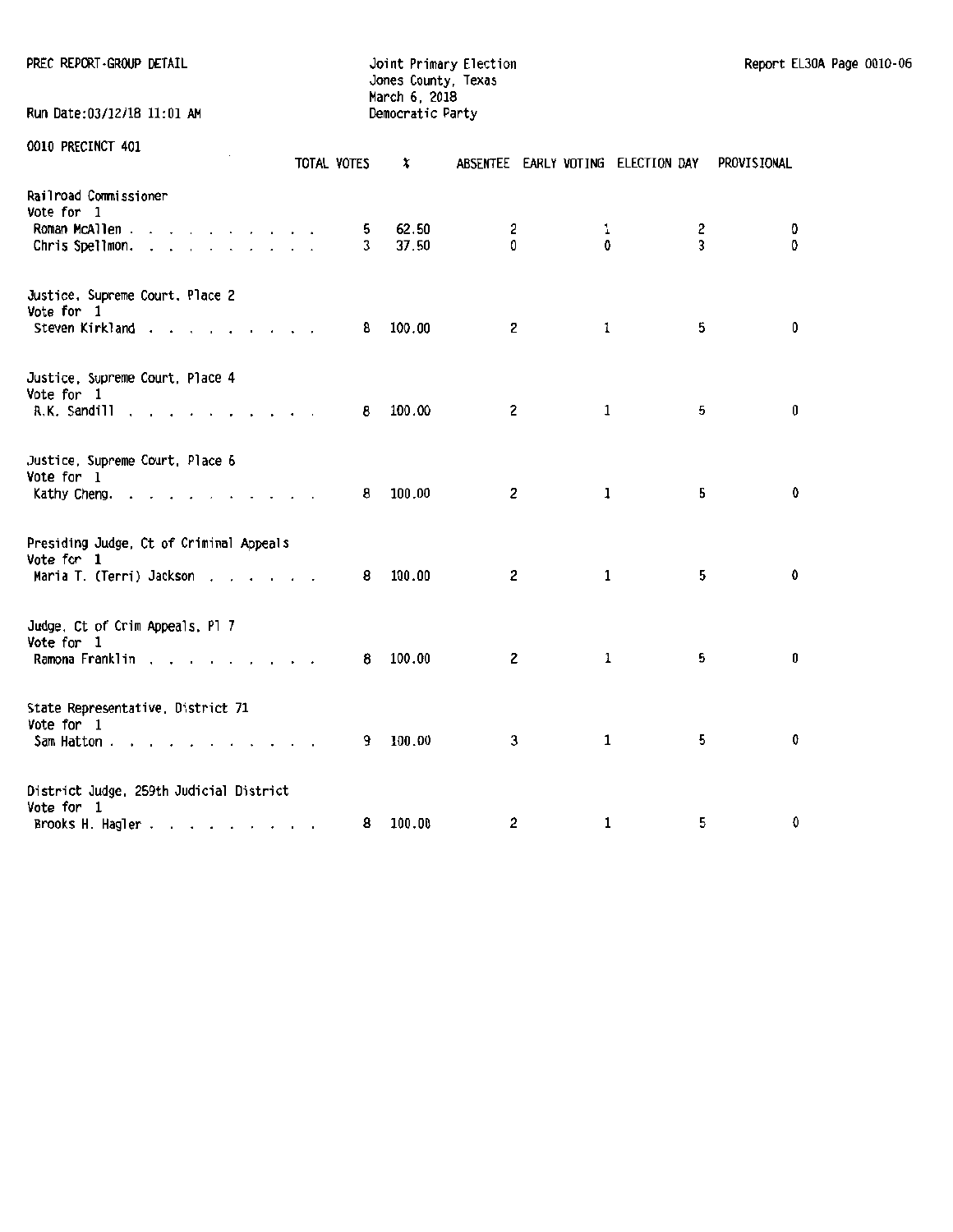PREC REPORT-GROUP DETAIL

Joint Primary Election
Jones County, Texas
March 6, 2018
Democratic Party

Report EL30A Page 0010-06

Run Date:03/12/18 11:01 AM

0010 PRECINCT 401

| | TOTAL VOTES | % | ABSENTEE | EARLY VOTING | ELECTION DAY | PROVISIONAL |
|---|---|---|---|---|---|---|
| **Railroad Commissioner** | | | | | | |
| Vote for 1 | | | | | | |
| Roman McAllen | 5 | 62.50 | 2 | 1 | 2 | 0 |
| Chris Spellmon | 3 | 37.50 | 0 | 0 | 3 | 0 |
| **Justice, Supreme Court, Place 2** | | | | | | |
| Vote for 1 | | | | | | |
| Steven Kirkland | 8 | 100.00 | 2 | 1 | 5 | 0 |
| **Justice, Supreme Court, Place 4** | | | | | | |
| Vote for 1 | | | | | | |
| R.K. Sandill | 8 | 100.00 | 2 | 1 | 5 | 0 |
| **Justice, Supreme Court, Place 6** | | | | | | |
| Vote for 1 | | | | | | |
| Kathy Cheng | 8 | 100.00 | 2 | 1 | 5 | 0 |
| **Presiding Judge, Ct of Criminal Appeals** | | | | | | |
| Vote for 1 | | | | | | |
| Maria T. (Terri) Jackson | 8 | 100.00 | 2 | 1 | 5 | 0 |
| **Judge, Ct of Crim Appeals, Pl 7** | | | | | | |
| Vote for 1 | | | | | | |
| Ramona Franklin | 8 | 100.00 | 2 | 1 | 5 | 0 |
| **State Representative, District 71** | | | | | | |
| Vote for 1 | | | | | | |
| Sam Hatton | 9 | 100.00 | 3 | 1 | 5 | 0 |
| **District Judge, 259th Judicial District** | | | | | | |
| Vote for 1 | | | | | | |
| Brooks H. Hagler | 8 | 100.00 | 2 | 1 | 5 | 0 |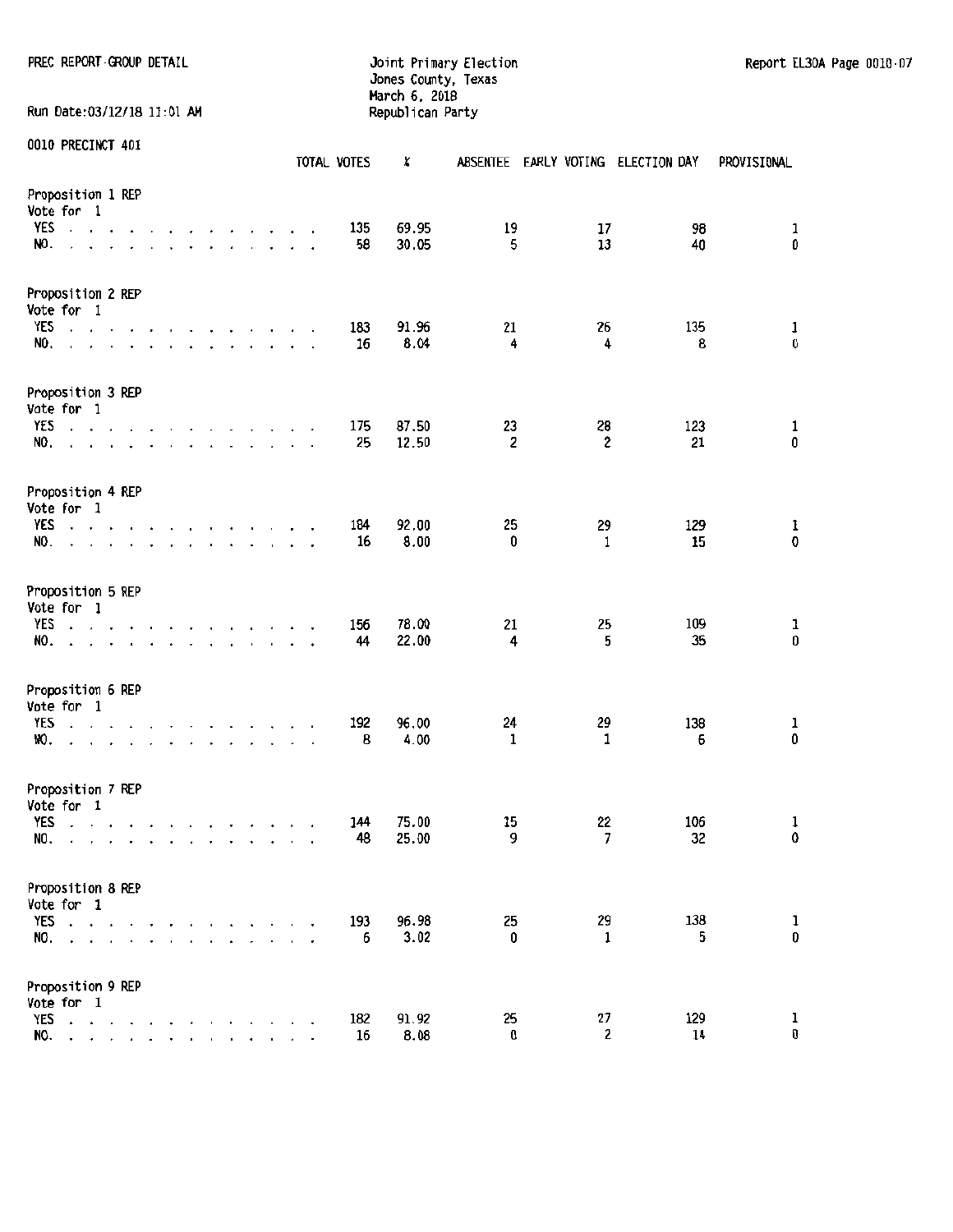PREC REPORT-GROUP DETAIL

Joint Primary Election
Jones County, Texas
March 6, 2018
Republican Party

Report EL30A Page 0010-07

Run Date:03/12/18 11:01 AM

0010 PRECINCT 401

| | TOTAL VOTES | % | ABSENTEE | EARLY VOTING | ELECTION DAY | PROVISIONAL |
|---|---|---|---|---|---|---|
| **Proposition 1 REP** | | | | | | |
| Vote for 1 | | | | | | |
| YES | 135 | 69.95 | 19 | 17 | 98 | 1 |
| NO. | 58 | 30.05 | 5 | 13 | 40 | 0 |
| **Proposition 2 REP** | | | | | | |
| Vote for 1 | | | | | | |
| YES | 183 | 91.96 | 21 | 26 | 135 | 1 |
| NO. | 16 | 8.04 | 4 | 4 | 8 | 0 |
| **Proposition 3 REP** | | | | | | |
| Vote for 1 | | | | | | |
| YES | 175 | 87.50 | 23 | 28 | 123 | 1 |
| NO. | 25 | 12.50 | 2 | 2 | 21 | 0 |
| **Proposition 4 REP** | | | | | | |
| Vote for 1 | | | | | | |
| YES | 184 | 92.00 | 25 | 29 | 129 | 1 |
| NO. | 16 | 8.00 | 0 | 1 | 15 | 0 |
| **Proposition 5 REP** | | | | | | |
| Vote for 1 | | | | | | |
| YES | 156 | 78.00 | 21 | 25 | 109 | 1 |
| NO. | 44 | 22.00 | 4 | 5 | 35 | 0 |
| **Proposition 6 REP** | | | | | | |
| Vote for 1 | | | | | | |
| YES | 192 | 96.00 | 24 | 29 | 138 | 1 |
| NO. | 8 | 4.00 | 1 | 1 | 6 | 0 |
| **Proposition 7 REP** | | | | | | |
| Vote for 1 | | | | | | |
| YES | 144 | 75.00 | 15 | 22 | 106 | 1 |
| NO. | 48 | 25.00 | 9 | 7 | 32 | 0 |
| **Proposition 8 REP** | | | | | | |
| Vote for 1 | | | | | | |
| YES | 193 | 96.98 | 25 | 29 | 138 | 1 |
| NO. | 6 | 3.02 | 0 | 1 | 5 | 0 |
| **Proposition 9 REP** | | | | | | |
| Vote for 1 | | | | | | |
| YES | 182 | 91.92 | 25 | 27 | 129 | 1 |
| NO. | 16 | 8.08 | 0 | 2 | 14 | 0 |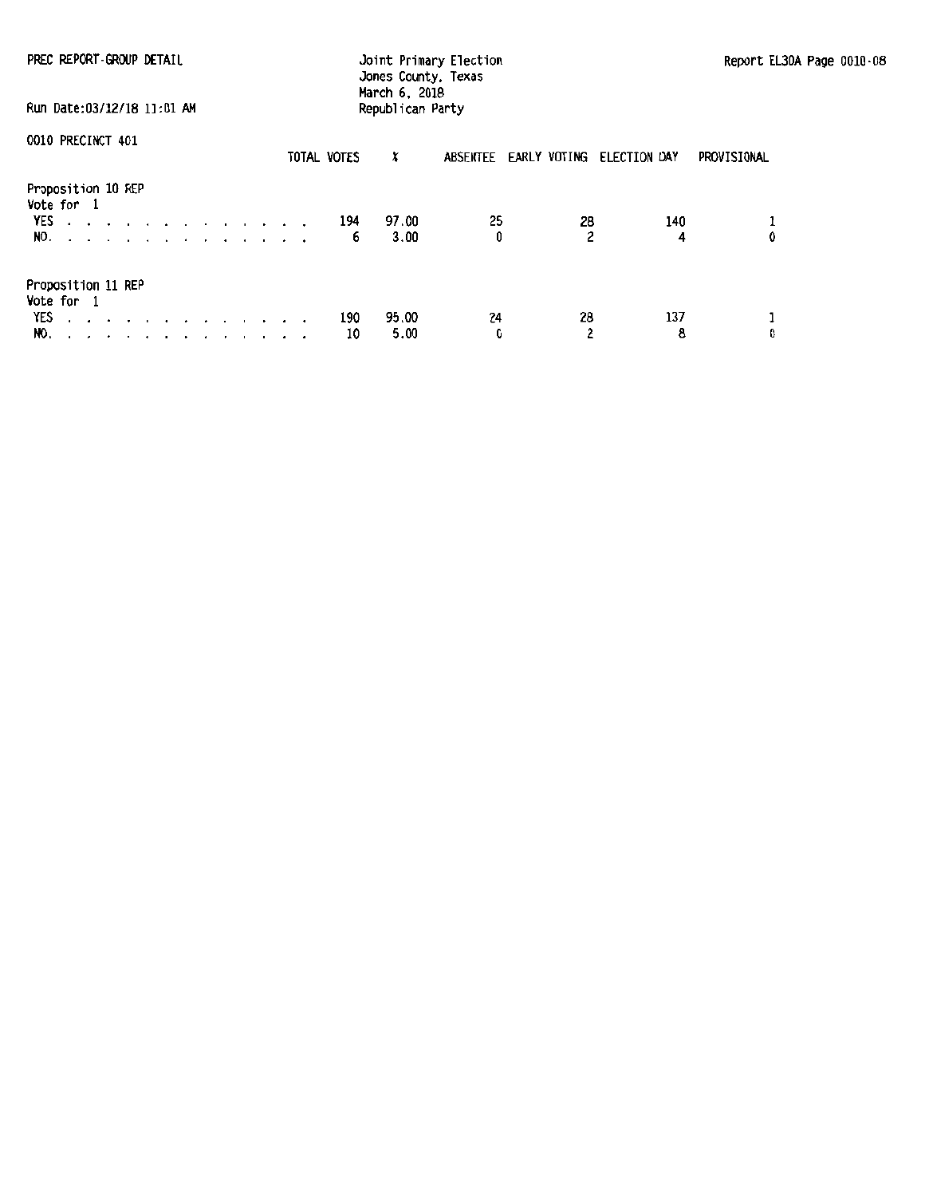PREC REPORT-GROUP DETAIL

Joint Primary Election
Jones County, Texas
March 6, 2018
Republican Party

Run Date:03/12/18 11:01 AM

Report EL30A Page 0010-08

0010 PRECINCT 401

| | TOTAL VOTES | % | ABSENTEE | EARLY VOTING | ELECTION DAY | PROVISIONAL |
|---|---|---|---|---|---|---|
| **Proposition 10 REP** | | | | | | |
| Vote for 1 | | | | | | |
| YES . . . . . . . . . . . . . . | 194 | 97.00 | 25 | 28 | 140 | 1 |
| NO. . . . . . . . . . . . . . . | 6 | 3.00 | 0 | 2 | 4 | 0 |
| **Proposition 11 REP** | | | | | | |
| Vote for 1 | | | | | | |
| YES . . . . . . . . . . . . . . | 190 | 95.00 | 24 | 28 | 137 | 1 |
| NO. . . . . . . . . . . . . . . | 10 | 5.00 | 0 | 2 | 8 | 0 |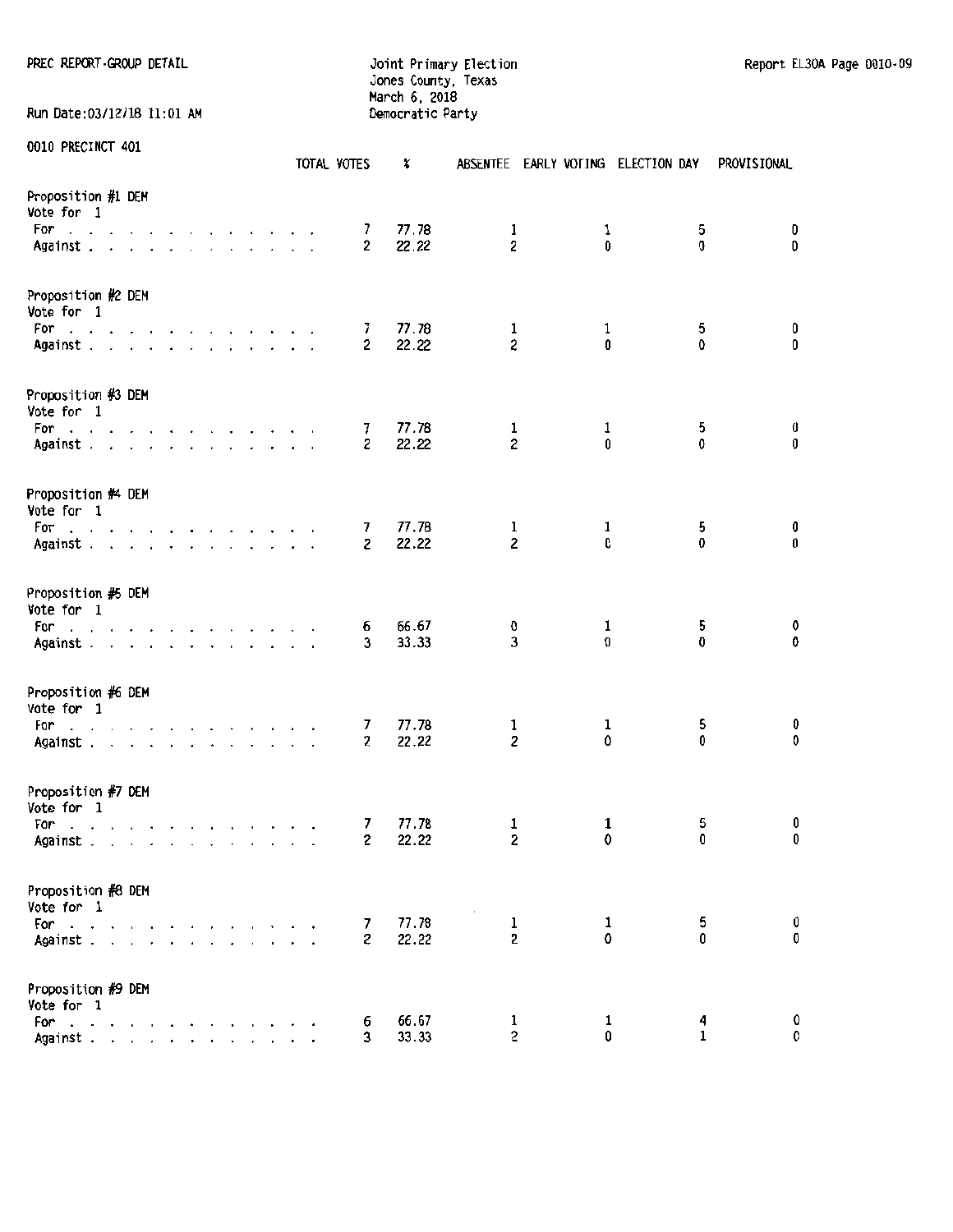PREC REPORT-GROUP DETAIL

Joint Primary Election
Jones County, Texas
March 6, 2018
Democratic Party

Run Date:03/12/18 11:01 AM

0010 PRECINCT 401

| | TOTAL VOTES | % | ABSENTEE | EARLY VOTING | ELECTION DAY | PROVISIONAL |
|---|---|---|---|---|---|---|
| **Proposition #1 DEM** | | | | | | |
| Vote for 1 | | | | | | |
| For | 7 | 77.78 | 1 | 1 | 5 | 0 |
| Against | 2 | 22.22 | 2 | 0 | 0 | 0 |
| **Proposition #2 DEM** | | | | | | |
| Vote for 1 | | | | | | |
| For | 7 | 77.78 | 1 | 1 | 5 | 0 |
| Against | 2 | 22.22 | 2 | 0 | 0 | 0 |
| **Proposition #3 DEM** | | | | | | |
| Vote for 1 | | | | | | |
| For | 7 | 77.78 | 1 | 1 | 5 | 0 |
| Against | 2 | 22.22 | 2 | 0 | 0 | 0 |
| **Proposition #4 DEM** | | | | | | |
| Vote for 1 | | | | | | |
| For | 7 | 77.78 | 1 | 1 | 5 | 0 |
| Against | 2 | 22.22 | 2 | 0 | 0 | 0 |
| **Proposition #5 DEM** | | | | | | |
| Vote for 1 | | | | | | |
| For | 6 | 66.67 | 0 | 1 | 5 | 0 |
| Against | 3 | 33.33 | 3 | 0 | 0 | 0 |
| **Proposition #6 DEM** | | | | | | |
| Vote for 1 | | | | | | |
| For | 7 | 77.78 | 1 | 1 | 5 | 0 |
| Against | 2 | 22.22 | 2 | 0 | 0 | 0 |
| **Proposition #7 DEM** | | | | | | |
| Vote for 1 | | | | | | |
| For | 7 | 77.78 | 1 | 1 | 5 | 0 |
| Against | 2 | 22.22 | 2 | 0 | 0 | 0 |
| **Proposition #8 DEM** | | | | | | |
| Vote for 1 | | | | | | |
| For | 7 | 77.78 | 1 | 1 | 5 | 0 |
| Against | 2 | 22.22 | 2 | 0 | 0 | 0 |
| **Proposition #9 DEM** | | | | | | |
| Vote for 1 | | | | | | |
| For | 6 | 66.67 | 1 | 1 | 4 | 0 |
| Against | 3 | 33.33 | 2 | 0 | 1 | 0 |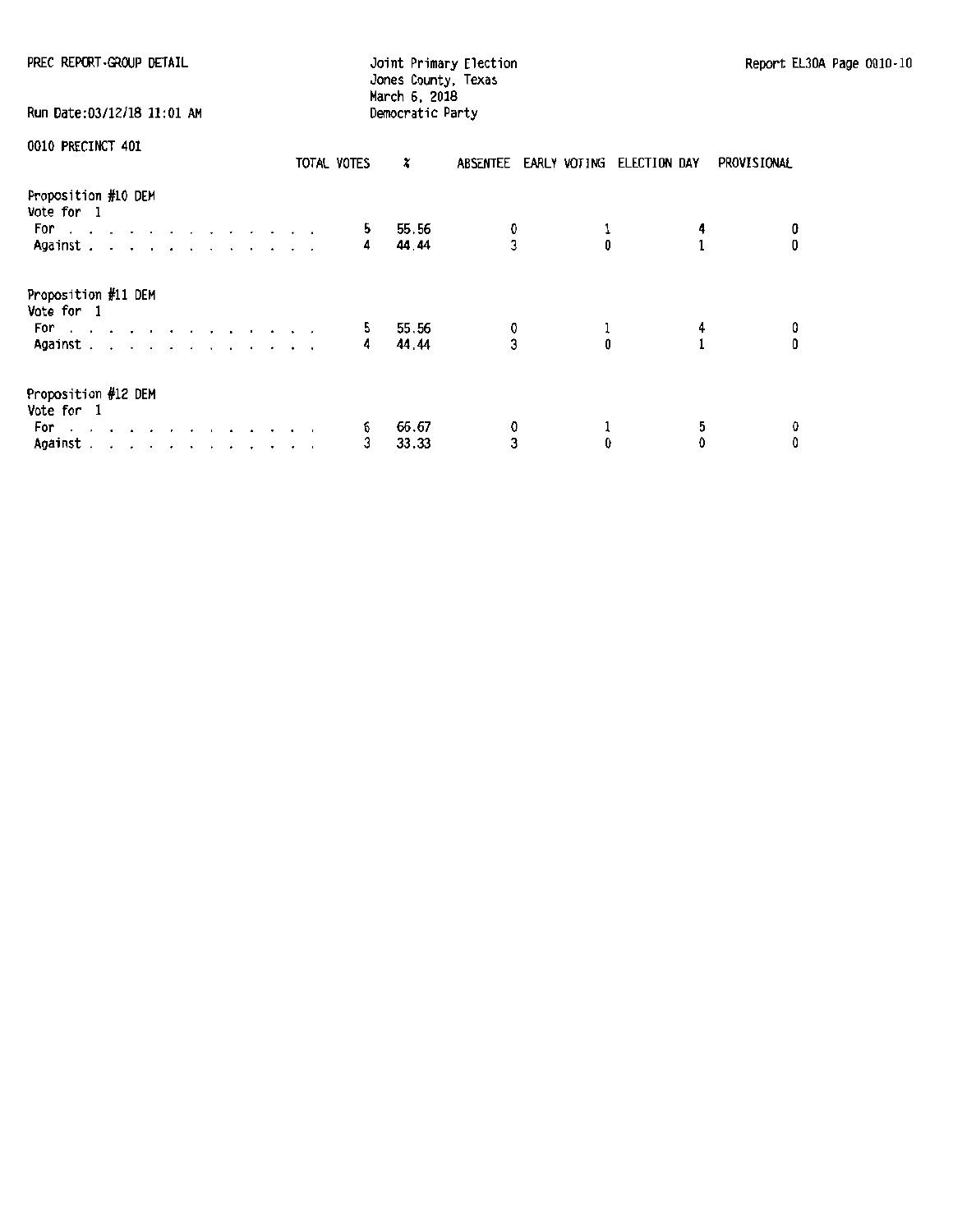PREC REPORT-GROUP DETAIL

Joint Primary Election
Jones County, Texas
March 6, 2018
Democratic Party

Report EL30A Page 0010-10

Run Date:03/12/18 11:01 AM

0010 PRECINCT 401

| | TOTAL VOTES | % | ABSENTEE | EARLY VOTING | ELECTION DAY | PROVISIONAL |
|---|---|---|---|---|---|---|
| **Proposition #10 DEM** | | | | | | |
| Vote for 1 | | | | | | |
| For . . . . . . . . . . . . . . | 5 | 55.56 | 0 | 1 | 4 | 0 |
| Against . . . . . . . . . . . . . | 4 | 44.44 | 3 | 0 | 1 | 0 |
| **Proposition #11 DEM** | | | | | | |
| Vote for 1 | | | | | | |
| For . . . . . . . . . . . . . . | 5 | 55.56 | 0 | 1 | 4 | 0 |
| Against . . . . . . . . . . . . . | 4 | 44.44 | 3 | 0 | 1 | 0 |
| **Proposition #12 DEM** | | | | | | |
| Vote for 1 | | | | | | |
| For . . . . . . . . . . . . . . | 6 | 66.67 | 0 | 1 | 5 | 0 |
| Against . . . . . . . . . . . . . | 3 | 33.33 | 3 | 0 | 0 | 0 |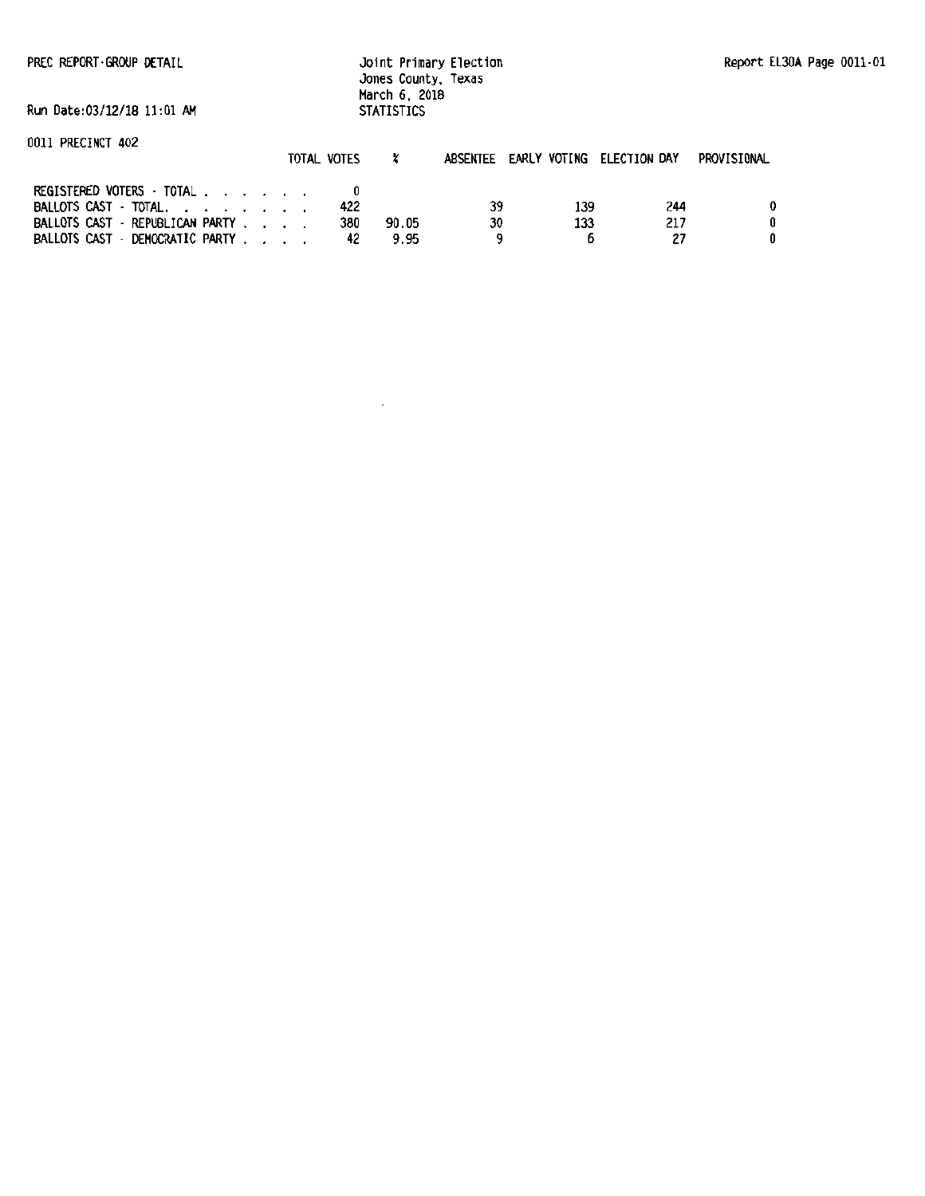PREC REPORT-GROUP DETAIL

Joint Primary Election
Jones County, Texas
March 6, 2018
STATISTICS

Report EL30A Page 0011-01

Run Date:03/12/18 11:01 AM

0011 PRECINCT 402

| | TOTAL VOTES | % | ABSENTEE | EARLY VOTING | ELECTION DAY | PROVISIONAL |
|---|---|---|---|---|---|---|
| REGISTERED VOTERS - TOTAL . . . . . . . | 0 | | | | | |
| BALLOTS CAST - TOTAL. . . . . . . . | 422 | | 39 | 139 | 244 | 0 |
| BALLOTS CAST - REPUBLICAN PARTY . . . . | 380 | 90.05 | 30 | 133 | 217 | 0 |
| BALLOTS CAST - DEMOCRATIC PARTY . . . . | 42 | 9.95 | 9 | 6 | 27 | 0 |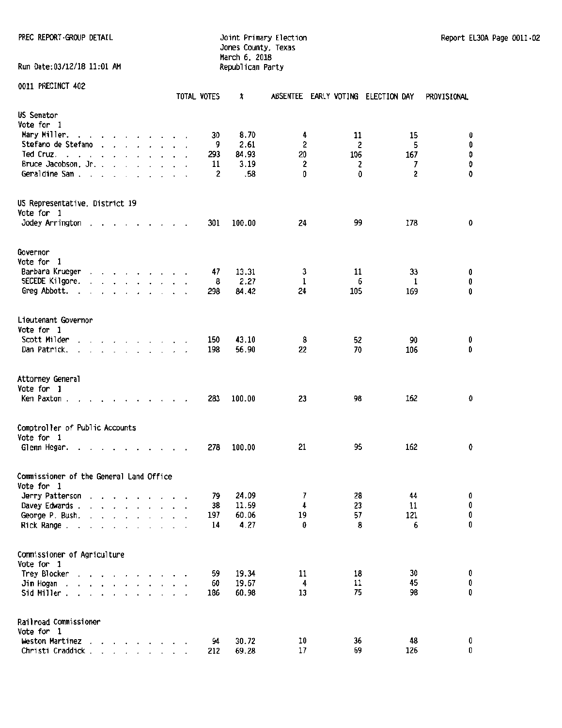PREC REPORT-GROUP DETAIL

Joint Primary Election
Jones County, Texas
March 6, 2018
Republican Party

Report EL30A Page 0011-02

Run Date:03/12/18 11:01 AM

0011 PRECINCT 402

| | TOTAL VOTES | % | ABSENTEE | EARLY VOTING | ELECTION DAY | PROVISIONAL |
|---|---|---|---|---|---|---|
| **US Senator** | | | | | | |
| Vote for 1 | | | | | | |
| Mary Miller | 30 | 8.70 | 4 | 11 | 15 | 0 |
| Stefano de Stefano | 9 | 2.61 | 2 | 2 | 5 | 0 |
| Ted Cruz | 293 | 84.93 | 20 | 106 | 167 | 0 |
| Bruce Jacobson, Jr. | 11 | 3.19 | 2 | 2 | 7 | 0 |
| Geraldine Sam | 2 | .58 | 0 | 0 | 2 | 0 |
| **US Representative, District 19** | | | | | | |
| Vote for 1 | | | | | | |
| Jodey Arrington | 301 | 100.00 | 24 | 99 | 178 | 0 |
| **Governor** | | | | | | |
| Vote for 1 | | | | | | |
| Barbara Krueger | 47 | 13.31 | 3 | 11 | 33 | 0 |
| SECEDE Kilgore | 8 | 2.27 | 1 | 6 | 1 | 0 |
| Greg Abbott | 298 | 84.42 | 24 | 105 | 169 | 0 |
| **Lieutenant Governor** | | | | | | |
| Vote for 1 | | | | | | |
| Scott Milder | 150 | 43.10 | 8 | 52 | 90 | 0 |
| Dan Patrick | 198 | 56.90 | 22 | 70 | 106 | 0 |
| **Attorney General** | | | | | | |
| Vote for 1 | | | | | | |
| Ken Paxton | 283 | 100.00 | 23 | 98 | 162 | 0 |
| **Comptroller of Public Accounts** | | | | | | |
| Vote for 1 | | | | | | |
| Glenn Hegar | 278 | 100.00 | 21 | 95 | 162 | 0 |
| **Commissioner of the General Land Office** | | | | | | |
| Vote for 1 | | | | | | |
| Jerry Patterson | 79 | 24.09 | 7 | 28 | 44 | 0 |
| Davey Edwards | 38 | 11.59 | 4 | 23 | 11 | 0 |
| George P. Bush | 197 | 60.06 | 19 | 57 | 121 | 0 |
| Rick Range | 14 | 4.27 | 0 | 8 | 6 | 0 |
| **Commissioner of Agriculture** | | | | | | |
| Vote for 1 | | | | | | |
| Trey Blocker | 59 | 19.34 | 11 | 18 | 30 | 0 |
| Jim Hogan | 60 | 19.67 | 4 | 11 | 45 | 0 |
| Sid Miller | 186 | 60.98 | 13 | 75 | 98 | 0 |
| **Railroad Commissioner** | | | | | | |
| Vote for 1 | | | | | | |
| Weston Martinez | 94 | 30.72 | 10 | 36 | 48 | 0 |
| Christi Craddick | 212 | 69.28 | 17 | 69 | 126 | 0 |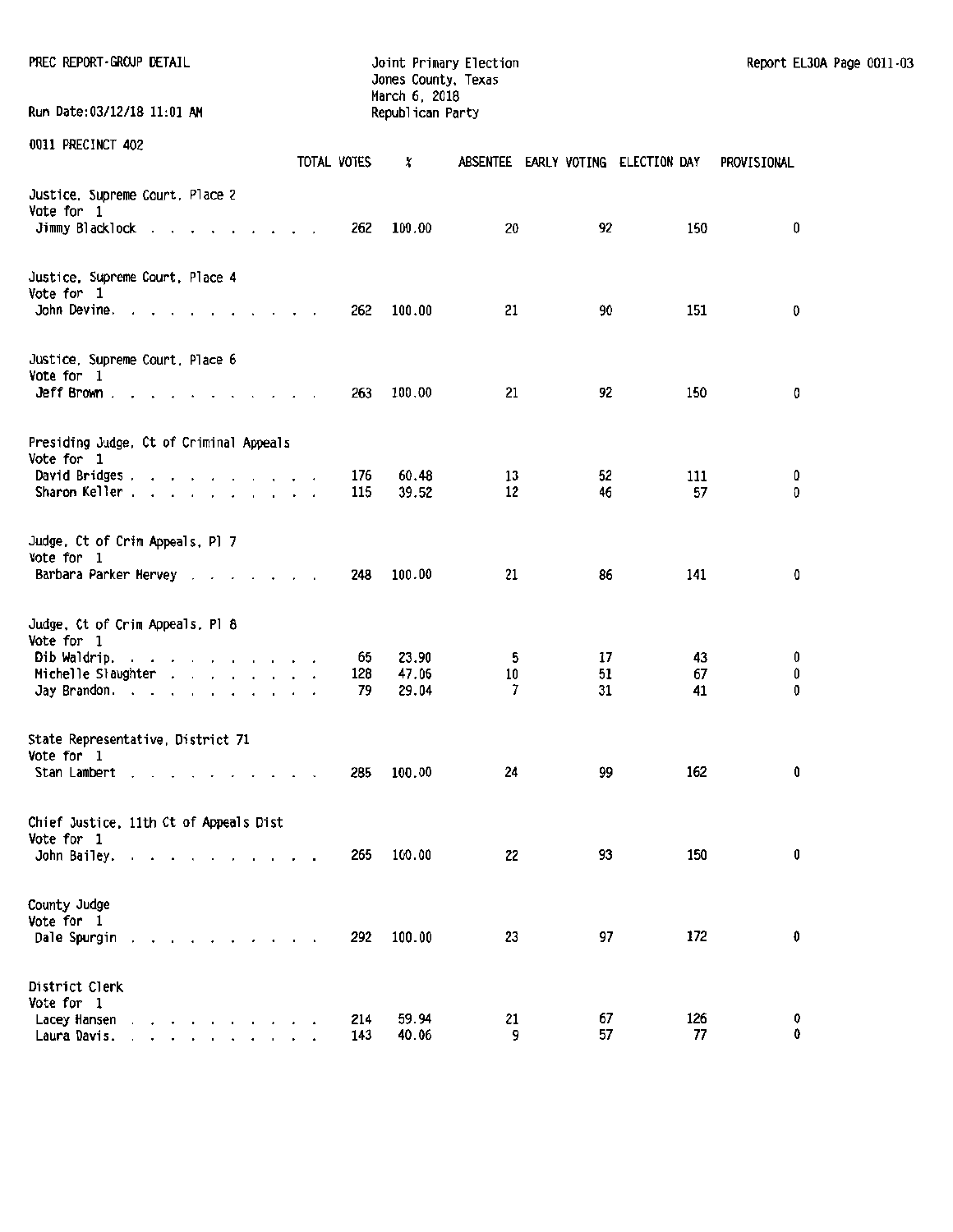PREC REPORT-GROUP DETAIL

Run Date:03/12/18 11:01 AM

Joint Primary Election
Jones County, Texas
March 6, 2018
Republican Party

Report EL30A Page 0011-03

0011 PRECINCT 402

| | TOTAL VOTES | % | ABSENTEE | EARLY VOTING | ELECTION DAY | PROVISIONAL |
|---|---|---|---|---|---|---|
| **Justice, Supreme Court, Place 2** | | | | | | |
| Vote for 1 | | | | | | |
| Jimmy Blacklock | 262 | 100.00 | 20 | 92 | 150 | 0 |
| **Justice, Supreme Court, Place 4** | | | | | | |
| Vote for 1 | | | | | | |
| John Devine | 262 | 100.00 | 21 | 90 | 151 | 0 |
| **Justice, Supreme Court, Place 6** | | | | | | |
| Vote for 1 | | | | | | |
| Jeff Brown | 263 | 100.00 | 21 | 92 | 150 | 0 |
| **Presiding Judge, Ct of Criminal Appeals** | | | | | | |
| Vote for 1 | | | | | | |
| David Bridges | 176 | 60.48 | 13 | 52 | 111 | 0 |
| Sharon Keller | 115 | 39.52 | 12 | 46 | 57 | 0 |
| **Judge, Ct of Crim Appeals, Pl 7** | | | | | | |
| Vote for 1 | | | | | | |
| Barbara Parker Hervey | 248 | 100.00 | 21 | 86 | 141 | 0 |
| **Judge, Ct of Crim Appeals, Pl 8** | | | | | | |
| Vote for 1 | | | | | | |
| Dib Waldrip | 65 | 23.90 | 5 | 17 | 43 | 0 |
| Michelle Slaughter | 128 | 47.06 | 10 | 51 | 67 | 0 |
| Jay Brandon | 79 | 29.04 | 7 | 31 | 41 | 0 |
| **State Representative, District 71** | | | | | | |
| Vote for 1 | | | | | | |
| Stan Lambert | 285 | 100.00 | 24 | 99 | 162 | 0 |
| **Chief Justice, 11th Ct of Appeals Dist** | | | | | | |
| Vote for 1 | | | | | | |
| John Bailey | 265 | 100.00 | 22 | 93 | 150 | 0 |
| **County Judge** | | | | | | |
| Vote for 1 | | | | | | |
| Dale Spurgin | 292 | 100.00 | 23 | 97 | 172 | 0 |
| **District Clerk** | | | | | | |
| Vote for 1 | | | | | | |
| Lacey Hansen | 214 | 59.94 | 21 | 67 | 126 | 0 |
| Laura Davis | 143 | 40.06 | 9 | 57 | 77 | 0 |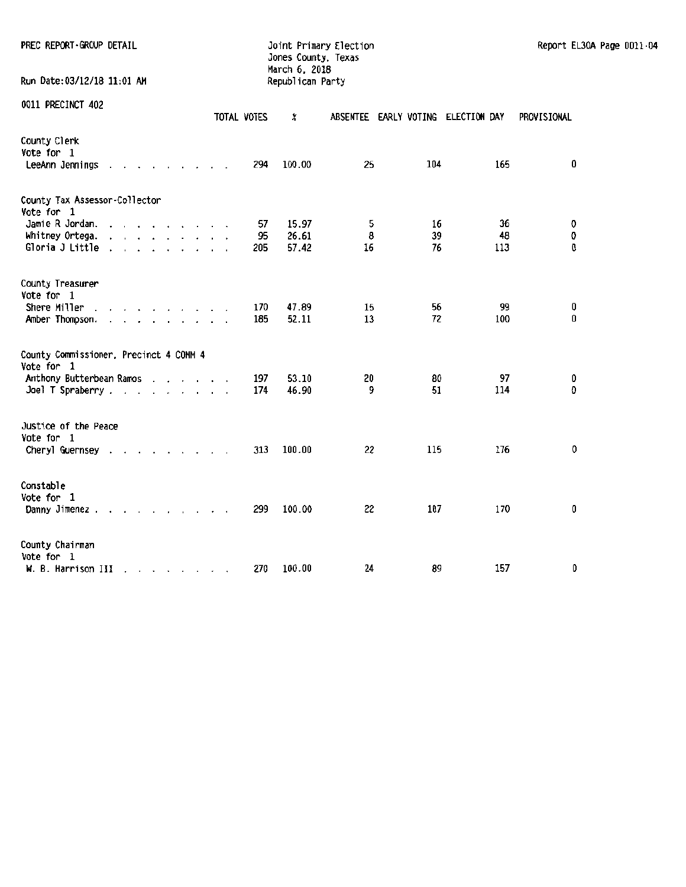PREC REPORT-GROUP DETAIL

Joint Primary Election
Jones County, Texas
March 6, 2018
Republican Party

Report EL30A Page 0011-04

Run Date:03/12/18 11:01 AM

0011 PRECINCT 402

| | TOTAL VOTES | % | ABSENTEE | EARLY VOTING | ELECTION DAY | PROVISIONAL |
|---|---|---|---|---|---|---|
| **County Clerk** | | | | | | |
| Vote for 1 | | | | | | |
| LeeAnn Jennings | 294 | 100.00 | 25 | 104 | 165 | 0 |
| **County Tax Assessor-Collector** | | | | | | |
| Vote for 1 | | | | | | |
| Jamie R Jordan | 57 | 15.97 | 5 | 16 | 36 | 0 |
| Whitney Ortega | 95 | 26.61 | 8 | 39 | 48 | 0 |
| Gloria J Little | 205 | 57.42 | 16 | 76 | 113 | 0 |
| **County Treasurer** | | | | | | |
| Vote for 1 | | | | | | |
| Shere Miller | 170 | 47.89 | 15 | 56 | 99 | 0 |
| Amber Thompson | 185 | 52.11 | 13 | 72 | 100 | 0 |
| **County Commissioner, Precinct 4 COMM 4** | | | | | | |
| Vote for 1 | | | | | | |
| Anthony Butterbean Ramos | 197 | 53.10 | 20 | 80 | 97 | 0 |
| Joel T Spraberry | 174 | 46.90 | 9 | 51 | 114 | 0 |
| **Justice of the Peace** | | | | | | |
| Vote for 1 | | | | | | |
| Cheryl Guernsey | 313 | 100.00 | 22 | 115 | 176 | 0 |
| **Constable** | | | | | | |
| Vote for 1 | | | | | | |
| Danny Jimenez | 299 | 100.00 | 22 | 107 | 170 | 0 |
| **County Chairman** | | | | | | |
| Vote for 1 | | | | | | |
| W. B. Harrison III | 270 | 100.00 | 24 | 89 | 157 | 0 |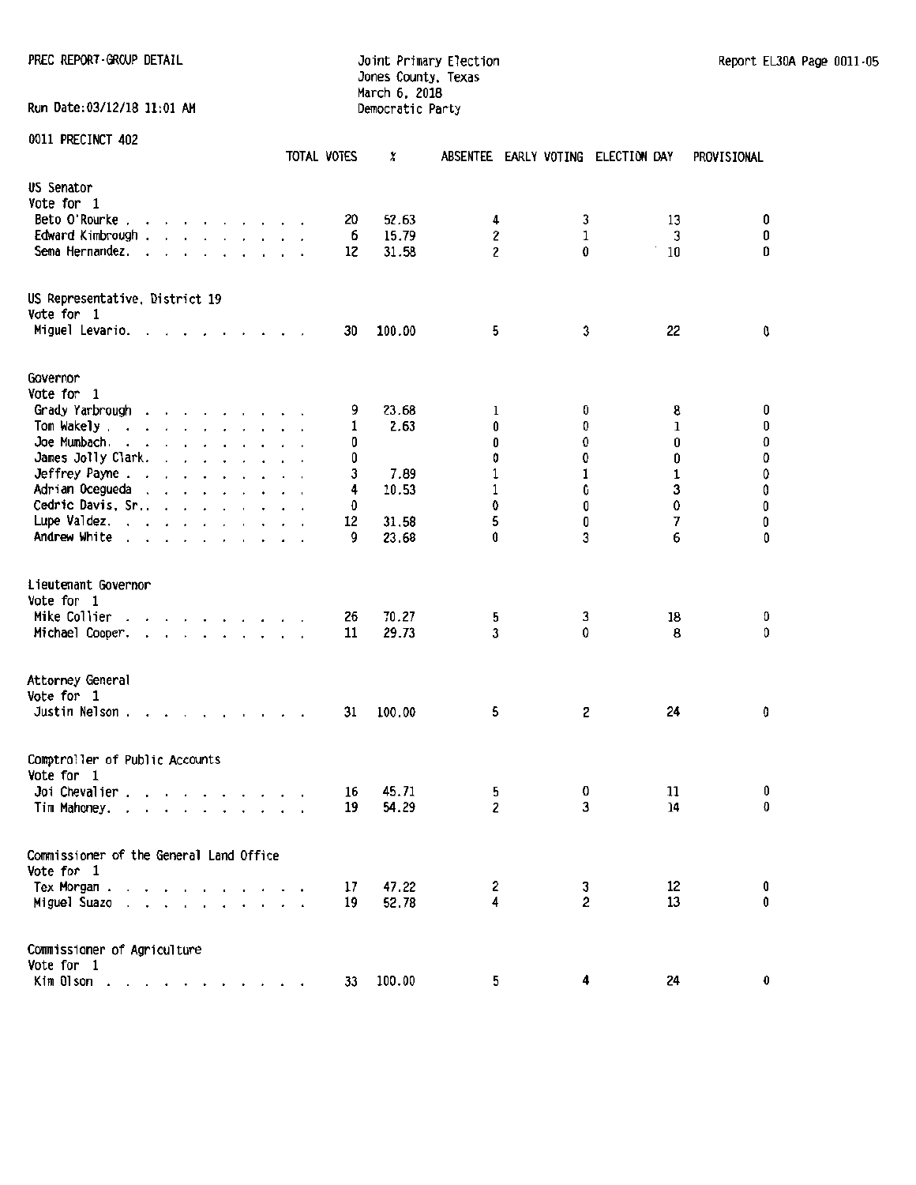PREC REPORT-GROUP DETAIL

Joint Primary Election
Jones County, Texas
March 6, 2018
Democratic Party

Run Date:03/12/18 11:01 AM

0011 PRECINCT 402

| | TOTAL VOTES | % | ABSENTEE | EARLY VOTING | ELECTION DAY | PROVISIONAL |
|---|---|---|---|---|---|---|
| **US Senator** | | | | | | |
| Vote for 1 | | | | | | |
| Beto O'Rourke | 20 | 52.63 | 4 | 3 | 13 | 0 |
| Edward Kimbrough | 6 | 15.79 | 2 | 1 | 3 | 0 |
| Sema Hernandez | 12 | 31.58 | 2 | 0 | 10 | 0 |
| **US Representative, District 19** | | | | | | |
| Vote for 1 | | | | | | |
| Miguel Levario | 30 | 100.00 | 5 | 3 | 22 | 0 |
| **Governor** | | | | | | |
| Vote for 1 | | | | | | |
| Grady Yarbrough | 9 | 23.68 | 1 | 0 | 8 | 0 |
| Tom Wakely | 1 | 2.63 | 0 | 0 | 1 | 0 |
| Joe Mumbach | 0 | | 0 | 0 | 0 | 0 |
| James Jolly Clark | 0 | | 0 | 0 | 0 | 0 |
| Jeffrey Payne | 3 | 7.89 | 1 | 1 | 1 | 0 |
| Adrian Ocegueda | 4 | 10.53 | 1 | 0 | 3 | 0 |
| Cedric Davis, Sr. | 0 | | 0 | 0 | 0 | 0 |
| Lupe Valdez | 12 | 31.58 | 5 | 0 | 7 | 0 |
| Andrew White | 9 | 23.68 | 0 | 3 | 6 | 0 |
| **Lieutenant Governor** | | | | | | |
| Vote for 1 | | | | | | |
| Mike Collier | 26 | 70.27 | 5 | 3 | 18 | 0 |
| Michael Cooper | 11 | 29.73 | 3 | 0 | 8 | 0 |
| **Attorney General** | | | | | | |
| Vote for 1 | | | | | | |
| Justin Nelson | 31 | 100.00 | 5 | 2 | 24 | 0 |
| **Comptroller of Public Accounts** | | | | | | |
| Vote for 1 | | | | | | |
| Joi Chevalier | 16 | 45.71 | 5 | 0 | 11 | 0 |
| Tim Mahoney | 19 | 54.29 | 2 | 3 | 14 | 0 |
| **Commissioner of the General Land Office** | | | | | | |
| Vote for 1 | | | | | | |
| Tex Morgan | 17 | 47.22 | 2 | 3 | 12 | 0 |
| Miguel Suazo | 19 | 52.78 | 4 | 2 | 13 | 0 |
| **Commissioner of Agriculture** | | | | | | |
| Vote for 1 | | | | | | |
| Kim Olson | 33 | 100.00 | 5 | 4 | 24 | 0 |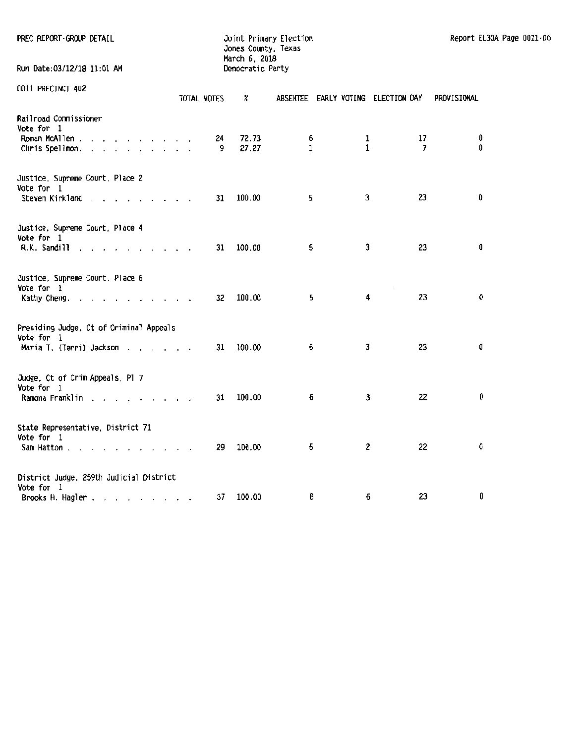PREC REPORT-GROUP DETAIL

Joint Primary Election
Jones County, Texas
March 6, 2018
Democratic Party

Report EL30A Page 0011-06

Run Date:03/12/18 11:01 AM

0011 PRECINCT 402

| | TOTAL VOTES | % | ABSENTEE | EARLY VOTING | ELECTION DAY | PROVISIONAL |
|---|---|---|---|---|---|---|
| **Railroad Commissioner** | | | | | | |
| Vote for 1 | | | | | | |
| Roman McAllen | 24 | 72.73 | 6 | 1 | 17 | 0 |
| Chris Spellmon. | 9 | 27.27 | 1 | 1 | 7 | 0 |
| **Justice, Supreme Court, Place 2** | | | | | | |
| Vote for 1 | | | | | | |
| Steven Kirkland | 31 | 100.00 | 5 | 3 | 23 | 0 |
| **Justice, Supreme Court, Place 4** | | | | | | |
| Vote for 1 | | | | | | |
| R.K. Sandill | 31 | 100.00 | 5 | 3 | 23 | 0 |
| **Justice, Supreme Court, Place 6** | | | | | | |
| Vote for 1 | | | | | | |
| Kathy Cheng. | 32 | 100.00 | 5 | 4 | 23 | 0 |
| **Presiding Judge, Ct of Criminal Appeals** | | | | | | |
| Vote for 1 | | | | | | |
| Maria T. (Terri) Jackson | 31 | 100.00 | 5 | 3 | 23 | 0 |
| **Judge, Ct of Crim Appeals, Pl 7** | | | | | | |
| Vote for 1 | | | | | | |
| Ramona Franklin | 31 | 100.00 | 6 | 3 | 22 | 0 |
| **State Representative, District 71** | | | | | | |
| Vote for 1 | | | | | | |
| Sam Hatton | 29 | 100.00 | 5 | 2 | 22 | 0 |
| **District Judge, 259th Judicial District** | | | | | | |
| Vote for 1 | | | | | | |
| Brooks H. Hagler | 37 | 100.00 | 8 | 6 | 23 | 0 |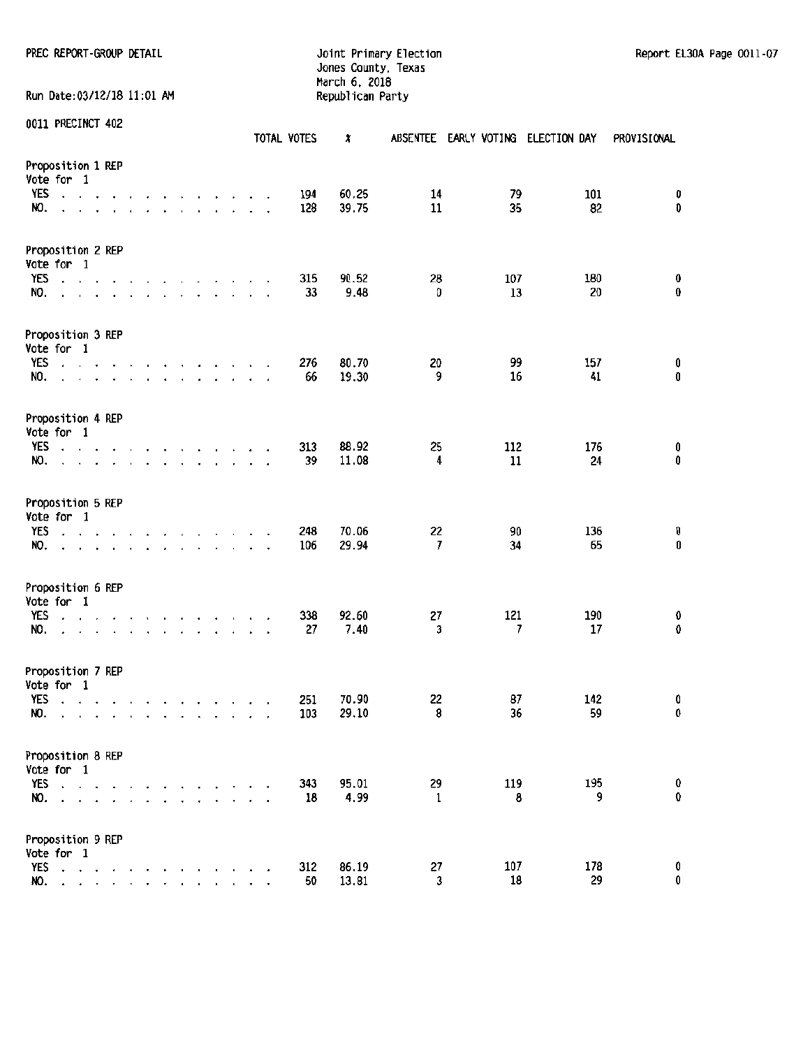PREC REPORT-GROUP DETAIL

Joint Primary Election
Jones County, Texas
March 6, 2018
Republican Party

Report EL30A Page 0011-07

Run Date:03/12/18 11:01 AM

0011 PRECINCT 402

| | TOTAL VOTES | % | ABSENTEE | EARLY VOTING | ELECTION DAY | PROVISIONAL |
|---|---|---|---|---|---|---|
| **Proposition 1 REP** | | | | | | |
| Vote for 1 | | | | | | |
| YES | 194 | 60.25 | 14 | 79 | 101 | 0 |
| NO. | 128 | 39.75 | 11 | 35 | 82 | 0 |
| **Proposition 2 REP** | | | | | | |
| Vote for 1 | | | | | | |
| YES | 315 | 90.52 | 28 | 107 | 180 | 0 |
| NO. | 33 | 9.48 | 0 | 13 | 20 | 0 |
| **Proposition 3 REP** | | | | | | |
| Vote for 1 | | | | | | |
| YES | 276 | 80.70 | 20 | 99 | 157 | 0 |
| NO. | 66 | 19.30 | 9 | 16 | 41 | 0 |
| **Proposition 4 REP** | | | | | | |
| Vote for 1 | | | | | | |
| YES | 313 | 88.92 | 25 | 112 | 176 | 0 |
| NO. | 39 | 11.08 | 4 | 11 | 24 | 0 |
| **Proposition 5 REP** | | | | | | |
| Vote for 1 | | | | | | |
| YES | 248 | 70.06 | 22 | 90 | 136 | 0 |
| NO. | 106 | 29.94 | 7 | 34 | 65 | 0 |
| **Proposition 6 REP** | | | | | | |
| Vote for 1 | | | | | | |
| YES | 338 | 92.60 | 27 | 121 | 190 | 0 |
| NO. | 27 | 7.40 | 3 | 7 | 17 | 0 |
| **Proposition 7 REP** | | | | | | |
| Vote for 1 | | | | | | |
| YES | 251 | 70.90 | 22 | 87 | 142 | 0 |
| NO. | 103 | 29.10 | 8 | 36 | 59 | 0 |
| **Proposition 8 REP** | | | | | | |
| Vote for 1 | | | | | | |
| YES | 343 | 95.01 | 29 | 119 | 195 | 0 |
| NO. | 18 | 4.99 | 1 | 8 | 9 | 0 |
| **Proposition 9 REP** | | | | | | |
| Vote for 1 | | | | | | |
| YES | 312 | 86.19 | 27 | 107 | 178 | 0 |
| NO. | 50 | 13.81 | 3 | 18 | 29 | 0 |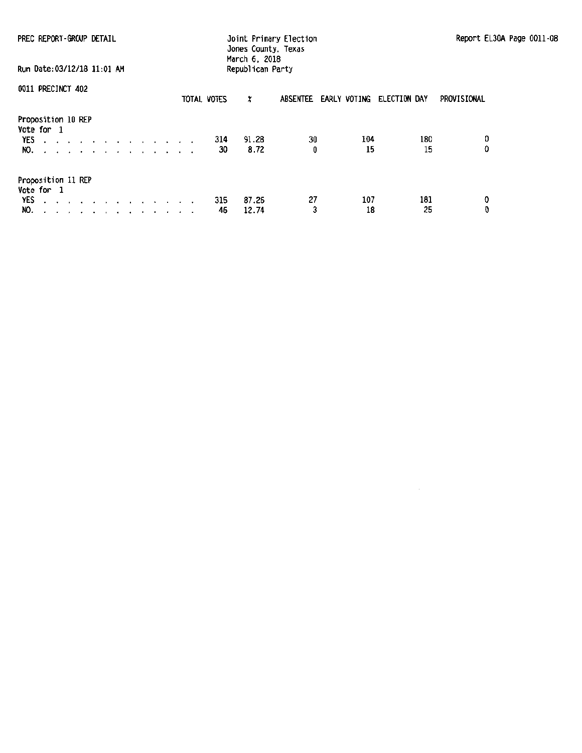PREC REPORT-GROUP DETAIL

Joint Primary Election
Jones County, Texas
March 6, 2018
Republican Party

Run Date:03/12/18 11:01 AM

0011 PRECINCT 402

| | TOTAL VOTES | % | ABSENTEE | EARLY VOTING | ELECTION DAY | PROVISIONAL |
|---|---|---|---|---|---|---|
| **Proposition 10 REP** | | | | | | |
| Vote for 1 | | | | | | |
| YES | 314 | 91.28 | 30 | 104 | 180 | 0 |
| NO. | 30 | 8.72 | 0 | 15 | 15 | 0 |
| **Proposition 11 REP** | | | | | | |
| Vote for 1 | | | | | | |
| YES | 315 | 87.26 | 27 | 107 | 181 | 0 |
| NO. | 46 | 12.74 | 3 | 18 | 25 | 0 |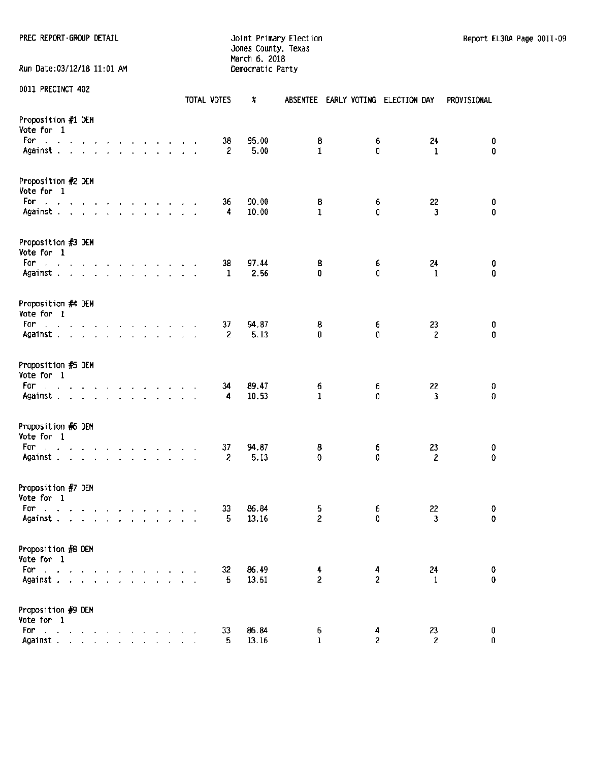PREC REPORT-GROUP DETAIL

Joint Primary Election
Jones County, Texas
March 6, 2018
Democratic Party

Run Date:03/12/18 11:01 AM

Report EL30A Page 0011-09

0011 PRECINCT 402

| | TOTAL VOTES | % | ABSENTEE | EARLY VOTING | ELECTION DAY | PROVISIONAL |
|---|---|---|---|---|---|---|
| **Proposition #1 DEM** | | | | | | |
| Vote for 1 | | | | | | |
| For | 38 | 95.00 | 8 | 6 | 24 | 0 |
| Against | 2 | 5.00 | 1 | 0 | 1 | 0 |
| **Proposition #2 DEM** | | | | | | |
| Vote for 1 | | | | | | |
| For | 36 | 90.00 | 8 | 6 | 22 | 0 |
| Against | 4 | 10.00 | 1 | 0 | 3 | 0 |
| **Proposition #3 DEM** | | | | | | |
| Vote for 1 | | | | | | |
| For | 38 | 97.44 | 8 | 6 | 24 | 0 |
| Against | 1 | 2.56 | 0 | 0 | 1 | 0 |
| **Proposition #4 DEM** | | | | | | |
| Vote for 1 | | | | | | |
| For | 37 | 94.87 | 8 | 6 | 23 | 0 |
| Against | 2 | 5.13 | 0 | 0 | 2 | 0 |
| **Proposition #5 DEM** | | | | | | |
| Vote for 1 | | | | | | |
| For | 34 | 89.47 | 6 | 6 | 22 | 0 |
| Against | 4 | 10.53 | 1 | 0 | 3 | 0 |
| **Proposition #6 DEM** | | | | | | |
| Vote for 1 | | | | | | |
| For | 37 | 94.87 | 8 | 6 | 23 | 0 |
| Against | 2 | 5.13 | 0 | 0 | 2 | 0 |
| **Proposition #7 DEM** | | | | | | |
| Vote for 1 | | | | | | |
| For | 33 | 86.84 | 5 | 6 | 22 | 0 |
| Against | 5 | 13.16 | 2 | 0 | 3 | 0 |
| **Proposition #8 DEM** | | | | | | |
| Vote for 1 | | | | | | |
| For | 32 | 86.49 | 4 | 4 | 24 | 0 |
| Against | 5 | 13.51 | 2 | 2 | 1 | 0 |
| **Proposition #9 DEM** | | | | | | |
| Vote for 1 | | | | | | |
| For | 33 | 86.84 | 6 | 4 | 23 | 0 |
| Against | 5 | 13.16 | 1 | 2 | 2 | 0 |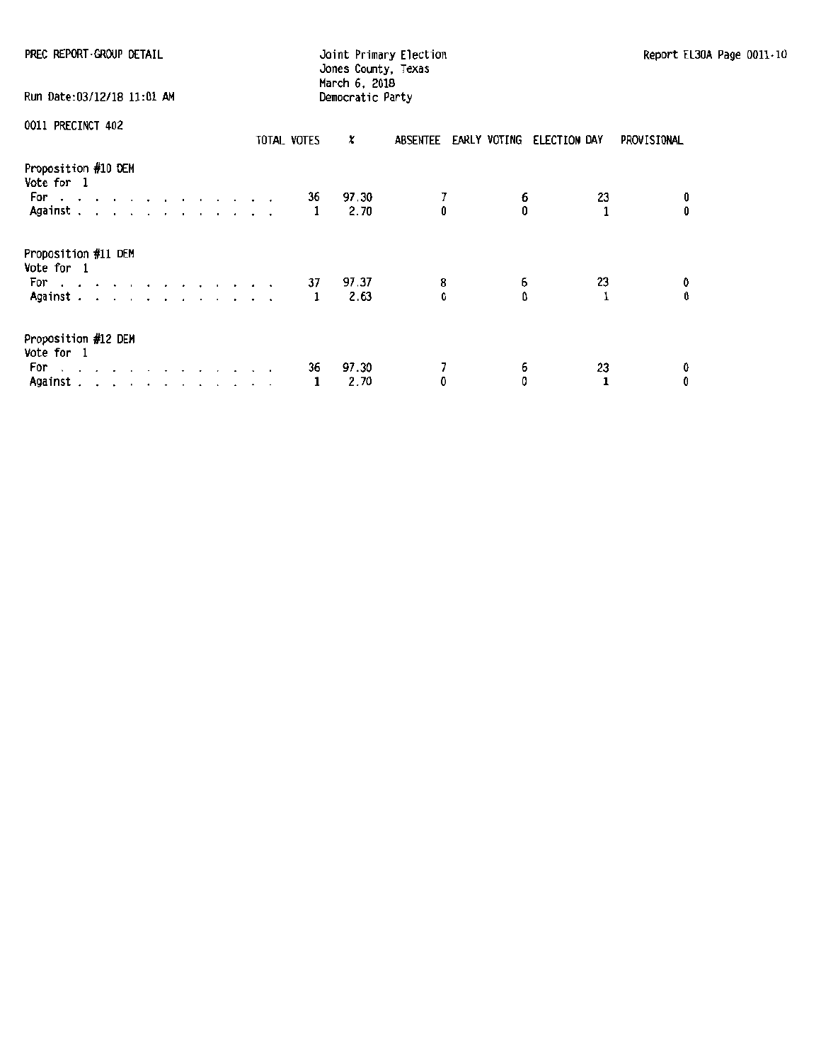PREC REPORT-GROUP DETAIL

Joint Primary Election
Jones County, Texas
March 6, 2018
Democratic Party

Report EL30A Page 0011-10

Run Date:03/12/18 11:01 AM

0011 PRECINCT 402

| | TOTAL VOTES | % | ABSENTEE | EARLY VOTING | ELECTION DAY | PROVISIONAL |
|---|---|---|---|---|---|---|
| **Proposition #10 DEM** | | | | | | |
| Vote for 1 | | | | | | |
| For | 36 | 97.30 | 7 | 6 | 23 | 0 |
| Against | 1 | 2.70 | 0 | 0 | 1 | 0 |
| **Proposition #11 DEM** | | | | | | |
| Vote for 1 | | | | | | |
| For | 37 | 97.37 | 8 | 6 | 23 | 0 |
| Against | 1 | 2.63 | 0 | 0 | 1 | 0 |
| **Proposition #12 DEM** | | | | | | |
| Vote for 1 | | | | | | |
| For | 36 | 97.30 | 7 | 6 | 23 | 0 |
| Against | 1 | 2.70 | 0 | 0 | 1 | 0 |